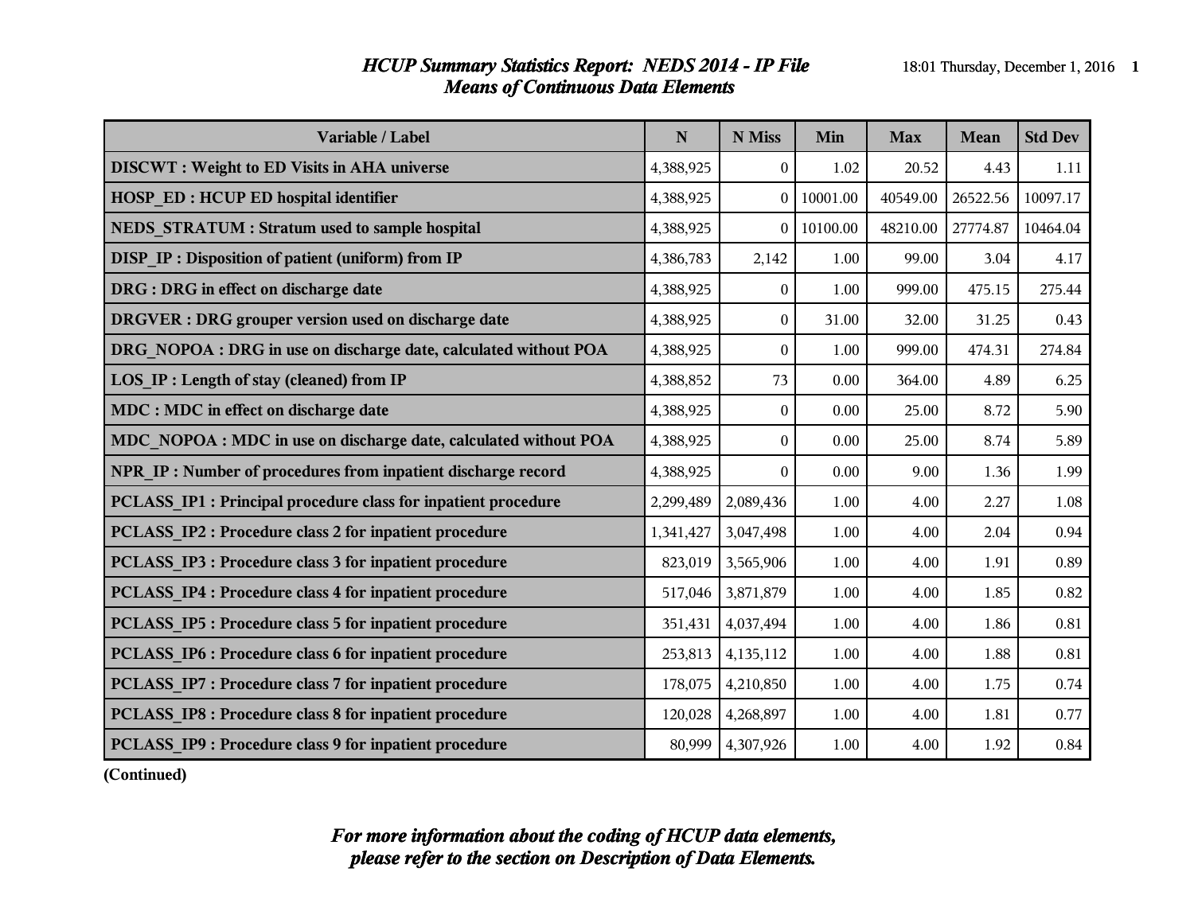# *HCUP Summary Statistics Report: NEDS 2014 - IP File*
## *Means of Continuous Data Elements*

| Variable / Label | N | N Miss | Min | Max | Mean | Std Dev |
|---|---|---|---|---|---|---|
| **DISCWT : Weight to ED Visits in AHA universe** | 4,388,925 | 0 | 1.02 | 20.52 | 4.43 | 1.11 |
| **HOSP_ED : HCUP ED hospital identifier** | 4,388,925 | 0 | 10001.00 | 40549.00 | 26522.56 | 10097.17 |
| **NEDS_STRATUM : Stratum used to sample hospital** | 4,388,925 | 0 | 10100.00 | 48210.00 | 27774.87 | 10464.04 |
| **DISP_IP : Disposition of patient (uniform) from IP** | 4,386,783 | 2,142 | 1.00 | 99.00 | 3.04 | 4.17 |
| **DRG : DRG in effect on discharge date** | 4,388,925 | 0 | 1.00 | 999.00 | 475.15 | 275.44 |
| **DRGVER : DRG grouper version used on discharge date** | 4,388,925 | 0 | 31.00 | 32.00 | 31.25 | 0.43 |
| **DRG_NOPOA : DRG in use on discharge date, calculated without POA** | 4,388,925 | 0 | 1.00 | 999.00 | 474.31 | 274.84 |
| **LOS_IP : Length of stay (cleaned) from IP** | 4,388,852 | 73 | 0.00 | 364.00 | 4.89 | 6.25 |
| **MDC : MDC in effect on discharge date** | 4,388,925 | 0 | 0.00 | 25.00 | 8.72 | 5.90 |
| **MDC_NOPOA : MDC in use on discharge date, calculated without POA** | 4,388,925 | 0 | 0.00 | 25.00 | 8.74 | 5.89 |
| **NPR_IP : Number of procedures from inpatient discharge record** | 4,388,925 | 0 | 0.00 | 9.00 | 1.36 | 1.99 |
| **PCLASS_IP1 : Principal procedure class for inpatient procedure** | 2,299,489 | 2,089,436 | 1.00 | 4.00 | 2.27 | 1.08 |
| **PCLASS_IP2 : Procedure class 2 for inpatient procedure** | 1,341,427 | 3,047,498 | 1.00 | 4.00 | 2.04 | 0.94 |
| **PCLASS_IP3 : Procedure class 3 for inpatient procedure** | 823,019 | 3,565,906 | 1.00 | 4.00 | 1.91 | 0.89 |
| **PCLASS_IP4 : Procedure class 4 for inpatient procedure** | 517,046 | 3,871,879 | 1.00 | 4.00 | 1.85 | 0.82 |
| **PCLASS_IP5 : Procedure class 5 for inpatient procedure** | 351,431 | 4,037,494 | 1.00 | 4.00 | 1.86 | 0.81 |
| **PCLASS_IP6 : Procedure class 6 for inpatient procedure** | 253,813 | 4,135,112 | 1.00 | 4.00 | 1.88 | 0.81 |
| **PCLASS_IP7 : Procedure class 7 for inpatient procedure** | 178,075 | 4,210,850 | 1.00 | 4.00 | 1.75 | 0.74 |
| **PCLASS_IP8 : Procedure class 8 for inpatient procedure** | 120,028 | 4,268,897 | 1.00 | 4.00 | 1.81 | 0.77 |
| **PCLASS_IP9 : Procedure class 9 for inpatient procedure** | 80,999 | 4,307,926 | 1.00 | 4.00 | 1.92 | 0.84 |

**(Continued)**

***For more information about the coding of HCUP data elements, please refer to the section on Description of Data Elements.***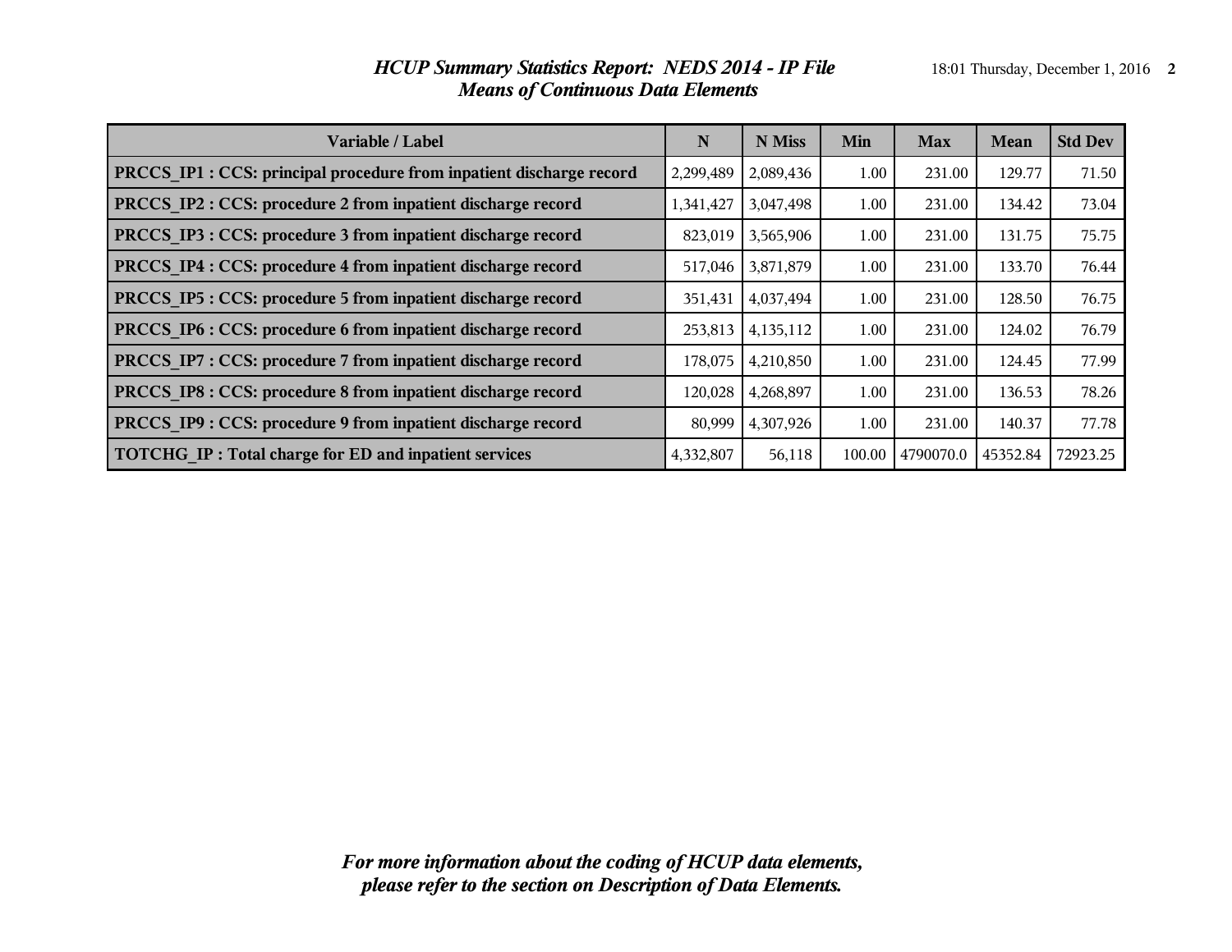# *HCUP Summary Statistics Report: NEDS 2014 - IP File*
## *Means of Continuous Data Elements*

| Variable / Label | N | N Miss | Min | Max | Mean | Std Dev |
|---|---|---|---|---|---|---|
| **PRCCS_IP1 : CCS: principal procedure from inpatient discharge record** | 2,299,489 | 2,089,436 | 1.00 | 231.00 | 129.77 | 71.50 |
| **PRCCS_IP2 : CCS: procedure 2 from inpatient discharge record** | 1,341,427 | 3,047,498 | 1.00 | 231.00 | 134.42 | 73.04 |
| **PRCCS_IP3 : CCS: procedure 3 from inpatient discharge record** | 823,019 | 3,565,906 | 1.00 | 231.00 | 131.75 | 75.75 |
| **PRCCS_IP4 : CCS: procedure 4 from inpatient discharge record** | 517,046 | 3,871,879 | 1.00 | 231.00 | 133.70 | 76.44 |
| **PRCCS_IP5 : CCS: procedure 5 from inpatient discharge record** | 351,431 | 4,037,494 | 1.00 | 231.00 | 128.50 | 76.75 |
| **PRCCS_IP6 : CCS: procedure 6 from inpatient discharge record** | 253,813 | 4,135,112 | 1.00 | 231.00 | 124.02 | 76.79 |
| **PRCCS_IP7 : CCS: procedure 7 from inpatient discharge record** | 178,075 | 4,210,850 | 1.00 | 231.00 | 124.45 | 77.99 |
| **PRCCS_IP8 : CCS: procedure 8 from inpatient discharge record** | 120,028 | 4,268,897 | 1.00 | 231.00 | 136.53 | 78.26 |
| **PRCCS_IP9 : CCS: procedure 9 from inpatient discharge record** | 80,999 | 4,307,926 | 1.00 | 231.00 | 140.37 | 77.78 |
| **TOTCHG_IP : Total charge for ED and inpatient services** | 4,332,807 | 56,118 | 100.00 | 4790070.0 | 45352.84 | 72923.25 |

***For more information about the coding of HCUP data elements, please refer to the section on Description of Data Elements.***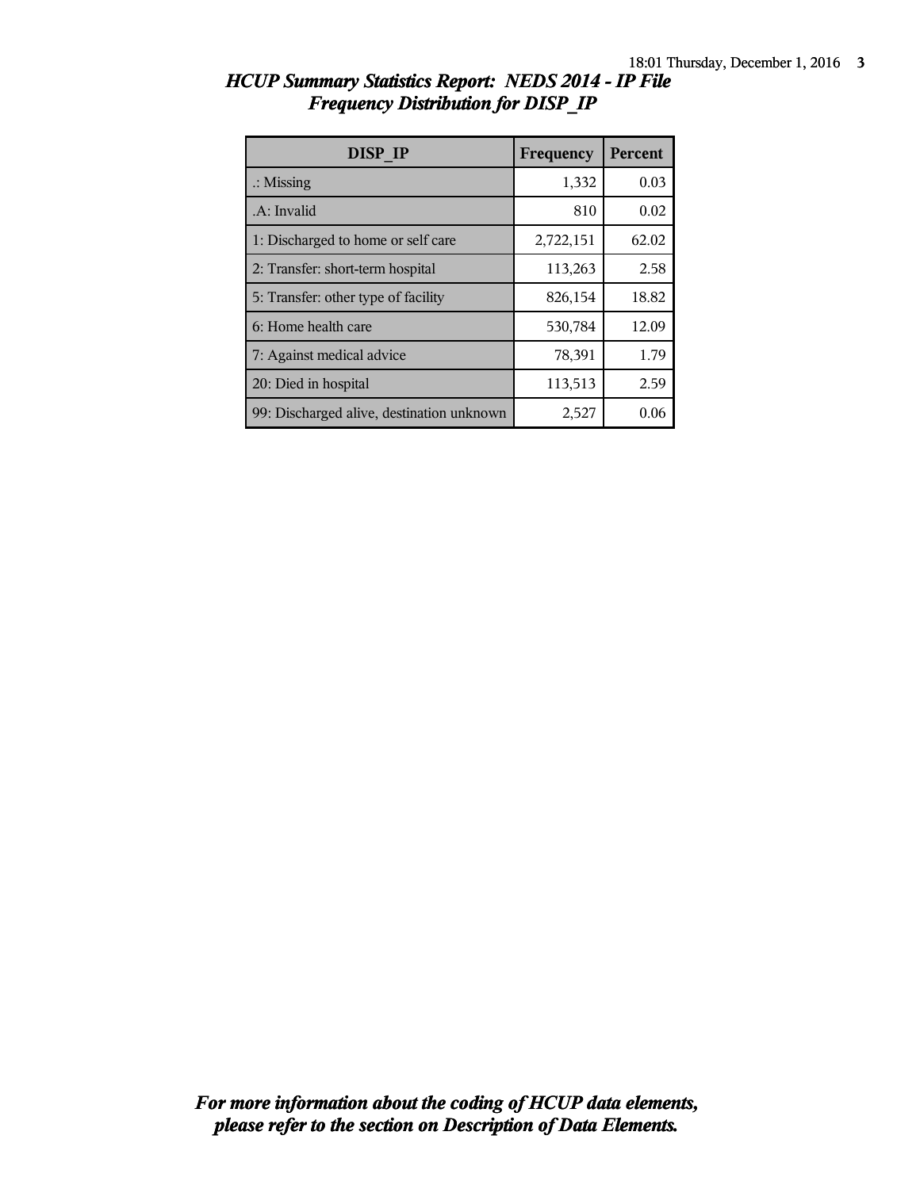## *HCUP Summary Statistics Report: NEDS 2014 - IP File*
## *Frequency Distribution for DISP_IP*

| DISP_IP | Frequency | Percent |
|---|---|---|
| .: Missing | 1,332 | 0.03 |
| .A: Invalid | 810 | 0.02 |
| 1: Discharged to home or self care | 2,722,151 | 62.02 |
| 2: Transfer: short-term hospital | 113,263 | 2.58 |
| 5: Transfer: other type of facility | 826,154 | 18.82 |
| 6: Home health care | 530,784 | 12.09 |
| 7: Against medical advice | 78,391 | 1.79 |
| 20: Died in hospital | 113,513 | 2.59 |
| 99: Discharged alive, destination unknown | 2,527 | 0.06 |

***For more information about the coding of HCUP data elements, please refer to the section on Description of Data Elements.***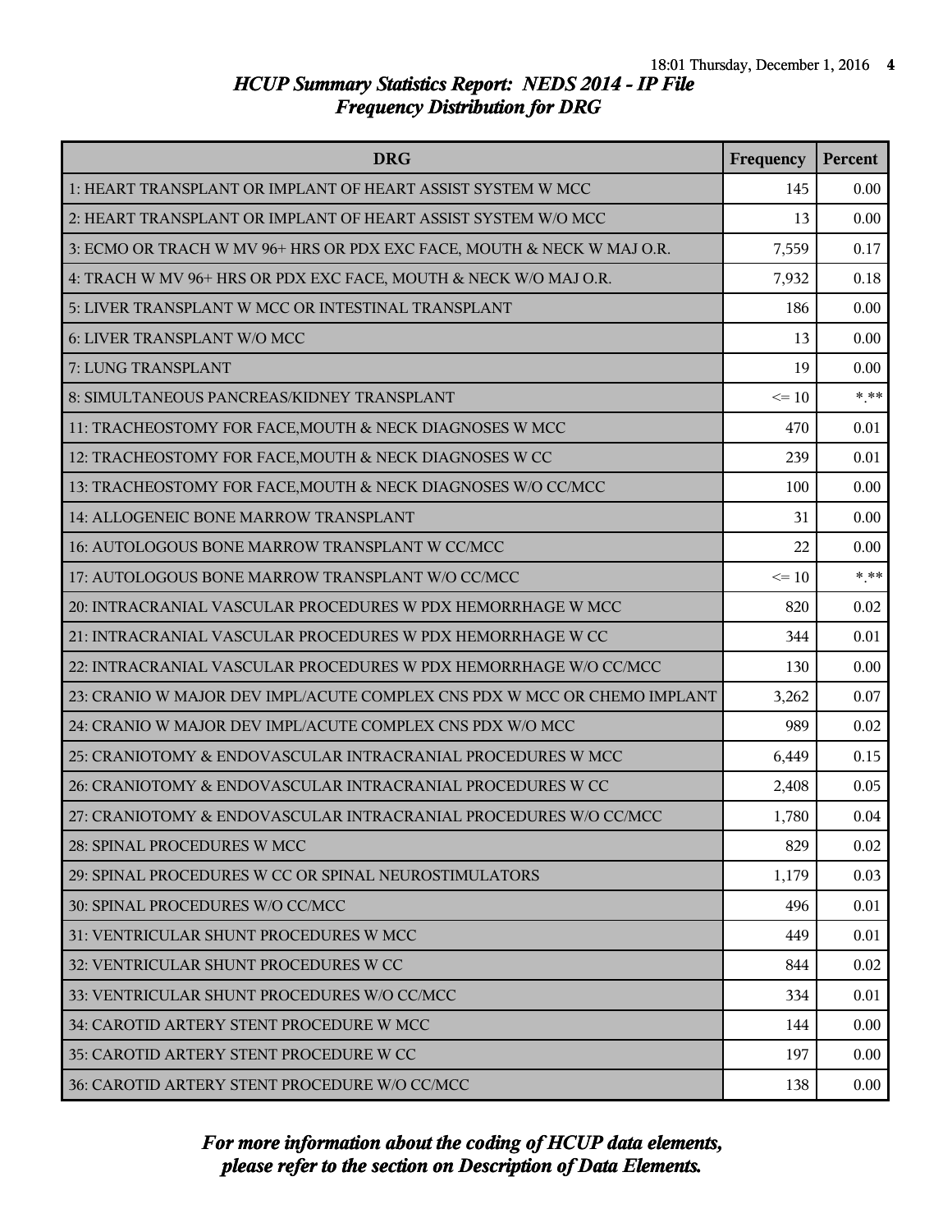# HCUP Summary Statistics Report: NEDS 2014 - IP File

## Frequency Distribution for DRG

| DRG | Frequency | Percent |
|---|---|---|
| 1: HEART TRANSPLANT OR IMPLANT OF HEART ASSIST SYSTEM W MCC | 145 | 0.00 |
| 2: HEART TRANSPLANT OR IMPLANT OF HEART ASSIST SYSTEM W/O MCC | 13 | 0.00 |
| 3: ECMO OR TRACH W MV 96+ HRS OR PDX EXC FACE, MOUTH & NECK W MAJ O.R. | 7,559 | 0.17 |
| 4: TRACH W MV 96+ HRS OR PDX EXC FACE, MOUTH & NECK W/O MAJ O.R. | 7,932 | 0.18 |
| 5: LIVER TRANSPLANT W MCC OR INTESTINAL TRANSPLANT | 186 | 0.00 |
| 6: LIVER TRANSPLANT W/O MCC | 13 | 0.00 |
| 7: LUNG TRANSPLANT | 19 | 0.00 |
| 8: SIMULTANEOUS PANCREAS/KIDNEY TRANSPLANT | <= 10 | *.** |
| 11: TRACHEOSTOMY FOR FACE,MOUTH & NECK DIAGNOSES W MCC | 470 | 0.01 |
| 12: TRACHEOSTOMY FOR FACE,MOUTH & NECK DIAGNOSES W CC | 239 | 0.01 |
| 13: TRACHEOSTOMY FOR FACE,MOUTH & NECK DIAGNOSES W/O CC/MCC | 100 | 0.00 |
| 14: ALLOGENEIC BONE MARROW TRANSPLANT | 31 | 0.00 |
| 16: AUTOLOGOUS BONE MARROW TRANSPLANT W CC/MCC | 22 | 0.00 |
| 17: AUTOLOGOUS BONE MARROW TRANSPLANT W/O CC/MCC | <= 10 | *.** |
| 20: INTRACRANIAL VASCULAR PROCEDURES W PDX HEMORRHAGE W MCC | 820 | 0.02 |
| 21: INTRACRANIAL VASCULAR PROCEDURES W PDX HEMORRHAGE W CC | 344 | 0.01 |
| 22: INTRACRANIAL VASCULAR PROCEDURES W PDX HEMORRHAGE W/O CC/MCC | 130 | 0.00 |
| 23: CRANIO W MAJOR DEV IMPL/ACUTE COMPLEX CNS PDX W MCC OR CHEMO IMPLANT | 3,262 | 0.07 |
| 24: CRANIO W MAJOR DEV IMPL/ACUTE COMPLEX CNS PDX W/O MCC | 989 | 0.02 |
| 25: CRANIOTOMY & ENDOVASCULAR INTRACRANIAL PROCEDURES W MCC | 6,449 | 0.15 |
| 26: CRANIOTOMY & ENDOVASCULAR INTRACRANIAL PROCEDURES W CC | 2,408 | 0.05 |
| 27: CRANIOTOMY & ENDOVASCULAR INTRACRANIAL PROCEDURES W/O CC/MCC | 1,780 | 0.04 |
| 28: SPINAL PROCEDURES W MCC | 829 | 0.02 |
| 29: SPINAL PROCEDURES W CC OR SPINAL NEUROSTIMULATORS | 1,179 | 0.03 |
| 30: SPINAL PROCEDURES W/O CC/MCC | 496 | 0.01 |
| 31: VENTRICULAR SHUNT PROCEDURES W MCC | 449 | 0.01 |
| 32: VENTRICULAR SHUNT PROCEDURES W CC | 844 | 0.02 |
| 33: VENTRICULAR SHUNT PROCEDURES W/O CC/MCC | 334 | 0.01 |
| 34: CAROTID ARTERY STENT PROCEDURE W MCC | 144 | 0.00 |
| 35: CAROTID ARTERY STENT PROCEDURE W CC | 197 | 0.00 |
| 36: CAROTID ARTERY STENT PROCEDURE W/O CC/MCC | 138 | 0.00 |

*For more information about the coding of HCUP data elements, please refer to the section on Description of Data Elements.*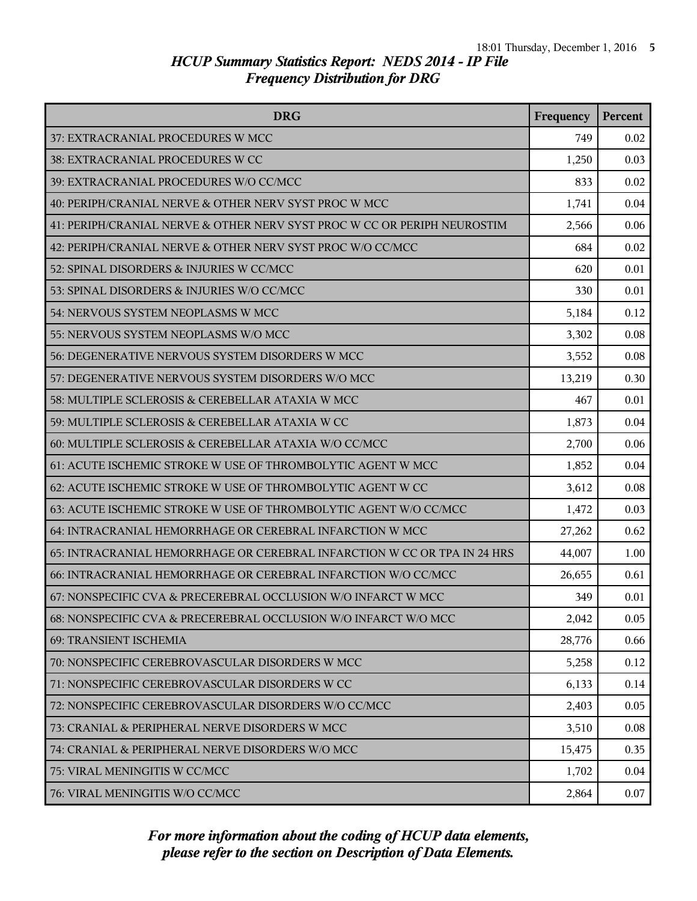*HCUP Summary Statistics Report: NEDS 2014 - IP File*
*Frequency Distribution for DRG*

| DRG | Frequency | Percent |
|---|---|---|
| 37: EXTRACRANIAL PROCEDURES W MCC | 749 | 0.02 |
| 38: EXTRACRANIAL PROCEDURES W CC | 1,250 | 0.03 |
| 39: EXTRACRANIAL PROCEDURES W/O CC/MCC | 833 | 0.02 |
| 40: PERIPH/CRANIAL NERVE & OTHER NERV SYST PROC W MCC | 1,741 | 0.04 |
| 41: PERIPH/CRANIAL NERVE & OTHER NERV SYST PROC W CC OR PERIPH NEUROSTIM | 2,566 | 0.06 |
| 42: PERIPH/CRANIAL NERVE & OTHER NERV SYST PROC W/O CC/MCC | 684 | 0.02 |
| 52: SPINAL DISORDERS & INJURIES W CC/MCC | 620 | 0.01 |
| 53: SPINAL DISORDERS & INJURIES W/O CC/MCC | 330 | 0.01 |
| 54: NERVOUS SYSTEM NEOPLASMS W MCC | 5,184 | 0.12 |
| 55: NERVOUS SYSTEM NEOPLASMS W/O MCC | 3,302 | 0.08 |
| 56: DEGENERATIVE NERVOUS SYSTEM DISORDERS W MCC | 3,552 | 0.08 |
| 57: DEGENERATIVE NERVOUS SYSTEM DISORDERS W/O MCC | 13,219 | 0.30 |
| 58: MULTIPLE SCLEROSIS & CEREBELLAR ATAXIA W MCC | 467 | 0.01 |
| 59: MULTIPLE SCLEROSIS & CEREBELLAR ATAXIA W CC | 1,873 | 0.04 |
| 60: MULTIPLE SCLEROSIS & CEREBELLAR ATAXIA W/O CC/MCC | 2,700 | 0.06 |
| 61: ACUTE ISCHEMIC STROKE W USE OF THROMBOLYTIC AGENT W MCC | 1,852 | 0.04 |
| 62: ACUTE ISCHEMIC STROKE W USE OF THROMBOLYTIC AGENT W CC | 3,612 | 0.08 |
| 63: ACUTE ISCHEMIC STROKE W USE OF THROMBOLYTIC AGENT W/O CC/MCC | 1,472 | 0.03 |
| 64: INTRACRANIAL HEMORRHAGE OR CEREBRAL INFARCTION W MCC | 27,262 | 0.62 |
| 65: INTRACRANIAL HEMORRHAGE OR CEREBRAL INFARCTION W CC OR TPA IN 24 HRS | 44,007 | 1.00 |
| 66: INTRACRANIAL HEMORRHAGE OR CEREBRAL INFARCTION W/O CC/MCC | 26,655 | 0.61 |
| 67: NONSPECIFIC CVA & PRECEREBRAL OCCLUSION W/O INFARCT W MCC | 349 | 0.01 |
| 68: NONSPECIFIC CVA & PRECEREBRAL OCCLUSION W/O INFARCT W/O MCC | 2,042 | 0.05 |
| 69: TRANSIENT ISCHEMIA | 28,776 | 0.66 |
| 70: NONSPECIFIC CEREBROVASCULAR DISORDERS W MCC | 5,258 | 0.12 |
| 71: NONSPECIFIC CEREBROVASCULAR DISORDERS W CC | 6,133 | 0.14 |
| 72: NONSPECIFIC CEREBROVASCULAR DISORDERS W/O CC/MCC | 2,403 | 0.05 |
| 73: CRANIAL & PERIPHERAL NERVE DISORDERS W MCC | 3,510 | 0.08 |
| 74: CRANIAL & PERIPHERAL NERVE DISORDERS W/O MCC | 15,475 | 0.35 |
| 75: VIRAL MENINGITIS W CC/MCC | 1,702 | 0.04 |
| 76: VIRAL MENINGITIS W/O CC/MCC | 2,864 | 0.07 |

*For more information about the coding of HCUP data elements, please refer to the section on Description of Data Elements.*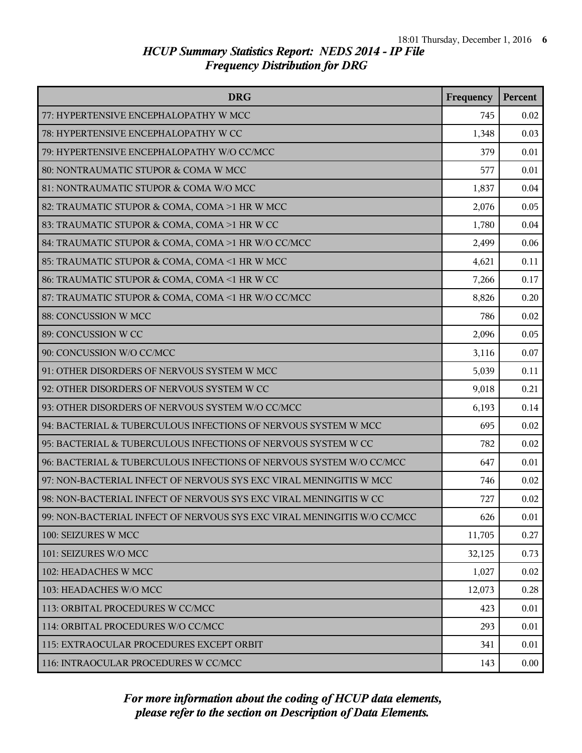## HCUP Summary Statistics Report: NEDS 2014 - IP File
## Frequency Distribution for DRG

| DRG | Frequency | Percent |
| --- | --- | --- |
| 77: HYPERTENSIVE ENCEPHALOPATHY W MCC | 745 | 0.02 |
| 78: HYPERTENSIVE ENCEPHALOPATHY W CC | 1,348 | 0.03 |
| 79: HYPERTENSIVE ENCEPHALOPATHY W/O CC/MCC | 379 | 0.01 |
| 80: NONTRAUMATIC STUPOR & COMA W MCC | 577 | 0.01 |
| 81: NONTRAUMATIC STUPOR & COMA W/O MCC | 1,837 | 0.04 |
| 82: TRAUMATIC STUPOR & COMA, COMA >1 HR W MCC | 2,076 | 0.05 |
| 83: TRAUMATIC STUPOR & COMA, COMA >1 HR W CC | 1,780 | 0.04 |
| 84: TRAUMATIC STUPOR & COMA, COMA >1 HR W/O CC/MCC | 2,499 | 0.06 |
| 85: TRAUMATIC STUPOR & COMA, COMA <1 HR W MCC | 4,621 | 0.11 |
| 86: TRAUMATIC STUPOR & COMA, COMA <1 HR W CC | 7,266 | 0.17 |
| 87: TRAUMATIC STUPOR & COMA, COMA <1 HR W/O CC/MCC | 8,826 | 0.20 |
| 88: CONCUSSION W MCC | 786 | 0.02 |
| 89: CONCUSSION W CC | 2,096 | 0.05 |
| 90: CONCUSSION W/O CC/MCC | 3,116 | 0.07 |
| 91: OTHER DISORDERS OF NERVOUS SYSTEM W MCC | 5,039 | 0.11 |
| 92: OTHER DISORDERS OF NERVOUS SYSTEM W CC | 9,018 | 0.21 |
| 93: OTHER DISORDERS OF NERVOUS SYSTEM W/O CC/MCC | 6,193 | 0.14 |
| 94: BACTERIAL & TUBERCULOUS INFECTIONS OF NERVOUS SYSTEM W MCC | 695 | 0.02 |
| 95: BACTERIAL & TUBERCULOUS INFECTIONS OF NERVOUS SYSTEM W CC | 782 | 0.02 |
| 96: BACTERIAL & TUBERCULOUS INFECTIONS OF NERVOUS SYSTEM W/O CC/MCC | 647 | 0.01 |
| 97: NON-BACTERIAL INFECT OF NERVOUS SYS EXC VIRAL MENINGITIS W MCC | 746 | 0.02 |
| 98: NON-BACTERIAL INFECT OF NERVOUS SYS EXC VIRAL MENINGITIS W CC | 727 | 0.02 |
| 99: NON-BACTERIAL INFECT OF NERVOUS SYS EXC VIRAL MENINGITIS W/O CC/MCC | 626 | 0.01 |
| 100: SEIZURES W MCC | 11,705 | 0.27 |
| 101: SEIZURES W/O MCC | 32,125 | 0.73 |
| 102: HEADACHES W MCC | 1,027 | 0.02 |
| 103: HEADACHES W/O MCC | 12,073 | 0.28 |
| 113: ORBITAL PROCEDURES W CC/MCC | 423 | 0.01 |
| 114: ORBITAL PROCEDURES W/O CC/MCC | 293 | 0.01 |
| 115: EXTRAOCULAR PROCEDURES EXCEPT ORBIT | 341 | 0.01 |
| 116: INTRAOCULAR PROCEDURES W CC/MCC | 143 | 0.00 |

*For more information about the coding of HCUP data elements, please refer to the section on Description of Data Elements.*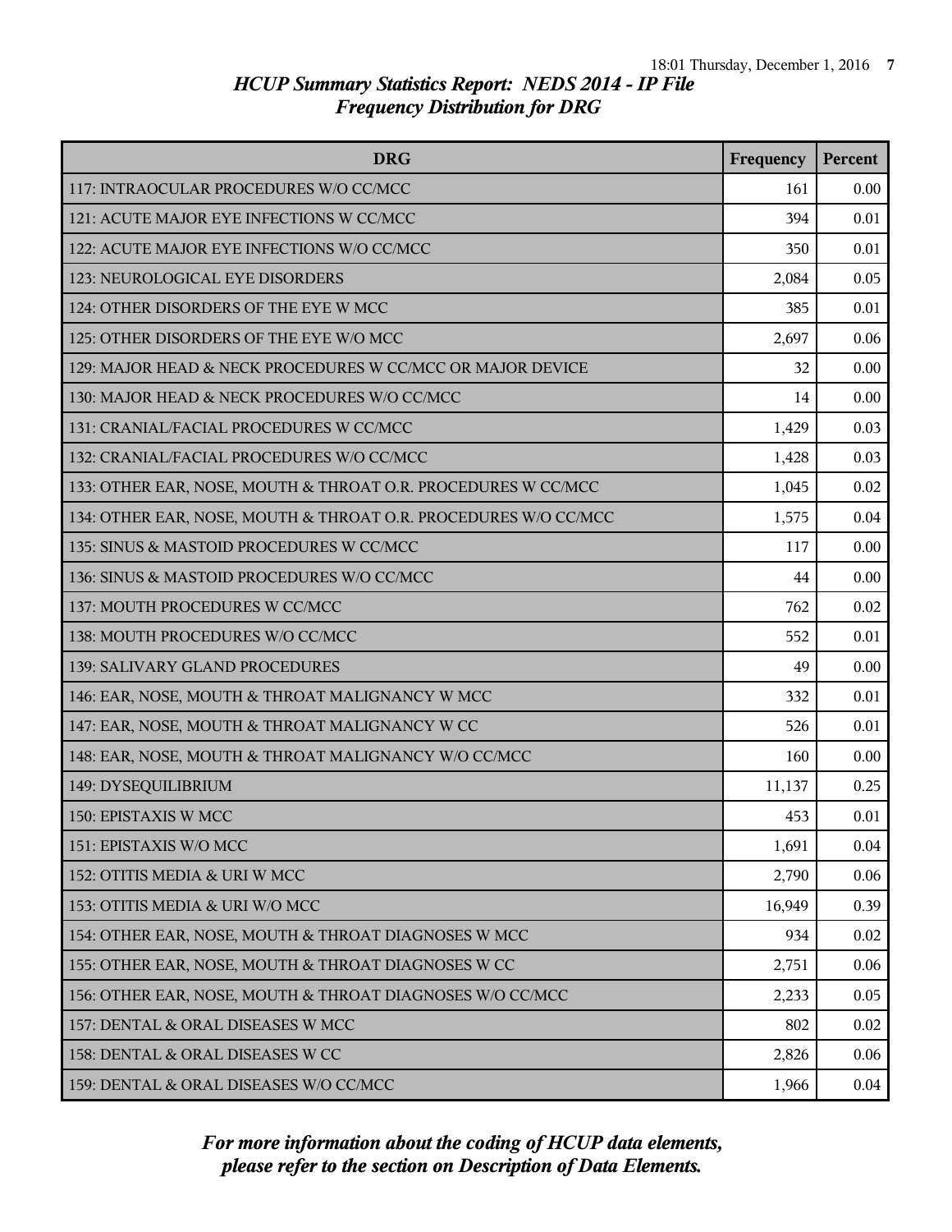## *HCUP Summary Statistics Report: NEDS 2014 - IP File*
## *Frequency Distribution for DRG*

| DRG | Frequency | Percent |
|---|---|---|
| 117: INTRAOCULAR PROCEDURES W/O CC/MCC | 161 | 0.00 |
| 121: ACUTE MAJOR EYE INFECTIONS W CC/MCC | 394 | 0.01 |
| 122: ACUTE MAJOR EYE INFECTIONS W/O CC/MCC | 350 | 0.01 |
| 123: NEUROLOGICAL EYE DISORDERS | 2,084 | 0.05 |
| 124: OTHER DISORDERS OF THE EYE W MCC | 385 | 0.01 |
| 125: OTHER DISORDERS OF THE EYE W/O MCC | 2,697 | 0.06 |
| 129: MAJOR HEAD & NECK PROCEDURES W CC/MCC OR MAJOR DEVICE | 32 | 0.00 |
| 130: MAJOR HEAD & NECK PROCEDURES W/O CC/MCC | 14 | 0.00 |
| 131: CRANIAL/FACIAL PROCEDURES W CC/MCC | 1,429 | 0.03 |
| 132: CRANIAL/FACIAL PROCEDURES W/O CC/MCC | 1,428 | 0.03 |
| 133: OTHER EAR, NOSE, MOUTH & THROAT O.R. PROCEDURES W CC/MCC | 1,045 | 0.02 |
| 134: OTHER EAR, NOSE, MOUTH & THROAT O.R. PROCEDURES W/O CC/MCC | 1,575 | 0.04 |
| 135: SINUS & MASTOID PROCEDURES W CC/MCC | 117 | 0.00 |
| 136: SINUS & MASTOID PROCEDURES W/O CC/MCC | 44 | 0.00 |
| 137: MOUTH PROCEDURES W CC/MCC | 762 | 0.02 |
| 138: MOUTH PROCEDURES W/O CC/MCC | 552 | 0.01 |
| 139: SALIVARY GLAND PROCEDURES | 49 | 0.00 |
| 146: EAR, NOSE, MOUTH & THROAT MALIGNANCY W MCC | 332 | 0.01 |
| 147: EAR, NOSE, MOUTH & THROAT MALIGNANCY W CC | 526 | 0.01 |
| 148: EAR, NOSE, MOUTH & THROAT MALIGNANCY W/O CC/MCC | 160 | 0.00 |
| 149: DYSEQUILIBRIUM | 11,137 | 0.25 |
| 150: EPISTAXIS W MCC | 453 | 0.01 |
| 151: EPISTAXIS W/O MCC | 1,691 | 0.04 |
| 152: OTITIS MEDIA & URI W MCC | 2,790 | 0.06 |
| 153: OTITIS MEDIA & URI W/O MCC | 16,949 | 0.39 |
| 154: OTHER EAR, NOSE, MOUTH & THROAT DIAGNOSES W MCC | 934 | 0.02 |
| 155: OTHER EAR, NOSE, MOUTH & THROAT DIAGNOSES W CC | 2,751 | 0.06 |
| 156: OTHER EAR, NOSE, MOUTH & THROAT DIAGNOSES W/O CC/MCC | 2,233 | 0.05 |
| 157: DENTAL & ORAL DISEASES W MCC | 802 | 0.02 |
| 158: DENTAL & ORAL DISEASES W CC | 2,826 | 0.06 |
| 159: DENTAL & ORAL DISEASES W/O CC/MCC | 1,966 | 0.04 |

*For more information about the coding of HCUP data elements, please refer to the section on Description of Data Elements.*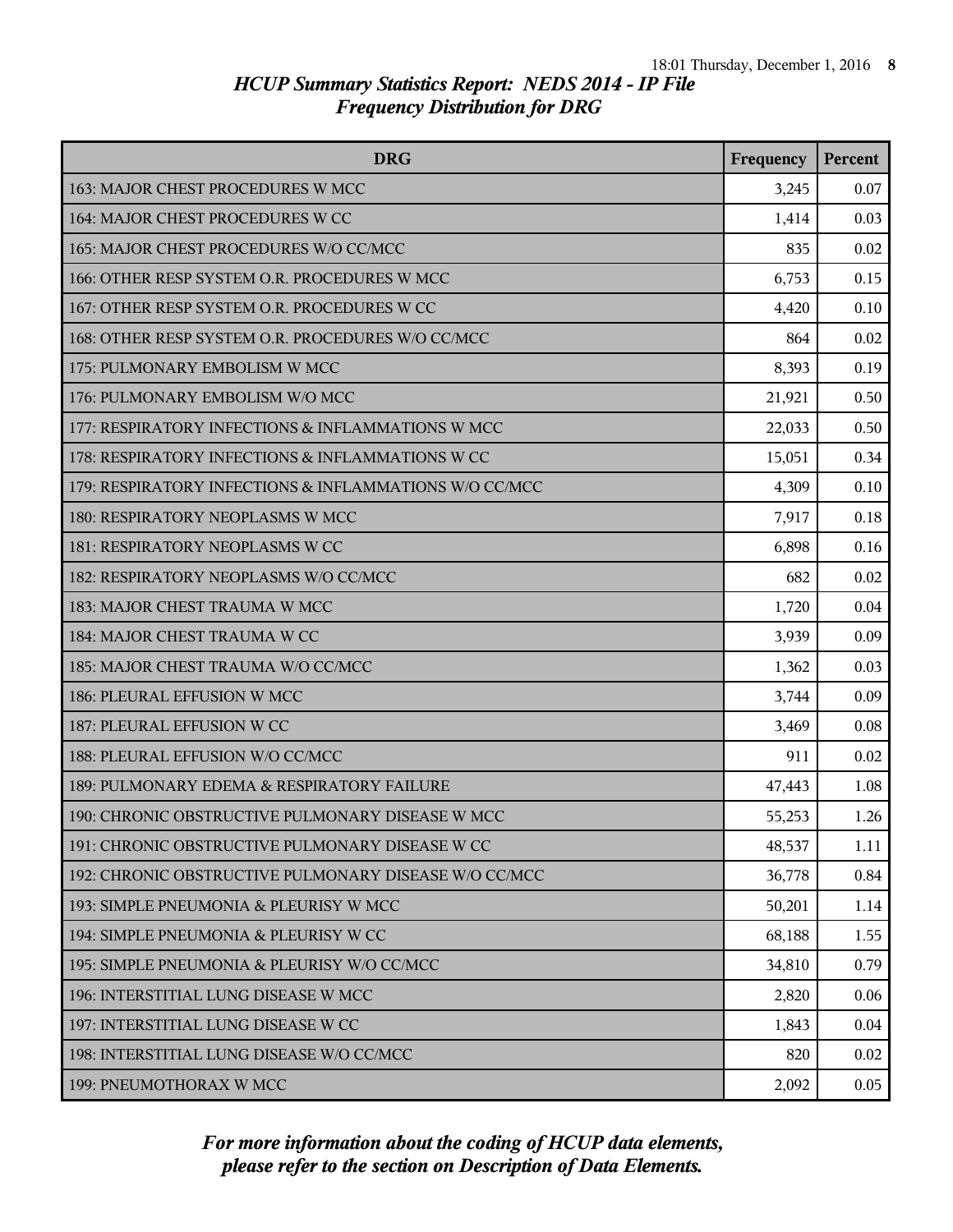# HCUP Summary Statistics Report: NEDS 2014 - IP File
## Frequency Distribution for DRG

| DRG | Frequency | Percent |
|---|---|---|
| 163: MAJOR CHEST PROCEDURES W MCC | 3,245 | 0.07 |
| 164: MAJOR CHEST PROCEDURES W CC | 1,414 | 0.03 |
| 165: MAJOR CHEST PROCEDURES W/O CC/MCC | 835 | 0.02 |
| 166: OTHER RESP SYSTEM O.R. PROCEDURES W MCC | 6,753 | 0.15 |
| 167: OTHER RESP SYSTEM O.R. PROCEDURES W CC | 4,420 | 0.10 |
| 168: OTHER RESP SYSTEM O.R. PROCEDURES W/O CC/MCC | 864 | 0.02 |
| 175: PULMONARY EMBOLISM W MCC | 8,393 | 0.19 |
| 176: PULMONARY EMBOLISM W/O MCC | 21,921 | 0.50 |
| 177: RESPIRATORY INFECTIONS & INFLAMMATIONS W MCC | 22,033 | 0.50 |
| 178: RESPIRATORY INFECTIONS & INFLAMMATIONS W CC | 15,051 | 0.34 |
| 179: RESPIRATORY INFECTIONS & INFLAMMATIONS W/O CC/MCC | 4,309 | 0.10 |
| 180: RESPIRATORY NEOPLASMS W MCC | 7,917 | 0.18 |
| 181: RESPIRATORY NEOPLASMS W CC | 6,898 | 0.16 |
| 182: RESPIRATORY NEOPLASMS W/O CC/MCC | 682 | 0.02 |
| 183: MAJOR CHEST TRAUMA W MCC | 1,720 | 0.04 |
| 184: MAJOR CHEST TRAUMA W CC | 3,939 | 0.09 |
| 185: MAJOR CHEST TRAUMA W/O CC/MCC | 1,362 | 0.03 |
| 186: PLEURAL EFFUSION W MCC | 3,744 | 0.09 |
| 187: PLEURAL EFFUSION W CC | 3,469 | 0.08 |
| 188: PLEURAL EFFUSION W/O CC/MCC | 911 | 0.02 |
| 189: PULMONARY EDEMA & RESPIRATORY FAILURE | 47,443 | 1.08 |
| 190: CHRONIC OBSTRUCTIVE PULMONARY DISEASE W MCC | 55,253 | 1.26 |
| 191: CHRONIC OBSTRUCTIVE PULMONARY DISEASE W CC | 48,537 | 1.11 |
| 192: CHRONIC OBSTRUCTIVE PULMONARY DISEASE W/O CC/MCC | 36,778 | 0.84 |
| 193: SIMPLE PNEUMONIA & PLEURISY W MCC | 50,201 | 1.14 |
| 194: SIMPLE PNEUMONIA & PLEURISY W CC | 68,188 | 1.55 |
| 195: SIMPLE PNEUMONIA & PLEURISY W/O CC/MCC | 34,810 | 0.79 |
| 196: INTERSTITIAL LUNG DISEASE W MCC | 2,820 | 0.06 |
| 197: INTERSTITIAL LUNG DISEASE W CC | 1,843 | 0.04 |
| 198: INTERSTITIAL LUNG DISEASE W/O CC/MCC | 820 | 0.02 |
| 199: PNEUMOTHORAX W MCC | 2,092 | 0.05 |

*For more information about the coding of HCUP data elements, please refer to the section on Description of Data Elements.*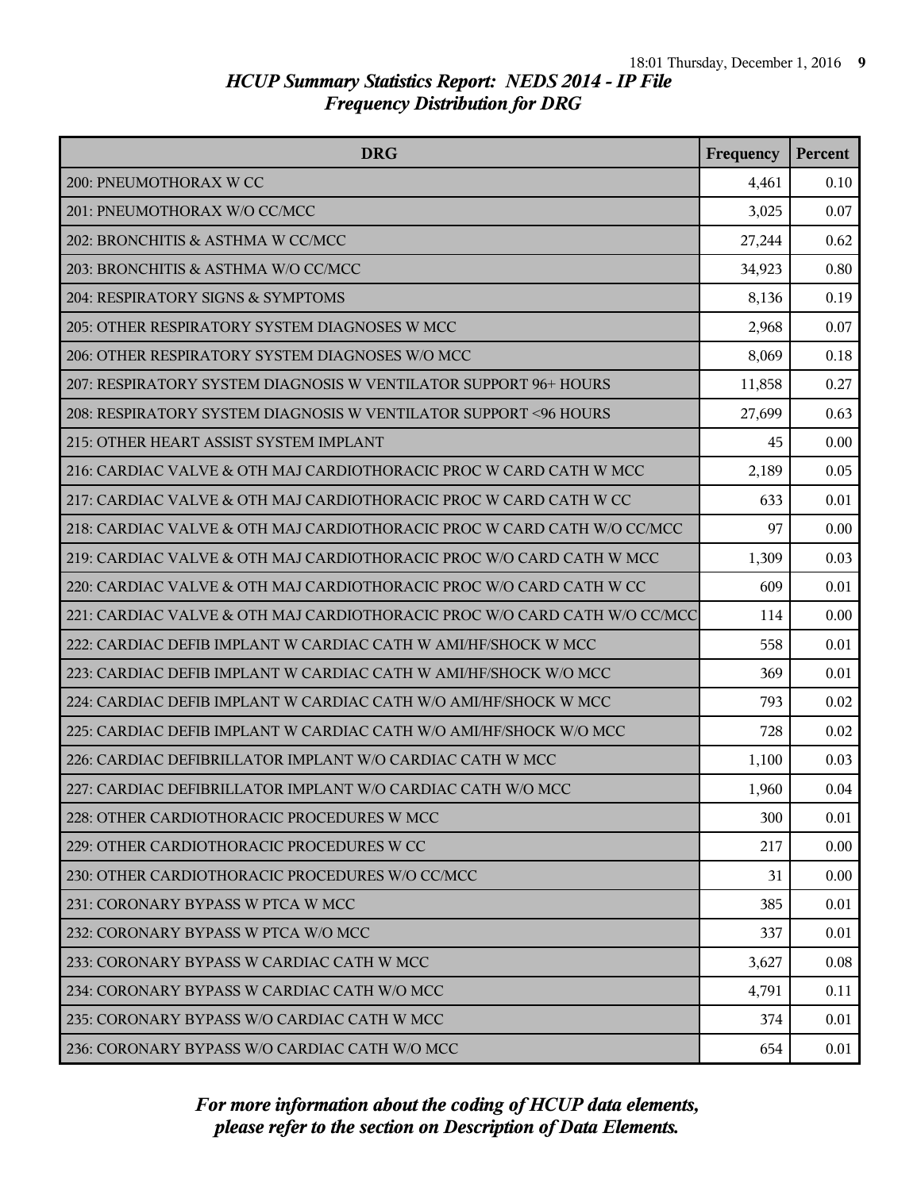# HCUP Summary Statistics Report: NEDS 2014 - IP File
## Frequency Distribution for DRG

| DRG | Frequency | Percent |
|---|---|---|
| 200: PNEUMOTHORAX W CC | 4,461 | 0.10 |
| 201: PNEUMOTHORAX W/O CC/MCC | 3,025 | 0.07 |
| 202: BRONCHITIS & ASTHMA W CC/MCC | 27,244 | 0.62 |
| 203: BRONCHITIS & ASTHMA W/O CC/MCC | 34,923 | 0.80 |
| 204: RESPIRATORY SIGNS & SYMPTOMS | 8,136 | 0.19 |
| 205: OTHER RESPIRATORY SYSTEM DIAGNOSES W MCC | 2,968 | 0.07 |
| 206: OTHER RESPIRATORY SYSTEM DIAGNOSES W/O MCC | 8,069 | 0.18 |
| 207: RESPIRATORY SYSTEM DIAGNOSIS W VENTILATOR SUPPORT 96+ HOURS | 11,858 | 0.27 |
| 208: RESPIRATORY SYSTEM DIAGNOSIS W VENTILATOR SUPPORT <96 HOURS | 27,699 | 0.63 |
| 215: OTHER HEART ASSIST SYSTEM IMPLANT | 45 | 0.00 |
| 216: CARDIAC VALVE & OTH MAJ CARDIOTHORACIC PROC W CARD CATH W MCC | 2,189 | 0.05 |
| 217: CARDIAC VALVE & OTH MAJ CARDIOTHORACIC PROC W CARD CATH W CC | 633 | 0.01 |
| 218: CARDIAC VALVE & OTH MAJ CARDIOTHORACIC PROC W CARD CATH W/O CC/MCC | 97 | 0.00 |
| 219: CARDIAC VALVE & OTH MAJ CARDIOTHORACIC PROC W/O CARD CATH W MCC | 1,309 | 0.03 |
| 220: CARDIAC VALVE & OTH MAJ CARDIOTHORACIC PROC W/O CARD CATH W CC | 609 | 0.01 |
| 221: CARDIAC VALVE & OTH MAJ CARDIOTHORACIC PROC W/O CARD CATH W/O CC/MCC | 114 | 0.00 |
| 222: CARDIAC DEFIB IMPLANT W CARDIAC CATH W AMI/HF/SHOCK W MCC | 558 | 0.01 |
| 223: CARDIAC DEFIB IMPLANT W CARDIAC CATH W AMI/HF/SHOCK W/O MCC | 369 | 0.01 |
| 224: CARDIAC DEFIB IMPLANT W CARDIAC CATH W/O AMI/HF/SHOCK W MCC | 793 | 0.02 |
| 225: CARDIAC DEFIB IMPLANT W CARDIAC CATH W/O AMI/HF/SHOCK W/O MCC | 728 | 0.02 |
| 226: CARDIAC DEFIBRILLATOR IMPLANT W/O CARDIAC CATH W MCC | 1,100 | 0.03 |
| 227: CARDIAC DEFIBRILLATOR IMPLANT W/O CARDIAC CATH W/O MCC | 1,960 | 0.04 |
| 228: OTHER CARDIOTHORACIC PROCEDURES W MCC | 300 | 0.01 |
| 229: OTHER CARDIOTHORACIC PROCEDURES W CC | 217 | 0.00 |
| 230: OTHER CARDIOTHORACIC PROCEDURES W/O CC/MCC | 31 | 0.00 |
| 231: CORONARY BYPASS W PTCA W MCC | 385 | 0.01 |
| 232: CORONARY BYPASS W PTCA W/O MCC | 337 | 0.01 |
| 233: CORONARY BYPASS W CARDIAC CATH W MCC | 3,627 | 0.08 |
| 234: CORONARY BYPASS W CARDIAC CATH W/O MCC | 4,791 | 0.11 |
| 235: CORONARY BYPASS W/O CARDIAC CATH W MCC | 374 | 0.01 |
| 236: CORONARY BYPASS W/O CARDIAC CATH W/O MCC | 654 | 0.01 |

*For more information about the coding of HCUP data elements, please refer to the section on Description of Data Elements.*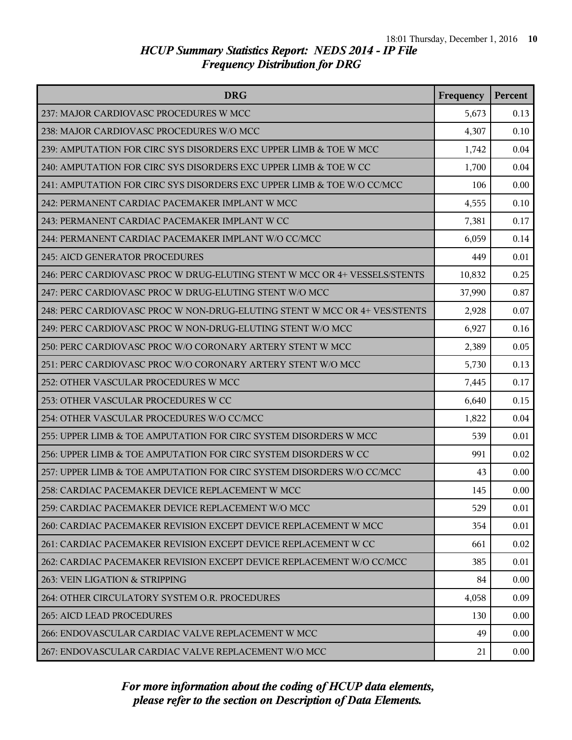# HCUP Summary Statistics Report: NEDS 2014 - IP File
## Frequency Distribution for DRG

| DRG | Frequency | Percent |
|---|---|---|
| 237: MAJOR CARDIOVASC PROCEDURES W MCC | 5,673 | 0.13 |
| 238: MAJOR CARDIOVASC PROCEDURES W/O MCC | 4,307 | 0.10 |
| 239: AMPUTATION FOR CIRC SYS DISORDERS EXC UPPER LIMB & TOE W MCC | 1,742 | 0.04 |
| 240: AMPUTATION FOR CIRC SYS DISORDERS EXC UPPER LIMB & TOE W CC | 1,700 | 0.04 |
| 241: AMPUTATION FOR CIRC SYS DISORDERS EXC UPPER LIMB & TOE W/O CC/MCC | 106 | 0.00 |
| 242: PERMANENT CARDIAC PACEMAKER IMPLANT W MCC | 4,555 | 0.10 |
| 243: PERMANENT CARDIAC PACEMAKER IMPLANT W CC | 7,381 | 0.17 |
| 244: PERMANENT CARDIAC PACEMAKER IMPLANT W/O CC/MCC | 6,059 | 0.14 |
| 245: AICD GENERATOR PROCEDURES | 449 | 0.01 |
| 246: PERC CARDIOVASC PROC W DRUG-ELUTING STENT W MCC OR 4+ VESSELS/STENTS | 10,832 | 0.25 |
| 247: PERC CARDIOVASC PROC W DRUG-ELUTING STENT W/O MCC | 37,990 | 0.87 |
| 248: PERC CARDIOVASC PROC W NON-DRUG-ELUTING STENT W MCC OR 4+ VES/STENTS | 2,928 | 0.07 |
| 249: PERC CARDIOVASC PROC W NON-DRUG-ELUTING STENT W/O MCC | 6,927 | 0.16 |
| 250: PERC CARDIOVASC PROC W/O CORONARY ARTERY STENT W MCC | 2,389 | 0.05 |
| 251: PERC CARDIOVASC PROC W/O CORONARY ARTERY STENT W/O MCC | 5,730 | 0.13 |
| 252: OTHER VASCULAR PROCEDURES W MCC | 7,445 | 0.17 |
| 253: OTHER VASCULAR PROCEDURES W CC | 6,640 | 0.15 |
| 254: OTHER VASCULAR PROCEDURES W/O CC/MCC | 1,822 | 0.04 |
| 255: UPPER LIMB & TOE AMPUTATION FOR CIRC SYSTEM DISORDERS W MCC | 539 | 0.01 |
| 256: UPPER LIMB & TOE AMPUTATION FOR CIRC SYSTEM DISORDERS W CC | 991 | 0.02 |
| 257: UPPER LIMB & TOE AMPUTATION FOR CIRC SYSTEM DISORDERS W/O CC/MCC | 43 | 0.00 |
| 258: CARDIAC PACEMAKER DEVICE REPLACEMENT W MCC | 145 | 0.00 |
| 259: CARDIAC PACEMAKER DEVICE REPLACEMENT W/O MCC | 529 | 0.01 |
| 260: CARDIAC PACEMAKER REVISION EXCEPT DEVICE REPLACEMENT W MCC | 354 | 0.01 |
| 261: CARDIAC PACEMAKER REVISION EXCEPT DEVICE REPLACEMENT W CC | 661 | 0.02 |
| 262: CARDIAC PACEMAKER REVISION EXCEPT DEVICE REPLACEMENT W/O CC/MCC | 385 | 0.01 |
| 263: VEIN LIGATION & STRIPPING | 84 | 0.00 |
| 264: OTHER CIRCULATORY SYSTEM O.R. PROCEDURES | 4,058 | 0.09 |
| 265: AICD LEAD PROCEDURES | 130 | 0.00 |
| 266: ENDOVASCULAR CARDIAC VALVE REPLACEMENT W MCC | 49 | 0.00 |
| 267: ENDOVASCULAR CARDIAC VALVE REPLACEMENT W/O MCC | 21 | 0.00 |

*For more information about the coding of HCUP data elements, please refer to the section on Description of Data Elements.*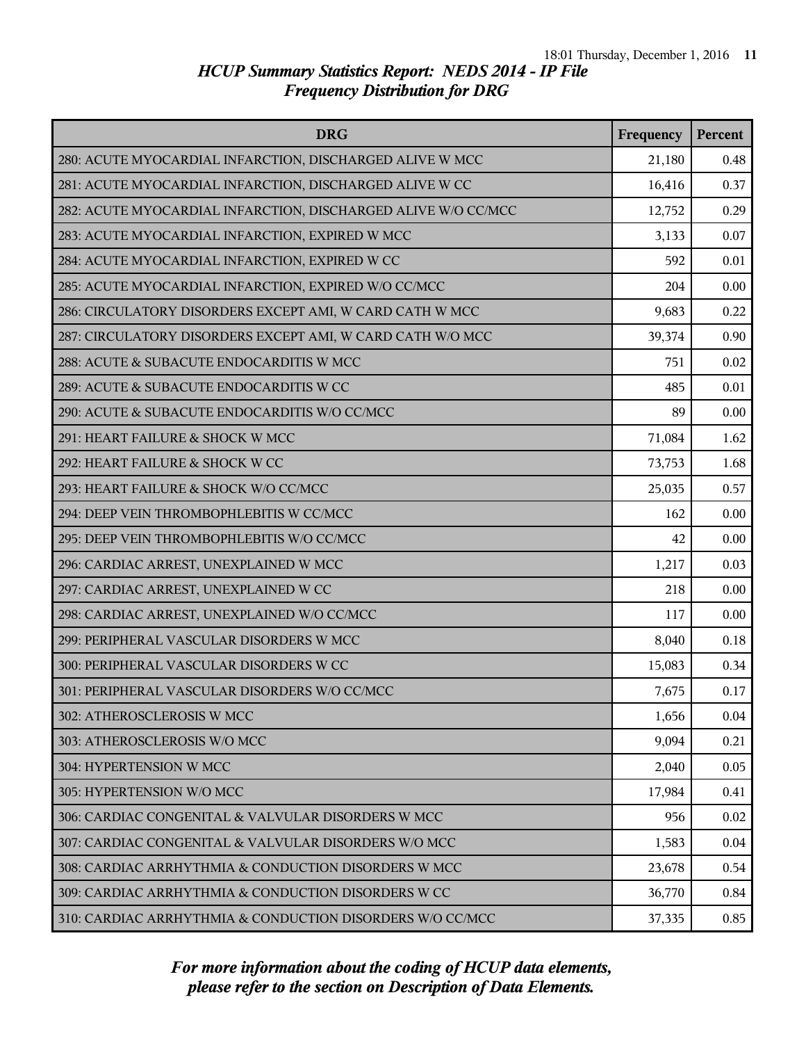# HCUP Summary Statistics Report: NEDS 2014 - IP File
## Frequency Distribution for DRG

| DRG | Frequency | Percent |
|---|---|---|
| 280: ACUTE MYOCARDIAL INFARCTION, DISCHARGED ALIVE W MCC | 21,180 | 0.48 |
| 281: ACUTE MYOCARDIAL INFARCTION, DISCHARGED ALIVE W CC | 16,416 | 0.37 |
| 282: ACUTE MYOCARDIAL INFARCTION, DISCHARGED ALIVE W/O CC/MCC | 12,752 | 0.29 |
| 283: ACUTE MYOCARDIAL INFARCTION, EXPIRED W MCC | 3,133 | 0.07 |
| 284: ACUTE MYOCARDIAL INFARCTION, EXPIRED W CC | 592 | 0.01 |
| 285: ACUTE MYOCARDIAL INFARCTION, EXPIRED W/O CC/MCC | 204 | 0.00 |
| 286: CIRCULATORY DISORDERS EXCEPT AMI, W CARD CATH W MCC | 9,683 | 0.22 |
| 287: CIRCULATORY DISORDERS EXCEPT AMI, W CARD CATH W/O MCC | 39,374 | 0.90 |
| 288: ACUTE & SUBACUTE ENDOCARDITIS W MCC | 751 | 0.02 |
| 289: ACUTE & SUBACUTE ENDOCARDITIS W CC | 485 | 0.01 |
| 290: ACUTE & SUBACUTE ENDOCARDITIS W/O CC/MCC | 89 | 0.00 |
| 291: HEART FAILURE & SHOCK W MCC | 71,084 | 1.62 |
| 292: HEART FAILURE & SHOCK W CC | 73,753 | 1.68 |
| 293: HEART FAILURE & SHOCK W/O CC/MCC | 25,035 | 0.57 |
| 294: DEEP VEIN THROMBOPHLEBITIS W CC/MCC | 162 | 0.00 |
| 295: DEEP VEIN THROMBOPHLEBITIS W/O CC/MCC | 42 | 0.00 |
| 296: CARDIAC ARREST, UNEXPLAINED W MCC | 1,217 | 0.03 |
| 297: CARDIAC ARREST, UNEXPLAINED W CC | 218 | 0.00 |
| 298: CARDIAC ARREST, UNEXPLAINED W/O CC/MCC | 117 | 0.00 |
| 299: PERIPHERAL VASCULAR DISORDERS W MCC | 8,040 | 0.18 |
| 300: PERIPHERAL VASCULAR DISORDERS W CC | 15,083 | 0.34 |
| 301: PERIPHERAL VASCULAR DISORDERS W/O CC/MCC | 7,675 | 0.17 |
| 302: ATHEROSCLEROSIS W MCC | 1,656 | 0.04 |
| 303: ATHEROSCLEROSIS W/O MCC | 9,094 | 0.21 |
| 304: HYPERTENSION W MCC | 2,040 | 0.05 |
| 305: HYPERTENSION W/O MCC | 17,984 | 0.41 |
| 306: CARDIAC CONGENITAL & VALVULAR DISORDERS W MCC | 956 | 0.02 |
| 307: CARDIAC CONGENITAL & VALVULAR DISORDERS W/O MCC | 1,583 | 0.04 |
| 308: CARDIAC ARRHYTHMIA & CONDUCTION DISORDERS W MCC | 23,678 | 0.54 |
| 309: CARDIAC ARRHYTHMIA & CONDUCTION DISORDERS W CC | 36,770 | 0.84 |
| 310: CARDIAC ARRHYTHMIA & CONDUCTION DISORDERS W/O CC/MCC | 37,335 | 0.85 |

*For more information about the coding of HCUP data elements, please refer to the section on Description of Data Elements.*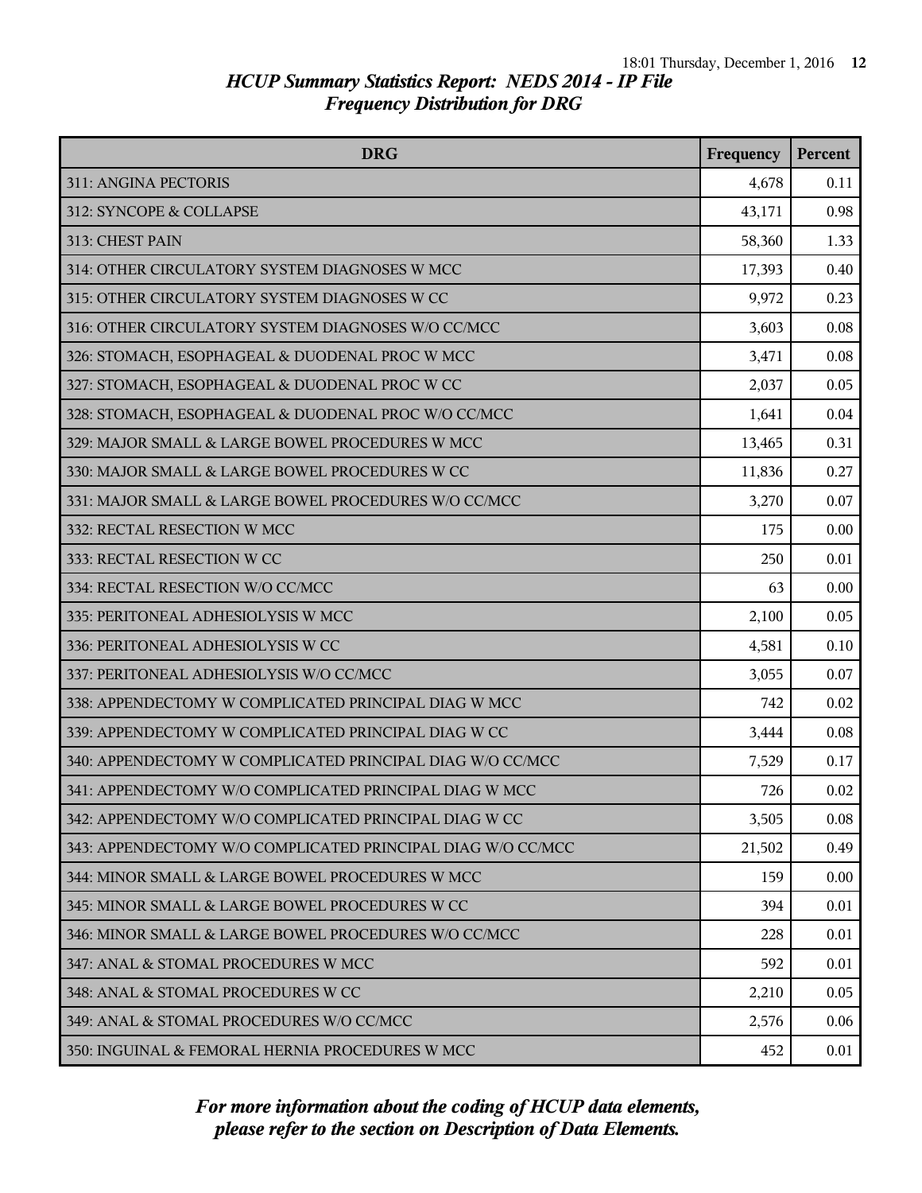## *HCUP Summary Statistics Report: NEDS 2014 - IP File*
## *Frequency Distribution for DRG*

| DRG | Frequency | Percent |
|---|---|---|
| 311: ANGINA PECTORIS | 4,678 | 0.11 |
| 312: SYNCOPE & COLLAPSE | 43,171 | 0.98 |
| 313: CHEST PAIN | 58,360 | 1.33 |
| 314: OTHER CIRCULATORY SYSTEM DIAGNOSES W MCC | 17,393 | 0.40 |
| 315: OTHER CIRCULATORY SYSTEM DIAGNOSES W CC | 9,972 | 0.23 |
| 316: OTHER CIRCULATORY SYSTEM DIAGNOSES W/O CC/MCC | 3,603 | 0.08 |
| 326: STOMACH, ESOPHAGEAL & DUODENAL PROC W MCC | 3,471 | 0.08 |
| 327: STOMACH, ESOPHAGEAL & DUODENAL PROC W CC | 2,037 | 0.05 |
| 328: STOMACH, ESOPHAGEAL & DUODENAL PROC W/O CC/MCC | 1,641 | 0.04 |
| 329: MAJOR SMALL & LARGE BOWEL PROCEDURES W MCC | 13,465 | 0.31 |
| 330: MAJOR SMALL & LARGE BOWEL PROCEDURES W CC | 11,836 | 0.27 |
| 331: MAJOR SMALL & LARGE BOWEL PROCEDURES W/O CC/MCC | 3,270 | 0.07 |
| 332: RECTAL RESECTION W MCC | 175 | 0.00 |
| 333: RECTAL RESECTION W CC | 250 | 0.01 |
| 334: RECTAL RESECTION W/O CC/MCC | 63 | 0.00 |
| 335: PERITONEAL ADHESIOLYSIS W MCC | 2,100 | 0.05 |
| 336: PERITONEAL ADHESIOLYSIS W CC | 4,581 | 0.10 |
| 337: PERITONEAL ADHESIOLYSIS W/O CC/MCC | 3,055 | 0.07 |
| 338: APPENDECTOMY W COMPLICATED PRINCIPAL DIAG W MCC | 742 | 0.02 |
| 339: APPENDECTOMY W COMPLICATED PRINCIPAL DIAG W CC | 3,444 | 0.08 |
| 340: APPENDECTOMY W COMPLICATED PRINCIPAL DIAG W/O CC/MCC | 7,529 | 0.17 |
| 341: APPENDECTOMY W/O COMPLICATED PRINCIPAL DIAG W MCC | 726 | 0.02 |
| 342: APPENDECTOMY W/O COMPLICATED PRINCIPAL DIAG W CC | 3,505 | 0.08 |
| 343: APPENDECTOMY W/O COMPLICATED PRINCIPAL DIAG W/O CC/MCC | 21,502 | 0.49 |
| 344: MINOR SMALL & LARGE BOWEL PROCEDURES W MCC | 159 | 0.00 |
| 345: MINOR SMALL & LARGE BOWEL PROCEDURES W CC | 394 | 0.01 |
| 346: MINOR SMALL & LARGE BOWEL PROCEDURES W/O CC/MCC | 228 | 0.01 |
| 347: ANAL & STOMAL PROCEDURES W MCC | 592 | 0.01 |
| 348: ANAL & STOMAL PROCEDURES W CC | 2,210 | 0.05 |
| 349: ANAL & STOMAL PROCEDURES W/O CC/MCC | 2,576 | 0.06 |
| 350: INGUINAL & FEMORAL HERNIA PROCEDURES W MCC | 452 | 0.01 |

*For more information about the coding of HCUP data elements, please refer to the section on Description of Data Elements.*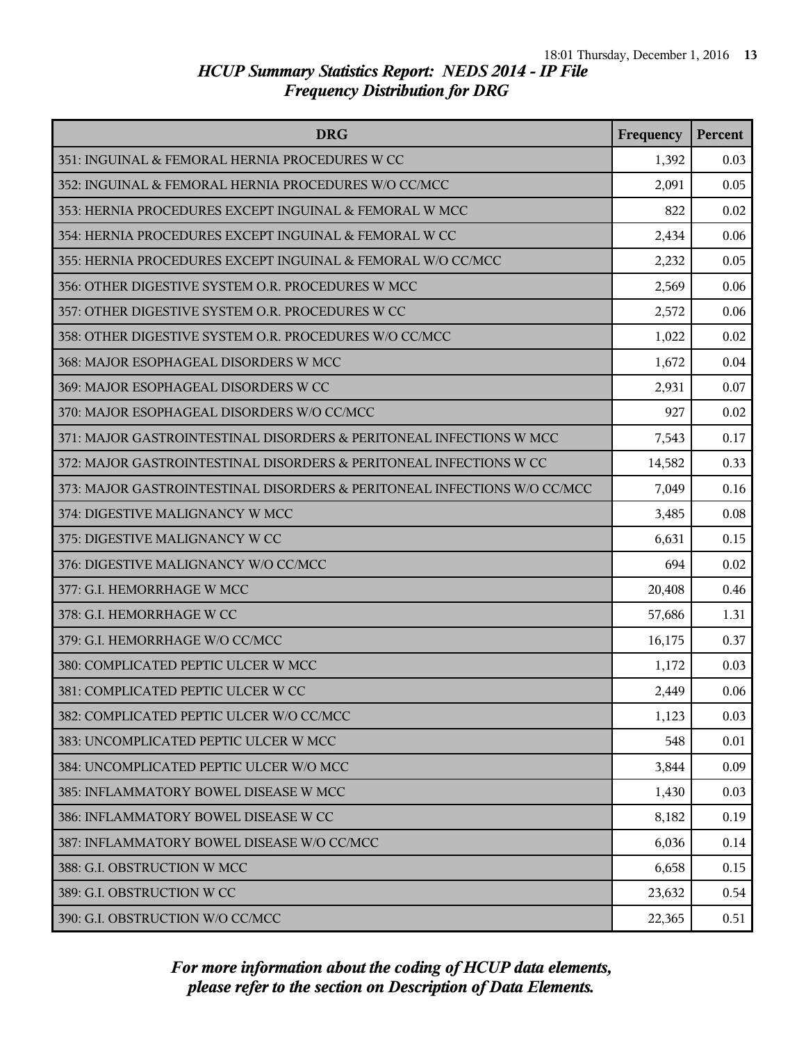*HCUP Summary Statistics Report: NEDS 2014 - IP File*
*Frequency Distribution for DRG*

| DRG | Frequency | Percent |
|---|---|---|
| 351: INGUINAL & FEMORAL HERNIA PROCEDURES W CC | 1,392 | 0.03 |
| 352: INGUINAL & FEMORAL HERNIA PROCEDURES W/O CC/MCC | 2,091 | 0.05 |
| 353: HERNIA PROCEDURES EXCEPT INGUINAL & FEMORAL W MCC | 822 | 0.02 |
| 354: HERNIA PROCEDURES EXCEPT INGUINAL & FEMORAL W CC | 2,434 | 0.06 |
| 355: HERNIA PROCEDURES EXCEPT INGUINAL & FEMORAL W/O CC/MCC | 2,232 | 0.05 |
| 356: OTHER DIGESTIVE SYSTEM O.R. PROCEDURES W MCC | 2,569 | 0.06 |
| 357: OTHER DIGESTIVE SYSTEM O.R. PROCEDURES W CC | 2,572 | 0.06 |
| 358: OTHER DIGESTIVE SYSTEM O.R. PROCEDURES W/O CC/MCC | 1,022 | 0.02 |
| 368: MAJOR ESOPHAGEAL DISORDERS W MCC | 1,672 | 0.04 |
| 369: MAJOR ESOPHAGEAL DISORDERS W CC | 2,931 | 0.07 |
| 370: MAJOR ESOPHAGEAL DISORDERS W/O CC/MCC | 927 | 0.02 |
| 371: MAJOR GASTROINTESTINAL DISORDERS & PERITONEAL INFECTIONS W MCC | 7,543 | 0.17 |
| 372: MAJOR GASTROINTESTINAL DISORDERS & PERITONEAL INFECTIONS W CC | 14,582 | 0.33 |
| 373: MAJOR GASTROINTESTINAL DISORDERS & PERITONEAL INFECTIONS W/O CC/MCC | 7,049 | 0.16 |
| 374: DIGESTIVE MALIGNANCY W MCC | 3,485 | 0.08 |
| 375: DIGESTIVE MALIGNANCY W CC | 6,631 | 0.15 |
| 376: DIGESTIVE MALIGNANCY W/O CC/MCC | 694 | 0.02 |
| 377: G.I. HEMORRHAGE W MCC | 20,408 | 0.46 |
| 378: G.I. HEMORRHAGE W CC | 57,686 | 1.31 |
| 379: G.I. HEMORRHAGE W/O CC/MCC | 16,175 | 0.37 |
| 380: COMPLICATED PEPTIC ULCER W MCC | 1,172 | 0.03 |
| 381: COMPLICATED PEPTIC ULCER W CC | 2,449 | 0.06 |
| 382: COMPLICATED PEPTIC ULCER W/O CC/MCC | 1,123 | 0.03 |
| 383: UNCOMPLICATED PEPTIC ULCER W MCC | 548 | 0.01 |
| 384: UNCOMPLICATED PEPTIC ULCER W/O MCC | 3,844 | 0.09 |
| 385: INFLAMMATORY BOWEL DISEASE W MCC | 1,430 | 0.03 |
| 386: INFLAMMATORY BOWEL DISEASE W CC | 8,182 | 0.19 |
| 387: INFLAMMATORY BOWEL DISEASE W/O CC/MCC | 6,036 | 0.14 |
| 388: G.I. OBSTRUCTION W MCC | 6,658 | 0.15 |
| 389: G.I. OBSTRUCTION W CC | 23,632 | 0.54 |
| 390: G.I. OBSTRUCTION W/O CC/MCC | 22,365 | 0.51 |

*For more information about the coding of HCUP data elements, please refer to the section on Description of Data Elements.*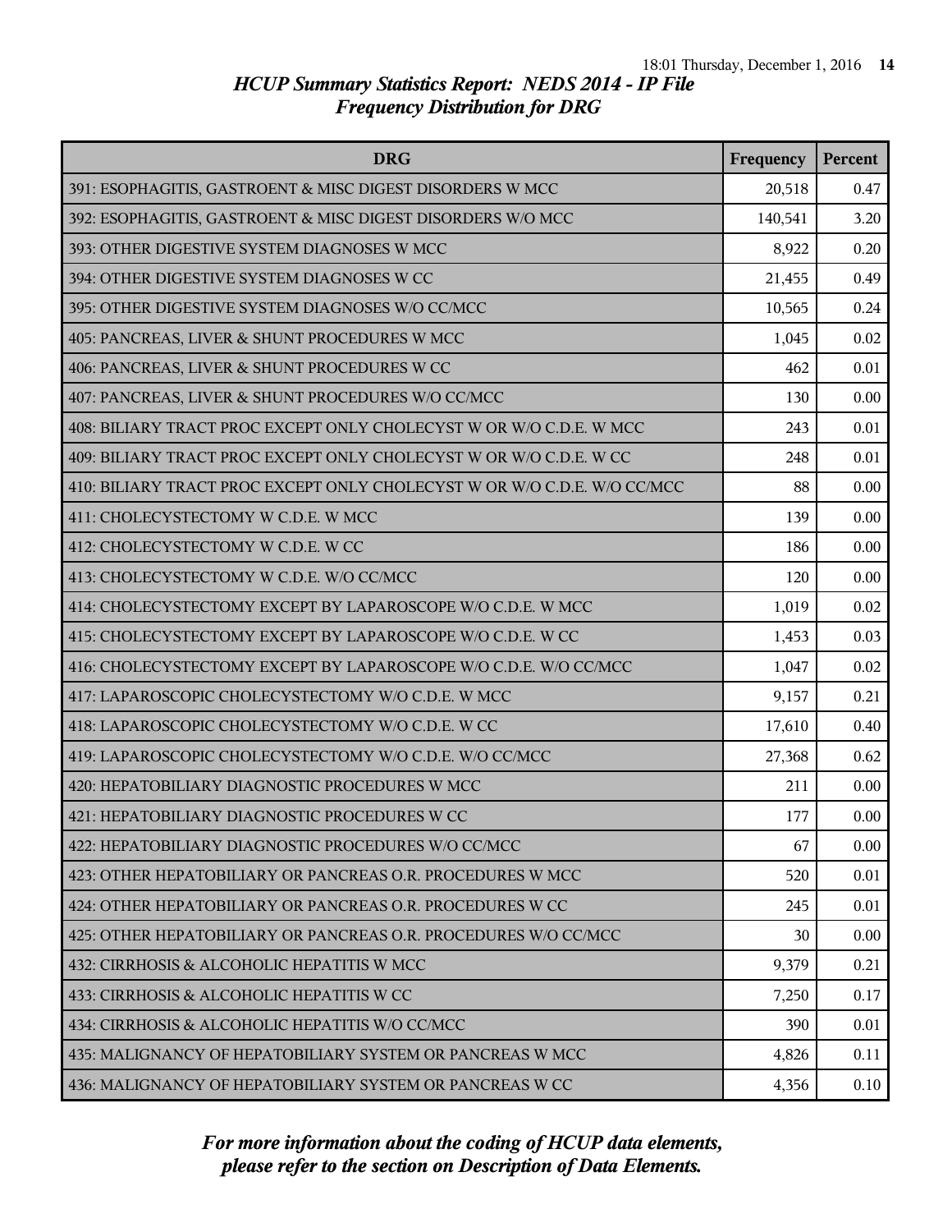*HCUP Summary Statistics Report: NEDS 2014 - IP File*
*Frequency Distribution for DRG*

| DRG | Frequency | Percent |
|---|---|---|
| 391: ESOPHAGITIS, GASTROENT & MISC DIGEST DISORDERS W MCC | 20,518 | 0.47 |
| 392: ESOPHAGITIS, GASTROENT & MISC DIGEST DISORDERS W/O MCC | 140,541 | 3.20 |
| 393: OTHER DIGESTIVE SYSTEM DIAGNOSES W MCC | 8,922 | 0.20 |
| 394: OTHER DIGESTIVE SYSTEM DIAGNOSES W CC | 21,455 | 0.49 |
| 395: OTHER DIGESTIVE SYSTEM DIAGNOSES W/O CC/MCC | 10,565 | 0.24 |
| 405: PANCREAS, LIVER & SHUNT PROCEDURES W MCC | 1,045 | 0.02 |
| 406: PANCREAS, LIVER & SHUNT PROCEDURES W CC | 462 | 0.01 |
| 407: PANCREAS, LIVER & SHUNT PROCEDURES W/O CC/MCC | 130 | 0.00 |
| 408: BILIARY TRACT PROC EXCEPT ONLY CHOLECYST W OR W/O C.D.E. W MCC | 243 | 0.01 |
| 409: BILIARY TRACT PROC EXCEPT ONLY CHOLECYST W OR W/O C.D.E. W CC | 248 | 0.01 |
| 410: BILIARY TRACT PROC EXCEPT ONLY CHOLECYST W OR W/O C.D.E. W/O CC/MCC | 88 | 0.00 |
| 411: CHOLECYSTECTOMY W C.D.E. W MCC | 139 | 0.00 |
| 412: CHOLECYSTECTOMY W C.D.E. W CC | 186 | 0.00 |
| 413: CHOLECYSTECTOMY W C.D.E. W/O CC/MCC | 120 | 0.00 |
| 414: CHOLECYSTECTOMY EXCEPT BY LAPAROSCOPE W/O C.D.E. W MCC | 1,019 | 0.02 |
| 415: CHOLECYSTECTOMY EXCEPT BY LAPAROSCOPE W/O C.D.E. W CC | 1,453 | 0.03 |
| 416: CHOLECYSTECTOMY EXCEPT BY LAPAROSCOPE W/O C.D.E. W/O CC/MCC | 1,047 | 0.02 |
| 417: LAPAROSCOPIC CHOLECYSTECTOMY W/O C.D.E. W MCC | 9,157 | 0.21 |
| 418: LAPAROSCOPIC CHOLECYSTECTOMY W/O C.D.E. W CC | 17,610 | 0.40 |
| 419: LAPAROSCOPIC CHOLECYSTECTOMY W/O C.D.E. W/O CC/MCC | 27,368 | 0.62 |
| 420: HEPATOBILIARY DIAGNOSTIC PROCEDURES W MCC | 211 | 0.00 |
| 421: HEPATOBILIARY DIAGNOSTIC PROCEDURES W CC | 177 | 0.00 |
| 422: HEPATOBILIARY DIAGNOSTIC PROCEDURES W/O CC/MCC | 67 | 0.00 |
| 423: OTHER HEPATOBILIARY OR PANCREAS O.R. PROCEDURES W MCC | 520 | 0.01 |
| 424: OTHER HEPATOBILIARY OR PANCREAS O.R. PROCEDURES W CC | 245 | 0.01 |
| 425: OTHER HEPATOBILIARY OR PANCREAS O.R. PROCEDURES W/O CC/MCC | 30 | 0.00 |
| 432: CIRRHOSIS & ALCOHOLIC HEPATITIS W MCC | 9,379 | 0.21 |
| 433: CIRRHOSIS & ALCOHOLIC HEPATITIS W CC | 7,250 | 0.17 |
| 434: CIRRHOSIS & ALCOHOLIC HEPATITIS W/O CC/MCC | 390 | 0.01 |
| 435: MALIGNANCY OF HEPATOBILIARY SYSTEM OR PANCREAS W MCC | 4,826 | 0.11 |
| 436: MALIGNANCY OF HEPATOBILIARY SYSTEM OR PANCREAS W CC | 4,356 | 0.10 |

*For more information about the coding of HCUP data elements, please refer to the section on Description of Data Elements.*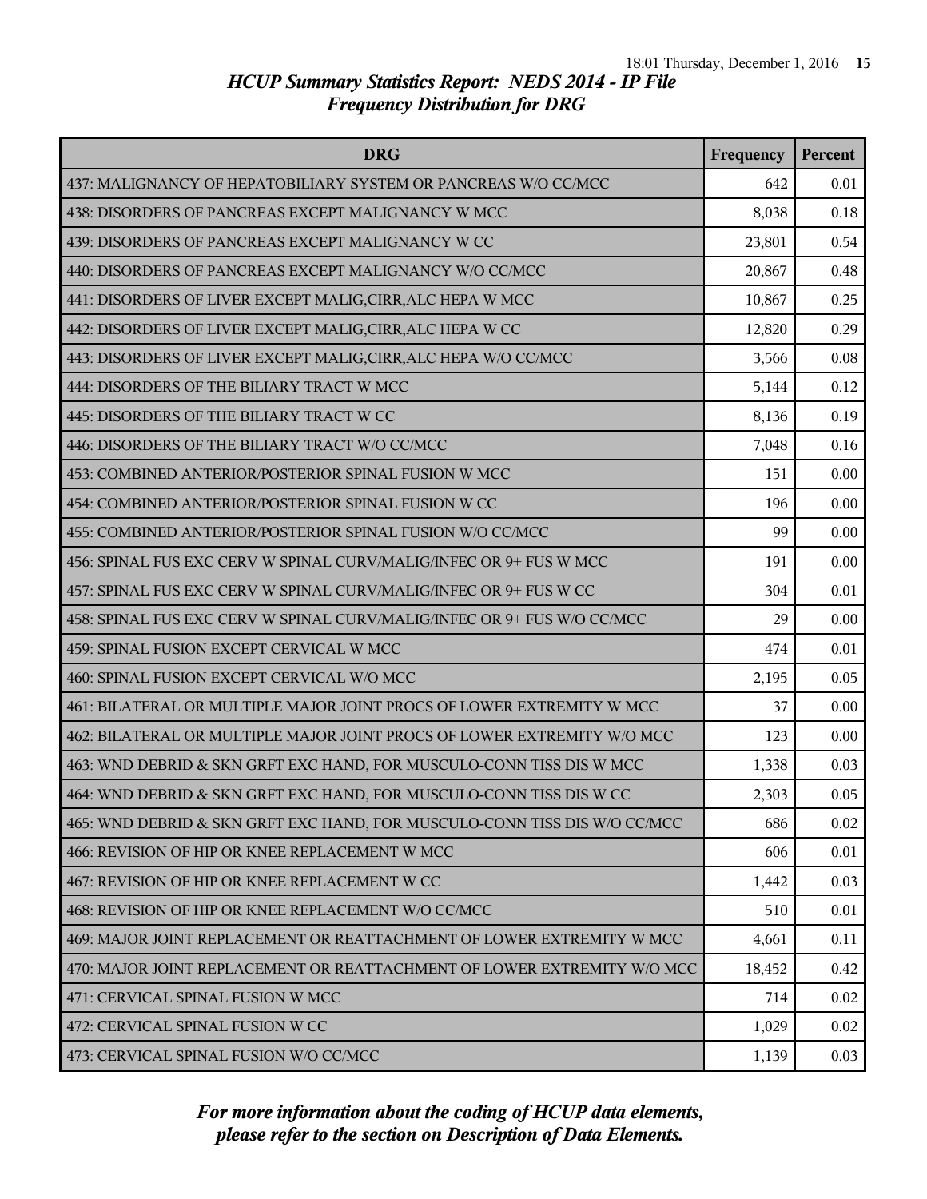## HCUP Summary Statistics Report: NEDS 2014 - IP File

### Frequency Distribution for DRG

| DRG | Frequency | Percent |
|---|---|---|
| 437: MALIGNANCY OF HEPATOBILIARY SYSTEM OR PANCREAS W/O CC/MCC | 642 | 0.01 |
| 438: DISORDERS OF PANCREAS EXCEPT MALIGNANCY W MCC | 8,038 | 0.18 |
| 439: DISORDERS OF PANCREAS EXCEPT MALIGNANCY W CC | 23,801 | 0.54 |
| 440: DISORDERS OF PANCREAS EXCEPT MALIGNANCY W/O CC/MCC | 20,867 | 0.48 |
| 441: DISORDERS OF LIVER EXCEPT MALIG,CIRR,ALC HEPA W MCC | 10,867 | 0.25 |
| 442: DISORDERS OF LIVER EXCEPT MALIG,CIRR,ALC HEPA W CC | 12,820 | 0.29 |
| 443: DISORDERS OF LIVER EXCEPT MALIG,CIRR,ALC HEPA W/O CC/MCC | 3,566 | 0.08 |
| 444: DISORDERS OF THE BILIARY TRACT W MCC | 5,144 | 0.12 |
| 445: DISORDERS OF THE BILIARY TRACT W CC | 8,136 | 0.19 |
| 446: DISORDERS OF THE BILIARY TRACT W/O CC/MCC | 7,048 | 0.16 |
| 453: COMBINED ANTERIOR/POSTERIOR SPINAL FUSION W MCC | 151 | 0.00 |
| 454: COMBINED ANTERIOR/POSTERIOR SPINAL FUSION W CC | 196 | 0.00 |
| 455: COMBINED ANTERIOR/POSTERIOR SPINAL FUSION W/O CC/MCC | 99 | 0.00 |
| 456: SPINAL FUS EXC CERV W SPINAL CURV/MALIG/INFEC OR 9+ FUS W MCC | 191 | 0.00 |
| 457: SPINAL FUS EXC CERV W SPINAL CURV/MALIG/INFEC OR 9+ FUS W CC | 304 | 0.01 |
| 458: SPINAL FUS EXC CERV W SPINAL CURV/MALIG/INFEC OR 9+ FUS W/O CC/MCC | 29 | 0.00 |
| 459: SPINAL FUSION EXCEPT CERVICAL W MCC | 474 | 0.01 |
| 460: SPINAL FUSION EXCEPT CERVICAL W/O MCC | 2,195 | 0.05 |
| 461: BILATERAL OR MULTIPLE MAJOR JOINT PROCS OF LOWER EXTREMITY W MCC | 37 | 0.00 |
| 462: BILATERAL OR MULTIPLE MAJOR JOINT PROCS OF LOWER EXTREMITY W/O MCC | 123 | 0.00 |
| 463: WND DEBRID & SKN GRFT EXC HAND, FOR MUSCULO-CONN TISS DIS W MCC | 1,338 | 0.03 |
| 464: WND DEBRID & SKN GRFT EXC HAND, FOR MUSCULO-CONN TISS DIS W CC | 2,303 | 0.05 |
| 465: WND DEBRID & SKN GRFT EXC HAND, FOR MUSCULO-CONN TISS DIS W/O CC/MCC | 686 | 0.02 |
| 466: REVISION OF HIP OR KNEE REPLACEMENT W MCC | 606 | 0.01 |
| 467: REVISION OF HIP OR KNEE REPLACEMENT W CC | 1,442 | 0.03 |
| 468: REVISION OF HIP OR KNEE REPLACEMENT W/O CC/MCC | 510 | 0.01 |
| 469: MAJOR JOINT REPLACEMENT OR REATTACHMENT OF LOWER EXTREMITY W MCC | 4,661 | 0.11 |
| 470: MAJOR JOINT REPLACEMENT OR REATTACHMENT OF LOWER EXTREMITY W/O MCC | 18,452 | 0.42 |
| 471: CERVICAL SPINAL FUSION W MCC | 714 | 0.02 |
| 472: CERVICAL SPINAL FUSION W CC | 1,029 | 0.02 |
| 473: CERVICAL SPINAL FUSION W/O CC/MCC | 1,139 | 0.03 |

*For more information about the coding of HCUP data elements, please refer to the section on Description of Data Elements.*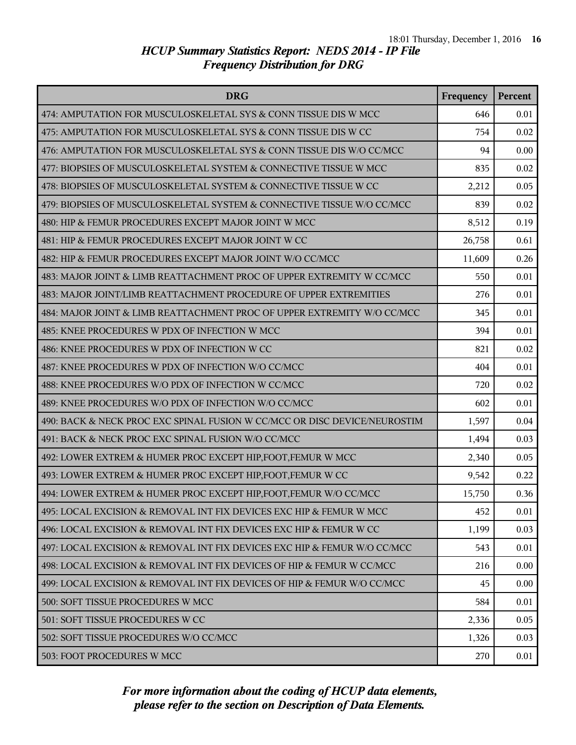# HCUP Summary Statistics Report: NEDS 2014 - IP File
## Frequency Distribution for DRG

| DRG | Frequency | Percent |
|---|---|---|
| 474: AMPUTATION FOR MUSCULOSKELETAL SYS & CONN TISSUE DIS W MCC | 646 | 0.01 |
| 475: AMPUTATION FOR MUSCULOSKELETAL SYS & CONN TISSUE DIS W CC | 754 | 0.02 |
| 476: AMPUTATION FOR MUSCULOSKELETAL SYS & CONN TISSUE DIS W/O CC/MCC | 94 | 0.00 |
| 477: BIOPSIES OF MUSCULOSKELETAL SYSTEM & CONNECTIVE TISSUE W MCC | 835 | 0.02 |
| 478: BIOPSIES OF MUSCULOSKELETAL SYSTEM & CONNECTIVE TISSUE W CC | 2,212 | 0.05 |
| 479: BIOPSIES OF MUSCULOSKELETAL SYSTEM & CONNECTIVE TISSUE W/O CC/MCC | 839 | 0.02 |
| 480: HIP & FEMUR PROCEDURES EXCEPT MAJOR JOINT W MCC | 8,512 | 0.19 |
| 481: HIP & FEMUR PROCEDURES EXCEPT MAJOR JOINT W CC | 26,758 | 0.61 |
| 482: HIP & FEMUR PROCEDURES EXCEPT MAJOR JOINT W/O CC/MCC | 11,609 | 0.26 |
| 483: MAJOR JOINT & LIMB REATTACHMENT PROC OF UPPER EXTREMITY W CC/MCC | 550 | 0.01 |
| 483: MAJOR JOINT/LIMB REATTACHMENT PROCEDURE OF UPPER EXTREMITIES | 276 | 0.01 |
| 484: MAJOR JOINT & LIMB REATTACHMENT PROC OF UPPER EXTREMITY W/O CC/MCC | 345 | 0.01 |
| 485: KNEE PROCEDURES W PDX OF INFECTION W MCC | 394 | 0.01 |
| 486: KNEE PROCEDURES W PDX OF INFECTION W CC | 821 | 0.02 |
| 487: KNEE PROCEDURES W PDX OF INFECTION W/O CC/MCC | 404 | 0.01 |
| 488: KNEE PROCEDURES W/O PDX OF INFECTION W CC/MCC | 720 | 0.02 |
| 489: KNEE PROCEDURES W/O PDX OF INFECTION W/O CC/MCC | 602 | 0.01 |
| 490: BACK & NECK PROC EXC SPINAL FUSION W CC/MCC OR DISC DEVICE/NEUROSTIM | 1,597 | 0.04 |
| 491: BACK & NECK PROC EXC SPINAL FUSION W/O CC/MCC | 1,494 | 0.03 |
| 492: LOWER EXTREM & HUMER PROC EXCEPT HIP,FOOT,FEMUR W MCC | 2,340 | 0.05 |
| 493: LOWER EXTREM & HUMER PROC EXCEPT HIP,FOOT,FEMUR W CC | 9,542 | 0.22 |
| 494: LOWER EXTREM & HUMER PROC EXCEPT HIP,FOOT,FEMUR W/O CC/MCC | 15,750 | 0.36 |
| 495: LOCAL EXCISION & REMOVAL INT FIX DEVICES EXC HIP & FEMUR W MCC | 452 | 0.01 |
| 496: LOCAL EXCISION & REMOVAL INT FIX DEVICES EXC HIP & FEMUR W CC | 1,199 | 0.03 |
| 497: LOCAL EXCISION & REMOVAL INT FIX DEVICES EXC HIP & FEMUR W/O CC/MCC | 543 | 0.01 |
| 498: LOCAL EXCISION & REMOVAL INT FIX DEVICES OF HIP & FEMUR W CC/MCC | 216 | 0.00 |
| 499: LOCAL EXCISION & REMOVAL INT FIX DEVICES OF HIP & FEMUR W/O CC/MCC | 45 | 0.00 |
| 500: SOFT TISSUE PROCEDURES W MCC | 584 | 0.01 |
| 501: SOFT TISSUE PROCEDURES W CC | 2,336 | 0.05 |
| 502: SOFT TISSUE PROCEDURES W/O CC/MCC | 1,326 | 0.03 |
| 503: FOOT PROCEDURES W MCC | 270 | 0.01 |

*For more information about the coding of HCUP data elements, please refer to the section on Description of Data Elements.*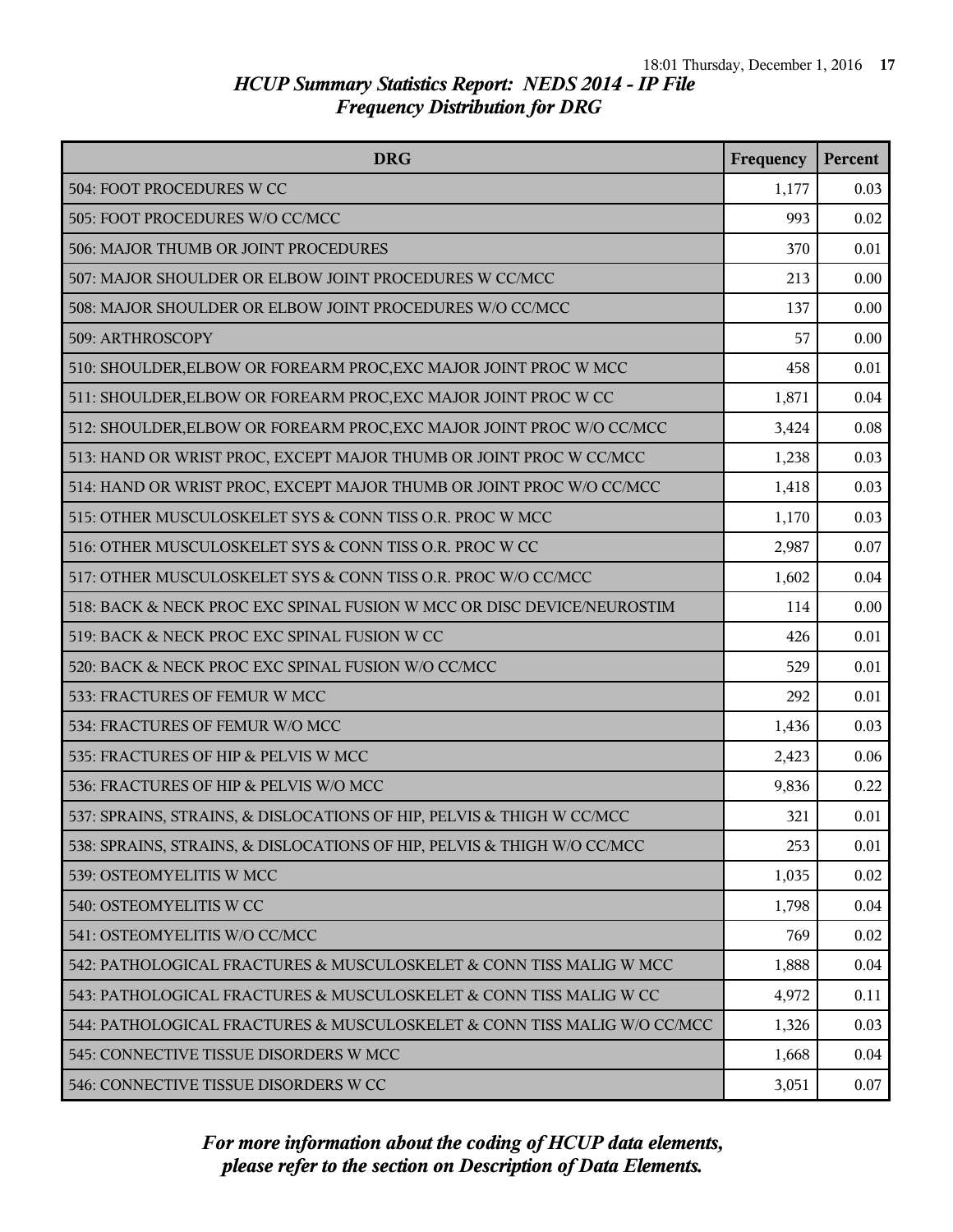## HCUP Summary Statistics Report: NEDS 2014 - IP File
### Frequency Distribution for DRG

| DRG | Frequency | Percent |
|---|---|---|
| 504: FOOT PROCEDURES W CC | 1,177 | 0.03 |
| 505: FOOT PROCEDURES W/O CC/MCC | 993 | 0.02 |
| 506: MAJOR THUMB OR JOINT PROCEDURES | 370 | 0.01 |
| 507: MAJOR SHOULDER OR ELBOW JOINT PROCEDURES W CC/MCC | 213 | 0.00 |
| 508: MAJOR SHOULDER OR ELBOW JOINT PROCEDURES W/O CC/MCC | 137 | 0.00 |
| 509: ARTHROSCOPY | 57 | 0.00 |
| 510: SHOULDER,ELBOW OR FOREARM PROC,EXC MAJOR JOINT PROC W MCC | 458 | 0.01 |
| 511: SHOULDER,ELBOW OR FOREARM PROC,EXC MAJOR JOINT PROC W CC | 1,871 | 0.04 |
| 512: SHOULDER,ELBOW OR FOREARM PROC,EXC MAJOR JOINT PROC W/O CC/MCC | 3,424 | 0.08 |
| 513: HAND OR WRIST PROC, EXCEPT MAJOR THUMB OR JOINT PROC W CC/MCC | 1,238 | 0.03 |
| 514: HAND OR WRIST PROC, EXCEPT MAJOR THUMB OR JOINT PROC W/O CC/MCC | 1,418 | 0.03 |
| 515: OTHER MUSCULOSKELET SYS & CONN TISS O.R. PROC W MCC | 1,170 | 0.03 |
| 516: OTHER MUSCULOSKELET SYS & CONN TISS O.R. PROC W CC | 2,987 | 0.07 |
| 517: OTHER MUSCULOSKELET SYS & CONN TISS O.R. PROC W/O CC/MCC | 1,602 | 0.04 |
| 518: BACK & NECK PROC EXC SPINAL FUSION W MCC OR DISC DEVICE/NEUROSTIM | 114 | 0.00 |
| 519: BACK & NECK PROC EXC SPINAL FUSION W CC | 426 | 0.01 |
| 520: BACK & NECK PROC EXC SPINAL FUSION W/O CC/MCC | 529 | 0.01 |
| 533: FRACTURES OF FEMUR W MCC | 292 | 0.01 |
| 534: FRACTURES OF FEMUR W/O MCC | 1,436 | 0.03 |
| 535: FRACTURES OF HIP & PELVIS W MCC | 2,423 | 0.06 |
| 536: FRACTURES OF HIP & PELVIS W/O MCC | 9,836 | 0.22 |
| 537: SPRAINS, STRAINS, & DISLOCATIONS OF HIP, PELVIS & THIGH W CC/MCC | 321 | 0.01 |
| 538: SPRAINS, STRAINS, & DISLOCATIONS OF HIP, PELVIS & THIGH W/O CC/MCC | 253 | 0.01 |
| 539: OSTEOMYELITIS W MCC | 1,035 | 0.02 |
| 540: OSTEOMYELITIS W CC | 1,798 | 0.04 |
| 541: OSTEOMYELITIS W/O CC/MCC | 769 | 0.02 |
| 542: PATHOLOGICAL FRACTURES & MUSCULOSKELET & CONN TISS MALIG W MCC | 1,888 | 0.04 |
| 543: PATHOLOGICAL FRACTURES & MUSCULOSKELET & CONN TISS MALIG W CC | 4,972 | 0.11 |
| 544: PATHOLOGICAL FRACTURES & MUSCULOSKELET & CONN TISS MALIG W/O CC/MCC | 1,326 | 0.03 |
| 545: CONNECTIVE TISSUE DISORDERS W MCC | 1,668 | 0.04 |
| 546: CONNECTIVE TISSUE DISORDERS W CC | 3,051 | 0.07 |

*For more information about the coding of HCUP data elements, please refer to the section on Description of Data Elements.*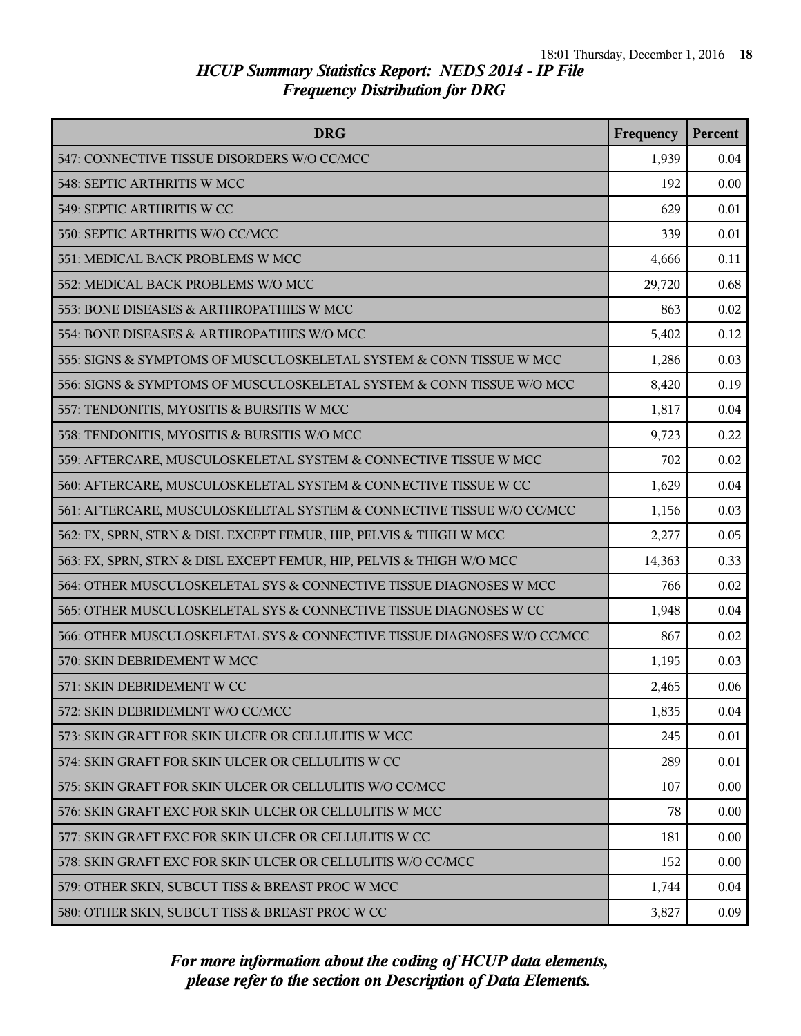## HCUP Summary Statistics Report: NEDS 2014 - IP File
## Frequency Distribution for DRG

| DRG | Frequency | Percent |
|---|---|---|
| 547: CONNECTIVE TISSUE DISORDERS W/O CC/MCC | 1,939 | 0.04 |
| 548: SEPTIC ARTHRITIS W MCC | 192 | 0.00 |
| 549: SEPTIC ARTHRITIS W CC | 629 | 0.01 |
| 550: SEPTIC ARTHRITIS W/O CC/MCC | 339 | 0.01 |
| 551: MEDICAL BACK PROBLEMS W MCC | 4,666 | 0.11 |
| 552: MEDICAL BACK PROBLEMS W/O MCC | 29,720 | 0.68 |
| 553: BONE DISEASES & ARTHROPATHIES W MCC | 863 | 0.02 |
| 554: BONE DISEASES & ARTHROPATHIES W/O MCC | 5,402 | 0.12 |
| 555: SIGNS & SYMPTOMS OF MUSCULOSKELETAL SYSTEM & CONN TISSUE W MCC | 1,286 | 0.03 |
| 556: SIGNS & SYMPTOMS OF MUSCULOSKELETAL SYSTEM & CONN TISSUE W/O MCC | 8,420 | 0.19 |
| 557: TENDONITIS, MYOSITIS & BURSITIS W MCC | 1,817 | 0.04 |
| 558: TENDONITIS, MYOSITIS & BURSITIS W/O MCC | 9,723 | 0.22 |
| 559: AFTERCARE, MUSCULOSKELETAL SYSTEM & CONNECTIVE TISSUE W MCC | 702 | 0.02 |
| 560: AFTERCARE, MUSCULOSKELETAL SYSTEM & CONNECTIVE TISSUE W CC | 1,629 | 0.04 |
| 561: AFTERCARE, MUSCULOSKELETAL SYSTEM & CONNECTIVE TISSUE W/O CC/MCC | 1,156 | 0.03 |
| 562: FX, SPRN, STRN & DISL EXCEPT FEMUR, HIP, PELVIS & THIGH W MCC | 2,277 | 0.05 |
| 563: FX, SPRN, STRN & DISL EXCEPT FEMUR, HIP, PELVIS & THIGH W/O MCC | 14,363 | 0.33 |
| 564: OTHER MUSCULOSKELETAL SYS & CONNECTIVE TISSUE DIAGNOSES W MCC | 766 | 0.02 |
| 565: OTHER MUSCULOSKELETAL SYS & CONNECTIVE TISSUE DIAGNOSES W CC | 1,948 | 0.04 |
| 566: OTHER MUSCULOSKELETAL SYS & CONNECTIVE TISSUE DIAGNOSES W/O CC/MCC | 867 | 0.02 |
| 570: SKIN DEBRIDEMENT W MCC | 1,195 | 0.03 |
| 571: SKIN DEBRIDEMENT W CC | 2,465 | 0.06 |
| 572: SKIN DEBRIDEMENT W/O CC/MCC | 1,835 | 0.04 |
| 573: SKIN GRAFT FOR SKIN ULCER OR CELLULITIS W MCC | 245 | 0.01 |
| 574: SKIN GRAFT FOR SKIN ULCER OR CELLULITIS W CC | 289 | 0.01 |
| 575: SKIN GRAFT FOR SKIN ULCER OR CELLULITIS W/O CC/MCC | 107 | 0.00 |
| 576: SKIN GRAFT EXC FOR SKIN ULCER OR CELLULITIS W MCC | 78 | 0.00 |
| 577: SKIN GRAFT EXC FOR SKIN ULCER OR CELLULITIS W CC | 181 | 0.00 |
| 578: SKIN GRAFT EXC FOR SKIN ULCER OR CELLULITIS W/O CC/MCC | 152 | 0.00 |
| 579: OTHER SKIN, SUBCUT TISS & BREAST PROC W MCC | 1,744 | 0.04 |
| 580: OTHER SKIN, SUBCUT TISS & BREAST PROC W CC | 3,827 | 0.09 |

*For more information about the coding of HCUP data elements, please refer to the section on Description of Data Elements.*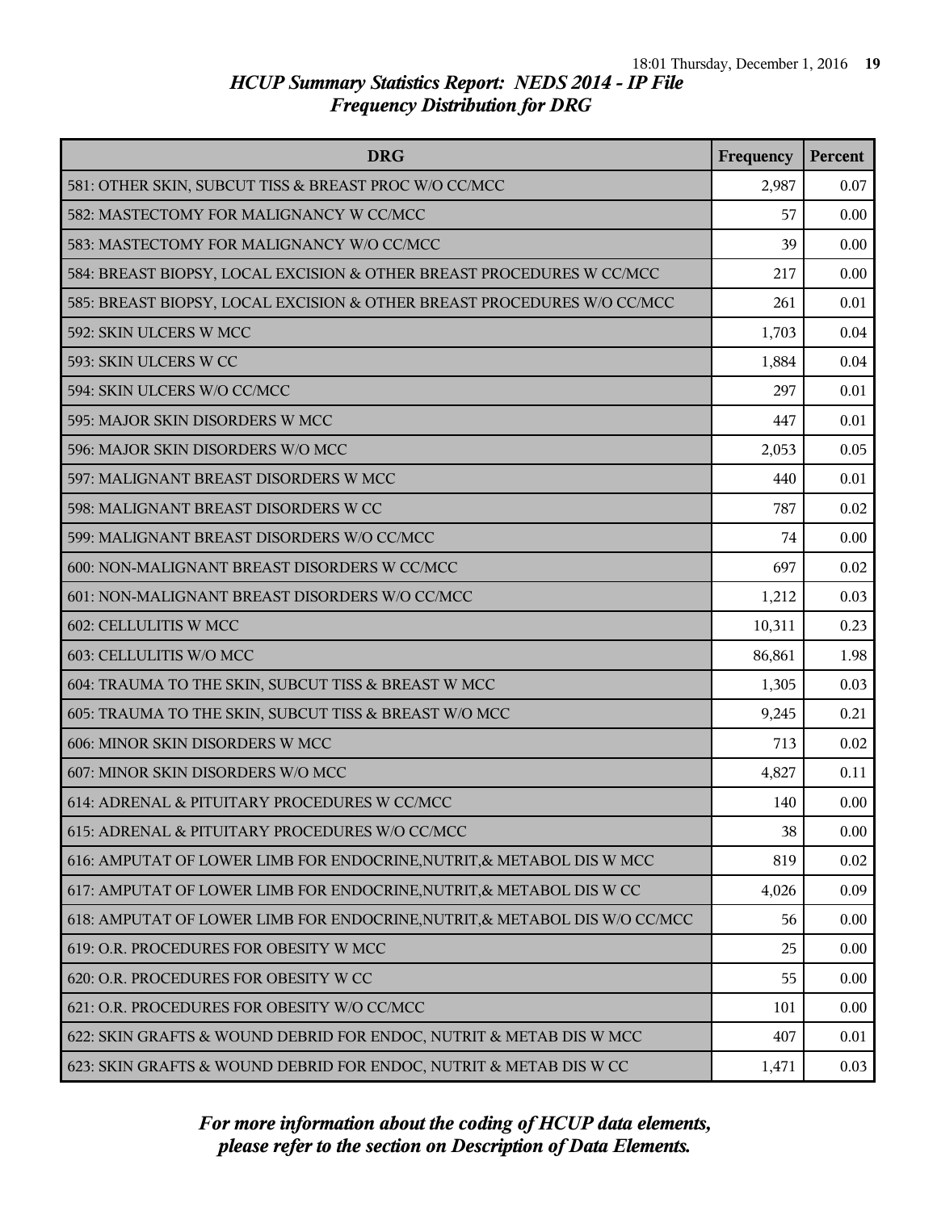## HCUP Summary Statistics Report: NEDS 2014 - IP File
### Frequency Distribution for DRG

| DRG | Frequency | Percent |
|---|---|---|
| 581: OTHER SKIN, SUBCUT TISS & BREAST PROC W/O CC/MCC | 2,987 | 0.07 |
| 582: MASTECTOMY FOR MALIGNANCY W CC/MCC | 57 | 0.00 |
| 583: MASTECTOMY FOR MALIGNANCY W/O CC/MCC | 39 | 0.00 |
| 584: BREAST BIOPSY, LOCAL EXCISION & OTHER BREAST PROCEDURES W CC/MCC | 217 | 0.00 |
| 585: BREAST BIOPSY, LOCAL EXCISION & OTHER BREAST PROCEDURES W/O CC/MCC | 261 | 0.01 |
| 592: SKIN ULCERS W MCC | 1,703 | 0.04 |
| 593: SKIN ULCERS W CC | 1,884 | 0.04 |
| 594: SKIN ULCERS W/O CC/MCC | 297 | 0.01 |
| 595: MAJOR SKIN DISORDERS W MCC | 447 | 0.01 |
| 596: MAJOR SKIN DISORDERS W/O MCC | 2,053 | 0.05 |
| 597: MALIGNANT BREAST DISORDERS W MCC | 440 | 0.01 |
| 598: MALIGNANT BREAST DISORDERS W CC | 787 | 0.02 |
| 599: MALIGNANT BREAST DISORDERS W/O CC/MCC | 74 | 0.00 |
| 600: NON-MALIGNANT BREAST DISORDERS W CC/MCC | 697 | 0.02 |
| 601: NON-MALIGNANT BREAST DISORDERS W/O CC/MCC | 1,212 | 0.03 |
| 602: CELLULITIS W MCC | 10,311 | 0.23 |
| 603: CELLULITIS W/O MCC | 86,861 | 1.98 |
| 604: TRAUMA TO THE SKIN, SUBCUT TISS & BREAST W MCC | 1,305 | 0.03 |
| 605: TRAUMA TO THE SKIN, SUBCUT TISS & BREAST W/O MCC | 9,245 | 0.21 |
| 606: MINOR SKIN DISORDERS W MCC | 713 | 0.02 |
| 607: MINOR SKIN DISORDERS W/O MCC | 4,827 | 0.11 |
| 614: ADRENAL & PITUITARY PROCEDURES W CC/MCC | 140 | 0.00 |
| 615: ADRENAL & PITUITARY PROCEDURES W/O CC/MCC | 38 | 0.00 |
| 616: AMPUTAT OF LOWER LIMB FOR ENDOCRINE,NUTRIT,& METABOL DIS W MCC | 819 | 0.02 |
| 617: AMPUTAT OF LOWER LIMB FOR ENDOCRINE,NUTRIT,& METABOL DIS W CC | 4,026 | 0.09 |
| 618: AMPUTAT OF LOWER LIMB FOR ENDOCRINE,NUTRIT,& METABOL DIS W/O CC/MCC | 56 | 0.00 |
| 619: O.R. PROCEDURES FOR OBESITY W MCC | 25 | 0.00 |
| 620: O.R. PROCEDURES FOR OBESITY W CC | 55 | 0.00 |
| 621: O.R. PROCEDURES FOR OBESITY W/O CC/MCC | 101 | 0.00 |
| 622: SKIN GRAFTS & WOUND DEBRID FOR ENDOC, NUTRIT & METAB DIS W MCC | 407 | 0.01 |
| 623: SKIN GRAFTS & WOUND DEBRID FOR ENDOC, NUTRIT & METAB DIS W CC | 1,471 | 0.03 |

*For more information about the coding of HCUP data elements, please refer to the section on Description of Data Elements.*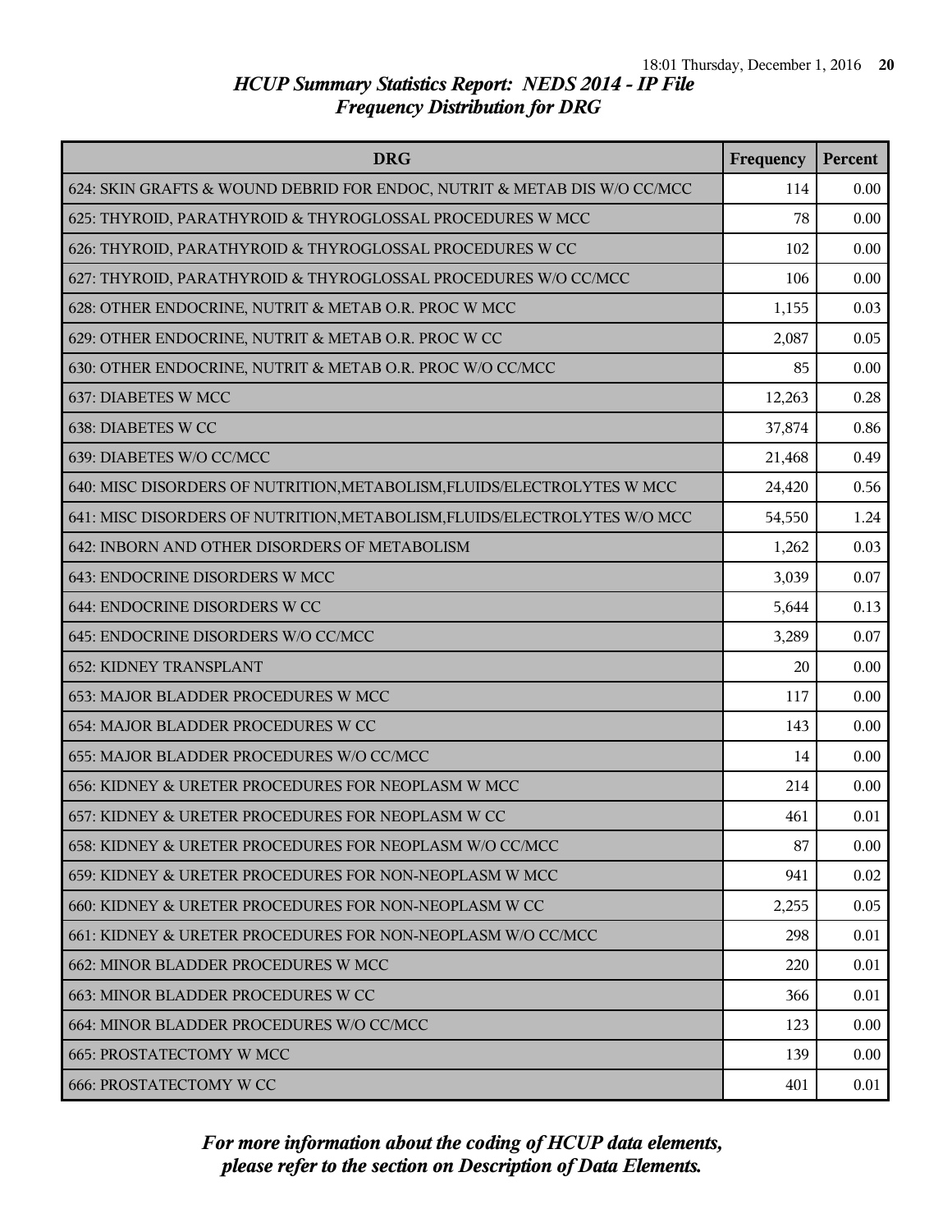# HCUP Summary Statistics Report: NEDS 2014 - IP File
## Frequency Distribution for DRG

| DRG | Frequency | Percent |
|---|---|---|
| 624: SKIN GRAFTS & WOUND DEBRID FOR ENDOC, NUTRIT & METAB DIS W/O CC/MCC | 114 | 0.00 |
| 625: THYROID, PARATHYROID & THYROGLOSSAL PROCEDURES W MCC | 78 | 0.00 |
| 626: THYROID, PARATHYROID & THYROGLOSSAL PROCEDURES W CC | 102 | 0.00 |
| 627: THYROID, PARATHYROID & THYROGLOSSAL PROCEDURES W/O CC/MCC | 106 | 0.00 |
| 628: OTHER ENDOCRINE, NUTRIT & METAB O.R. PROC W MCC | 1,155 | 0.03 |
| 629: OTHER ENDOCRINE, NUTRIT & METAB O.R. PROC W CC | 2,087 | 0.05 |
| 630: OTHER ENDOCRINE, NUTRIT & METAB O.R. PROC W/O CC/MCC | 85 | 0.00 |
| 637: DIABETES W MCC | 12,263 | 0.28 |
| 638: DIABETES W CC | 37,874 | 0.86 |
| 639: DIABETES W/O CC/MCC | 21,468 | 0.49 |
| 640: MISC DISORDERS OF NUTRITION,METABOLISM,FLUIDS/ELECTROLYTES W MCC | 24,420 | 0.56 |
| 641: MISC DISORDERS OF NUTRITION,METABOLISM,FLUIDS/ELECTROLYTES W/O MCC | 54,550 | 1.24 |
| 642: INBORN AND OTHER DISORDERS OF METABOLISM | 1,262 | 0.03 |
| 643: ENDOCRINE DISORDERS W MCC | 3,039 | 0.07 |
| 644: ENDOCRINE DISORDERS W CC | 5,644 | 0.13 |
| 645: ENDOCRINE DISORDERS W/O CC/MCC | 3,289 | 0.07 |
| 652: KIDNEY TRANSPLANT | 20 | 0.00 |
| 653: MAJOR BLADDER PROCEDURES W MCC | 117 | 0.00 |
| 654: MAJOR BLADDER PROCEDURES W CC | 143 | 0.00 |
| 655: MAJOR BLADDER PROCEDURES W/O CC/MCC | 14 | 0.00 |
| 656: KIDNEY & URETER PROCEDURES FOR NEOPLASM W MCC | 214 | 0.00 |
| 657: KIDNEY & URETER PROCEDURES FOR NEOPLASM W CC | 461 | 0.01 |
| 658: KIDNEY & URETER PROCEDURES FOR NEOPLASM W/O CC/MCC | 87 | 0.00 |
| 659: KIDNEY & URETER PROCEDURES FOR NON-NEOPLASM W MCC | 941 | 0.02 |
| 660: KIDNEY & URETER PROCEDURES FOR NON-NEOPLASM W CC | 2,255 | 0.05 |
| 661: KIDNEY & URETER PROCEDURES FOR NON-NEOPLASM W/O CC/MCC | 298 | 0.01 |
| 662: MINOR BLADDER PROCEDURES W MCC | 220 | 0.01 |
| 663: MINOR BLADDER PROCEDURES W CC | 366 | 0.01 |
| 664: MINOR BLADDER PROCEDURES W/O CC/MCC | 123 | 0.00 |
| 665: PROSTATECTOMY W MCC | 139 | 0.00 |
| 666: PROSTATECTOMY W CC | 401 | 0.01 |

*For more information about the coding of HCUP data elements, please refer to the section on Description of Data Elements.*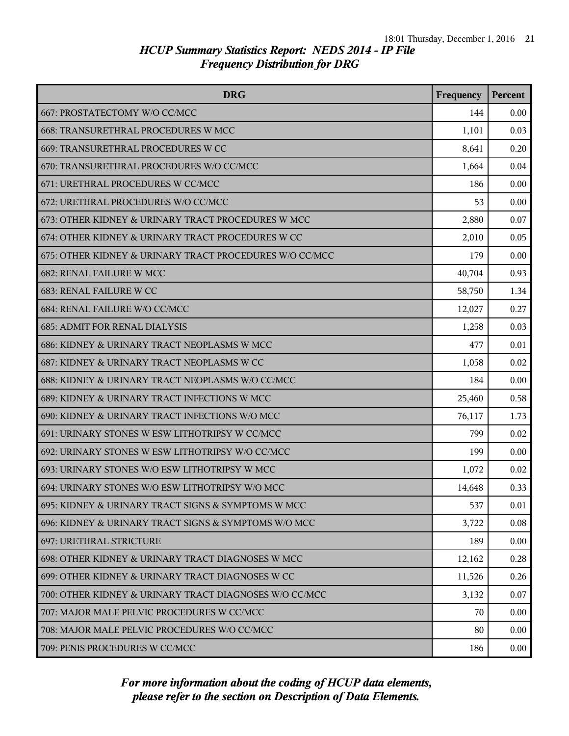## HCUP Summary Statistics Report: NEDS 2014 - IP File
## Frequency Distribution for DRG

| DRG | Frequency | Percent |
|---|---|---|
| 667: PROSTATECTOMY W/O CC/MCC | 144 | 0.00 |
| 668: TRANSURETHRAL PROCEDURES W MCC | 1,101 | 0.03 |
| 669: TRANSURETHRAL PROCEDURES W CC | 8,641 | 0.20 |
| 670: TRANSURETHRAL PROCEDURES W/O CC/MCC | 1,664 | 0.04 |
| 671: URETHRAL PROCEDURES W CC/MCC | 186 | 0.00 |
| 672: URETHRAL PROCEDURES W/O CC/MCC | 53 | 0.00 |
| 673: OTHER KIDNEY & URINARY TRACT PROCEDURES W MCC | 2,880 | 0.07 |
| 674: OTHER KIDNEY & URINARY TRACT PROCEDURES W CC | 2,010 | 0.05 |
| 675: OTHER KIDNEY & URINARY TRACT PROCEDURES W/O CC/MCC | 179 | 0.00 |
| 682: RENAL FAILURE W MCC | 40,704 | 0.93 |
| 683: RENAL FAILURE W CC | 58,750 | 1.34 |
| 684: RENAL FAILURE W/O CC/MCC | 12,027 | 0.27 |
| 685: ADMIT FOR RENAL DIALYSIS | 1,258 | 0.03 |
| 686: KIDNEY & URINARY TRACT NEOPLASMS W MCC | 477 | 0.01 |
| 687: KIDNEY & URINARY TRACT NEOPLASMS W CC | 1,058 | 0.02 |
| 688: KIDNEY & URINARY TRACT NEOPLASMS W/O CC/MCC | 184 | 0.00 |
| 689: KIDNEY & URINARY TRACT INFECTIONS W MCC | 25,460 | 0.58 |
| 690: KIDNEY & URINARY TRACT INFECTIONS W/O MCC | 76,117 | 1.73 |
| 691: URINARY STONES W ESW LITHOTRIPSY W CC/MCC | 799 | 0.02 |
| 692: URINARY STONES W ESW LITHOTRIPSY W/O CC/MCC | 199 | 0.00 |
| 693: URINARY STONES W/O ESW LITHOTRIPSY W MCC | 1,072 | 0.02 |
| 694: URINARY STONES W/O ESW LITHOTRIPSY W/O MCC | 14,648 | 0.33 |
| 695: KIDNEY & URINARY TRACT SIGNS & SYMPTOMS W MCC | 537 | 0.01 |
| 696: KIDNEY & URINARY TRACT SIGNS & SYMPTOMS W/O MCC | 3,722 | 0.08 |
| 697: URETHRAL STRICTURE | 189 | 0.00 |
| 698: OTHER KIDNEY & URINARY TRACT DIAGNOSES W MCC | 12,162 | 0.28 |
| 699: OTHER KIDNEY & URINARY TRACT DIAGNOSES W CC | 11,526 | 0.26 |
| 700: OTHER KIDNEY & URINARY TRACT DIAGNOSES W/O CC/MCC | 3,132 | 0.07 |
| 707: MAJOR MALE PELVIC PROCEDURES W CC/MCC | 70 | 0.00 |
| 708: MAJOR MALE PELVIC PROCEDURES W/O CC/MCC | 80 | 0.00 |
| 709: PENIS PROCEDURES W CC/MCC | 186 | 0.00 |

*For more information about the coding of HCUP data elements, please refer to the section on Description of Data Elements.*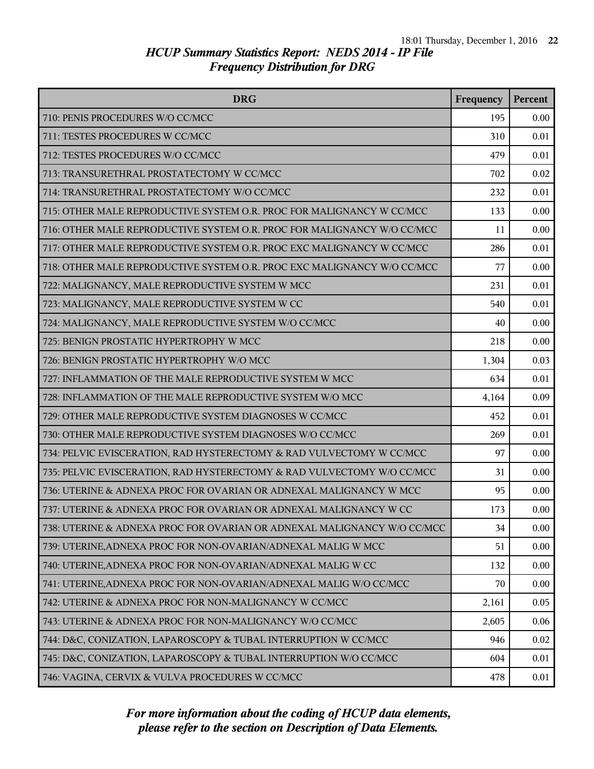## HCUP Summary Statistics Report: NEDS 2014 - IP File
## Frequency Distribution for DRG

| DRG | Frequency | Percent |
|---|---|---|
| 710: PENIS PROCEDURES W/O CC/MCC | 195 | 0.00 |
| 711: TESTES PROCEDURES W CC/MCC | 310 | 0.01 |
| 712: TESTES PROCEDURES W/O CC/MCC | 479 | 0.01 |
| 713: TRANSURETHRAL PROSTATECTOMY W CC/MCC | 702 | 0.02 |
| 714: TRANSURETHRAL PROSTATECTOMY W/O CC/MCC | 232 | 0.01 |
| 715: OTHER MALE REPRODUCTIVE SYSTEM O.R. PROC FOR MALIGNANCY W CC/MCC | 133 | 0.00 |
| 716: OTHER MALE REPRODUCTIVE SYSTEM O.R. PROC FOR MALIGNANCY W/O CC/MCC | 11 | 0.00 |
| 717: OTHER MALE REPRODUCTIVE SYSTEM O.R. PROC EXC MALIGNANCY W CC/MCC | 286 | 0.01 |
| 718: OTHER MALE REPRODUCTIVE SYSTEM O.R. PROC EXC MALIGNANCY W/O CC/MCC | 77 | 0.00 |
| 722: MALIGNANCY, MALE REPRODUCTIVE SYSTEM W MCC | 231 | 0.01 |
| 723: MALIGNANCY, MALE REPRODUCTIVE SYSTEM W CC | 540 | 0.01 |
| 724: MALIGNANCY, MALE REPRODUCTIVE SYSTEM W/O CC/MCC | 40 | 0.00 |
| 725: BENIGN PROSTATIC HYPERTROPHY W MCC | 218 | 0.00 |
| 726: BENIGN PROSTATIC HYPERTROPHY W/O MCC | 1,304 | 0.03 |
| 727: INFLAMMATION OF THE MALE REPRODUCTIVE SYSTEM W MCC | 634 | 0.01 |
| 728: INFLAMMATION OF THE MALE REPRODUCTIVE SYSTEM W/O MCC | 4,164 | 0.09 |
| 729: OTHER MALE REPRODUCTIVE SYSTEM DIAGNOSES W CC/MCC | 452 | 0.01 |
| 730: OTHER MALE REPRODUCTIVE SYSTEM DIAGNOSES W/O CC/MCC | 269 | 0.01 |
| 734: PELVIC EVISCERATION, RAD HYSTERECTOMY & RAD VULVECTOMY W CC/MCC | 97 | 0.00 |
| 735: PELVIC EVISCERATION, RAD HYSTERECTOMY & RAD VULVECTOMY W/O CC/MCC | 31 | 0.00 |
| 736: UTERINE & ADNEXA PROC FOR OVARIAN OR ADNEXAL MALIGNANCY W MCC | 95 | 0.00 |
| 737: UTERINE & ADNEXA PROC FOR OVARIAN OR ADNEXAL MALIGNANCY W CC | 173 | 0.00 |
| 738: UTERINE & ADNEXA PROC FOR OVARIAN OR ADNEXAL MALIGNANCY W/O CC/MCC | 34 | 0.00 |
| 739: UTERINE,ADNEXA PROC FOR NON-OVARIAN/ADNEXAL MALIG W MCC | 51 | 0.00 |
| 740: UTERINE,ADNEXA PROC FOR NON-OVARIAN/ADNEXAL MALIG W CC | 132 | 0.00 |
| 741: UTERINE,ADNEXA PROC FOR NON-OVARIAN/ADNEXAL MALIG W/O CC/MCC | 70 | 0.00 |
| 742: UTERINE & ADNEXA PROC FOR NON-MALIGNANCY W CC/MCC | 2,161 | 0.05 |
| 743: UTERINE & ADNEXA PROC FOR NON-MALIGNANCY W/O CC/MCC | 2,605 | 0.06 |
| 744: D&C, CONIZATION, LAPAROSCOPY & TUBAL INTERRUPTION W CC/MCC | 946 | 0.02 |
| 745: D&C, CONIZATION, LAPAROSCOPY & TUBAL INTERRUPTION W/O CC/MCC | 604 | 0.01 |
| 746: VAGINA, CERVIX & VULVA PROCEDURES W CC/MCC | 478 | 0.01 |

*For more information about the coding of HCUP data elements, please refer to the section on Description of Data Elements.*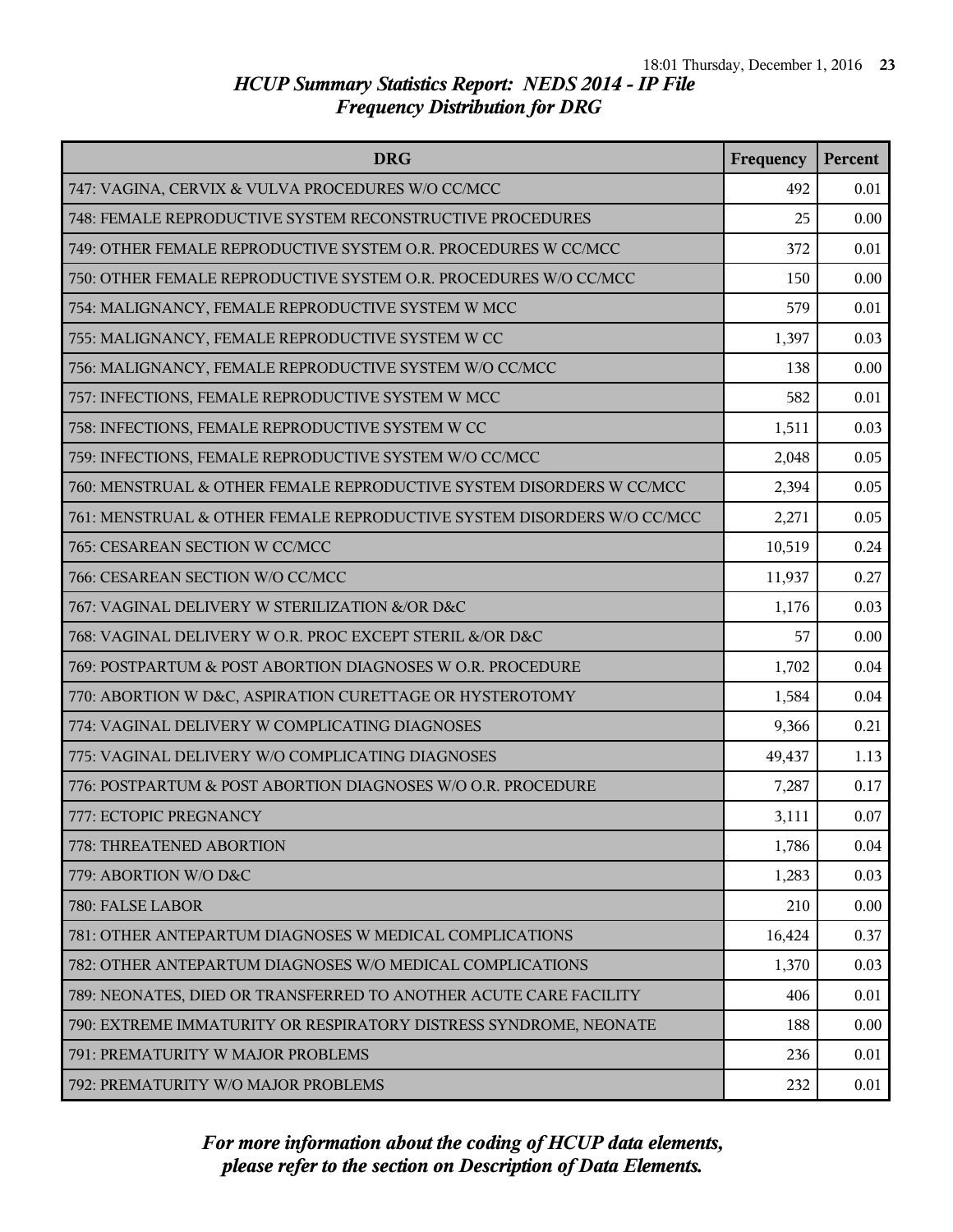# HCUP Summary Statistics Report: NEDS 2014 - IP File
## Frequency Distribution for DRG

| DRG | Frequency | Percent |
|---|---|---|
| 747: VAGINA, CERVIX & VULVA PROCEDURES W/O CC/MCC | 492 | 0.01 |
| 748: FEMALE REPRODUCTIVE SYSTEM RECONSTRUCTIVE PROCEDURES | 25 | 0.00 |
| 749: OTHER FEMALE REPRODUCTIVE SYSTEM O.R. PROCEDURES W CC/MCC | 372 | 0.01 |
| 750: OTHER FEMALE REPRODUCTIVE SYSTEM O.R. PROCEDURES W/O CC/MCC | 150 | 0.00 |
| 754: MALIGNANCY, FEMALE REPRODUCTIVE SYSTEM W MCC | 579 | 0.01 |
| 755: MALIGNANCY, FEMALE REPRODUCTIVE SYSTEM W CC | 1,397 | 0.03 |
| 756: MALIGNANCY, FEMALE REPRODUCTIVE SYSTEM W/O CC/MCC | 138 | 0.00 |
| 757: INFECTIONS, FEMALE REPRODUCTIVE SYSTEM W MCC | 582 | 0.01 |
| 758: INFECTIONS, FEMALE REPRODUCTIVE SYSTEM W CC | 1,511 | 0.03 |
| 759: INFECTIONS, FEMALE REPRODUCTIVE SYSTEM W/O CC/MCC | 2,048 | 0.05 |
| 760: MENSTRUAL & OTHER FEMALE REPRODUCTIVE SYSTEM DISORDERS W CC/MCC | 2,394 | 0.05 |
| 761: MENSTRUAL & OTHER FEMALE REPRODUCTIVE SYSTEM DISORDERS W/O CC/MCC | 2,271 | 0.05 |
| 765: CESAREAN SECTION W CC/MCC | 10,519 | 0.24 |
| 766: CESAREAN SECTION W/O CC/MCC | 11,937 | 0.27 |
| 767: VAGINAL DELIVERY W STERILIZATION &/OR D&C | 1,176 | 0.03 |
| 768: VAGINAL DELIVERY W O.R. PROC EXCEPT STERIL &/OR D&C | 57 | 0.00 |
| 769: POSTPARTUM & POST ABORTION DIAGNOSES W O.R. PROCEDURE | 1,702 | 0.04 |
| 770: ABORTION W D&C, ASPIRATION CURETTAGE OR HYSTEROTOMY | 1,584 | 0.04 |
| 774: VAGINAL DELIVERY W COMPLICATING DIAGNOSES | 9,366 | 0.21 |
| 775: VAGINAL DELIVERY W/O COMPLICATING DIAGNOSES | 49,437 | 1.13 |
| 776: POSTPARTUM & POST ABORTION DIAGNOSES W/O O.R. PROCEDURE | 7,287 | 0.17 |
| 777: ECTOPIC PREGNANCY | 3,111 | 0.07 |
| 778: THREATENED ABORTION | 1,786 | 0.04 |
| 779: ABORTION W/O D&C | 1,283 | 0.03 |
| 780: FALSE LABOR | 210 | 0.00 |
| 781: OTHER ANTEPARTUM DIAGNOSES W MEDICAL COMPLICATIONS | 16,424 | 0.37 |
| 782: OTHER ANTEPARTUM DIAGNOSES W/O MEDICAL COMPLICATIONS | 1,370 | 0.03 |
| 789: NEONATES, DIED OR TRANSFERRED TO ANOTHER ACUTE CARE FACILITY | 406 | 0.01 |
| 790: EXTREME IMMATURITY OR RESPIRATORY DISTRESS SYNDROME, NEONATE | 188 | 0.00 |
| 791: PREMATURITY W MAJOR PROBLEMS | 236 | 0.01 |
| 792: PREMATURITY W/O MAJOR PROBLEMS | 232 | 0.01 |

*For more information about the coding of HCUP data elements, please refer to the section on Description of Data Elements.*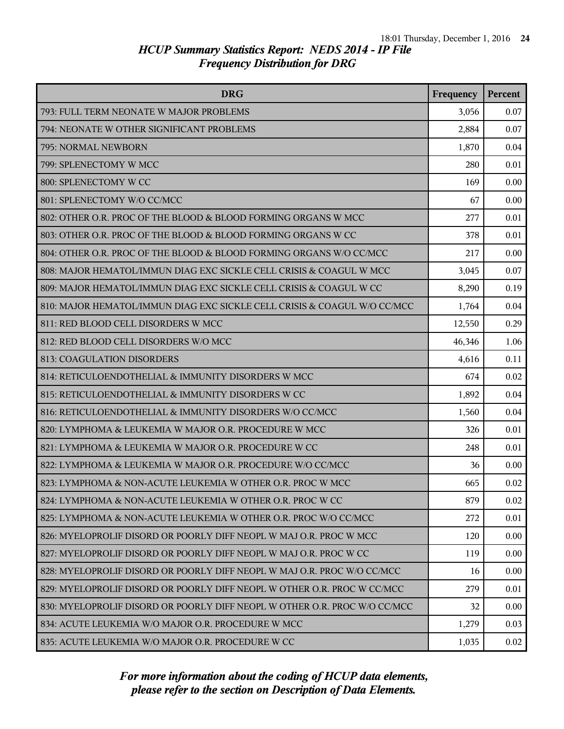# HCUP Summary Statistics Report: NEDS 2014 - IP File
## Frequency Distribution for DRG

| DRG | Frequency | Percent |
|---|---|---|
| 793: FULL TERM NEONATE W MAJOR PROBLEMS | 3,056 | 0.07 |
| 794: NEONATE W OTHER SIGNIFICANT PROBLEMS | 2,884 | 0.07 |
| 795: NORMAL NEWBORN | 1,870 | 0.04 |
| 799: SPLENECTOMY W MCC | 280 | 0.01 |
| 800: SPLENECTOMY W CC | 169 | 0.00 |
| 801: SPLENECTOMY W/O CC/MCC | 67 | 0.00 |
| 802: OTHER O.R. PROC OF THE BLOOD & BLOOD FORMING ORGANS W MCC | 277 | 0.01 |
| 803: OTHER O.R. PROC OF THE BLOOD & BLOOD FORMING ORGANS W CC | 378 | 0.01 |
| 804: OTHER O.R. PROC OF THE BLOOD & BLOOD FORMING ORGANS W/O CC/MCC | 217 | 0.00 |
| 808: MAJOR HEMATOL/IMMUN DIAG EXC SICKLE CELL CRISIS & COAGUL W MCC | 3,045 | 0.07 |
| 809: MAJOR HEMATOL/IMMUN DIAG EXC SICKLE CELL CRISIS & COAGUL W CC | 8,290 | 0.19 |
| 810: MAJOR HEMATOL/IMMUN DIAG EXC SICKLE CELL CRISIS & COAGUL W/O CC/MCC | 1,764 | 0.04 |
| 811: RED BLOOD CELL DISORDERS W MCC | 12,550 | 0.29 |
| 812: RED BLOOD CELL DISORDERS W/O MCC | 46,346 | 1.06 |
| 813: COAGULATION DISORDERS | 4,616 | 0.11 |
| 814: RETICULOENDOTHELIAL & IMMUNITY DISORDERS W MCC | 674 | 0.02 |
| 815: RETICULOENDOTHELIAL & IMMUNITY DISORDERS W CC | 1,892 | 0.04 |
| 816: RETICULOENDOTHELIAL & IMMUNITY DISORDERS W/O CC/MCC | 1,560 | 0.04 |
| 820: LYMPHOMA & LEUKEMIA W MAJOR O.R. PROCEDURE W MCC | 326 | 0.01 |
| 821: LYMPHOMA & LEUKEMIA W MAJOR O.R. PROCEDURE W CC | 248 | 0.01 |
| 822: LYMPHOMA & LEUKEMIA W MAJOR O.R. PROCEDURE W/O CC/MCC | 36 | 0.00 |
| 823: LYMPHOMA & NON-ACUTE LEUKEMIA W OTHER O.R. PROC W MCC | 665 | 0.02 |
| 824: LYMPHOMA & NON-ACUTE LEUKEMIA W OTHER O.R. PROC W CC | 879 | 0.02 |
| 825: LYMPHOMA & NON-ACUTE LEUKEMIA W OTHER O.R. PROC W/O CC/MCC | 272 | 0.01 |
| 826: MYELOPROLIF DISORD OR POORLY DIFF NEOPL W MAJ O.R. PROC W MCC | 120 | 0.00 |
| 827: MYELOPROLIF DISORD OR POORLY DIFF NEOPL W MAJ O.R. PROC W CC | 119 | 0.00 |
| 828: MYELOPROLIF DISORD OR POORLY DIFF NEOPL W MAJ O.R. PROC W/O CC/MCC | 16 | 0.00 |
| 829: MYELOPROLIF DISORD OR POORLY DIFF NEOPL W OTHER O.R. PROC W CC/MCC | 279 | 0.01 |
| 830: MYELOPROLIF DISORD OR POORLY DIFF NEOPL W OTHER O.R. PROC W/O CC/MCC | 32 | 0.00 |
| 834: ACUTE LEUKEMIA W/O MAJOR O.R. PROCEDURE W MCC | 1,279 | 0.03 |
| 835: ACUTE LEUKEMIA W/O MAJOR O.R. PROCEDURE W CC | 1,035 | 0.02 |

*For more information about the coding of HCUP data elements, please refer to the section on Description of Data Elements.*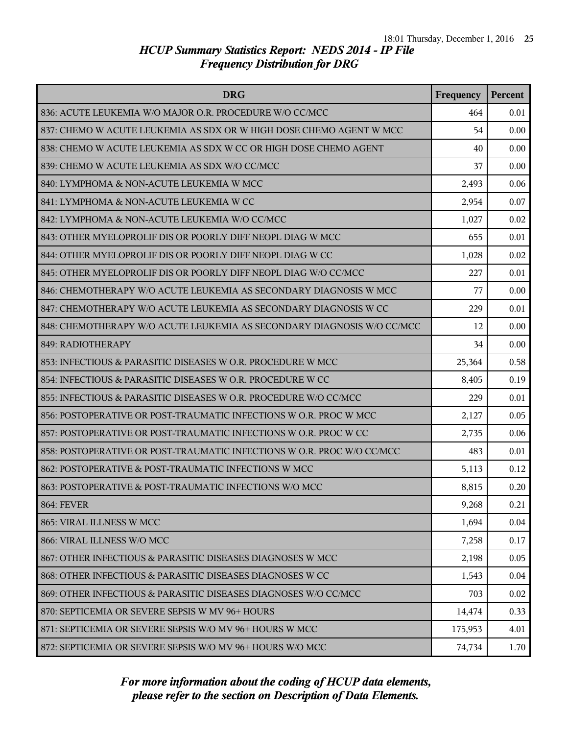## HCUP Summary Statistics Report: NEDS 2014 - IP File
## Frequency Distribution for DRG

| DRG | Frequency | Percent |
|---|---|---|
| 836: ACUTE LEUKEMIA W/O MAJOR O.R. PROCEDURE W/O CC/MCC | 464 | 0.01 |
| 837: CHEMO W ACUTE LEUKEMIA AS SDX OR W HIGH DOSE CHEMO AGENT W MCC | 54 | 0.00 |
| 838: CHEMO W ACUTE LEUKEMIA AS SDX W CC OR HIGH DOSE CHEMO AGENT | 40 | 0.00 |
| 839: CHEMO W ACUTE LEUKEMIA AS SDX W/O CC/MCC | 37 | 0.00 |
| 840: LYMPHOMA & NON-ACUTE LEUKEMIA W MCC | 2,493 | 0.06 |
| 841: LYMPHOMA & NON-ACUTE LEUKEMIA W CC | 2,954 | 0.07 |
| 842: LYMPHOMA & NON-ACUTE LEUKEMIA W/O CC/MCC | 1,027 | 0.02 |
| 843: OTHER MYELOPROLIF DIS OR POORLY DIFF NEOPL DIAG W MCC | 655 | 0.01 |
| 844: OTHER MYELOPROLIF DIS OR POORLY DIFF NEOPL DIAG W CC | 1,028 | 0.02 |
| 845: OTHER MYELOPROLIF DIS OR POORLY DIFF NEOPL DIAG W/O CC/MCC | 227 | 0.01 |
| 846: CHEMOTHERAPY W/O ACUTE LEUKEMIA AS SECONDARY DIAGNOSIS W MCC | 77 | 0.00 |
| 847: CHEMOTHERAPY W/O ACUTE LEUKEMIA AS SECONDARY DIAGNOSIS W CC | 229 | 0.01 |
| 848: CHEMOTHERAPY W/O ACUTE LEUKEMIA AS SECONDARY DIAGNOSIS W/O CC/MCC | 12 | 0.00 |
| 849: RADIOTHERAPY | 34 | 0.00 |
| 853: INFECTIOUS & PARASITIC DISEASES W O.R. PROCEDURE W MCC | 25,364 | 0.58 |
| 854: INFECTIOUS & PARASITIC DISEASES W O.R. PROCEDURE W CC | 8,405 | 0.19 |
| 855: INFECTIOUS & PARASITIC DISEASES W O.R. PROCEDURE W/O CC/MCC | 229 | 0.01 |
| 856: POSTOPERATIVE OR POST-TRAUMATIC INFECTIONS W O.R. PROC W MCC | 2,127 | 0.05 |
| 857: POSTOPERATIVE OR POST-TRAUMATIC INFECTIONS W O.R. PROC W CC | 2,735 | 0.06 |
| 858: POSTOPERATIVE OR POST-TRAUMATIC INFECTIONS W O.R. PROC W/O CC/MCC | 483 | 0.01 |
| 862: POSTOPERATIVE & POST-TRAUMATIC INFECTIONS W MCC | 5,113 | 0.12 |
| 863: POSTOPERATIVE & POST-TRAUMATIC INFECTIONS W/O MCC | 8,815 | 0.20 |
| 864: FEVER | 9,268 | 0.21 |
| 865: VIRAL ILLNESS W MCC | 1,694 | 0.04 |
| 866: VIRAL ILLNESS W/O MCC | 7,258 | 0.17 |
| 867: OTHER INFECTIOUS & PARASITIC DISEASES DIAGNOSES W MCC | 2,198 | 0.05 |
| 868: OTHER INFECTIOUS & PARASITIC DISEASES DIAGNOSES W CC | 1,543 | 0.04 |
| 869: OTHER INFECTIOUS & PARASITIC DISEASES DIAGNOSES W/O CC/MCC | 703 | 0.02 |
| 870: SEPTICEMIA OR SEVERE SEPSIS W MV 96+ HOURS | 14,474 | 0.33 |
| 871: SEPTICEMIA OR SEVERE SEPSIS W/O MV 96+ HOURS W MCC | 175,953 | 4.01 |
| 872: SEPTICEMIA OR SEVERE SEPSIS W/O MV 96+ HOURS W/O MCC | 74,734 | 1.70 |

*For more information about the coding of HCUP data elements, please refer to the section on Description of Data Elements.*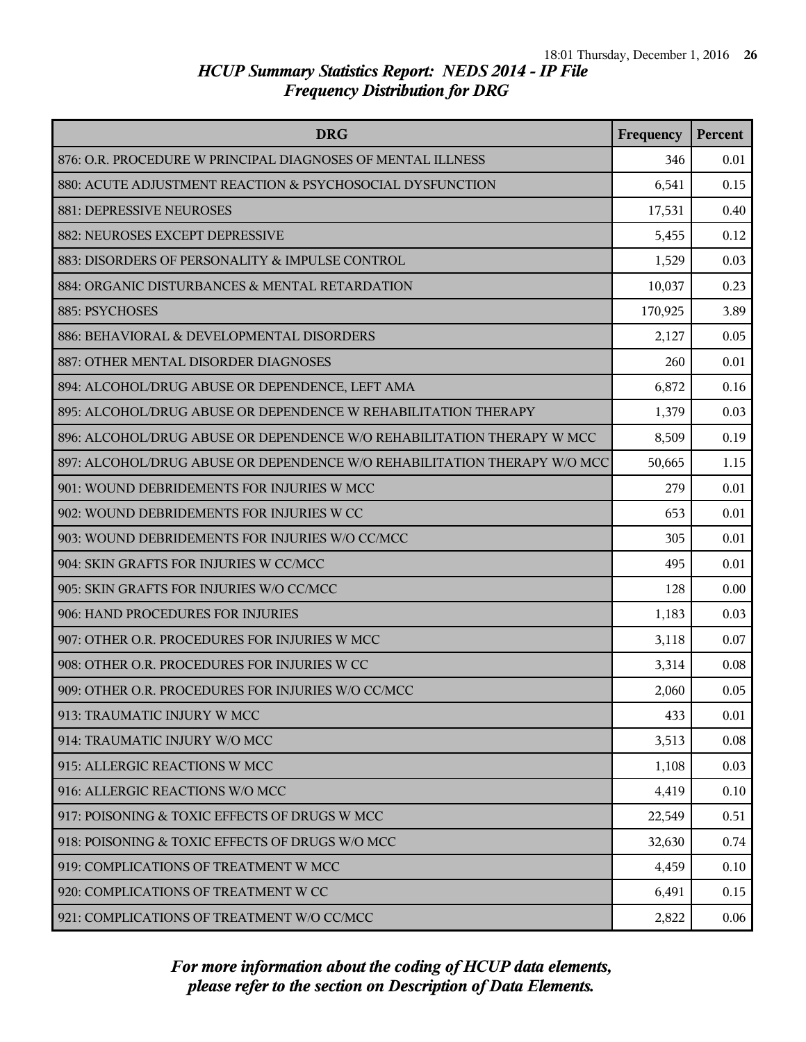# HCUP Summary Statistics Report: NEDS 2014 - IP File

## Frequency Distribution for DRG

| DRG | Frequency | Percent |
| --- | --- | --- |
| 876: O.R. PROCEDURE W PRINCIPAL DIAGNOSES OF MENTAL ILLNESS | 346 | 0.01 |
| 880: ACUTE ADJUSTMENT REACTION & PSYCHOSOCIAL DYSFUNCTION | 6,541 | 0.15 |
| 881: DEPRESSIVE NEUROSES | 17,531 | 0.40 |
| 882: NEUROSES EXCEPT DEPRESSIVE | 5,455 | 0.12 |
| 883: DISORDERS OF PERSONALITY & IMPULSE CONTROL | 1,529 | 0.03 |
| 884: ORGANIC DISTURBANCES & MENTAL RETARDATION | 10,037 | 0.23 |
| 885: PSYCHOSES | 170,925 | 3.89 |
| 886: BEHAVIORAL & DEVELOPMENTAL DISORDERS | 2,127 | 0.05 |
| 887: OTHER MENTAL DISORDER DIAGNOSES | 260 | 0.01 |
| 894: ALCOHOL/DRUG ABUSE OR DEPENDENCE, LEFT AMA | 6,872 | 0.16 |
| 895: ALCOHOL/DRUG ABUSE OR DEPENDENCE W REHABILITATION THERAPY | 1,379 | 0.03 |
| 896: ALCOHOL/DRUG ABUSE OR DEPENDENCE W/O REHABILITATION THERAPY W MCC | 8,509 | 0.19 |
| 897: ALCOHOL/DRUG ABUSE OR DEPENDENCE W/O REHABILITATION THERAPY W/O MCC | 50,665 | 1.15 |
| 901: WOUND DEBRIDEMENTS FOR INJURIES W MCC | 279 | 0.01 |
| 902: WOUND DEBRIDEMENTS FOR INJURIES W CC | 653 | 0.01 |
| 903: WOUND DEBRIDEMENTS FOR INJURIES W/O CC/MCC | 305 | 0.01 |
| 904: SKIN GRAFTS FOR INJURIES W CC/MCC | 495 | 0.01 |
| 905: SKIN GRAFTS FOR INJURIES W/O CC/MCC | 128 | 0.00 |
| 906: HAND PROCEDURES FOR INJURIES | 1,183 | 0.03 |
| 907: OTHER O.R. PROCEDURES FOR INJURIES W MCC | 3,118 | 0.07 |
| 908: OTHER O.R. PROCEDURES FOR INJURIES W CC | 3,314 | 0.08 |
| 909: OTHER O.R. PROCEDURES FOR INJURIES W/O CC/MCC | 2,060 | 0.05 |
| 913: TRAUMATIC INJURY W MCC | 433 | 0.01 |
| 914: TRAUMATIC INJURY W/O MCC | 3,513 | 0.08 |
| 915: ALLERGIC REACTIONS W MCC | 1,108 | 0.03 |
| 916: ALLERGIC REACTIONS W/O MCC | 4,419 | 0.10 |
| 917: POISONING & TOXIC EFFECTS OF DRUGS W MCC | 22,549 | 0.51 |
| 918: POISONING & TOXIC EFFECTS OF DRUGS W/O MCC | 32,630 | 0.74 |
| 919: COMPLICATIONS OF TREATMENT W MCC | 4,459 | 0.10 |
| 920: COMPLICATIONS OF TREATMENT W CC | 6,491 | 0.15 |
| 921: COMPLICATIONS OF TREATMENT W/O CC/MCC | 2,822 | 0.06 |

*For more information about the coding of HCUP data elements, please refer to the section on Description of Data Elements.*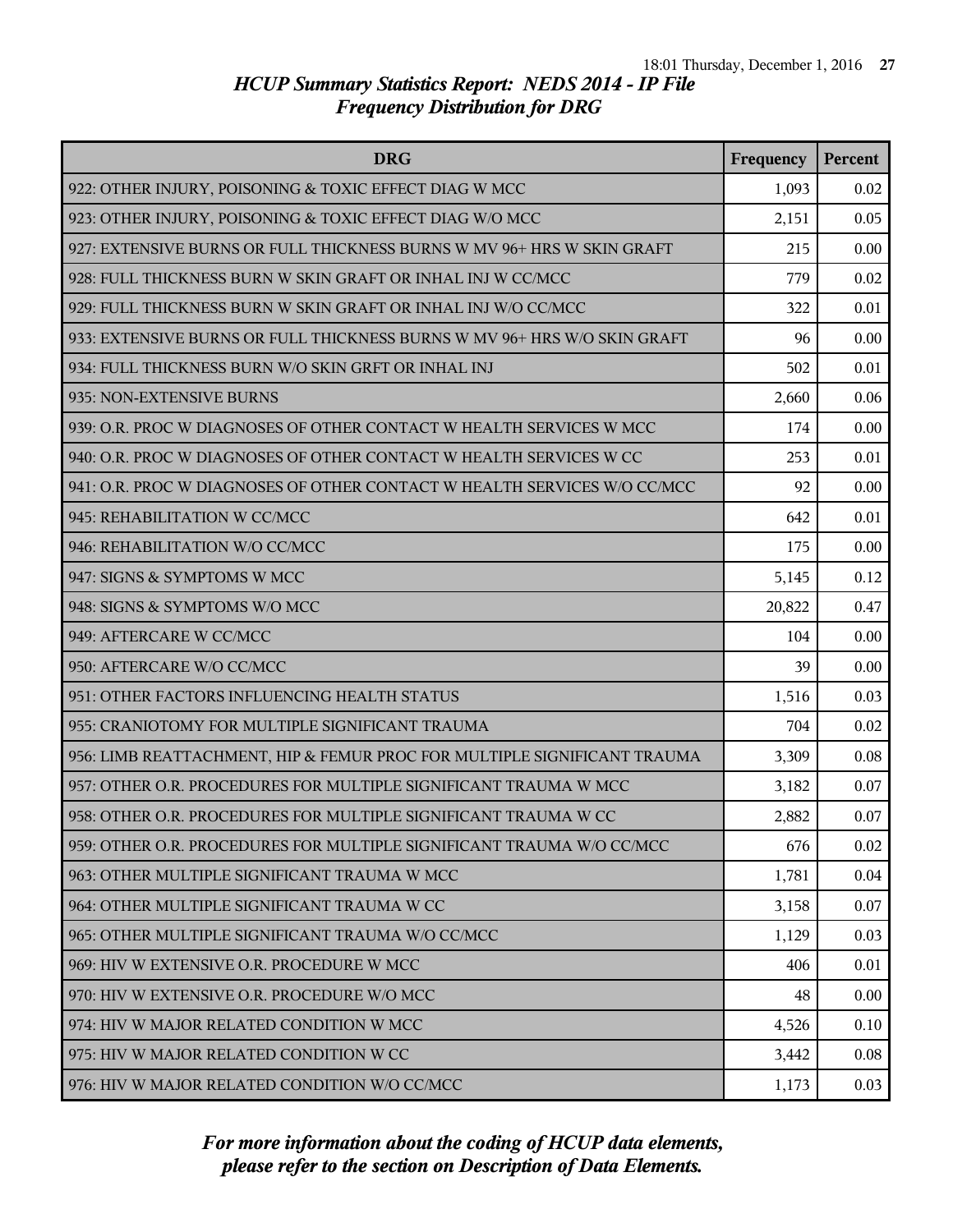## HCUP Summary Statistics Report: NEDS 2014 - IP File
## Frequency Distribution for DRG

| DRG | Frequency | Percent |
|---|---|---|
| 922: OTHER INJURY, POISONING & TOXIC EFFECT DIAG W MCC | 1,093 | 0.02 |
| 923: OTHER INJURY, POISONING & TOXIC EFFECT DIAG W/O MCC | 2,151 | 0.05 |
| 927: EXTENSIVE BURNS OR FULL THICKNESS BURNS W MV 96+ HRS W SKIN GRAFT | 215 | 0.00 |
| 928: FULL THICKNESS BURN W SKIN GRAFT OR INHAL INJ W CC/MCC | 779 | 0.02 |
| 929: FULL THICKNESS BURN W SKIN GRAFT OR INHAL INJ W/O CC/MCC | 322 | 0.01 |
| 933: EXTENSIVE BURNS OR FULL THICKNESS BURNS W MV 96+ HRS W/O SKIN GRAFT | 96 | 0.00 |
| 934: FULL THICKNESS BURN W/O SKIN GRFT OR INHAL INJ | 502 | 0.01 |
| 935: NON-EXTENSIVE BURNS | 2,660 | 0.06 |
| 939: O.R. PROC W DIAGNOSES OF OTHER CONTACT W HEALTH SERVICES W MCC | 174 | 0.00 |
| 940: O.R. PROC W DIAGNOSES OF OTHER CONTACT W HEALTH SERVICES W CC | 253 | 0.01 |
| 941: O.R. PROC W DIAGNOSES OF OTHER CONTACT W HEALTH SERVICES W/O CC/MCC | 92 | 0.00 |
| 945: REHABILITATION W CC/MCC | 642 | 0.01 |
| 946: REHABILITATION W/O CC/MCC | 175 | 0.00 |
| 947: SIGNS & SYMPTOMS W MCC | 5,145 | 0.12 |
| 948: SIGNS & SYMPTOMS W/O MCC | 20,822 | 0.47 |
| 949: AFTERCARE W CC/MCC | 104 | 0.00 |
| 950: AFTERCARE W/O CC/MCC | 39 | 0.00 |
| 951: OTHER FACTORS INFLUENCING HEALTH STATUS | 1,516 | 0.03 |
| 955: CRANIOTOMY FOR MULTIPLE SIGNIFICANT TRAUMA | 704 | 0.02 |
| 956: LIMB REATTACHMENT, HIP & FEMUR PROC FOR MULTIPLE SIGNIFICANT TRAUMA | 3,309 | 0.08 |
| 957: OTHER O.R. PROCEDURES FOR MULTIPLE SIGNIFICANT TRAUMA W MCC | 3,182 | 0.07 |
| 958: OTHER O.R. PROCEDURES FOR MULTIPLE SIGNIFICANT TRAUMA W CC | 2,882 | 0.07 |
| 959: OTHER O.R. PROCEDURES FOR MULTIPLE SIGNIFICANT TRAUMA W/O CC/MCC | 676 | 0.02 |
| 963: OTHER MULTIPLE SIGNIFICANT TRAUMA W MCC | 1,781 | 0.04 |
| 964: OTHER MULTIPLE SIGNIFICANT TRAUMA W CC | 3,158 | 0.07 |
| 965: OTHER MULTIPLE SIGNIFICANT TRAUMA W/O CC/MCC | 1,129 | 0.03 |
| 969: HIV W EXTENSIVE O.R. PROCEDURE W MCC | 406 | 0.01 |
| 970: HIV W EXTENSIVE O.R. PROCEDURE W/O MCC | 48 | 0.00 |
| 974: HIV W MAJOR RELATED CONDITION W MCC | 4,526 | 0.10 |
| 975: HIV W MAJOR RELATED CONDITION W CC | 3,442 | 0.08 |
| 976: HIV W MAJOR RELATED CONDITION W/O CC/MCC | 1,173 | 0.03 |

*For more information about the coding of HCUP data elements, please refer to the section on Description of Data Elements.*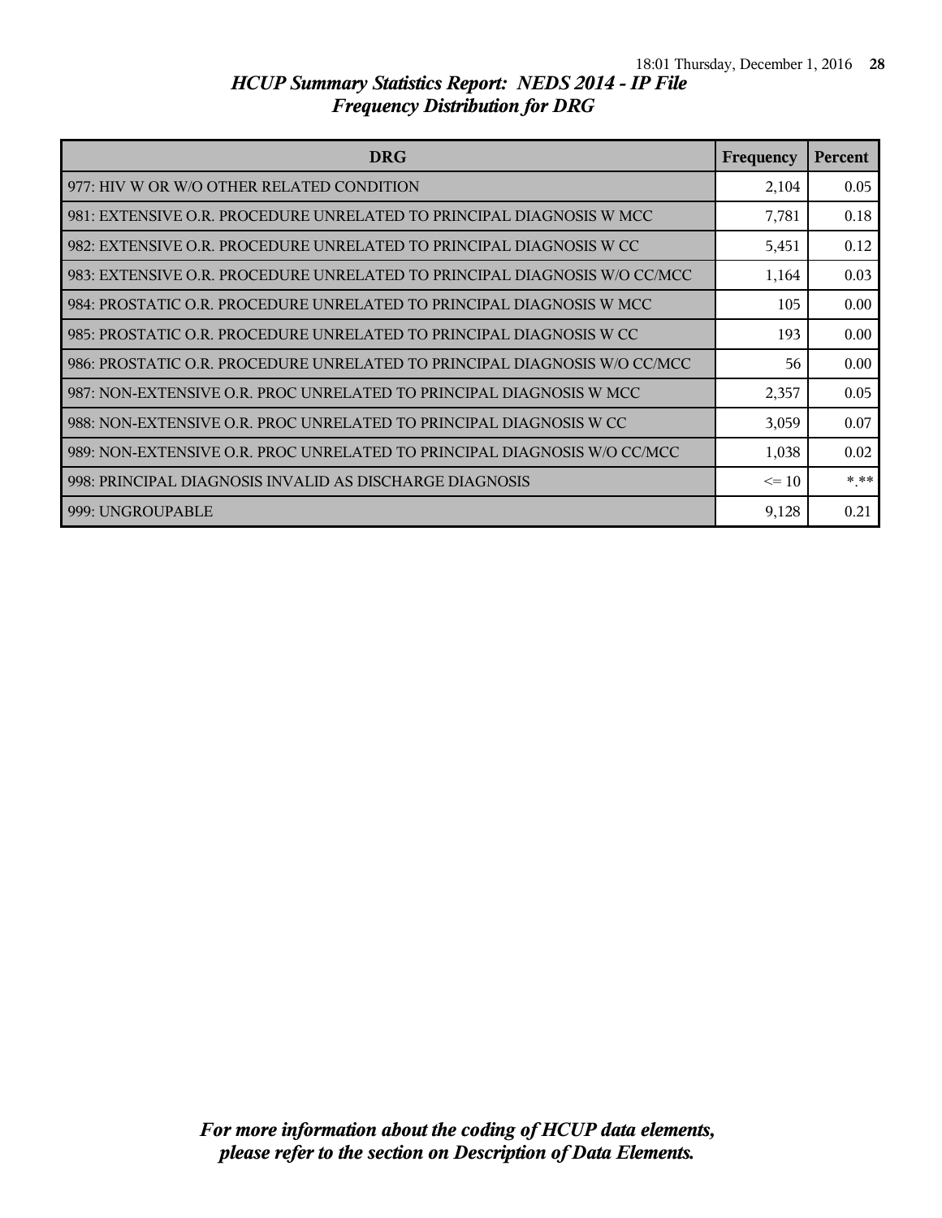## HCUP Summary Statistics Report: NEDS 2014 - IP File
### Frequency Distribution for DRG

| DRG | Frequency | Percent |
|---|---|---|
| 977: HIV W OR W/O OTHER RELATED CONDITION | 2,104 | 0.05 |
| 981: EXTENSIVE O.R. PROCEDURE UNRELATED TO PRINCIPAL DIAGNOSIS W MCC | 7,781 | 0.18 |
| 982: EXTENSIVE O.R. PROCEDURE UNRELATED TO PRINCIPAL DIAGNOSIS W CC | 5,451 | 0.12 |
| 983: EXTENSIVE O.R. PROCEDURE UNRELATED TO PRINCIPAL DIAGNOSIS W/O CC/MCC | 1,164 | 0.03 |
| 984: PROSTATIC O.R. PROCEDURE UNRELATED TO PRINCIPAL DIAGNOSIS W MCC | 105 | 0.00 |
| 985: PROSTATIC O.R. PROCEDURE UNRELATED TO PRINCIPAL DIAGNOSIS W CC | 193 | 0.00 |
| 986: PROSTATIC O.R. PROCEDURE UNRELATED TO PRINCIPAL DIAGNOSIS W/O CC/MCC | 56 | 0.00 |
| 987: NON-EXTENSIVE O.R. PROC UNRELATED TO PRINCIPAL DIAGNOSIS W MCC | 2,357 | 0.05 |
| 988: NON-EXTENSIVE O.R. PROC UNRELATED TO PRINCIPAL DIAGNOSIS W CC | 3,059 | 0.07 |
| 989: NON-EXTENSIVE O.R. PROC UNRELATED TO PRINCIPAL DIAGNOSIS W/O CC/MCC | 1,038 | 0.02 |
| 998: PRINCIPAL DIAGNOSIS INVALID AS DISCHARGE DIAGNOSIS | <= 10 | *.** |
| 999: UNGROUPABLE | 9,128 | 0.21 |

*For more information about the coding of HCUP data elements, please refer to the section on Description of Data Elements.*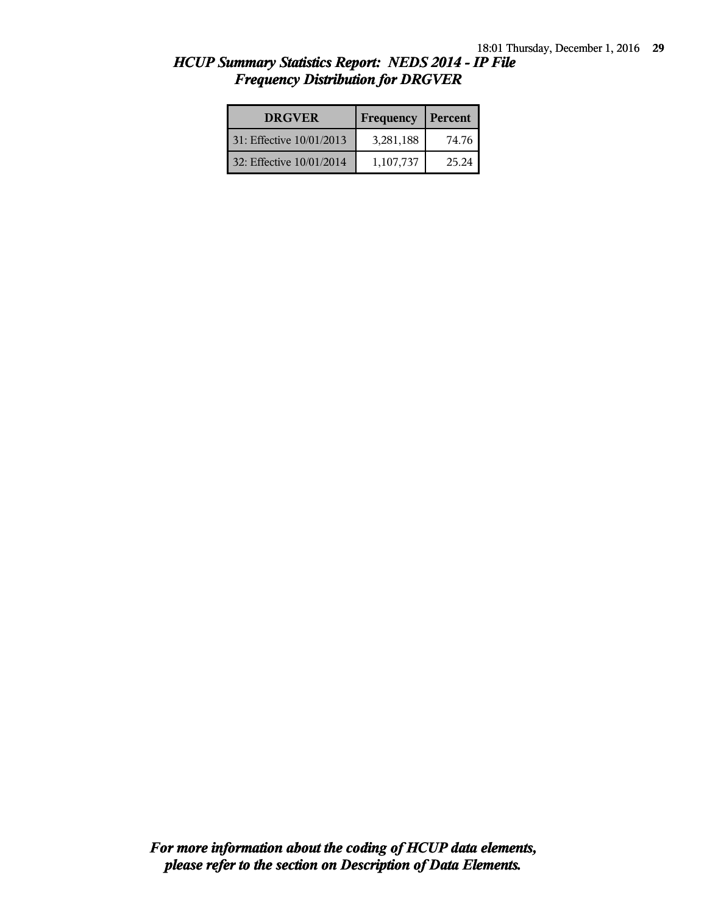## *HCUP Summary Statistics Report: NEDS 2014 - IP File*
## *Frequency Distribution for DRGVER*

| DRGVER | Frequency | Percent |
|---|---|---|
| 31: Effective 10/01/2013 | 3,281,188 | 74.76 |
| 32: Effective 10/01/2014 | 1,107,737 | 25.24 |

***For more information about the coding of HCUP data elements, please refer to the section on Description of Data Elements.***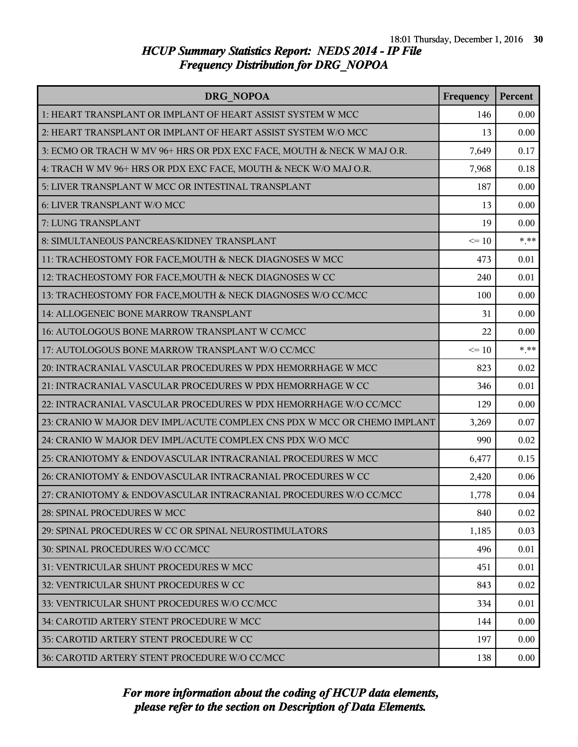*HCUP Summary Statistics Report: NEDS 2014 - IP File*
*Frequency Distribution for DRG_NOPOA*

| DRG_NOPOA | Frequency | Percent |
|---|---|---|
| 1: HEART TRANSPLANT OR IMPLANT OF HEART ASSIST SYSTEM W MCC | 146 | 0.00 |
| 2: HEART TRANSPLANT OR IMPLANT OF HEART ASSIST SYSTEM W/O MCC | 13 | 0.00 |
| 3: ECMO OR TRACH W MV 96+ HRS OR PDX EXC FACE, MOUTH & NECK W MAJ O.R. | 7,649 | 0.17 |
| 4: TRACH W MV 96+ HRS OR PDX EXC FACE, MOUTH & NECK W/O MAJ O.R. | 7,968 | 0.18 |
| 5: LIVER TRANSPLANT W MCC OR INTESTINAL TRANSPLANT | 187 | 0.00 |
| 6: LIVER TRANSPLANT W/O MCC | 13 | 0.00 |
| 7: LUNG TRANSPLANT | 19 | 0.00 |
| 8: SIMULTANEOUS PANCREAS/KIDNEY TRANSPLANT | <= 10 | *.** |
| 11: TRACHEOSTOMY FOR FACE,MOUTH & NECK DIAGNOSES W MCC | 473 | 0.01 |
| 12: TRACHEOSTOMY FOR FACE,MOUTH & NECK DIAGNOSES W CC | 240 | 0.01 |
| 13: TRACHEOSTOMY FOR FACE,MOUTH & NECK DIAGNOSES W/O CC/MCC | 100 | 0.00 |
| 14: ALLOGENEIC BONE MARROW TRANSPLANT | 31 | 0.00 |
| 16: AUTOLOGOUS BONE MARROW TRANSPLANT W CC/MCC | 22 | 0.00 |
| 17: AUTOLOGOUS BONE MARROW TRANSPLANT W/O CC/MCC | <= 10 | *.** |
| 20: INTRACRANIAL VASCULAR PROCEDURES W PDX HEMORRHAGE W MCC | 823 | 0.02 |
| 21: INTRACRANIAL VASCULAR PROCEDURES W PDX HEMORRHAGE W CC | 346 | 0.01 |
| 22: INTRACRANIAL VASCULAR PROCEDURES W PDX HEMORRHAGE W/O CC/MCC | 129 | 0.00 |
| 23: CRANIO W MAJOR DEV IMPL/ACUTE COMPLEX CNS PDX W MCC OR CHEMO IMPLANT | 3,269 | 0.07 |
| 24: CRANIO W MAJOR DEV IMPL/ACUTE COMPLEX CNS PDX W/O MCC | 990 | 0.02 |
| 25: CRANIOTOMY & ENDOVASCULAR INTRACRANIAL PROCEDURES W MCC | 6,477 | 0.15 |
| 26: CRANIOTOMY & ENDOVASCULAR INTRACRANIAL PROCEDURES W CC | 2,420 | 0.06 |
| 27: CRANIOTOMY & ENDOVASCULAR INTRACRANIAL PROCEDURES W/O CC/MCC | 1,778 | 0.04 |
| 28: SPINAL PROCEDURES W MCC | 840 | 0.02 |
| 29: SPINAL PROCEDURES W CC OR SPINAL NEUROSTIMULATORS | 1,185 | 0.03 |
| 30: SPINAL PROCEDURES W/O CC/MCC | 496 | 0.01 |
| 31: VENTRICULAR SHUNT PROCEDURES W MCC | 451 | 0.01 |
| 32: VENTRICULAR SHUNT PROCEDURES W CC | 843 | 0.02 |
| 33: VENTRICULAR SHUNT PROCEDURES W/O CC/MCC | 334 | 0.01 |
| 34: CAROTID ARTERY STENT PROCEDURE W MCC | 144 | 0.00 |
| 35: CAROTID ARTERY STENT PROCEDURE W CC | 197 | 0.00 |
| 36: CAROTID ARTERY STENT PROCEDURE W/O CC/MCC | 138 | 0.00 |

*For more information about the coding of HCUP data elements, please refer to the section on Description of Data Elements.*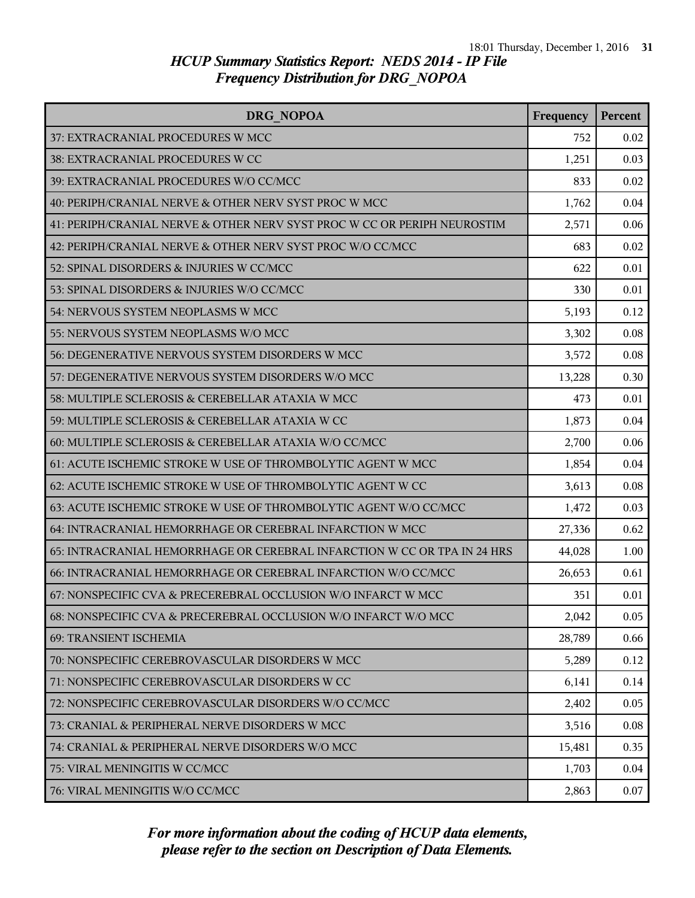# HCUP Summary Statistics Report: NEDS 2014 - IP File
## Frequency Distribution for DRG_NOPOA

| DRG_NOPOA | Frequency | Percent |
|---|---|---|
| 37: EXTRACRANIAL PROCEDURES W MCC | 752 | 0.02 |
| 38: EXTRACRANIAL PROCEDURES W CC | 1,251 | 0.03 |
| 39: EXTRACRANIAL PROCEDURES W/O CC/MCC | 833 | 0.02 |
| 40: PERIPH/CRANIAL NERVE & OTHER NERV SYST PROC W MCC | 1,762 | 0.04 |
| 41: PERIPH/CRANIAL NERVE & OTHER NERV SYST PROC W CC OR PERIPH NEUROSTIM | 2,571 | 0.06 |
| 42: PERIPH/CRANIAL NERVE & OTHER NERV SYST PROC W/O CC/MCC | 683 | 0.02 |
| 52: SPINAL DISORDERS & INJURIES W CC/MCC | 622 | 0.01 |
| 53: SPINAL DISORDERS & INJURIES W/O CC/MCC | 330 | 0.01 |
| 54: NERVOUS SYSTEM NEOPLASMS W MCC | 5,193 | 0.12 |
| 55: NERVOUS SYSTEM NEOPLASMS W/O MCC | 3,302 | 0.08 |
| 56: DEGENERATIVE NERVOUS SYSTEM DISORDERS W MCC | 3,572 | 0.08 |
| 57: DEGENERATIVE NERVOUS SYSTEM DISORDERS W/O MCC | 13,228 | 0.30 |
| 58: MULTIPLE SCLEROSIS & CEREBELLAR ATAXIA W MCC | 473 | 0.01 |
| 59: MULTIPLE SCLEROSIS & CEREBELLAR ATAXIA W CC | 1,873 | 0.04 |
| 60: MULTIPLE SCLEROSIS & CEREBELLAR ATAXIA W/O CC/MCC | 2,700 | 0.06 |
| 61: ACUTE ISCHEMIC STROKE W USE OF THROMBOLYTIC AGENT W MCC | 1,854 | 0.04 |
| 62: ACUTE ISCHEMIC STROKE W USE OF THROMBOLYTIC AGENT W CC | 3,613 | 0.08 |
| 63: ACUTE ISCHEMIC STROKE W USE OF THROMBOLYTIC AGENT W/O CC/MCC | 1,472 | 0.03 |
| 64: INTRACRANIAL HEMORRHAGE OR CEREBRAL INFARCTION W MCC | 27,336 | 0.62 |
| 65: INTRACRANIAL HEMORRHAGE OR CEREBRAL INFARCTION W CC OR TPA IN 24 HRS | 44,028 | 1.00 |
| 66: INTRACRANIAL HEMORRHAGE OR CEREBRAL INFARCTION W/O CC/MCC | 26,653 | 0.61 |
| 67: NONSPECIFIC CVA & PRECEREBRAL OCCLUSION W/O INFARCT W MCC | 351 | 0.01 |
| 68: NONSPECIFIC CVA & PRECEREBRAL OCCLUSION W/O INFARCT W/O MCC | 2,042 | 0.05 |
| 69: TRANSIENT ISCHEMIA | 28,789 | 0.66 |
| 70: NONSPECIFIC CEREBROVASCULAR DISORDERS W MCC | 5,289 | 0.12 |
| 71: NONSPECIFIC CEREBROVASCULAR DISORDERS W CC | 6,141 | 0.14 |
| 72: NONSPECIFIC CEREBROVASCULAR DISORDERS W/O CC/MCC | 2,402 | 0.05 |
| 73: CRANIAL & PERIPHERAL NERVE DISORDERS W MCC | 3,516 | 0.08 |
| 74: CRANIAL & PERIPHERAL NERVE DISORDERS W/O MCC | 15,481 | 0.35 |
| 75: VIRAL MENINGITIS W CC/MCC | 1,703 | 0.04 |
| 76: VIRAL MENINGITIS W/O CC/MCC | 2,863 | 0.07 |

*For more information about the coding of HCUP data elements, please refer to the section on Description of Data Elements.*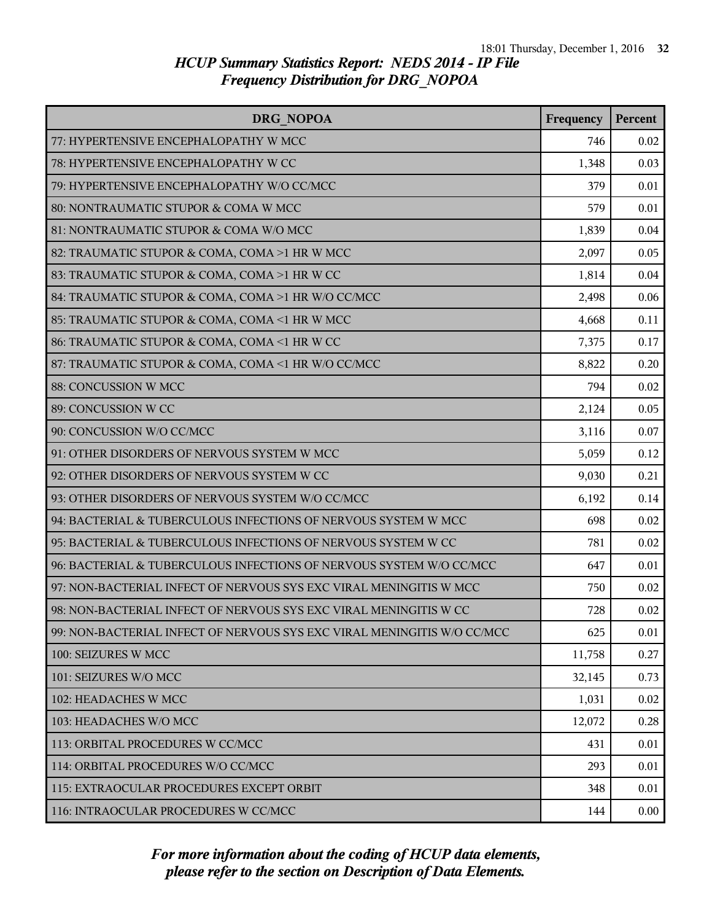## HCUP Summary Statistics Report: NEDS 2014 - IP File
## Frequency Distribution for DRG_NOPOA

| DRG_NOPOA | Frequency | Percent |
|---|---|---|
| 77: HYPERTENSIVE ENCEPHALOPATHY W MCC | 746 | 0.02 |
| 78: HYPERTENSIVE ENCEPHALOPATHY W CC | 1,348 | 0.03 |
| 79: HYPERTENSIVE ENCEPHALOPATHY W/O CC/MCC | 379 | 0.01 |
| 80: NONTRAUMATIC STUPOR & COMA W MCC | 579 | 0.01 |
| 81: NONTRAUMATIC STUPOR & COMA W/O MCC | 1,839 | 0.04 |
| 82: TRAUMATIC STUPOR & COMA, COMA >1 HR W MCC | 2,097 | 0.05 |
| 83: TRAUMATIC STUPOR & COMA, COMA >1 HR W CC | 1,814 | 0.04 |
| 84: TRAUMATIC STUPOR & COMA, COMA >1 HR W/O CC/MCC | 2,498 | 0.06 |
| 85: TRAUMATIC STUPOR & COMA, COMA <1 HR W MCC | 4,668 | 0.11 |
| 86: TRAUMATIC STUPOR & COMA, COMA <1 HR W CC | 7,375 | 0.17 |
| 87: TRAUMATIC STUPOR & COMA, COMA <1 HR W/O CC/MCC | 8,822 | 0.20 |
| 88: CONCUSSION W MCC | 794 | 0.02 |
| 89: CONCUSSION W CC | 2,124 | 0.05 |
| 90: CONCUSSION W/O CC/MCC | 3,116 | 0.07 |
| 91: OTHER DISORDERS OF NERVOUS SYSTEM W MCC | 5,059 | 0.12 |
| 92: OTHER DISORDERS OF NERVOUS SYSTEM W CC | 9,030 | 0.21 |
| 93: OTHER DISORDERS OF NERVOUS SYSTEM W/O CC/MCC | 6,192 | 0.14 |
| 94: BACTERIAL & TUBERCULOUS INFECTIONS OF NERVOUS SYSTEM W MCC | 698 | 0.02 |
| 95: BACTERIAL & TUBERCULOUS INFECTIONS OF NERVOUS SYSTEM W CC | 781 | 0.02 |
| 96: BACTERIAL & TUBERCULOUS INFECTIONS OF NERVOUS SYSTEM W/O CC/MCC | 647 | 0.01 |
| 97: NON-BACTERIAL INFECT OF NERVOUS SYS EXC VIRAL MENINGITIS W MCC | 750 | 0.02 |
| 98: NON-BACTERIAL INFECT OF NERVOUS SYS EXC VIRAL MENINGITIS W CC | 728 | 0.02 |
| 99: NON-BACTERIAL INFECT OF NERVOUS SYS EXC VIRAL MENINGITIS W/O CC/MCC | 625 | 0.01 |
| 100: SEIZURES W MCC | 11,758 | 0.27 |
| 101: SEIZURES W/O MCC | 32,145 | 0.73 |
| 102: HEADACHES W MCC | 1,031 | 0.02 |
| 103: HEADACHES W/O MCC | 12,072 | 0.28 |
| 113: ORBITAL PROCEDURES W CC/MCC | 431 | 0.01 |
| 114: ORBITAL PROCEDURES W/O CC/MCC | 293 | 0.01 |
| 115: EXTRAOCULAR PROCEDURES EXCEPT ORBIT | 348 | 0.01 |
| 116: INTRAOCULAR PROCEDURES W CC/MCC | 144 | 0.00 |

*For more information about the coding of HCUP data elements, please refer to the section on Description of Data Elements.*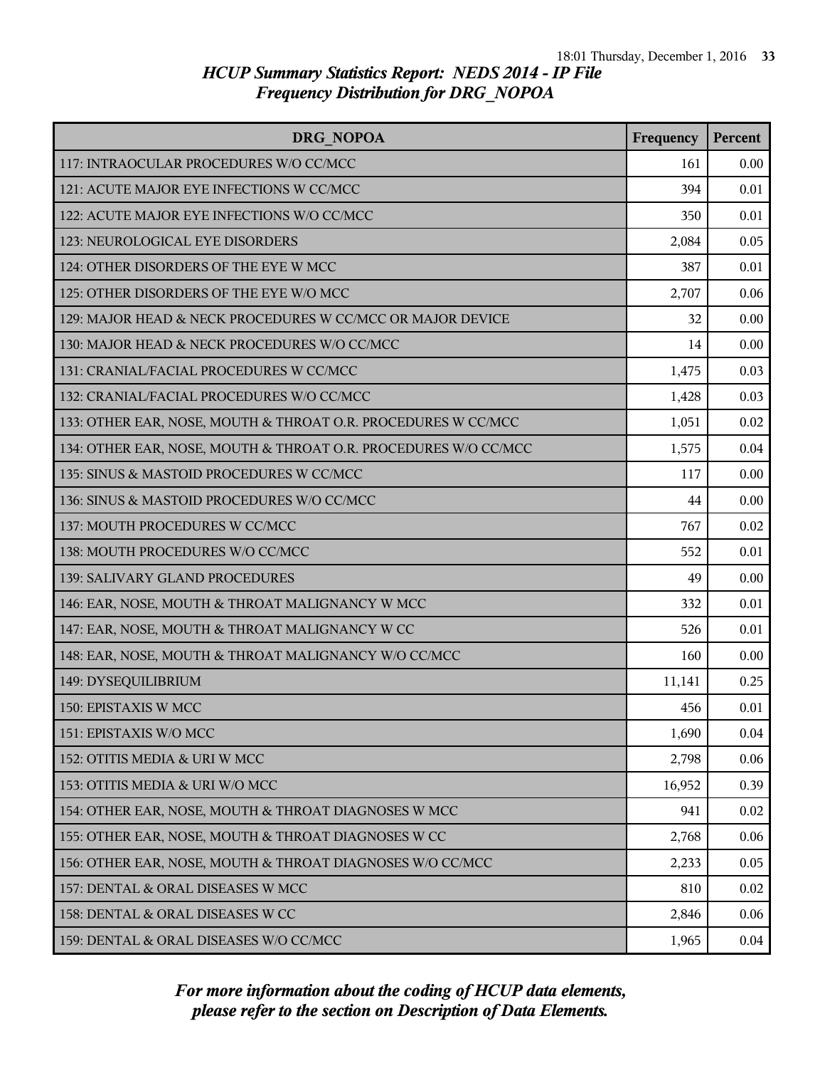*HCUP Summary Statistics Report: NEDS 2014 - IP File*
*Frequency Distribution for DRG_NOPOA*

| DRG_NOPOA | Frequency | Percent |
|---|---|---|
| 117: INTRAOCULAR PROCEDURES W/O CC/MCC | 161 | 0.00 |
| 121: ACUTE MAJOR EYE INFECTIONS W CC/MCC | 394 | 0.01 |
| 122: ACUTE MAJOR EYE INFECTIONS W/O CC/MCC | 350 | 0.01 |
| 123: NEUROLOGICAL EYE DISORDERS | 2,084 | 0.05 |
| 124: OTHER DISORDERS OF THE EYE W MCC | 387 | 0.01 |
| 125: OTHER DISORDERS OF THE EYE W/O MCC | 2,707 | 0.06 |
| 129: MAJOR HEAD & NECK PROCEDURES W CC/MCC OR MAJOR DEVICE | 32 | 0.00 |
| 130: MAJOR HEAD & NECK PROCEDURES W/O CC/MCC | 14 | 0.00 |
| 131: CRANIAL/FACIAL PROCEDURES W CC/MCC | 1,475 | 0.03 |
| 132: CRANIAL/FACIAL PROCEDURES W/O CC/MCC | 1,428 | 0.03 |
| 133: OTHER EAR, NOSE, MOUTH & THROAT O.R. PROCEDURES W CC/MCC | 1,051 | 0.02 |
| 134: OTHER EAR, NOSE, MOUTH & THROAT O.R. PROCEDURES W/O CC/MCC | 1,575 | 0.04 |
| 135: SINUS & MASTOID PROCEDURES W CC/MCC | 117 | 0.00 |
| 136: SINUS & MASTOID PROCEDURES W/O CC/MCC | 44 | 0.00 |
| 137: MOUTH PROCEDURES W CC/MCC | 767 | 0.02 |
| 138: MOUTH PROCEDURES W/O CC/MCC | 552 | 0.01 |
| 139: SALIVARY GLAND PROCEDURES | 49 | 0.00 |
| 146: EAR, NOSE, MOUTH & THROAT MALIGNANCY W MCC | 332 | 0.01 |
| 147: EAR, NOSE, MOUTH & THROAT MALIGNANCY W CC | 526 | 0.01 |
| 148: EAR, NOSE, MOUTH & THROAT MALIGNANCY W/O CC/MCC | 160 | 0.00 |
| 149: DYSEQUILIBRIUM | 11,141 | 0.25 |
| 150: EPISTAXIS W MCC | 456 | 0.01 |
| 151: EPISTAXIS W/O MCC | 1,690 | 0.04 |
| 152: OTITIS MEDIA & URI W MCC | 2,798 | 0.06 |
| 153: OTITIS MEDIA & URI W/O MCC | 16,952 | 0.39 |
| 154: OTHER EAR, NOSE, MOUTH & THROAT DIAGNOSES W MCC | 941 | 0.02 |
| 155: OTHER EAR, NOSE, MOUTH & THROAT DIAGNOSES W CC | 2,768 | 0.06 |
| 156: OTHER EAR, NOSE, MOUTH & THROAT DIAGNOSES W/O CC/MCC | 2,233 | 0.05 |
| 157: DENTAL & ORAL DISEASES W MCC | 810 | 0.02 |
| 158: DENTAL & ORAL DISEASES W CC | 2,846 | 0.06 |
| 159: DENTAL & ORAL DISEASES W/O CC/MCC | 1,965 | 0.04 |

*For more information about the coding of HCUP data elements, please refer to the section on Description of Data Elements.*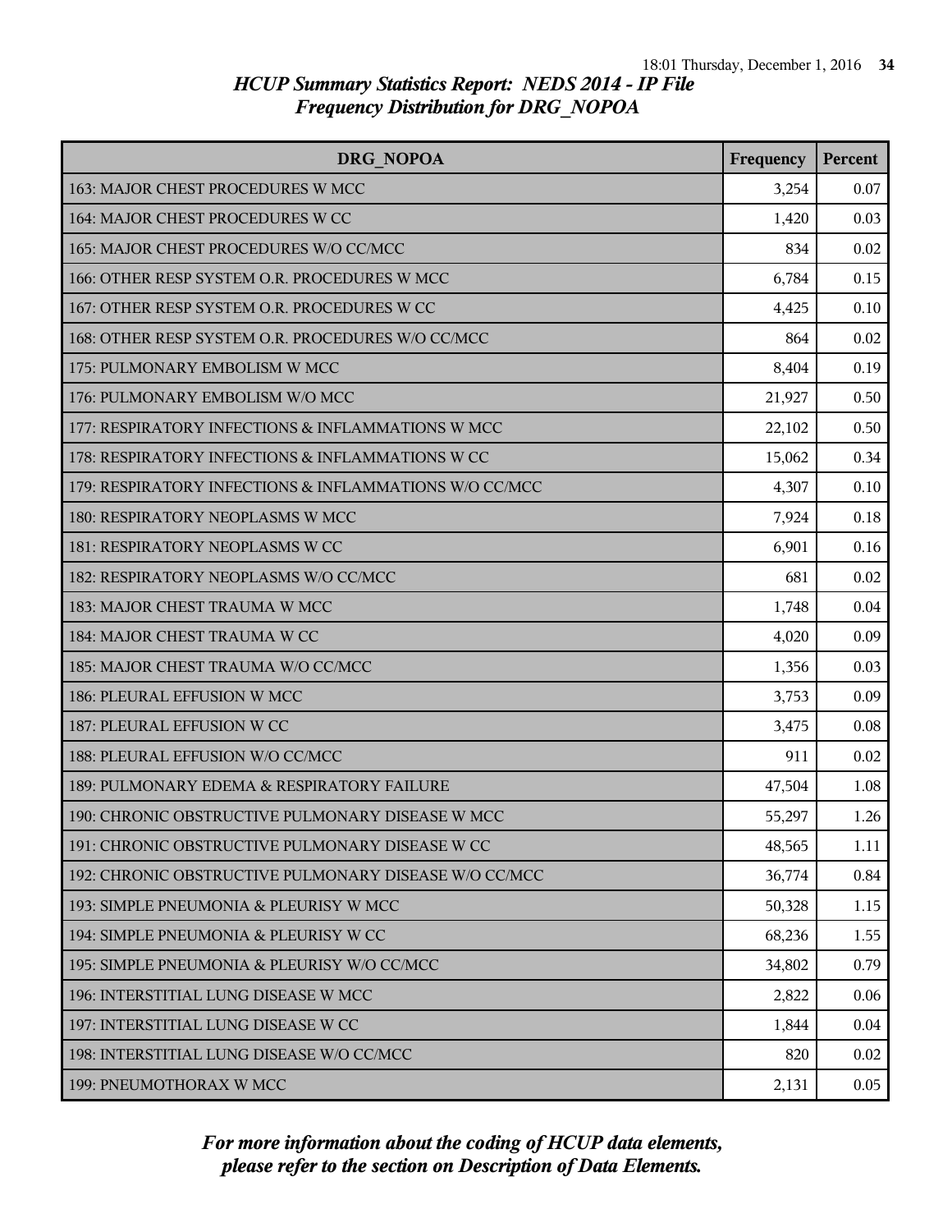# HCUP Summary Statistics Report: NEDS 2014 - IP File
## Frequency Distribution for DRG_NOPOA

| DRG_NOPOA | Frequency | Percent |
|---|---|---|
| 163: MAJOR CHEST PROCEDURES W MCC | 3,254 | 0.07 |
| 164: MAJOR CHEST PROCEDURES W CC | 1,420 | 0.03 |
| 165: MAJOR CHEST PROCEDURES W/O CC/MCC | 834 | 0.02 |
| 166: OTHER RESP SYSTEM O.R. PROCEDURES W MCC | 6,784 | 0.15 |
| 167: OTHER RESP SYSTEM O.R. PROCEDURES W CC | 4,425 | 0.10 |
| 168: OTHER RESP SYSTEM O.R. PROCEDURES W/O CC/MCC | 864 | 0.02 |
| 175: PULMONARY EMBOLISM W MCC | 8,404 | 0.19 |
| 176: PULMONARY EMBOLISM W/O MCC | 21,927 | 0.50 |
| 177: RESPIRATORY INFECTIONS & INFLAMMATIONS W MCC | 22,102 | 0.50 |
| 178: RESPIRATORY INFECTIONS & INFLAMMATIONS W CC | 15,062 | 0.34 |
| 179: RESPIRATORY INFECTIONS & INFLAMMATIONS W/O CC/MCC | 4,307 | 0.10 |
| 180: RESPIRATORY NEOPLASMS W MCC | 7,924 | 0.18 |
| 181: RESPIRATORY NEOPLASMS W CC | 6,901 | 0.16 |
| 182: RESPIRATORY NEOPLASMS W/O CC/MCC | 681 | 0.02 |
| 183: MAJOR CHEST TRAUMA W MCC | 1,748 | 0.04 |
| 184: MAJOR CHEST TRAUMA W CC | 4,020 | 0.09 |
| 185: MAJOR CHEST TRAUMA W/O CC/MCC | 1,356 | 0.03 |
| 186: PLEURAL EFFUSION W MCC | 3,753 | 0.09 |
| 187: PLEURAL EFFUSION W CC | 3,475 | 0.08 |
| 188: PLEURAL EFFUSION W/O CC/MCC | 911 | 0.02 |
| 189: PULMONARY EDEMA & RESPIRATORY FAILURE | 47,504 | 1.08 |
| 190: CHRONIC OBSTRUCTIVE PULMONARY DISEASE W MCC | 55,297 | 1.26 |
| 191: CHRONIC OBSTRUCTIVE PULMONARY DISEASE W CC | 48,565 | 1.11 |
| 192: CHRONIC OBSTRUCTIVE PULMONARY DISEASE W/O CC/MCC | 36,774 | 0.84 |
| 193: SIMPLE PNEUMONIA & PLEURISY W MCC | 50,328 | 1.15 |
| 194: SIMPLE PNEUMONIA & PLEURISY W CC | 68,236 | 1.55 |
| 195: SIMPLE PNEUMONIA & PLEURISY W/O CC/MCC | 34,802 | 0.79 |
| 196: INTERSTITIAL LUNG DISEASE W MCC | 2,822 | 0.06 |
| 197: INTERSTITIAL LUNG DISEASE W CC | 1,844 | 0.04 |
| 198: INTERSTITIAL LUNG DISEASE W/O CC/MCC | 820 | 0.02 |
| 199: PNEUMOTHORAX W MCC | 2,131 | 0.05 |

*For more information about the coding of HCUP data elements, please refer to the section on Description of Data Elements.*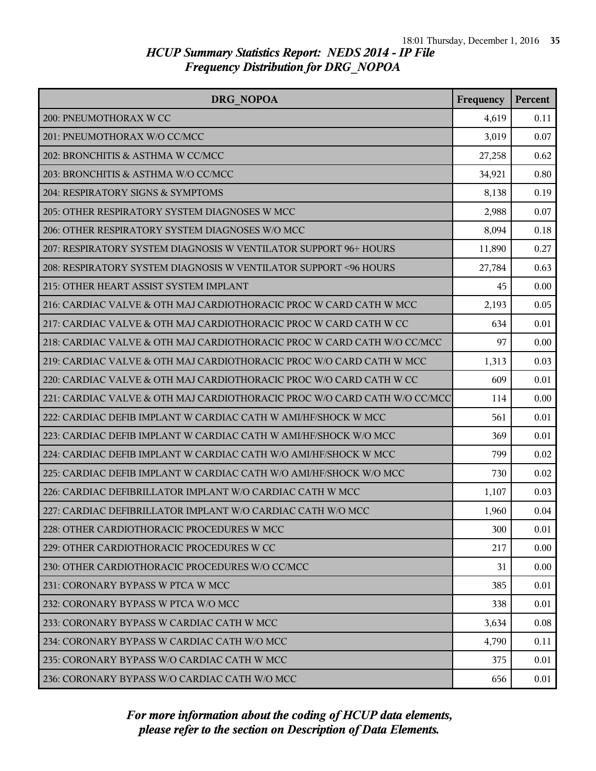## HCUP Summary Statistics Report: NEDS 2014 - IP File
## Frequency Distribution for DRG_NOPOA

| DRG_NOPOA | Frequency | Percent |
|---|---|---|
| 200: PNEUMOTHORAX W CC | 4,619 | 0.11 |
| 201: PNEUMOTHORAX W/O CC/MCC | 3,019 | 0.07 |
| 202: BRONCHITIS & ASTHMA W CC/MCC | 27,258 | 0.62 |
| 203: BRONCHITIS & ASTHMA W/O CC/MCC | 34,921 | 0.80 |
| 204: RESPIRATORY SIGNS & SYMPTOMS | 8,138 | 0.19 |
| 205: OTHER RESPIRATORY SYSTEM DIAGNOSES W MCC | 2,988 | 0.07 |
| 206: OTHER RESPIRATORY SYSTEM DIAGNOSES W/O MCC | 8,094 | 0.18 |
| 207: RESPIRATORY SYSTEM DIAGNOSIS W VENTILATOR SUPPORT 96+ HOURS | 11,890 | 0.27 |
| 208: RESPIRATORY SYSTEM DIAGNOSIS W VENTILATOR SUPPORT <96 HOURS | 27,784 | 0.63 |
| 215: OTHER HEART ASSIST SYSTEM IMPLANT | 45 | 0.00 |
| 216: CARDIAC VALVE & OTH MAJ CARDIOTHORACIC PROC W CARD CATH W MCC | 2,193 | 0.05 |
| 217: CARDIAC VALVE & OTH MAJ CARDIOTHORACIC PROC W CARD CATH W CC | 634 | 0.01 |
| 218: CARDIAC VALVE & OTH MAJ CARDIOTHORACIC PROC W CARD CATH W/O CC/MCC | 97 | 0.00 |
| 219: CARDIAC VALVE & OTH MAJ CARDIOTHORACIC PROC W/O CARD CATH W MCC | 1,313 | 0.03 |
| 220: CARDIAC VALVE & OTH MAJ CARDIOTHORACIC PROC W/O CARD CATH W CC | 609 | 0.01 |
| 221: CARDIAC VALVE & OTH MAJ CARDIOTHORACIC PROC W/O CARD CATH W/O CC/MCC | 114 | 0.00 |
| 222: CARDIAC DEFIB IMPLANT W CARDIAC CATH W AMI/HF/SHOCK W MCC | 561 | 0.01 |
| 223: CARDIAC DEFIB IMPLANT W CARDIAC CATH W AMI/HF/SHOCK W/O MCC | 369 | 0.01 |
| 224: CARDIAC DEFIB IMPLANT W CARDIAC CATH W/O AMI/HF/SHOCK W MCC | 799 | 0.02 |
| 225: CARDIAC DEFIB IMPLANT W CARDIAC CATH W/O AMI/HF/SHOCK W/O MCC | 730 | 0.02 |
| 226: CARDIAC DEFIBRILLATOR IMPLANT W/O CARDIAC CATH W MCC | 1,107 | 0.03 |
| 227: CARDIAC DEFIBRILLATOR IMPLANT W/O CARDIAC CATH W/O MCC | 1,960 | 0.04 |
| 228: OTHER CARDIOTHORACIC PROCEDURES W MCC | 300 | 0.01 |
| 229: OTHER CARDIOTHORACIC PROCEDURES W CC | 217 | 0.00 |
| 230: OTHER CARDIOTHORACIC PROCEDURES W/O CC/MCC | 31 | 0.00 |
| 231: CORONARY BYPASS W PTCA W MCC | 385 | 0.01 |
| 232: CORONARY BYPASS W PTCA W/O MCC | 338 | 0.01 |
| 233: CORONARY BYPASS W CARDIAC CATH W MCC | 3,634 | 0.08 |
| 234: CORONARY BYPASS W CARDIAC CATH W/O MCC | 4,790 | 0.11 |
| 235: CORONARY BYPASS W/O CARDIAC CATH W MCC | 375 | 0.01 |
| 236: CORONARY BYPASS W/O CARDIAC CATH W/O MCC | 656 | 0.01 |

*For more information about the coding of HCUP data elements, please refer to the section on Description of Data Elements.*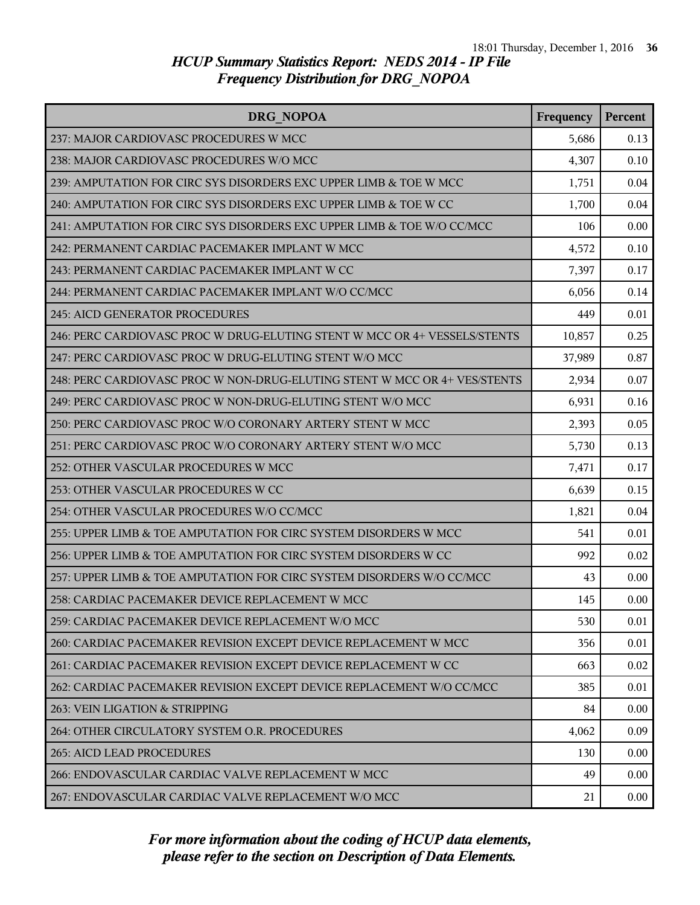## HCUP Summary Statistics Report: NEDS 2014 - IP File
## Frequency Distribution for DRG_NOPOA

| DRG_NOPOA | Frequency | Percent |
|---|---|---|
| 237: MAJOR CARDIOVASC PROCEDURES W MCC | 5,686 | 0.13 |
| 238: MAJOR CARDIOVASC PROCEDURES W/O MCC | 4,307 | 0.10 |
| 239: AMPUTATION FOR CIRC SYS DISORDERS EXC UPPER LIMB & TOE W MCC | 1,751 | 0.04 |
| 240: AMPUTATION FOR CIRC SYS DISORDERS EXC UPPER LIMB & TOE W CC | 1,700 | 0.04 |
| 241: AMPUTATION FOR CIRC SYS DISORDERS EXC UPPER LIMB & TOE W/O CC/MCC | 106 | 0.00 |
| 242: PERMANENT CARDIAC PACEMAKER IMPLANT W MCC | 4,572 | 0.10 |
| 243: PERMANENT CARDIAC PACEMAKER IMPLANT W CC | 7,397 | 0.17 |
| 244: PERMANENT CARDIAC PACEMAKER IMPLANT W/O CC/MCC | 6,056 | 0.14 |
| 245: AICD GENERATOR PROCEDURES | 449 | 0.01 |
| 246: PERC CARDIOVASC PROC W DRUG-ELUTING STENT W MCC OR 4+ VESSELS/STENTS | 10,857 | 0.25 |
| 247: PERC CARDIOVASC PROC W DRUG-ELUTING STENT W/O MCC | 37,989 | 0.87 |
| 248: PERC CARDIOVASC PROC W NON-DRUG-ELUTING STENT W MCC OR 4+ VES/STENTS | 2,934 | 0.07 |
| 249: PERC CARDIOVASC PROC W NON-DRUG-ELUTING STENT W/O MCC | 6,931 | 0.16 |
| 250: PERC CARDIOVASC PROC W/O CORONARY ARTERY STENT W MCC | 2,393 | 0.05 |
| 251: PERC CARDIOVASC PROC W/O CORONARY ARTERY STENT W/O MCC | 5,730 | 0.13 |
| 252: OTHER VASCULAR PROCEDURES W MCC | 7,471 | 0.17 |
| 253: OTHER VASCULAR PROCEDURES W CC | 6,639 | 0.15 |
| 254: OTHER VASCULAR PROCEDURES W/O CC/MCC | 1,821 | 0.04 |
| 255: UPPER LIMB & TOE AMPUTATION FOR CIRC SYSTEM DISORDERS W MCC | 541 | 0.01 |
| 256: UPPER LIMB & TOE AMPUTATION FOR CIRC SYSTEM DISORDERS W CC | 992 | 0.02 |
| 257: UPPER LIMB & TOE AMPUTATION FOR CIRC SYSTEM DISORDERS W/O CC/MCC | 43 | 0.00 |
| 258: CARDIAC PACEMAKER DEVICE REPLACEMENT W MCC | 145 | 0.00 |
| 259: CARDIAC PACEMAKER DEVICE REPLACEMENT W/O MCC | 530 | 0.01 |
| 260: CARDIAC PACEMAKER REVISION EXCEPT DEVICE REPLACEMENT W MCC | 356 | 0.01 |
| 261: CARDIAC PACEMAKER REVISION EXCEPT DEVICE REPLACEMENT W CC | 663 | 0.02 |
| 262: CARDIAC PACEMAKER REVISION EXCEPT DEVICE REPLACEMENT W/O CC/MCC | 385 | 0.01 |
| 263: VEIN LIGATION & STRIPPING | 84 | 0.00 |
| 264: OTHER CIRCULATORY SYSTEM O.R. PROCEDURES | 4,062 | 0.09 |
| 265: AICD LEAD PROCEDURES | 130 | 0.00 |
| 266: ENDOVASCULAR CARDIAC VALVE REPLACEMENT W MCC | 49 | 0.00 |
| 267: ENDOVASCULAR CARDIAC VALVE REPLACEMENT W/O MCC | 21 | 0.00 |

*For more information about the coding of HCUP data elements, please refer to the section on Description of Data Elements.*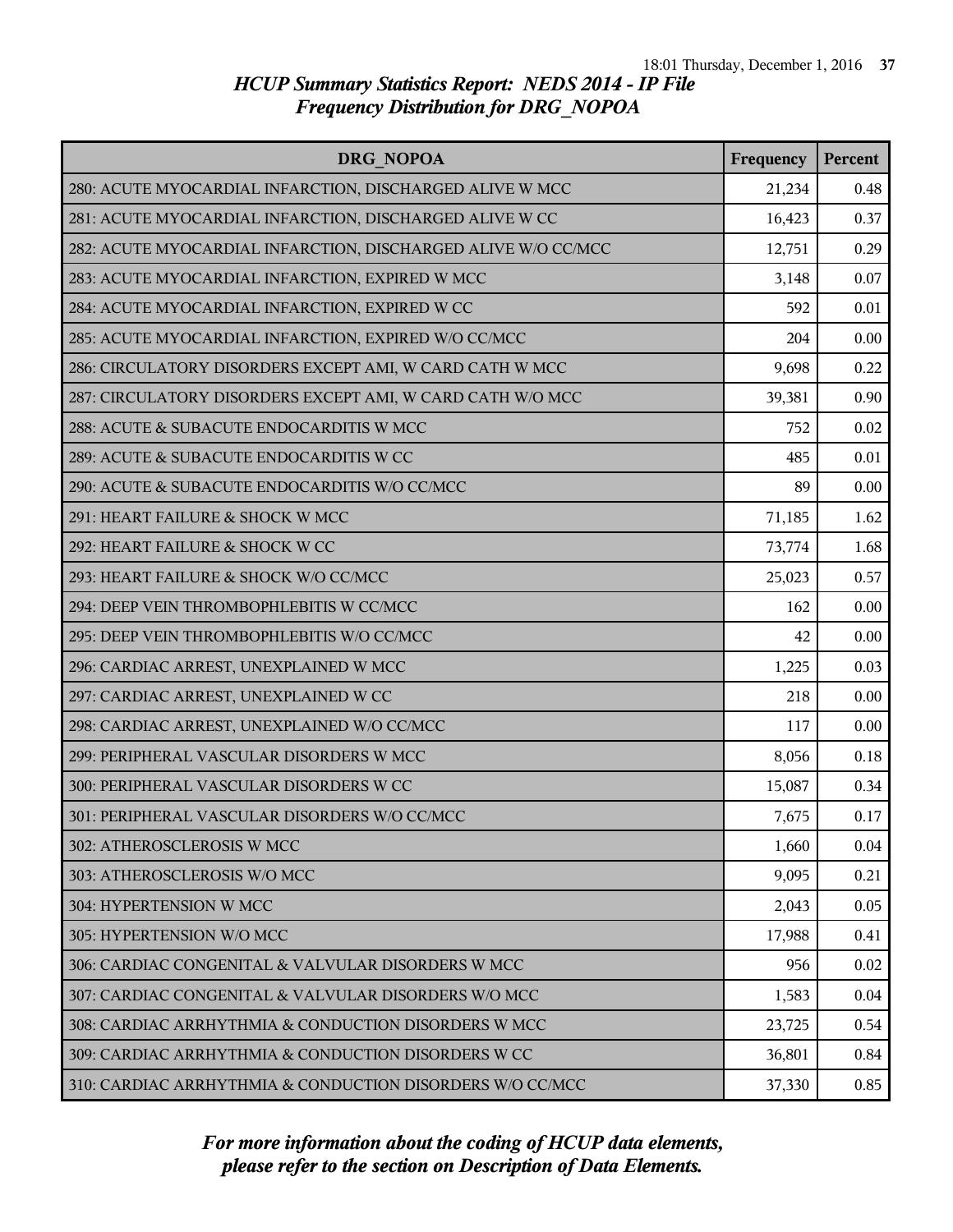## *HCUP Summary Statistics Report: NEDS 2014 - IP File*
## *Frequency Distribution for DRG_NOPOA*

| DRG_NOPOA | Frequency | Percent |
|---|---|---|
| 280: ACUTE MYOCARDIAL INFARCTION, DISCHARGED ALIVE W MCC | 21,234 | 0.48 |
| 281: ACUTE MYOCARDIAL INFARCTION, DISCHARGED ALIVE W CC | 16,423 | 0.37 |
| 282: ACUTE MYOCARDIAL INFARCTION, DISCHARGED ALIVE W/O CC/MCC | 12,751 | 0.29 |
| 283: ACUTE MYOCARDIAL INFARCTION, EXPIRED W MCC | 3,148 | 0.07 |
| 284: ACUTE MYOCARDIAL INFARCTION, EXPIRED W CC | 592 | 0.01 |
| 285: ACUTE MYOCARDIAL INFARCTION, EXPIRED W/O CC/MCC | 204 | 0.00 |
| 286: CIRCULATORY DISORDERS EXCEPT AMI, W CARD CATH W MCC | 9,698 | 0.22 |
| 287: CIRCULATORY DISORDERS EXCEPT AMI, W CARD CATH W/O MCC | 39,381 | 0.90 |
| 288: ACUTE & SUBACUTE ENDOCARDITIS W MCC | 752 | 0.02 |
| 289: ACUTE & SUBACUTE ENDOCARDITIS W CC | 485 | 0.01 |
| 290: ACUTE & SUBACUTE ENDOCARDITIS W/O CC/MCC | 89 | 0.00 |
| 291: HEART FAILURE & SHOCK W MCC | 71,185 | 1.62 |
| 292: HEART FAILURE & SHOCK W CC | 73,774 | 1.68 |
| 293: HEART FAILURE & SHOCK W/O CC/MCC | 25,023 | 0.57 |
| 294: DEEP VEIN THROMBOPHLEBITIS W CC/MCC | 162 | 0.00 |
| 295: DEEP VEIN THROMBOPHLEBITIS W/O CC/MCC | 42 | 0.00 |
| 296: CARDIAC ARREST, UNEXPLAINED W MCC | 1,225 | 0.03 |
| 297: CARDIAC ARREST, UNEXPLAINED W CC | 218 | 0.00 |
| 298: CARDIAC ARREST, UNEXPLAINED W/O CC/MCC | 117 | 0.00 |
| 299: PERIPHERAL VASCULAR DISORDERS W MCC | 8,056 | 0.18 |
| 300: PERIPHERAL VASCULAR DISORDERS W CC | 15,087 | 0.34 |
| 301: PERIPHERAL VASCULAR DISORDERS W/O CC/MCC | 7,675 | 0.17 |
| 302: ATHEROSCLEROSIS W MCC | 1,660 | 0.04 |
| 303: ATHEROSCLEROSIS W/O MCC | 9,095 | 0.21 |
| 304: HYPERTENSION W MCC | 2,043 | 0.05 |
| 305: HYPERTENSION W/O MCC | 17,988 | 0.41 |
| 306: CARDIAC CONGENITAL & VALVULAR DISORDERS W MCC | 956 | 0.02 |
| 307: CARDIAC CONGENITAL & VALVULAR DISORDERS W/O MCC | 1,583 | 0.04 |
| 308: CARDIAC ARRHYTHMIA & CONDUCTION DISORDERS W MCC | 23,725 | 0.54 |
| 309: CARDIAC ARRHYTHMIA & CONDUCTION DISORDERS W CC | 36,801 | 0.84 |
| 310: CARDIAC ARRHYTHMIA & CONDUCTION DISORDERS W/O CC/MCC | 37,330 | 0.85 |

*For more information about the coding of HCUP data elements, please refer to the section on Description of Data Elements.*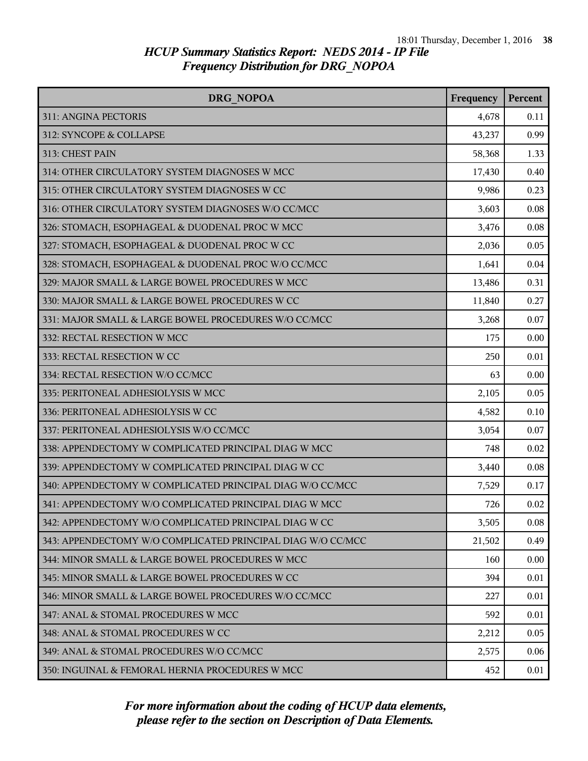*HCUP Summary Statistics Report: NEDS 2014 - IP File*
*Frequency Distribution for DRG_NOPOA*

| DRG_NOPOA | Frequency | Percent |
|---|---|---|
| 311: ANGINA PECTORIS | 4,678 | 0.11 |
| 312: SYNCOPE & COLLAPSE | 43,237 | 0.99 |
| 313: CHEST PAIN | 58,368 | 1.33 |
| 314: OTHER CIRCULATORY SYSTEM DIAGNOSES W MCC | 17,430 | 0.40 |
| 315: OTHER CIRCULATORY SYSTEM DIAGNOSES W CC | 9,986 | 0.23 |
| 316: OTHER CIRCULATORY SYSTEM DIAGNOSES W/O CC/MCC | 3,603 | 0.08 |
| 326: STOMACH, ESOPHAGEAL & DUODENAL PROC W MCC | 3,476 | 0.08 |
| 327: STOMACH, ESOPHAGEAL & DUODENAL PROC W CC | 2,036 | 0.05 |
| 328: STOMACH, ESOPHAGEAL & DUODENAL PROC W/O CC/MCC | 1,641 | 0.04 |
| 329: MAJOR SMALL & LARGE BOWEL PROCEDURES W MCC | 13,486 | 0.31 |
| 330: MAJOR SMALL & LARGE BOWEL PROCEDURES W CC | 11,840 | 0.27 |
| 331: MAJOR SMALL & LARGE BOWEL PROCEDURES W/O CC/MCC | 3,268 | 0.07 |
| 332: RECTAL RESECTION W MCC | 175 | 0.00 |
| 333: RECTAL RESECTION W CC | 250 | 0.01 |
| 334: RECTAL RESECTION W/O CC/MCC | 63 | 0.00 |
| 335: PERITONEAL ADHESIOLYSIS W MCC | 2,105 | 0.05 |
| 336: PERITONEAL ADHESIOLYSIS W CC | 4,582 | 0.10 |
| 337: PERITONEAL ADHESIOLYSIS W/O CC/MCC | 3,054 | 0.07 |
| 338: APPENDECTOMY W COMPLICATED PRINCIPAL DIAG W MCC | 748 | 0.02 |
| 339: APPENDECTOMY W COMPLICATED PRINCIPAL DIAG W CC | 3,440 | 0.08 |
| 340: APPENDECTOMY W COMPLICATED PRINCIPAL DIAG W/O CC/MCC | 7,529 | 0.17 |
| 341: APPENDECTOMY W/O COMPLICATED PRINCIPAL DIAG W MCC | 726 | 0.02 |
| 342: APPENDECTOMY W/O COMPLICATED PRINCIPAL DIAG W CC | 3,505 | 0.08 |
| 343: APPENDECTOMY W/O COMPLICATED PRINCIPAL DIAG W/O CC/MCC | 21,502 | 0.49 |
| 344: MINOR SMALL & LARGE BOWEL PROCEDURES W MCC | 160 | 0.00 |
| 345: MINOR SMALL & LARGE BOWEL PROCEDURES W CC | 394 | 0.01 |
| 346: MINOR SMALL & LARGE BOWEL PROCEDURES W/O CC/MCC | 227 | 0.01 |
| 347: ANAL & STOMAL PROCEDURES W MCC | 592 | 0.01 |
| 348: ANAL & STOMAL PROCEDURES W CC | 2,212 | 0.05 |
| 349: ANAL & STOMAL PROCEDURES W/O CC/MCC | 2,575 | 0.06 |
| 350: INGUINAL & FEMORAL HERNIA PROCEDURES W MCC | 452 | 0.01 |

*For more information about the coding of HCUP data elements, please refer to the section on Description of Data Elements.*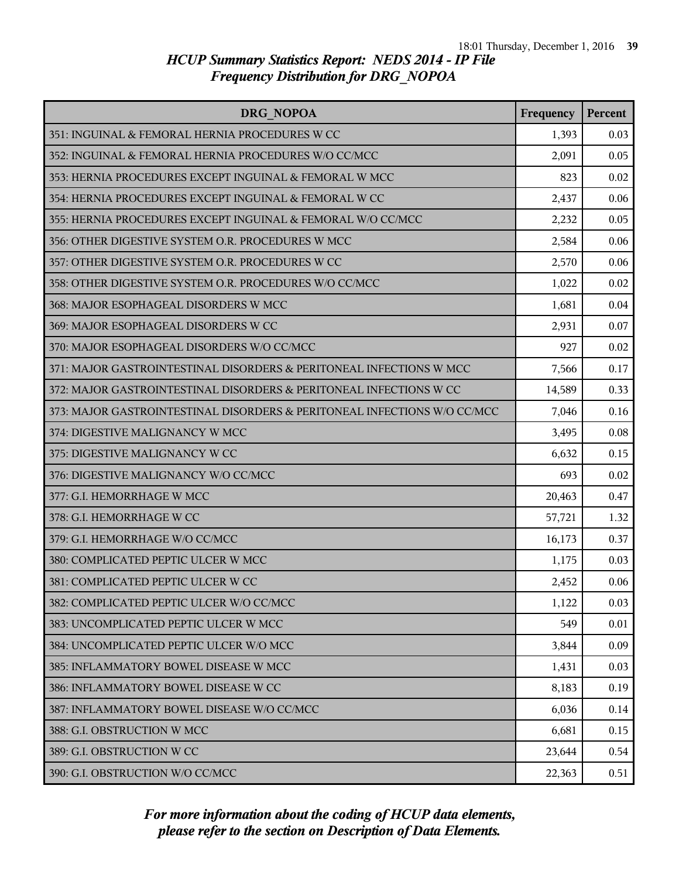*HCUP Summary Statistics Report: NEDS 2014 - IP File*
*Frequency Distribution for DRG_NOPOA*

| DRG_NOPOA | Frequency | Percent |
|---|---|---|
| 351: INGUINAL & FEMORAL HERNIA PROCEDURES W CC | 1,393 | 0.03 |
| 352: INGUINAL & FEMORAL HERNIA PROCEDURES W/O CC/MCC | 2,091 | 0.05 |
| 353: HERNIA PROCEDURES EXCEPT INGUINAL & FEMORAL W MCC | 823 | 0.02 |
| 354: HERNIA PROCEDURES EXCEPT INGUINAL & FEMORAL W CC | 2,437 | 0.06 |
| 355: HERNIA PROCEDURES EXCEPT INGUINAL & FEMORAL W/O CC/MCC | 2,232 | 0.05 |
| 356: OTHER DIGESTIVE SYSTEM O.R. PROCEDURES W MCC | 2,584 | 0.06 |
| 357: OTHER DIGESTIVE SYSTEM O.R. PROCEDURES W CC | 2,570 | 0.06 |
| 358: OTHER DIGESTIVE SYSTEM O.R. PROCEDURES W/O CC/MCC | 1,022 | 0.02 |
| 368: MAJOR ESOPHAGEAL DISORDERS W MCC | 1,681 | 0.04 |
| 369: MAJOR ESOPHAGEAL DISORDERS W CC | 2,931 | 0.07 |
| 370: MAJOR ESOPHAGEAL DISORDERS W/O CC/MCC | 927 | 0.02 |
| 371: MAJOR GASTROINTESTINAL DISORDERS & PERITONEAL INFECTIONS W MCC | 7,566 | 0.17 |
| 372: MAJOR GASTROINTESTINAL DISORDERS & PERITONEAL INFECTIONS W CC | 14,589 | 0.33 |
| 373: MAJOR GASTROINTESTINAL DISORDERS & PERITONEAL INFECTIONS W/O CC/MCC | 7,046 | 0.16 |
| 374: DIGESTIVE MALIGNANCY W MCC | 3,495 | 0.08 |
| 375: DIGESTIVE MALIGNANCY W CC | 6,632 | 0.15 |
| 376: DIGESTIVE MALIGNANCY W/O CC/MCC | 693 | 0.02 |
| 377: G.I. HEMORRHAGE W MCC | 20,463 | 0.47 |
| 378: G.I. HEMORRHAGE W CC | 57,721 | 1.32 |
| 379: G.I. HEMORRHAGE W/O CC/MCC | 16,173 | 0.37 |
| 380: COMPLICATED PEPTIC ULCER W MCC | 1,175 | 0.03 |
| 381: COMPLICATED PEPTIC ULCER W CC | 2,452 | 0.06 |
| 382: COMPLICATED PEPTIC ULCER W/O CC/MCC | 1,122 | 0.03 |
| 383: UNCOMPLICATED PEPTIC ULCER W MCC | 549 | 0.01 |
| 384: UNCOMPLICATED PEPTIC ULCER W/O MCC | 3,844 | 0.09 |
| 385: INFLAMMATORY BOWEL DISEASE W MCC | 1,431 | 0.03 |
| 386: INFLAMMATORY BOWEL DISEASE W CC | 8,183 | 0.19 |
| 387: INFLAMMATORY BOWEL DISEASE W/O CC/MCC | 6,036 | 0.14 |
| 388: G.I. OBSTRUCTION W MCC | 6,681 | 0.15 |
| 389: G.I. OBSTRUCTION W CC | 23,644 | 0.54 |
| 390: G.I. OBSTRUCTION W/O CC/MCC | 22,363 | 0.51 |

*For more information about the coding of HCUP data elements, please refer to the section on Description of Data Elements.*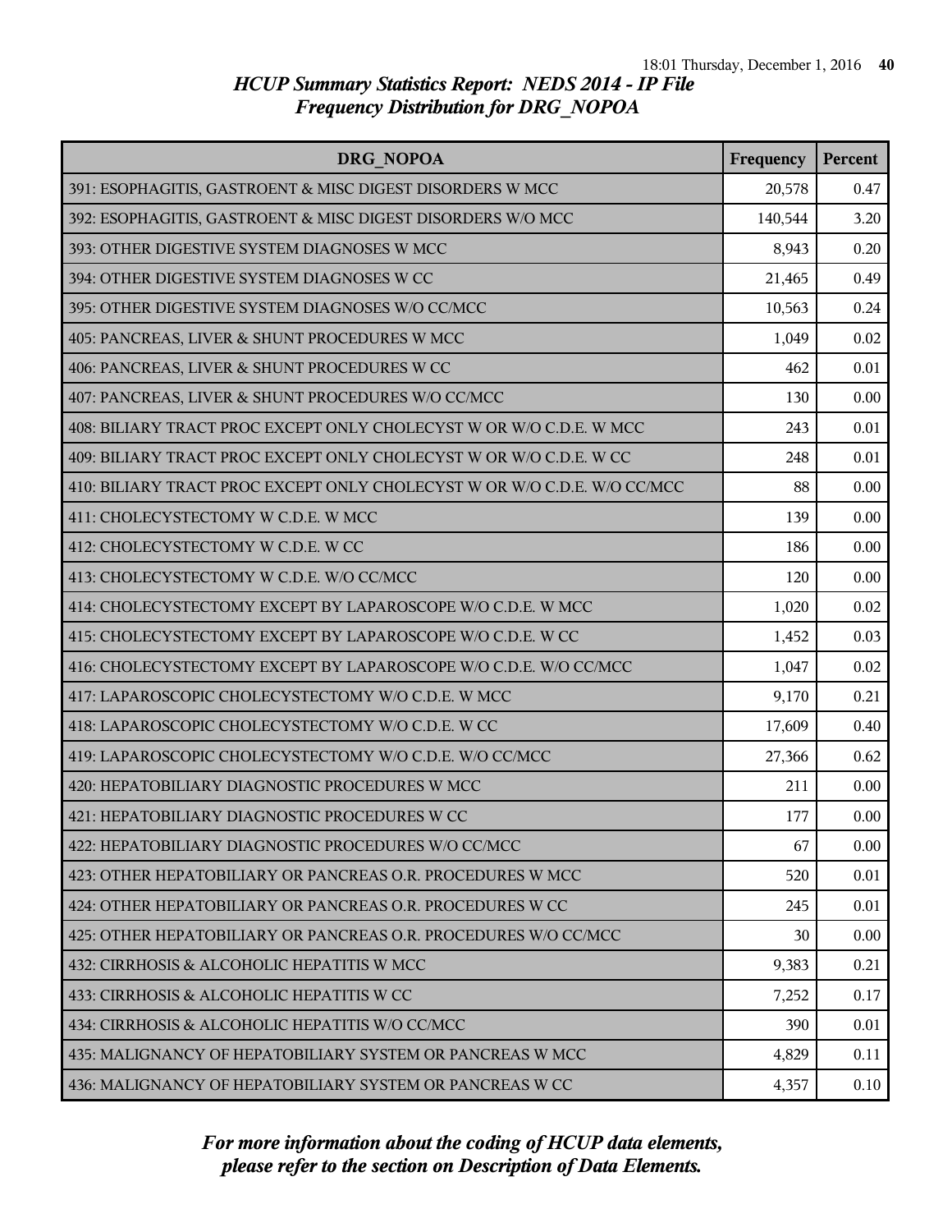# HCUP Summary Statistics Report: NEDS 2014 - IP File
## Frequency Distribution for DRG_NOPOA

| DRG_NOPOA | Frequency | Percent |
|---|---|---|
| 391: ESOPHAGITIS, GASTROENT & MISC DIGEST DISORDERS W MCC | 20,578 | 0.47 |
| 392: ESOPHAGITIS, GASTROENT & MISC DIGEST DISORDERS W/O MCC | 140,544 | 3.20 |
| 393: OTHER DIGESTIVE SYSTEM DIAGNOSES W MCC | 8,943 | 0.20 |
| 394: OTHER DIGESTIVE SYSTEM DIAGNOSES W CC | 21,465 | 0.49 |
| 395: OTHER DIGESTIVE SYSTEM DIAGNOSES W/O CC/MCC | 10,563 | 0.24 |
| 405: PANCREAS, LIVER & SHUNT PROCEDURES W MCC | 1,049 | 0.02 |
| 406: PANCREAS, LIVER & SHUNT PROCEDURES W CC | 462 | 0.01 |
| 407: PANCREAS, LIVER & SHUNT PROCEDURES W/O CC/MCC | 130 | 0.00 |
| 408: BILIARY TRACT PROC EXCEPT ONLY CHOLECYST W OR W/O C.D.E. W MCC | 243 | 0.01 |
| 409: BILIARY TRACT PROC EXCEPT ONLY CHOLECYST W OR W/O C.D.E. W CC | 248 | 0.01 |
| 410: BILIARY TRACT PROC EXCEPT ONLY CHOLECYST W OR W/O C.D.E. W/O CC/MCC | 88 | 0.00 |
| 411: CHOLECYSTECTOMY W C.D.E. W MCC | 139 | 0.00 |
| 412: CHOLECYSTECTOMY W C.D.E. W CC | 186 | 0.00 |
| 413: CHOLECYSTECTOMY W C.D.E. W/O CC/MCC | 120 | 0.00 |
| 414: CHOLECYSTECTOMY EXCEPT BY LAPAROSCOPE W/O C.D.E. W MCC | 1,020 | 0.02 |
| 415: CHOLECYSTECTOMY EXCEPT BY LAPAROSCOPE W/O C.D.E. W CC | 1,452 | 0.03 |
| 416: CHOLECYSTECTOMY EXCEPT BY LAPAROSCOPE W/O C.D.E. W/O CC/MCC | 1,047 | 0.02 |
| 417: LAPAROSCOPIC CHOLECYSTECTOMY W/O C.D.E. W MCC | 9,170 | 0.21 |
| 418: LAPAROSCOPIC CHOLECYSTECTOMY W/O C.D.E. W CC | 17,609 | 0.40 |
| 419: LAPAROSCOPIC CHOLECYSTECTOMY W/O C.D.E. W/O CC/MCC | 27,366 | 0.62 |
| 420: HEPATOBILIARY DIAGNOSTIC PROCEDURES W MCC | 211 | 0.00 |
| 421: HEPATOBILIARY DIAGNOSTIC PROCEDURES W CC | 177 | 0.00 |
| 422: HEPATOBILIARY DIAGNOSTIC PROCEDURES W/O CC/MCC | 67 | 0.00 |
| 423: OTHER HEPATOBILIARY OR PANCREAS O.R. PROCEDURES W MCC | 520 | 0.01 |
| 424: OTHER HEPATOBILIARY OR PANCREAS O.R. PROCEDURES W CC | 245 | 0.01 |
| 425: OTHER HEPATOBILIARY OR PANCREAS O.R. PROCEDURES W/O CC/MCC | 30 | 0.00 |
| 432: CIRRHOSIS & ALCOHOLIC HEPATITIS W MCC | 9,383 | 0.21 |
| 433: CIRRHOSIS & ALCOHOLIC HEPATITIS W CC | 7,252 | 0.17 |
| 434: CIRRHOSIS & ALCOHOLIC HEPATITIS W/O CC/MCC | 390 | 0.01 |
| 435: MALIGNANCY OF HEPATOBILIARY SYSTEM OR PANCREAS W MCC | 4,829 | 0.11 |
| 436: MALIGNANCY OF HEPATOBILIARY SYSTEM OR PANCREAS W CC | 4,357 | 0.10 |

*For more information about the coding of HCUP data elements, please refer to the section on Description of Data Elements.*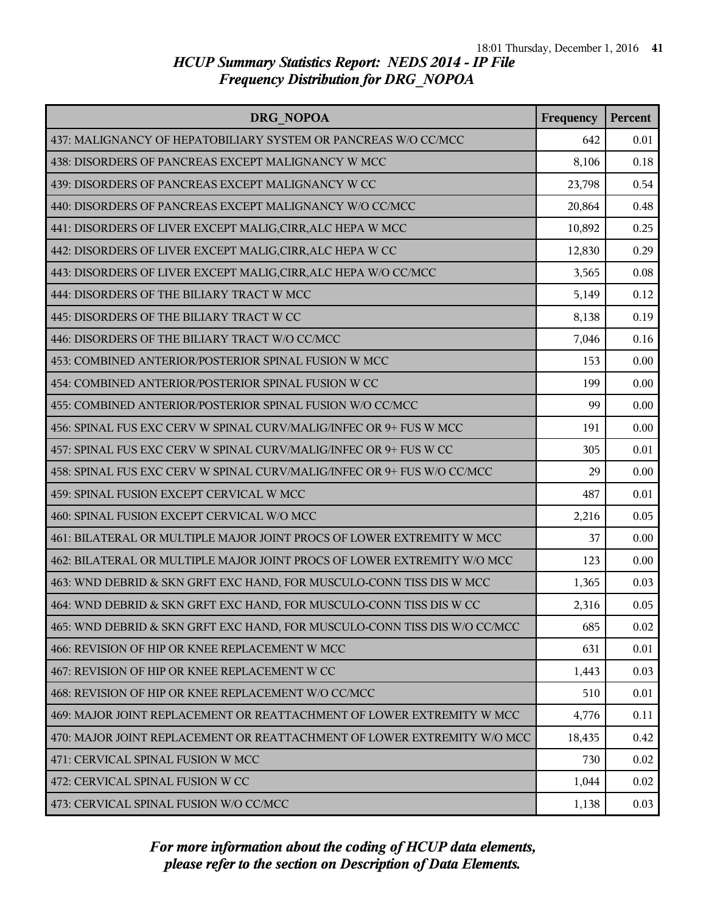# HCUP Summary Statistics Report: NEDS 2014 - IP File
## Frequency Distribution for DRG_NOPOA

| DRG_NOPOA | Frequency | Percent |
|---|---|---|
| 437: MALIGNANCY OF HEPATOBILIARY SYSTEM OR PANCREAS W/O CC/MCC | 642 | 0.01 |
| 438: DISORDERS OF PANCREAS EXCEPT MALIGNANCY W MCC | 8,106 | 0.18 |
| 439: DISORDERS OF PANCREAS EXCEPT MALIGNANCY W CC | 23,798 | 0.54 |
| 440: DISORDERS OF PANCREAS EXCEPT MALIGNANCY W/O CC/MCC | 20,864 | 0.48 |
| 441: DISORDERS OF LIVER EXCEPT MALIG,CIRR,ALC HEPA W MCC | 10,892 | 0.25 |
| 442: DISORDERS OF LIVER EXCEPT MALIG,CIRR,ALC HEPA W CC | 12,830 | 0.29 |
| 443: DISORDERS OF LIVER EXCEPT MALIG,CIRR,ALC HEPA W/O CC/MCC | 3,565 | 0.08 |
| 444: DISORDERS OF THE BILIARY TRACT W MCC | 5,149 | 0.12 |
| 445: DISORDERS OF THE BILIARY TRACT W CC | 8,138 | 0.19 |
| 446: DISORDERS OF THE BILIARY TRACT W/O CC/MCC | 7,046 | 0.16 |
| 453: COMBINED ANTERIOR/POSTERIOR SPINAL FUSION W MCC | 153 | 0.00 |
| 454: COMBINED ANTERIOR/POSTERIOR SPINAL FUSION W CC | 199 | 0.00 |
| 455: COMBINED ANTERIOR/POSTERIOR SPINAL FUSION W/O CC/MCC | 99 | 0.00 |
| 456: SPINAL FUS EXC CERV W SPINAL CURV/MALIG/INFEC OR 9+ FUS W MCC | 191 | 0.00 |
| 457: SPINAL FUS EXC CERV W SPINAL CURV/MALIG/INFEC OR 9+ FUS W CC | 305 | 0.01 |
| 458: SPINAL FUS EXC CERV W SPINAL CURV/MALIG/INFEC OR 9+ FUS W/O CC/MCC | 29 | 0.00 |
| 459: SPINAL FUSION EXCEPT CERVICAL W MCC | 487 | 0.01 |
| 460: SPINAL FUSION EXCEPT CERVICAL W/O MCC | 2,216 | 0.05 |
| 461: BILATERAL OR MULTIPLE MAJOR JOINT PROCS OF LOWER EXTREMITY W MCC | 37 | 0.00 |
| 462: BILATERAL OR MULTIPLE MAJOR JOINT PROCS OF LOWER EXTREMITY W/O MCC | 123 | 0.00 |
| 463: WND DEBRID & SKN GRFT EXC HAND, FOR MUSCULO-CONN TISS DIS W MCC | 1,365 | 0.03 |
| 464: WND DEBRID & SKN GRFT EXC HAND, FOR MUSCULO-CONN TISS DIS W CC | 2,316 | 0.05 |
| 465: WND DEBRID & SKN GRFT EXC HAND, FOR MUSCULO-CONN TISS DIS W/O CC/MCC | 685 | 0.02 |
| 466: REVISION OF HIP OR KNEE REPLACEMENT W MCC | 631 | 0.01 |
| 467: REVISION OF HIP OR KNEE REPLACEMENT W CC | 1,443 | 0.03 |
| 468: REVISION OF HIP OR KNEE REPLACEMENT W/O CC/MCC | 510 | 0.01 |
| 469: MAJOR JOINT REPLACEMENT OR REATTACHMENT OF LOWER EXTREMITY W MCC | 4,776 | 0.11 |
| 470: MAJOR JOINT REPLACEMENT OR REATTACHMENT OF LOWER EXTREMITY W/O MCC | 18,435 | 0.42 |
| 471: CERVICAL SPINAL FUSION W MCC | 730 | 0.02 |
| 472: CERVICAL SPINAL FUSION W CC | 1,044 | 0.02 |
| 473: CERVICAL SPINAL FUSION W/O CC/MCC | 1,138 | 0.03 |

*For more information about the coding of HCUP data elements, please refer to the section on Description of Data Elements.*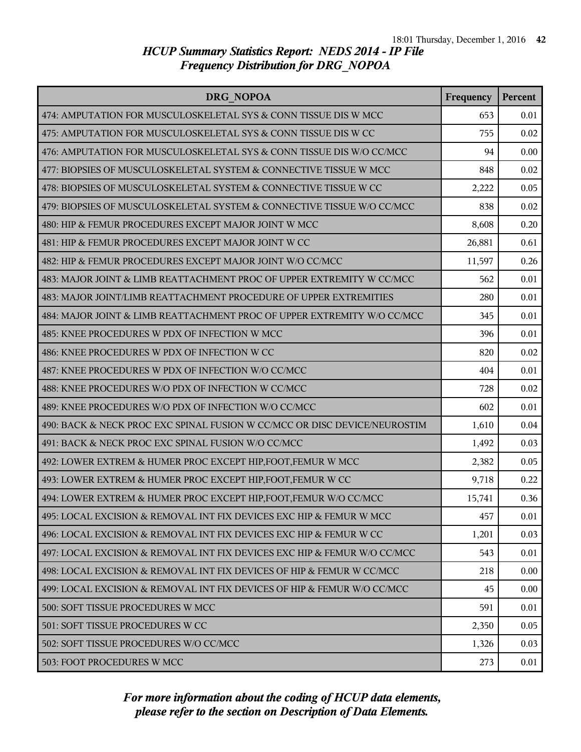*HCUP Summary Statistics Report: NEDS 2014 - IP File*
*Frequency Distribution for DRG_NOPOA*

| DRG_NOPOA | Frequency | Percent |
|---|---|---|
| 474: AMPUTATION FOR MUSCULOSKELETAL SYS & CONN TISSUE DIS W MCC | 653 | 0.01 |
| 475: AMPUTATION FOR MUSCULOSKELETAL SYS & CONN TISSUE DIS W CC | 755 | 0.02 |
| 476: AMPUTATION FOR MUSCULOSKELETAL SYS & CONN TISSUE DIS W/O CC/MCC | 94 | 0.00 |
| 477: BIOPSIES OF MUSCULOSKELETAL SYSTEM & CONNECTIVE TISSUE W MCC | 848 | 0.02 |
| 478: BIOPSIES OF MUSCULOSKELETAL SYSTEM & CONNECTIVE TISSUE W CC | 2,222 | 0.05 |
| 479: BIOPSIES OF MUSCULOSKELETAL SYSTEM & CONNECTIVE TISSUE W/O CC/MCC | 838 | 0.02 |
| 480: HIP & FEMUR PROCEDURES EXCEPT MAJOR JOINT W MCC | 8,608 | 0.20 |
| 481: HIP & FEMUR PROCEDURES EXCEPT MAJOR JOINT W CC | 26,881 | 0.61 |
| 482: HIP & FEMUR PROCEDURES EXCEPT MAJOR JOINT W/O CC/MCC | 11,597 | 0.26 |
| 483: MAJOR JOINT & LIMB REATTACHMENT PROC OF UPPER EXTREMITY W CC/MCC | 562 | 0.01 |
| 483: MAJOR JOINT/LIMB REATTACHMENT PROCEDURE OF UPPER EXTREMITIES | 280 | 0.01 |
| 484: MAJOR JOINT & LIMB REATTACHMENT PROC OF UPPER EXTREMITY W/O CC/MCC | 345 | 0.01 |
| 485: KNEE PROCEDURES W PDX OF INFECTION W MCC | 396 | 0.01 |
| 486: KNEE PROCEDURES W PDX OF INFECTION W CC | 820 | 0.02 |
| 487: KNEE PROCEDURES W PDX OF INFECTION W/O CC/MCC | 404 | 0.01 |
| 488: KNEE PROCEDURES W/O PDX OF INFECTION W CC/MCC | 728 | 0.02 |
| 489: KNEE PROCEDURES W/O PDX OF INFECTION W/O CC/MCC | 602 | 0.01 |
| 490: BACK & NECK PROC EXC SPINAL FUSION W CC/MCC OR DISC DEVICE/NEUROSTIM | 1,610 | 0.04 |
| 491: BACK & NECK PROC EXC SPINAL FUSION W/O CC/MCC | 1,492 | 0.03 |
| 492: LOWER EXTREM & HUMER PROC EXCEPT HIP,FOOT,FEMUR W MCC | 2,382 | 0.05 |
| 493: LOWER EXTREM & HUMER PROC EXCEPT HIP,FOOT,FEMUR W CC | 9,718 | 0.22 |
| 494: LOWER EXTREM & HUMER PROC EXCEPT HIP,FOOT,FEMUR W/O CC/MCC | 15,741 | 0.36 |
| 495: LOCAL EXCISION & REMOVAL INT FIX DEVICES EXC HIP & FEMUR W MCC | 457 | 0.01 |
| 496: LOCAL EXCISION & REMOVAL INT FIX DEVICES EXC HIP & FEMUR W CC | 1,201 | 0.03 |
| 497: LOCAL EXCISION & REMOVAL INT FIX DEVICES EXC HIP & FEMUR W/O CC/MCC | 543 | 0.01 |
| 498: LOCAL EXCISION & REMOVAL INT FIX DEVICES OF HIP & FEMUR W CC/MCC | 218 | 0.00 |
| 499: LOCAL EXCISION & REMOVAL INT FIX DEVICES OF HIP & FEMUR W/O CC/MCC | 45 | 0.00 |
| 500: SOFT TISSUE PROCEDURES W MCC | 591 | 0.01 |
| 501: SOFT TISSUE PROCEDURES W CC | 2,350 | 0.05 |
| 502: SOFT TISSUE PROCEDURES W/O CC/MCC | 1,326 | 0.03 |
| 503: FOOT PROCEDURES W MCC | 273 | 0.01 |

*For more information about the coding of HCUP data elements, please refer to the section on Description of Data Elements.*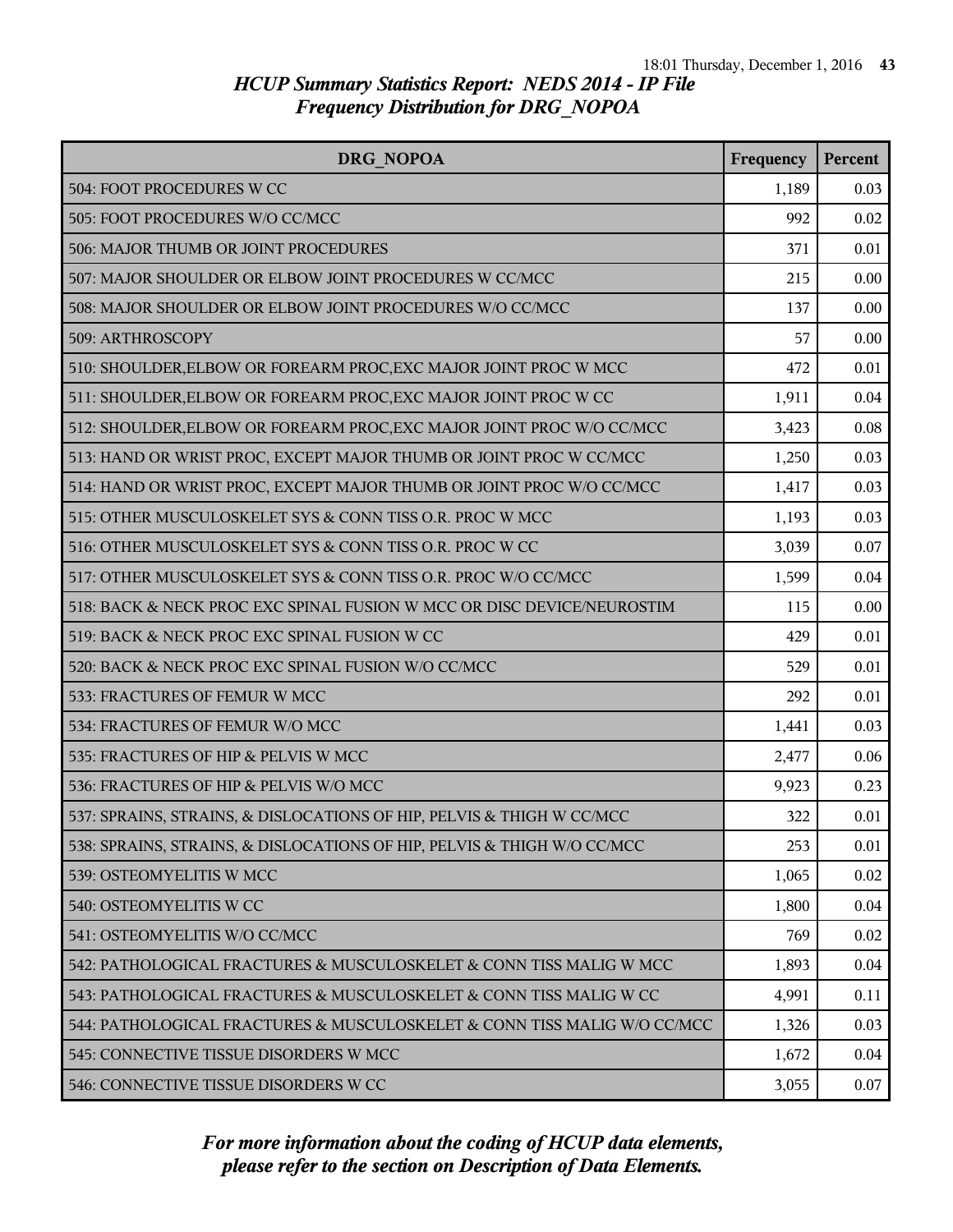# HCUP Summary Statistics Report: NEDS 2014 - IP File
## Frequency Distribution for DRG_NOPOA

| DRG_NOPOA | Frequency | Percent |
|---|---|---|
| 504: FOOT PROCEDURES W CC | 1,189 | 0.03 |
| 505: FOOT PROCEDURES W/O CC/MCC | 992 | 0.02 |
| 506: MAJOR THUMB OR JOINT PROCEDURES | 371 | 0.01 |
| 507: MAJOR SHOULDER OR ELBOW JOINT PROCEDURES W CC/MCC | 215 | 0.00 |
| 508: MAJOR SHOULDER OR ELBOW JOINT PROCEDURES W/O CC/MCC | 137 | 0.00 |
| 509: ARTHROSCOPY | 57 | 0.00 |
| 510: SHOULDER,ELBOW OR FOREARM PROC,EXC MAJOR JOINT PROC W MCC | 472 | 0.01 |
| 511: SHOULDER,ELBOW OR FOREARM PROC,EXC MAJOR JOINT PROC W CC | 1,911 | 0.04 |
| 512: SHOULDER,ELBOW OR FOREARM PROC,EXC MAJOR JOINT PROC W/O CC/MCC | 3,423 | 0.08 |
| 513: HAND OR WRIST PROC, EXCEPT MAJOR THUMB OR JOINT PROC W CC/MCC | 1,250 | 0.03 |
| 514: HAND OR WRIST PROC, EXCEPT MAJOR THUMB OR JOINT PROC W/O CC/MCC | 1,417 | 0.03 |
| 515: OTHER MUSCULOSKELET SYS & CONN TISS O.R. PROC W MCC | 1,193 | 0.03 |
| 516: OTHER MUSCULOSKELET SYS & CONN TISS O.R. PROC W CC | 3,039 | 0.07 |
| 517: OTHER MUSCULOSKELET SYS & CONN TISS O.R. PROC W/O CC/MCC | 1,599 | 0.04 |
| 518: BACK & NECK PROC EXC SPINAL FUSION W MCC OR DISC DEVICE/NEUROSTIM | 115 | 0.00 |
| 519: BACK & NECK PROC EXC SPINAL FUSION W CC | 429 | 0.01 |
| 520: BACK & NECK PROC EXC SPINAL FUSION W/O CC/MCC | 529 | 0.01 |
| 533: FRACTURES OF FEMUR W MCC | 292 | 0.01 |
| 534: FRACTURES OF FEMUR W/O MCC | 1,441 | 0.03 |
| 535: FRACTURES OF HIP & PELVIS W MCC | 2,477 | 0.06 |
| 536: FRACTURES OF HIP & PELVIS W/O MCC | 9,923 | 0.23 |
| 537: SPRAINS, STRAINS, & DISLOCATIONS OF HIP, PELVIS & THIGH W CC/MCC | 322 | 0.01 |
| 538: SPRAINS, STRAINS, & DISLOCATIONS OF HIP, PELVIS & THIGH W/O CC/MCC | 253 | 0.01 |
| 539: OSTEOMYELITIS W MCC | 1,065 | 0.02 |
| 540: OSTEOMYELITIS W CC | 1,800 | 0.04 |
| 541: OSTEOMYELITIS W/O CC/MCC | 769 | 0.02 |
| 542: PATHOLOGICAL FRACTURES & MUSCULOSKELET & CONN TISS MALIG W MCC | 1,893 | 0.04 |
| 543: PATHOLOGICAL FRACTURES & MUSCULOSKELET & CONN TISS MALIG W CC | 4,991 | 0.11 |
| 544: PATHOLOGICAL FRACTURES & MUSCULOSKELET & CONN TISS MALIG W/O CC/MCC | 1,326 | 0.03 |
| 545: CONNECTIVE TISSUE DISORDERS W MCC | 1,672 | 0.04 |
| 546: CONNECTIVE TISSUE DISORDERS W CC | 3,055 | 0.07 |

*For more information about the coding of HCUP data elements, please refer to the section on Description of Data Elements.*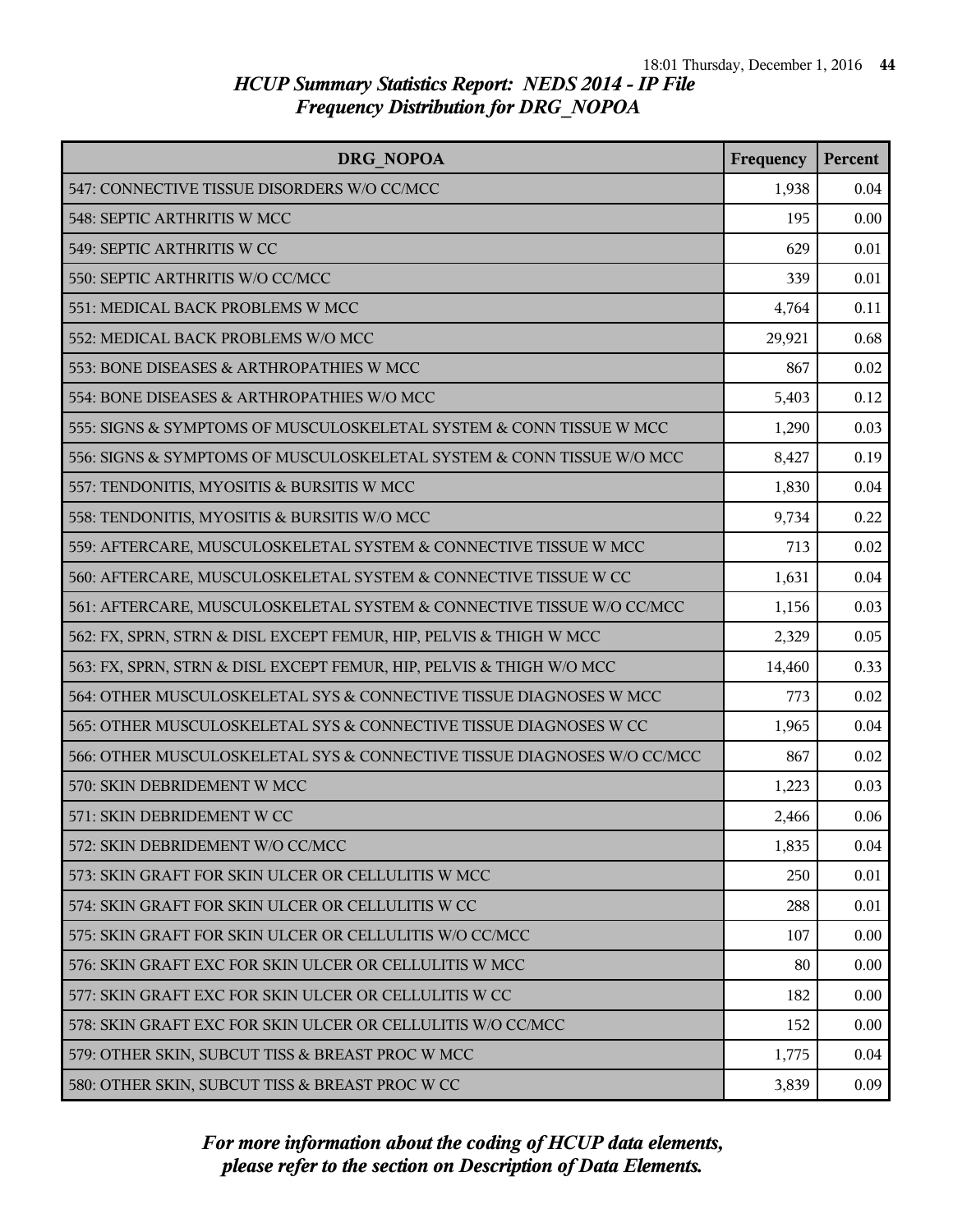# HCUP Summary Statistics Report: NEDS 2014 - IP File
## Frequency Distribution for DRG_NOPOA

| DRG_NOPOA | Frequency | Percent |
|---|---|---|
| 547: CONNECTIVE TISSUE DISORDERS W/O CC/MCC | 1,938 | 0.04 |
| 548: SEPTIC ARTHRITIS W MCC | 195 | 0.00 |
| 549: SEPTIC ARTHRITIS W CC | 629 | 0.01 |
| 550: SEPTIC ARTHRITIS W/O CC/MCC | 339 | 0.01 |
| 551: MEDICAL BACK PROBLEMS W MCC | 4,764 | 0.11 |
| 552: MEDICAL BACK PROBLEMS W/O MCC | 29,921 | 0.68 |
| 553: BONE DISEASES & ARTHROPATHIES W MCC | 867 | 0.02 |
| 554: BONE DISEASES & ARTHROPATHIES W/O MCC | 5,403 | 0.12 |
| 555: SIGNS & SYMPTOMS OF MUSCULOSKELETAL SYSTEM & CONN TISSUE W MCC | 1,290 | 0.03 |
| 556: SIGNS & SYMPTOMS OF MUSCULOSKELETAL SYSTEM & CONN TISSUE W/O MCC | 8,427 | 0.19 |
| 557: TENDONITIS, MYOSITIS & BURSITIS W MCC | 1,830 | 0.04 |
| 558: TENDONITIS, MYOSITIS & BURSITIS W/O MCC | 9,734 | 0.22 |
| 559: AFTERCARE, MUSCULOSKELETAL SYSTEM & CONNECTIVE TISSUE W MCC | 713 | 0.02 |
| 560: AFTERCARE, MUSCULOSKELETAL SYSTEM & CONNECTIVE TISSUE W CC | 1,631 | 0.04 |
| 561: AFTERCARE, MUSCULOSKELETAL SYSTEM & CONNECTIVE TISSUE W/O CC/MCC | 1,156 | 0.03 |
| 562: FX, SPRN, STRN & DISL EXCEPT FEMUR, HIP, PELVIS & THIGH W MCC | 2,329 | 0.05 |
| 563: FX, SPRN, STRN & DISL EXCEPT FEMUR, HIP, PELVIS & THIGH W/O MCC | 14,460 | 0.33 |
| 564: OTHER MUSCULOSKELETAL SYS & CONNECTIVE TISSUE DIAGNOSES W MCC | 773 | 0.02 |
| 565: OTHER MUSCULOSKELETAL SYS & CONNECTIVE TISSUE DIAGNOSES W CC | 1,965 | 0.04 |
| 566: OTHER MUSCULOSKELETAL SYS & CONNECTIVE TISSUE DIAGNOSES W/O CC/MCC | 867 | 0.02 |
| 570: SKIN DEBRIDEMENT W MCC | 1,223 | 0.03 |
| 571: SKIN DEBRIDEMENT W CC | 2,466 | 0.06 |
| 572: SKIN DEBRIDEMENT W/O CC/MCC | 1,835 | 0.04 |
| 573: SKIN GRAFT FOR SKIN ULCER OR CELLULITIS W MCC | 250 | 0.01 |
| 574: SKIN GRAFT FOR SKIN ULCER OR CELLULITIS W CC | 288 | 0.01 |
| 575: SKIN GRAFT FOR SKIN ULCER OR CELLULITIS W/O CC/MCC | 107 | 0.00 |
| 576: SKIN GRAFT EXC FOR SKIN ULCER OR CELLULITIS W MCC | 80 | 0.00 |
| 577: SKIN GRAFT EXC FOR SKIN ULCER OR CELLULITIS W CC | 182 | 0.00 |
| 578: SKIN GRAFT EXC FOR SKIN ULCER OR CELLULITIS W/O CC/MCC | 152 | 0.00 |
| 579: OTHER SKIN, SUBCUT TISS & BREAST PROC W MCC | 1,775 | 0.04 |
| 580: OTHER SKIN, SUBCUT TISS & BREAST PROC W CC | 3,839 | 0.09 |

*For more information about the coding of HCUP data elements, please refer to the section on Description of Data Elements.*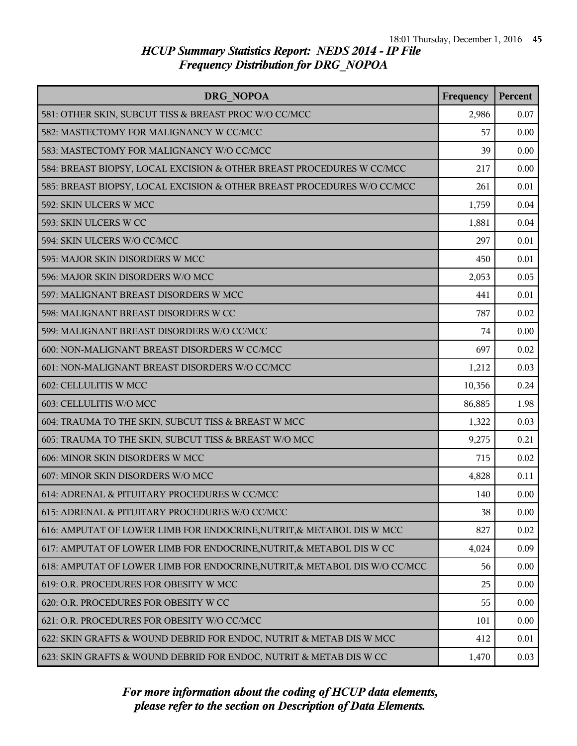# HCUP Summary Statistics Report: NEDS 2014 - IP File
## Frequency Distribution for DRG_NOPOA

| DRG_NOPOA | Frequency | Percent |
|---|---|---|
| 581: OTHER SKIN, SUBCUT TISS & BREAST PROC W/O CC/MCC | 2,986 | 0.07 |
| 582: MASTECTOMY FOR MALIGNANCY W CC/MCC | 57 | 0.00 |
| 583: MASTECTOMY FOR MALIGNANCY W/O CC/MCC | 39 | 0.00 |
| 584: BREAST BIOPSY, LOCAL EXCISION & OTHER BREAST PROCEDURES W CC/MCC | 217 | 0.00 |
| 585: BREAST BIOPSY, LOCAL EXCISION & OTHER BREAST PROCEDURES W/O CC/MCC | 261 | 0.01 |
| 592: SKIN ULCERS W MCC | 1,759 | 0.04 |
| 593: SKIN ULCERS W CC | 1,881 | 0.04 |
| 594: SKIN ULCERS W/O CC/MCC | 297 | 0.01 |
| 595: MAJOR SKIN DISORDERS W MCC | 450 | 0.01 |
| 596: MAJOR SKIN DISORDERS W/O MCC | 2,053 | 0.05 |
| 597: MALIGNANT BREAST DISORDERS W MCC | 441 | 0.01 |
| 598: MALIGNANT BREAST DISORDERS W CC | 787 | 0.02 |
| 599: MALIGNANT BREAST DISORDERS W/O CC/MCC | 74 | 0.00 |
| 600: NON-MALIGNANT BREAST DISORDERS W CC/MCC | 697 | 0.02 |
| 601: NON-MALIGNANT BREAST DISORDERS W/O CC/MCC | 1,212 | 0.03 |
| 602: CELLULITIS W MCC | 10,356 | 0.24 |
| 603: CELLULITIS W/O MCC | 86,885 | 1.98 |
| 604: TRAUMA TO THE SKIN, SUBCUT TISS & BREAST W MCC | 1,322 | 0.03 |
| 605: TRAUMA TO THE SKIN, SUBCUT TISS & BREAST W/O MCC | 9,275 | 0.21 |
| 606: MINOR SKIN DISORDERS W MCC | 715 | 0.02 |
| 607: MINOR SKIN DISORDERS W/O MCC | 4,828 | 0.11 |
| 614: ADRENAL & PITUITARY PROCEDURES W CC/MCC | 140 | 0.00 |
| 615: ADRENAL & PITUITARY PROCEDURES W/O CC/MCC | 38 | 0.00 |
| 616: AMPUTAT OF LOWER LIMB FOR ENDOCRINE,NUTRIT,& METABOL DIS W MCC | 827 | 0.02 |
| 617: AMPUTAT OF LOWER LIMB FOR ENDOCRINE,NUTRIT,& METABOL DIS W CC | 4,024 | 0.09 |
| 618: AMPUTAT OF LOWER LIMB FOR ENDOCRINE,NUTRIT,& METABOL DIS W/O CC/MCC | 56 | 0.00 |
| 619: O.R. PROCEDURES FOR OBESITY W MCC | 25 | 0.00 |
| 620: O.R. PROCEDURES FOR OBESITY W CC | 55 | 0.00 |
| 621: O.R. PROCEDURES FOR OBESITY W/O CC/MCC | 101 | 0.00 |
| 622: SKIN GRAFTS & WOUND DEBRID FOR ENDOC, NUTRIT & METAB DIS W MCC | 412 | 0.01 |
| 623: SKIN GRAFTS & WOUND DEBRID FOR ENDOC, NUTRIT & METAB DIS W CC | 1,470 | 0.03 |

*For more information about the coding of HCUP data elements, please refer to the section on Description of Data Elements.*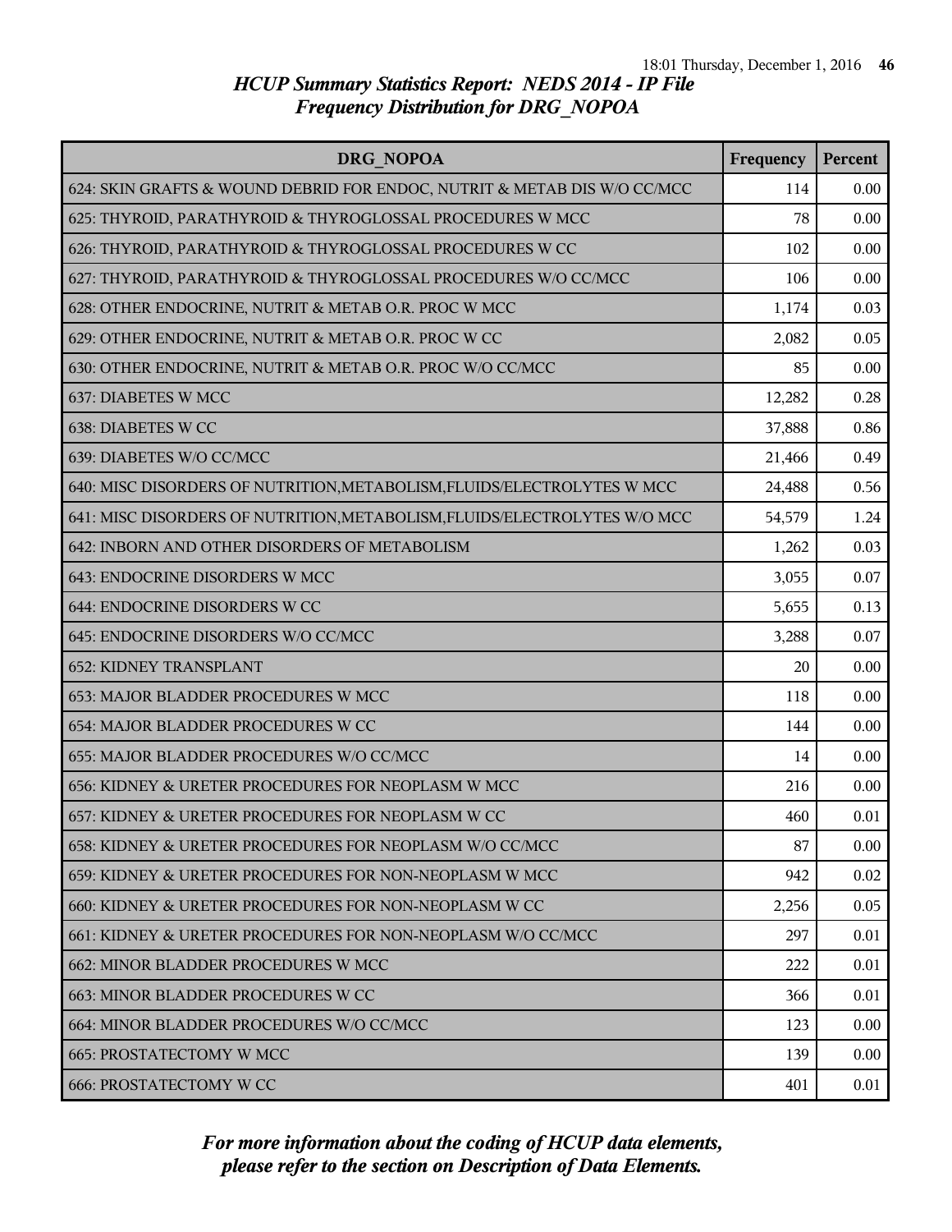# HCUP Summary Statistics Report: NEDS 2014 - IP File
## Frequency Distribution for DRG_NOPOA

| DRG_NOPOA | Frequency | Percent |
|---|---|---|
| 624: SKIN GRAFTS & WOUND DEBRID FOR ENDOC, NUTRIT & METAB DIS W/O CC/MCC | 114 | 0.00 |
| 625: THYROID, PARATHYROID & THYROGLOSSAL PROCEDURES W MCC | 78 | 0.00 |
| 626: THYROID, PARATHYROID & THYROGLOSSAL PROCEDURES W CC | 102 | 0.00 |
| 627: THYROID, PARATHYROID & THYROGLOSSAL PROCEDURES W/O CC/MCC | 106 | 0.00 |
| 628: OTHER ENDOCRINE, NUTRIT & METAB O.R. PROC W MCC | 1,174 | 0.03 |
| 629: OTHER ENDOCRINE, NUTRIT & METAB O.R. PROC W CC | 2,082 | 0.05 |
| 630: OTHER ENDOCRINE, NUTRIT & METAB O.R. PROC W/O CC/MCC | 85 | 0.00 |
| 637: DIABETES W MCC | 12,282 | 0.28 |
| 638: DIABETES W CC | 37,888 | 0.86 |
| 639: DIABETES W/O CC/MCC | 21,466 | 0.49 |
| 640: MISC DISORDERS OF NUTRITION,METABOLISM,FLUIDS/ELECTROLYTES W MCC | 24,488 | 0.56 |
| 641: MISC DISORDERS OF NUTRITION,METABOLISM,FLUIDS/ELECTROLYTES W/O MCC | 54,579 | 1.24 |
| 642: INBORN AND OTHER DISORDERS OF METABOLISM | 1,262 | 0.03 |
| 643: ENDOCRINE DISORDERS W MCC | 3,055 | 0.07 |
| 644: ENDOCRINE DISORDERS W CC | 5,655 | 0.13 |
| 645: ENDOCRINE DISORDERS W/O CC/MCC | 3,288 | 0.07 |
| 652: KIDNEY TRANSPLANT | 20 | 0.00 |
| 653: MAJOR BLADDER PROCEDURES W MCC | 118 | 0.00 |
| 654: MAJOR BLADDER PROCEDURES W CC | 144 | 0.00 |
| 655: MAJOR BLADDER PROCEDURES W/O CC/MCC | 14 | 0.00 |
| 656: KIDNEY & URETER PROCEDURES FOR NEOPLASM W MCC | 216 | 0.00 |
| 657: KIDNEY & URETER PROCEDURES FOR NEOPLASM W CC | 460 | 0.01 |
| 658: KIDNEY & URETER PROCEDURES FOR NEOPLASM W/O CC/MCC | 87 | 0.00 |
| 659: KIDNEY & URETER PROCEDURES FOR NON-NEOPLASM W MCC | 942 | 0.02 |
| 660: KIDNEY & URETER PROCEDURES FOR NON-NEOPLASM W CC | 2,256 | 0.05 |
| 661: KIDNEY & URETER PROCEDURES FOR NON-NEOPLASM W/O CC/MCC | 297 | 0.01 |
| 662: MINOR BLADDER PROCEDURES W MCC | 222 | 0.01 |
| 663: MINOR BLADDER PROCEDURES W CC | 366 | 0.01 |
| 664: MINOR BLADDER PROCEDURES W/O CC/MCC | 123 | 0.00 |
| 665: PROSTATECTOMY W MCC | 139 | 0.00 |
| 666: PROSTATECTOMY W CC | 401 | 0.01 |

*For more information about the coding of HCUP data elements, please refer to the section on Description of Data Elements.*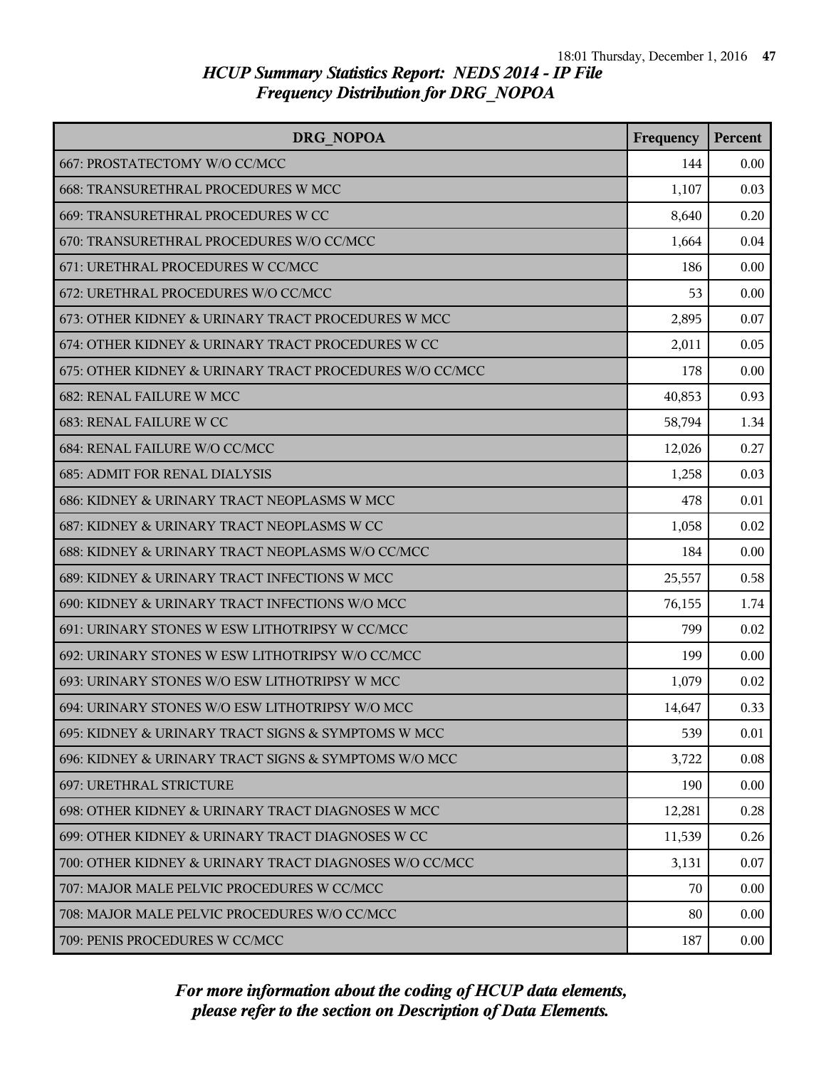## HCUP Summary Statistics Report: NEDS 2014 - IP File

### Frequency Distribution for DRG_NOPOA

| DRG_NOPOA | Frequency | Percent |
|---|---|---|
| 667: PROSTATECTOMY W/O CC/MCC | 144 | 0.00 |
| 668: TRANSURETHRAL PROCEDURES W MCC | 1,107 | 0.03 |
| 669: TRANSURETHRAL PROCEDURES W CC | 8,640 | 0.20 |
| 670: TRANSURETHRAL PROCEDURES W/O CC/MCC | 1,664 | 0.04 |
| 671: URETHRAL PROCEDURES W CC/MCC | 186 | 0.00 |
| 672: URETHRAL PROCEDURES W/O CC/MCC | 53 | 0.00 |
| 673: OTHER KIDNEY & URINARY TRACT PROCEDURES W MCC | 2,895 | 0.07 |
| 674: OTHER KIDNEY & URINARY TRACT PROCEDURES W CC | 2,011 | 0.05 |
| 675: OTHER KIDNEY & URINARY TRACT PROCEDURES W/O CC/MCC | 178 | 0.00 |
| 682: RENAL FAILURE W MCC | 40,853 | 0.93 |
| 683: RENAL FAILURE W CC | 58,794 | 1.34 |
| 684: RENAL FAILURE W/O CC/MCC | 12,026 | 0.27 |
| 685: ADMIT FOR RENAL DIALYSIS | 1,258 | 0.03 |
| 686: KIDNEY & URINARY TRACT NEOPLASMS W MCC | 478 | 0.01 |
| 687: KIDNEY & URINARY TRACT NEOPLASMS W CC | 1,058 | 0.02 |
| 688: KIDNEY & URINARY TRACT NEOPLASMS W/O CC/MCC | 184 | 0.00 |
| 689: KIDNEY & URINARY TRACT INFECTIONS W MCC | 25,557 | 0.58 |
| 690: KIDNEY & URINARY TRACT INFECTIONS W/O MCC | 76,155 | 1.74 |
| 691: URINARY STONES W ESW LITHOTRIPSY W CC/MCC | 799 | 0.02 |
| 692: URINARY STONES W ESW LITHOTRIPSY W/O CC/MCC | 199 | 0.00 |
| 693: URINARY STONES W/O ESW LITHOTRIPSY W MCC | 1,079 | 0.02 |
| 694: URINARY STONES W/O ESW LITHOTRIPSY W/O MCC | 14,647 | 0.33 |
| 695: KIDNEY & URINARY TRACT SIGNS & SYMPTOMS W MCC | 539 | 0.01 |
| 696: KIDNEY & URINARY TRACT SIGNS & SYMPTOMS W/O MCC | 3,722 | 0.08 |
| 697: URETHRAL STRICTURE | 190 | 0.00 |
| 698: OTHER KIDNEY & URINARY TRACT DIAGNOSES W MCC | 12,281 | 0.28 |
| 699: OTHER KIDNEY & URINARY TRACT DIAGNOSES W CC | 11,539 | 0.26 |
| 700: OTHER KIDNEY & URINARY TRACT DIAGNOSES W/O CC/MCC | 3,131 | 0.07 |
| 707: MAJOR MALE PELVIC PROCEDURES W CC/MCC | 70 | 0.00 |
| 708: MAJOR MALE PELVIC PROCEDURES W/O CC/MCC | 80 | 0.00 |
| 709: PENIS PROCEDURES W CC/MCC | 187 | 0.00 |

*For more information about the coding of HCUP data elements, please refer to the section on Description of Data Elements.*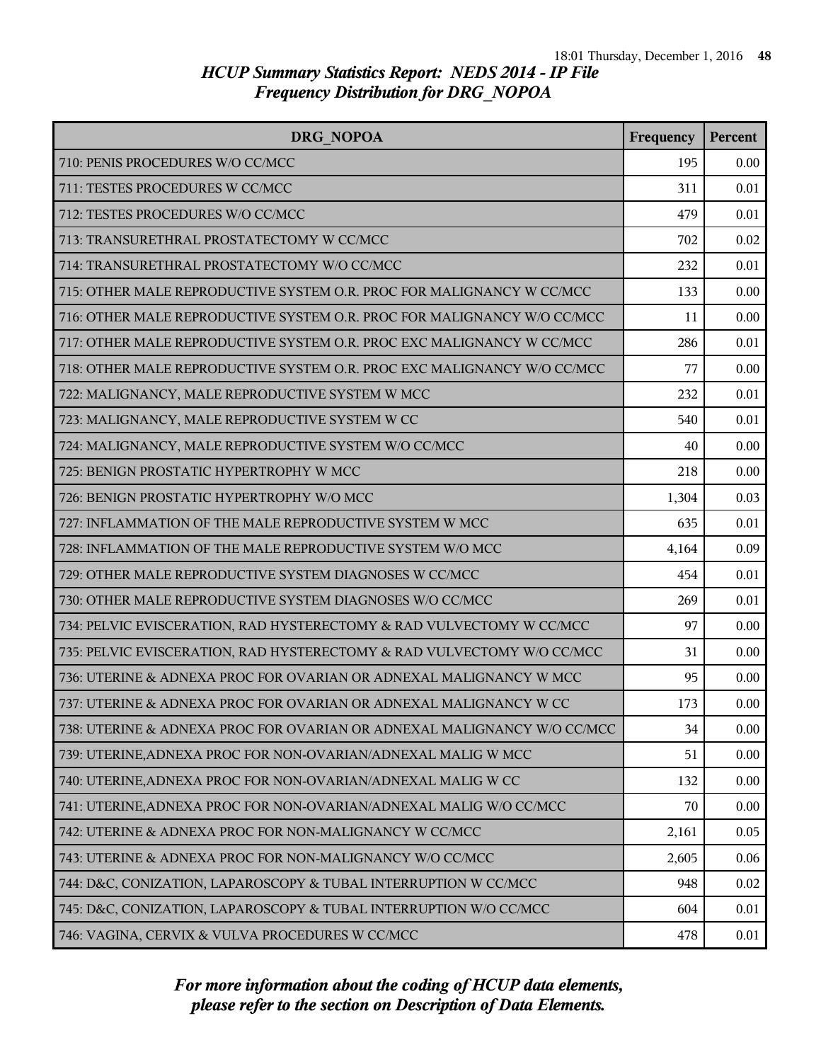## HCUP Summary Statistics Report: NEDS 2014 - IP File
## Frequency Distribution for DRG_NOPOA

| DRG_NOPOA | Frequency | Percent |
|---|---|---|
| 710: PENIS PROCEDURES W/O CC/MCC | 195 | 0.00 |
| 711: TESTES PROCEDURES W CC/MCC | 311 | 0.01 |
| 712: TESTES PROCEDURES W/O CC/MCC | 479 | 0.01 |
| 713: TRANSURETHRAL PROSTATECTOMY W CC/MCC | 702 | 0.02 |
| 714: TRANSURETHRAL PROSTATECTOMY W/O CC/MCC | 232 | 0.01 |
| 715: OTHER MALE REPRODUCTIVE SYSTEM O.R. PROC FOR MALIGNANCY W CC/MCC | 133 | 0.00 |
| 716: OTHER MALE REPRODUCTIVE SYSTEM O.R. PROC FOR MALIGNANCY W/O CC/MCC | 11 | 0.00 |
| 717: OTHER MALE REPRODUCTIVE SYSTEM O.R. PROC EXC MALIGNANCY W CC/MCC | 286 | 0.01 |
| 718: OTHER MALE REPRODUCTIVE SYSTEM O.R. PROC EXC MALIGNANCY W/O CC/MCC | 77 | 0.00 |
| 722: MALIGNANCY, MALE REPRODUCTIVE SYSTEM W MCC | 232 | 0.01 |
| 723: MALIGNANCY, MALE REPRODUCTIVE SYSTEM W CC | 540 | 0.01 |
| 724: MALIGNANCY, MALE REPRODUCTIVE SYSTEM W/O CC/MCC | 40 | 0.00 |
| 725: BENIGN PROSTATIC HYPERTROPHY W MCC | 218 | 0.00 |
| 726: BENIGN PROSTATIC HYPERTROPHY W/O MCC | 1,304 | 0.03 |
| 727: INFLAMMATION OF THE MALE REPRODUCTIVE SYSTEM W MCC | 635 | 0.01 |
| 728: INFLAMMATION OF THE MALE REPRODUCTIVE SYSTEM W/O MCC | 4,164 | 0.09 |
| 729: OTHER MALE REPRODUCTIVE SYSTEM DIAGNOSES W CC/MCC | 454 | 0.01 |
| 730: OTHER MALE REPRODUCTIVE SYSTEM DIAGNOSES W/O CC/MCC | 269 | 0.01 |
| 734: PELVIC EVISCERATION, RAD HYSTERECTOMY & RAD VULVECTOMY W CC/MCC | 97 | 0.00 |
| 735: PELVIC EVISCERATION, RAD HYSTERECTOMY & RAD VULVECTOMY W/O CC/MCC | 31 | 0.00 |
| 736: UTERINE & ADNEXA PROC FOR OVARIAN OR ADNEXAL MALIGNANCY W MCC | 95 | 0.00 |
| 737: UTERINE & ADNEXA PROC FOR OVARIAN OR ADNEXAL MALIGNANCY W CC | 173 | 0.00 |
| 738: UTERINE & ADNEXA PROC FOR OVARIAN OR ADNEXAL MALIGNANCY W/O CC/MCC | 34 | 0.00 |
| 739: UTERINE,ADNEXA PROC FOR NON-OVARIAN/ADNEXAL MALIG W MCC | 51 | 0.00 |
| 740: UTERINE,ADNEXA PROC FOR NON-OVARIAN/ADNEXAL MALIG W CC | 132 | 0.00 |
| 741: UTERINE,ADNEXA PROC FOR NON-OVARIAN/ADNEXAL MALIG W/O CC/MCC | 70 | 0.00 |
| 742: UTERINE & ADNEXA PROC FOR NON-MALIGNANCY W CC/MCC | 2,161 | 0.05 |
| 743: UTERINE & ADNEXA PROC FOR NON-MALIGNANCY W/O CC/MCC | 2,605 | 0.06 |
| 744: D&C, CONIZATION, LAPAROSCOPY & TUBAL INTERRUPTION W CC/MCC | 948 | 0.02 |
| 745: D&C, CONIZATION, LAPAROSCOPY & TUBAL INTERRUPTION W/O CC/MCC | 604 | 0.01 |
| 746: VAGINA, CERVIX & VULVA PROCEDURES W CC/MCC | 478 | 0.01 |

*For more information about the coding of HCUP data elements, please refer to the section on Description of Data Elements.*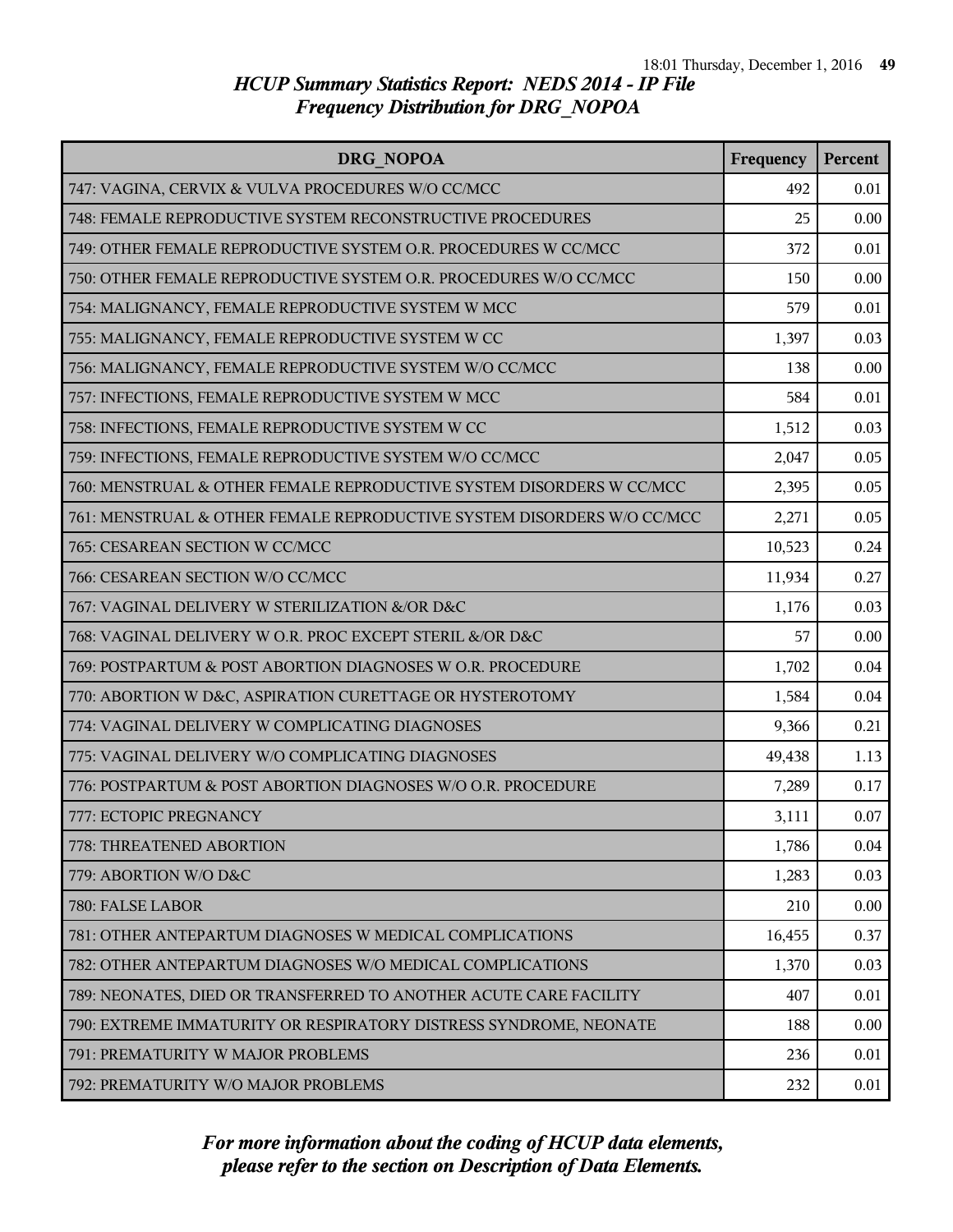## *HCUP Summary Statistics Report: NEDS 2014 - IP File*
## *Frequency Distribution for DRG_NOPOA*

| DRG_NOPOA | Frequency | Percent |
|---|---|---|
| 747: VAGINA, CERVIX & VULVA PROCEDURES W/O CC/MCC | 492 | 0.01 |
| 748: FEMALE REPRODUCTIVE SYSTEM RECONSTRUCTIVE PROCEDURES | 25 | 0.00 |
| 749: OTHER FEMALE REPRODUCTIVE SYSTEM O.R. PROCEDURES W CC/MCC | 372 | 0.01 |
| 750: OTHER FEMALE REPRODUCTIVE SYSTEM O.R. PROCEDURES W/O CC/MCC | 150 | 0.00 |
| 754: MALIGNANCY, FEMALE REPRODUCTIVE SYSTEM W MCC | 579 | 0.01 |
| 755: MALIGNANCY, FEMALE REPRODUCTIVE SYSTEM W CC | 1,397 | 0.03 |
| 756: MALIGNANCY, FEMALE REPRODUCTIVE SYSTEM W/O CC/MCC | 138 | 0.00 |
| 757: INFECTIONS, FEMALE REPRODUCTIVE SYSTEM W MCC | 584 | 0.01 |
| 758: INFECTIONS, FEMALE REPRODUCTIVE SYSTEM W CC | 1,512 | 0.03 |
| 759: INFECTIONS, FEMALE REPRODUCTIVE SYSTEM W/O CC/MCC | 2,047 | 0.05 |
| 760: MENSTRUAL & OTHER FEMALE REPRODUCTIVE SYSTEM DISORDERS W CC/MCC | 2,395 | 0.05 |
| 761: MENSTRUAL & OTHER FEMALE REPRODUCTIVE SYSTEM DISORDERS W/O CC/MCC | 2,271 | 0.05 |
| 765: CESAREAN SECTION W CC/MCC | 10,523 | 0.24 |
| 766: CESAREAN SECTION W/O CC/MCC | 11,934 | 0.27 |
| 767: VAGINAL DELIVERY W STERILIZATION &/OR D&C | 1,176 | 0.03 |
| 768: VAGINAL DELIVERY W O.R. PROC EXCEPT STERIL &/OR D&C | 57 | 0.00 |
| 769: POSTPARTUM & POST ABORTION DIAGNOSES W O.R. PROCEDURE | 1,702 | 0.04 |
| 770: ABORTION W D&C, ASPIRATION CURETTAGE OR HYSTEROTOMY | 1,584 | 0.04 |
| 774: VAGINAL DELIVERY W COMPLICATING DIAGNOSES | 9,366 | 0.21 |
| 775: VAGINAL DELIVERY W/O COMPLICATING DIAGNOSES | 49,438 | 1.13 |
| 776: POSTPARTUM & POST ABORTION DIAGNOSES W/O O.R. PROCEDURE | 7,289 | 0.17 |
| 777: ECTOPIC PREGNANCY | 3,111 | 0.07 |
| 778: THREATENED ABORTION | 1,786 | 0.04 |
| 779: ABORTION W/O D&C | 1,283 | 0.03 |
| 780: FALSE LABOR | 210 | 0.00 |
| 781: OTHER ANTEPARTUM DIAGNOSES W MEDICAL COMPLICATIONS | 16,455 | 0.37 |
| 782: OTHER ANTEPARTUM DIAGNOSES W/O MEDICAL COMPLICATIONS | 1,370 | 0.03 |
| 789: NEONATES, DIED OR TRANSFERRED TO ANOTHER ACUTE CARE FACILITY | 407 | 0.01 |
| 790: EXTREME IMMATURITY OR RESPIRATORY DISTRESS SYNDROME, NEONATE | 188 | 0.00 |
| 791: PREMATURITY W MAJOR PROBLEMS | 236 | 0.01 |
| 792: PREMATURITY W/O MAJOR PROBLEMS | 232 | 0.01 |

*For more information about the coding of HCUP data elements, please refer to the section on Description of Data Elements.*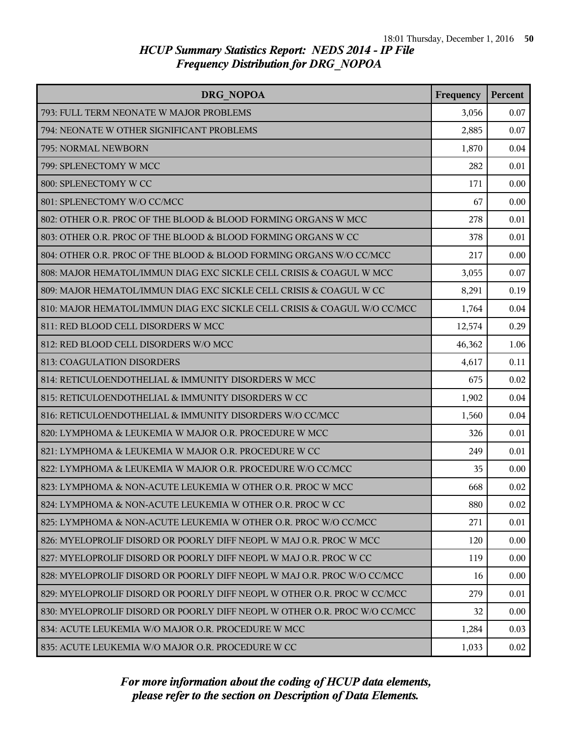# HCUP Summary Statistics Report: NEDS 2014 - IP File
## Frequency Distribution for DRG_NOPOA

| DRG_NOPOA | Frequency | Percent |
|---|---|---|
| 793: FULL TERM NEONATE W MAJOR PROBLEMS | 3,056 | 0.07 |
| 794: NEONATE W OTHER SIGNIFICANT PROBLEMS | 2,885 | 0.07 |
| 795: NORMAL NEWBORN | 1,870 | 0.04 |
| 799: SPLENECTOMY W MCC | 282 | 0.01 |
| 800: SPLENECTOMY W CC | 171 | 0.00 |
| 801: SPLENECTOMY W/O CC/MCC | 67 | 0.00 |
| 802: OTHER O.R. PROC OF THE BLOOD & BLOOD FORMING ORGANS W MCC | 278 | 0.01 |
| 803: OTHER O.R. PROC OF THE BLOOD & BLOOD FORMING ORGANS W CC | 378 | 0.01 |
| 804: OTHER O.R. PROC OF THE BLOOD & BLOOD FORMING ORGANS W/O CC/MCC | 217 | 0.00 |
| 808: MAJOR HEMATOL/IMMUN DIAG EXC SICKLE CELL CRISIS & COAGUL W MCC | 3,055 | 0.07 |
| 809: MAJOR HEMATOL/IMMUN DIAG EXC SICKLE CELL CRISIS & COAGUL W CC | 8,291 | 0.19 |
| 810: MAJOR HEMATOL/IMMUN DIAG EXC SICKLE CELL CRISIS & COAGUL W/O CC/MCC | 1,764 | 0.04 |
| 811: RED BLOOD CELL DISORDERS W MCC | 12,574 | 0.29 |
| 812: RED BLOOD CELL DISORDERS W/O MCC | 46,362 | 1.06 |
| 813: COAGULATION DISORDERS | 4,617 | 0.11 |
| 814: RETICULOENDOTHELIAL & IMMUNITY DISORDERS W MCC | 675 | 0.02 |
| 815: RETICULOENDOTHELIAL & IMMUNITY DISORDERS W CC | 1,902 | 0.04 |
| 816: RETICULOENDOTHELIAL & IMMUNITY DISORDERS W/O CC/MCC | 1,560 | 0.04 |
| 820: LYMPHOMA & LEUKEMIA W MAJOR O.R. PROCEDURE W MCC | 326 | 0.01 |
| 821: LYMPHOMA & LEUKEMIA W MAJOR O.R. PROCEDURE W CC | 249 | 0.01 |
| 822: LYMPHOMA & LEUKEMIA W MAJOR O.R. PROCEDURE W/O CC/MCC | 35 | 0.00 |
| 823: LYMPHOMA & NON-ACUTE LEUKEMIA W OTHER O.R. PROC W MCC | 668 | 0.02 |
| 824: LYMPHOMA & NON-ACUTE LEUKEMIA W OTHER O.R. PROC W CC | 880 | 0.02 |
| 825: LYMPHOMA & NON-ACUTE LEUKEMIA W OTHER O.R. PROC W/O CC/MCC | 271 | 0.01 |
| 826: MYELOPROLIF DISORD OR POORLY DIFF NEOPL W MAJ O.R. PROC W MCC | 120 | 0.00 |
| 827: MYELOPROLIF DISORD OR POORLY DIFF NEOPL W MAJ O.R. PROC W CC | 119 | 0.00 |
| 828: MYELOPROLIF DISORD OR POORLY DIFF NEOPL W MAJ O.R. PROC W/O CC/MCC | 16 | 0.00 |
| 829: MYELOPROLIF DISORD OR POORLY DIFF NEOPL W OTHER O.R. PROC W CC/MCC | 279 | 0.01 |
| 830: MYELOPROLIF DISORD OR POORLY DIFF NEOPL W OTHER O.R. PROC W/O CC/MCC | 32 | 0.00 |
| 834: ACUTE LEUKEMIA W/O MAJOR O.R. PROCEDURE W MCC | 1,284 | 0.03 |
| 835: ACUTE LEUKEMIA W/O MAJOR O.R. PROCEDURE W CC | 1,033 | 0.02 |

*For more information about the coding of HCUP data elements, please refer to the section on Description of Data Elements.*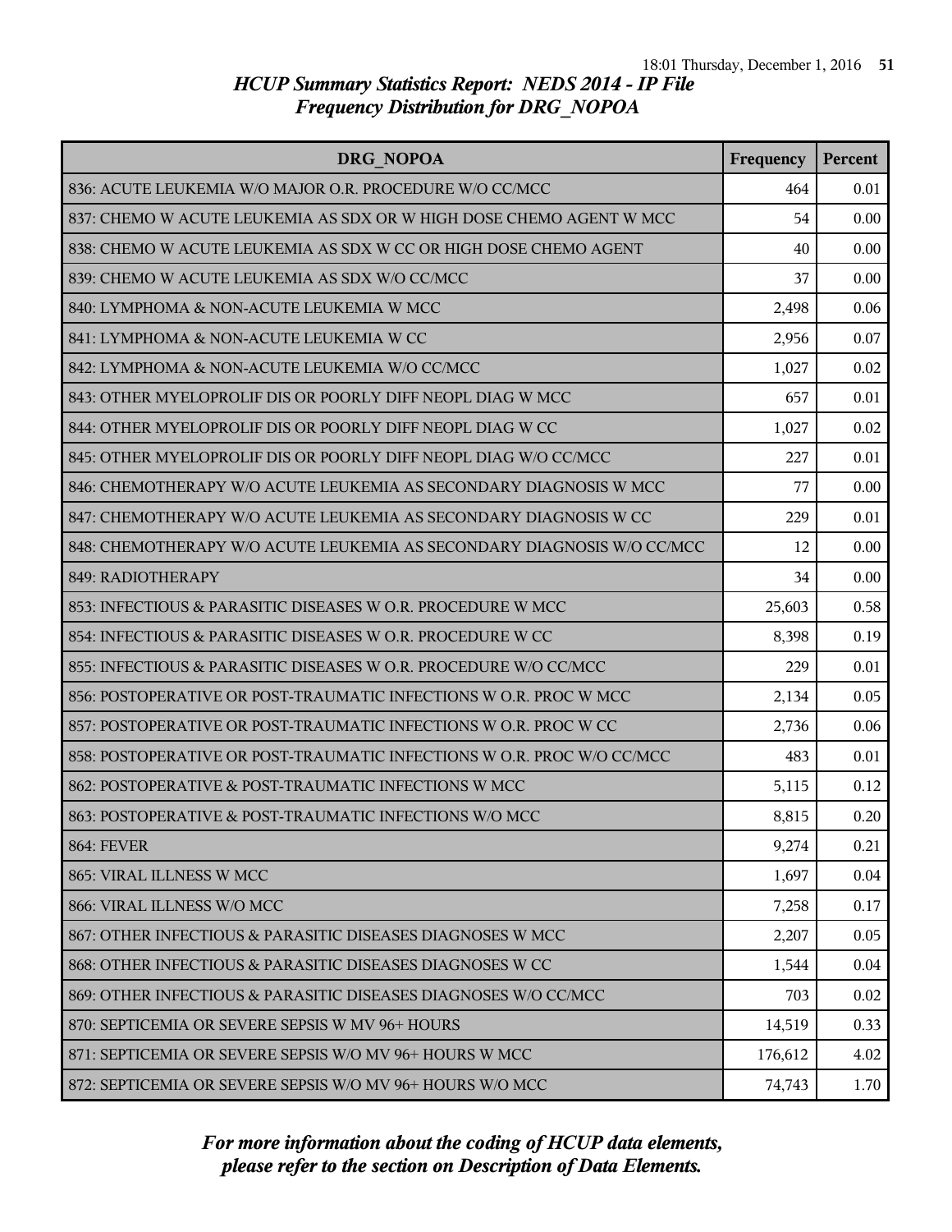# HCUP Summary Statistics Report: NEDS 2014 - IP File
## Frequency Distribution for DRG_NOPOA

| DRG_NOPOA | Frequency | Percent |
|---|---|---|
| 836: ACUTE LEUKEMIA W/O MAJOR O.R. PROCEDURE W/O CC/MCC | 464 | 0.01 |
| 837: CHEMO W ACUTE LEUKEMIA AS SDX OR W HIGH DOSE CHEMO AGENT W MCC | 54 | 0.00 |
| 838: CHEMO W ACUTE LEUKEMIA AS SDX W CC OR HIGH DOSE CHEMO AGENT | 40 | 0.00 |
| 839: CHEMO W ACUTE LEUKEMIA AS SDX W/O CC/MCC | 37 | 0.00 |
| 840: LYMPHOMA & NON-ACUTE LEUKEMIA W MCC | 2,498 | 0.06 |
| 841: LYMPHOMA & NON-ACUTE LEUKEMIA W CC | 2,956 | 0.07 |
| 842: LYMPHOMA & NON-ACUTE LEUKEMIA W/O CC/MCC | 1,027 | 0.02 |
| 843: OTHER MYELOPROLIF DIS OR POORLY DIFF NEOPL DIAG W MCC | 657 | 0.01 |
| 844: OTHER MYELOPROLIF DIS OR POORLY DIFF NEOPL DIAG W CC | 1,027 | 0.02 |
| 845: OTHER MYELOPROLIF DIS OR POORLY DIFF NEOPL DIAG W/O CC/MCC | 227 | 0.01 |
| 846: CHEMOTHERAPY W/O ACUTE LEUKEMIA AS SECONDARY DIAGNOSIS W MCC | 77 | 0.00 |
| 847: CHEMOTHERAPY W/O ACUTE LEUKEMIA AS SECONDARY DIAGNOSIS W CC | 229 | 0.01 |
| 848: CHEMOTHERAPY W/O ACUTE LEUKEMIA AS SECONDARY DIAGNOSIS W/O CC/MCC | 12 | 0.00 |
| 849: RADIOTHERAPY | 34 | 0.00 |
| 853: INFECTIOUS & PARASITIC DISEASES W O.R. PROCEDURE W MCC | 25,603 | 0.58 |
| 854: INFECTIOUS & PARASITIC DISEASES W O.R. PROCEDURE W CC | 8,398 | 0.19 |
| 855: INFECTIOUS & PARASITIC DISEASES W O.R. PROCEDURE W/O CC/MCC | 229 | 0.01 |
| 856: POSTOPERATIVE OR POST-TRAUMATIC INFECTIONS W O.R. PROC W MCC | 2,134 | 0.05 |
| 857: POSTOPERATIVE OR POST-TRAUMATIC INFECTIONS W O.R. PROC W CC | 2,736 | 0.06 |
| 858: POSTOPERATIVE OR POST-TRAUMATIC INFECTIONS W O.R. PROC W/O CC/MCC | 483 | 0.01 |
| 862: POSTOPERATIVE & POST-TRAUMATIC INFECTIONS W MCC | 5,115 | 0.12 |
| 863: POSTOPERATIVE & POST-TRAUMATIC INFECTIONS W/O MCC | 8,815 | 0.20 |
| 864: FEVER | 9,274 | 0.21 |
| 865: VIRAL ILLNESS W MCC | 1,697 | 0.04 |
| 866: VIRAL ILLNESS W/O MCC | 7,258 | 0.17 |
| 867: OTHER INFECTIOUS & PARASITIC DISEASES DIAGNOSES W MCC | 2,207 | 0.05 |
| 868: OTHER INFECTIOUS & PARASITIC DISEASES DIAGNOSES W CC | 1,544 | 0.04 |
| 869: OTHER INFECTIOUS & PARASITIC DISEASES DIAGNOSES W/O CC/MCC | 703 | 0.02 |
| 870: SEPTICEMIA OR SEVERE SEPSIS W MV 96+ HOURS | 14,519 | 0.33 |
| 871: SEPTICEMIA OR SEVERE SEPSIS W/O MV 96+ HOURS W MCC | 176,612 | 4.02 |
| 872: SEPTICEMIA OR SEVERE SEPSIS W/O MV 96+ HOURS W/O MCC | 74,743 | 1.70 |

*For more information about the coding of HCUP data elements, please refer to the section on Description of Data Elements.*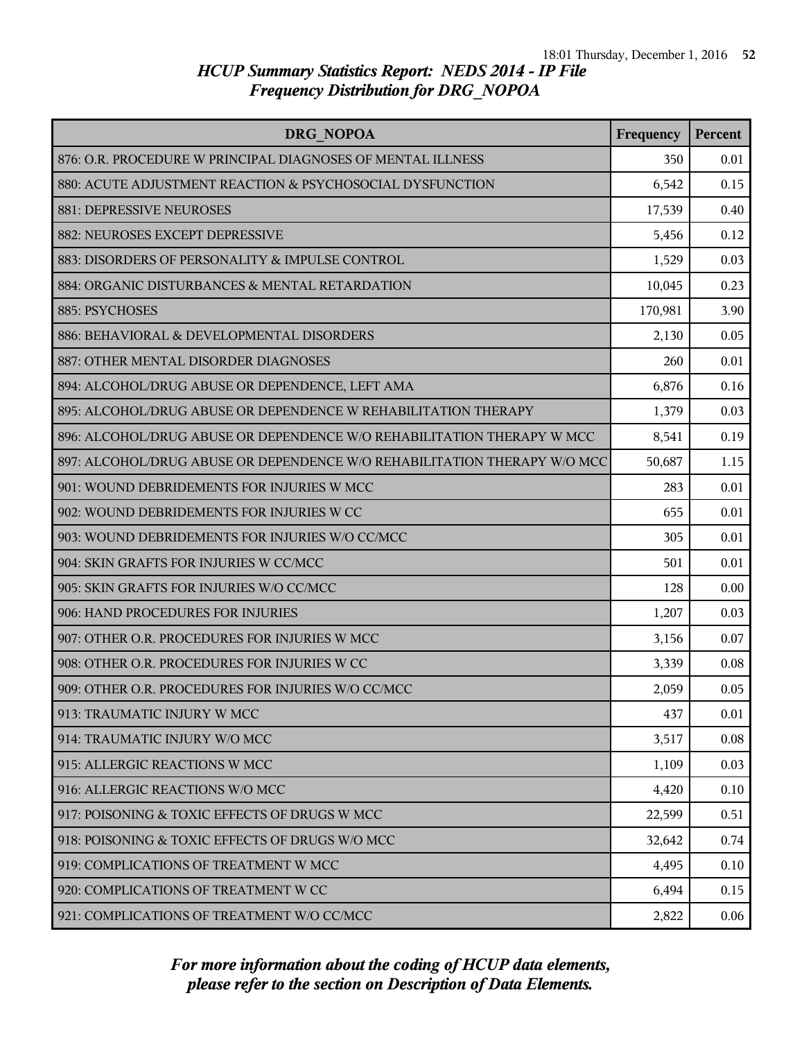# HCUP Summary Statistics Report: NEDS 2014 - IP File
## Frequency Distribution for DRG_NOPOA

| DRG_NOPOA | Frequency | Percent |
|---|---|---|
| 876: O.R. PROCEDURE W PRINCIPAL DIAGNOSES OF MENTAL ILLNESS | 350 | 0.01 |
| 880: ACUTE ADJUSTMENT REACTION & PSYCHOSOCIAL DYSFUNCTION | 6,542 | 0.15 |
| 881: DEPRESSIVE NEUROSES | 17,539 | 0.40 |
| 882: NEUROSES EXCEPT DEPRESSIVE | 5,456 | 0.12 |
| 883: DISORDERS OF PERSONALITY & IMPULSE CONTROL | 1,529 | 0.03 |
| 884: ORGANIC DISTURBANCES & MENTAL RETARDATION | 10,045 | 0.23 |
| 885: PSYCHOSES | 170,981 | 3.90 |
| 886: BEHAVIORAL & DEVELOPMENTAL DISORDERS | 2,130 | 0.05 |
| 887: OTHER MENTAL DISORDER DIAGNOSES | 260 | 0.01 |
| 894: ALCOHOL/DRUG ABUSE OR DEPENDENCE, LEFT AMA | 6,876 | 0.16 |
| 895: ALCOHOL/DRUG ABUSE OR DEPENDENCE W REHABILITATION THERAPY | 1,379 | 0.03 |
| 896: ALCOHOL/DRUG ABUSE OR DEPENDENCE W/O REHABILITATION THERAPY W MCC | 8,541 | 0.19 |
| 897: ALCOHOL/DRUG ABUSE OR DEPENDENCE W/O REHABILITATION THERAPY W/O MCC | 50,687 | 1.15 |
| 901: WOUND DEBRIDEMENTS FOR INJURIES W MCC | 283 | 0.01 |
| 902: WOUND DEBRIDEMENTS FOR INJURIES W CC | 655 | 0.01 |
| 903: WOUND DEBRIDEMENTS FOR INJURIES W/O CC/MCC | 305 | 0.01 |
| 904: SKIN GRAFTS FOR INJURIES W CC/MCC | 501 | 0.01 |
| 905: SKIN GRAFTS FOR INJURIES W/O CC/MCC | 128 | 0.00 |
| 906: HAND PROCEDURES FOR INJURIES | 1,207 | 0.03 |
| 907: OTHER O.R. PROCEDURES FOR INJURIES W MCC | 3,156 | 0.07 |
| 908: OTHER O.R. PROCEDURES FOR INJURIES W CC | 3,339 | 0.08 |
| 909: OTHER O.R. PROCEDURES FOR INJURIES W/O CC/MCC | 2,059 | 0.05 |
| 913: TRAUMATIC INJURY W MCC | 437 | 0.01 |
| 914: TRAUMATIC INJURY W/O MCC | 3,517 | 0.08 |
| 915: ALLERGIC REACTIONS W MCC | 1,109 | 0.03 |
| 916: ALLERGIC REACTIONS W/O MCC | 4,420 | 0.10 |
| 917: POISONING & TOXIC EFFECTS OF DRUGS W MCC | 22,599 | 0.51 |
| 918: POISONING & TOXIC EFFECTS OF DRUGS W/O MCC | 32,642 | 0.74 |
| 919: COMPLICATIONS OF TREATMENT W MCC | 4,495 | 0.10 |
| 920: COMPLICATIONS OF TREATMENT W CC | 6,494 | 0.15 |
| 921: COMPLICATIONS OF TREATMENT W/O CC/MCC | 2,822 | 0.06 |

*For more information about the coding of HCUP data elements, please refer to the section on Description of Data Elements.*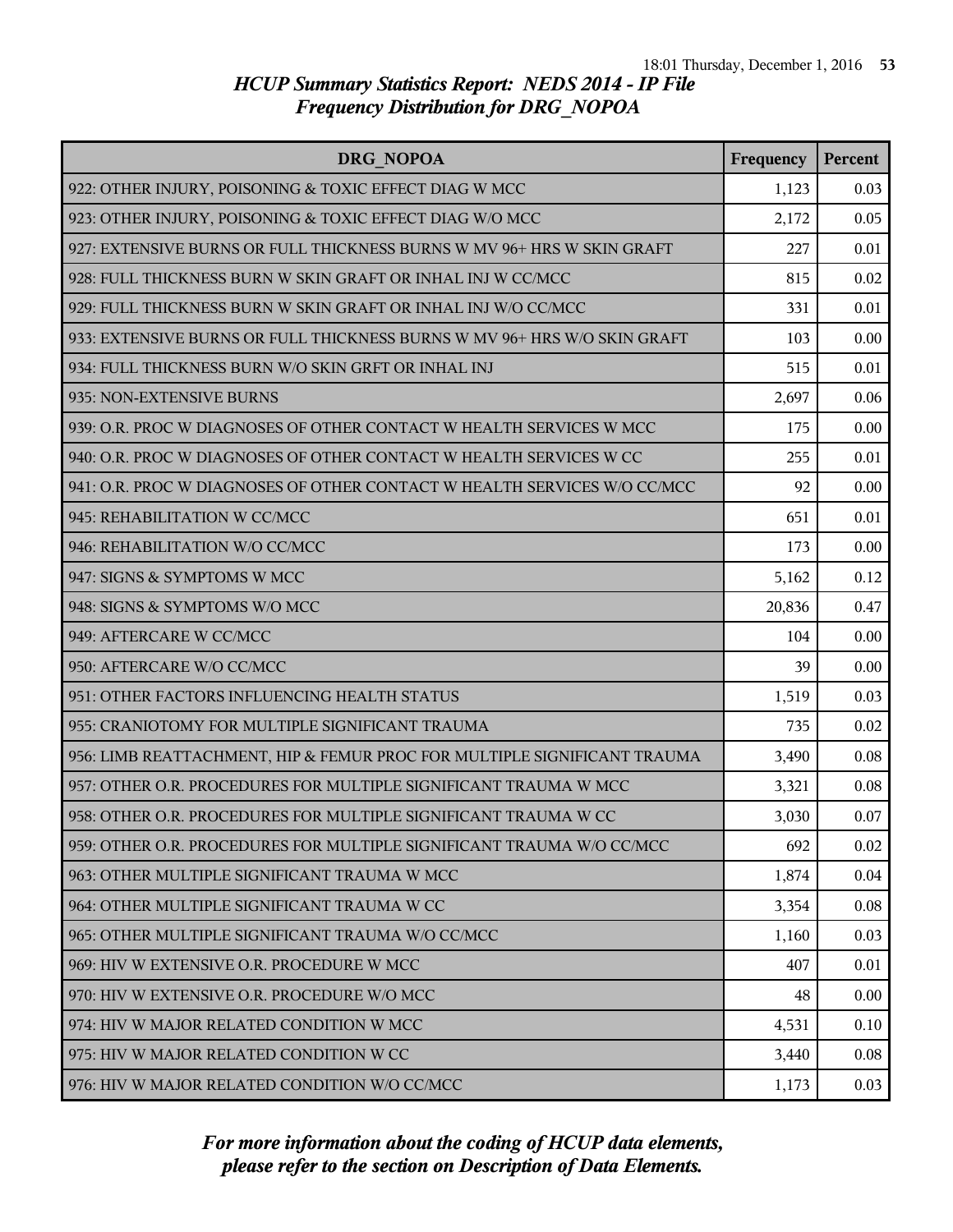# HCUP Summary Statistics Report: NEDS 2014 - IP File
## Frequency Distribution for DRG_NOPOA

| DRG_NOPOA | Frequency | Percent |
|---|---|---|
| 922: OTHER INJURY, POISONING & TOXIC EFFECT DIAG W MCC | 1,123 | 0.03 |
| 923: OTHER INJURY, POISONING & TOXIC EFFECT DIAG W/O MCC | 2,172 | 0.05 |
| 927: EXTENSIVE BURNS OR FULL THICKNESS BURNS W MV 96+ HRS W SKIN GRAFT | 227 | 0.01 |
| 928: FULL THICKNESS BURN W SKIN GRAFT OR INHAL INJ W CC/MCC | 815 | 0.02 |
| 929: FULL THICKNESS BURN W SKIN GRAFT OR INHAL INJ W/O CC/MCC | 331 | 0.01 |
| 933: EXTENSIVE BURNS OR FULL THICKNESS BURNS W MV 96+ HRS W/O SKIN GRAFT | 103 | 0.00 |
| 934: FULL THICKNESS BURN W/O SKIN GRFT OR INHAL INJ | 515 | 0.01 |
| 935: NON-EXTENSIVE BURNS | 2,697 | 0.06 |
| 939: O.R. PROC W DIAGNOSES OF OTHER CONTACT W HEALTH SERVICES W MCC | 175 | 0.00 |
| 940: O.R. PROC W DIAGNOSES OF OTHER CONTACT W HEALTH SERVICES W CC | 255 | 0.01 |
| 941: O.R. PROC W DIAGNOSES OF OTHER CONTACT W HEALTH SERVICES W/O CC/MCC | 92 | 0.00 |
| 945: REHABILITATION W CC/MCC | 651 | 0.01 |
| 946: REHABILITATION W/O CC/MCC | 173 | 0.00 |
| 947: SIGNS & SYMPTOMS W MCC | 5,162 | 0.12 |
| 948: SIGNS & SYMPTOMS W/O MCC | 20,836 | 0.47 |
| 949: AFTERCARE W CC/MCC | 104 | 0.00 |
| 950: AFTERCARE W/O CC/MCC | 39 | 0.00 |
| 951: OTHER FACTORS INFLUENCING HEALTH STATUS | 1,519 | 0.03 |
| 955: CRANIOTOMY FOR MULTIPLE SIGNIFICANT TRAUMA | 735 | 0.02 |
| 956: LIMB REATTACHMENT, HIP & FEMUR PROC FOR MULTIPLE SIGNIFICANT TRAUMA | 3,490 | 0.08 |
| 957: OTHER O.R. PROCEDURES FOR MULTIPLE SIGNIFICANT TRAUMA W MCC | 3,321 | 0.08 |
| 958: OTHER O.R. PROCEDURES FOR MULTIPLE SIGNIFICANT TRAUMA W CC | 3,030 | 0.07 |
| 959: OTHER O.R. PROCEDURES FOR MULTIPLE SIGNIFICANT TRAUMA W/O CC/MCC | 692 | 0.02 |
| 963: OTHER MULTIPLE SIGNIFICANT TRAUMA W MCC | 1,874 | 0.04 |
| 964: OTHER MULTIPLE SIGNIFICANT TRAUMA W CC | 3,354 | 0.08 |
| 965: OTHER MULTIPLE SIGNIFICANT TRAUMA W/O CC/MCC | 1,160 | 0.03 |
| 969: HIV W EXTENSIVE O.R. PROCEDURE W MCC | 407 | 0.01 |
| 970: HIV W EXTENSIVE O.R. PROCEDURE W/O MCC | 48 | 0.00 |
| 974: HIV W MAJOR RELATED CONDITION W MCC | 4,531 | 0.10 |
| 975: HIV W MAJOR RELATED CONDITION W CC | 3,440 | 0.08 |
| 976: HIV W MAJOR RELATED CONDITION W/O CC/MCC | 1,173 | 0.03 |

*For more information about the coding of HCUP data elements, please refer to the section on Description of Data Elements.*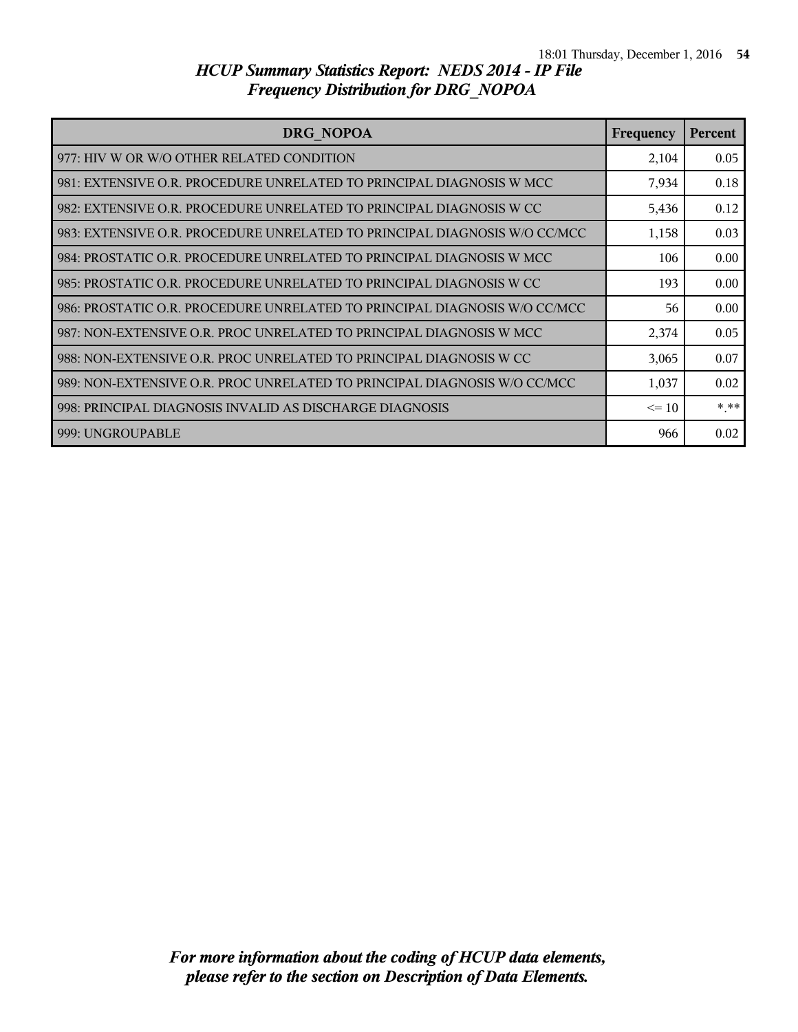# HCUP Summary Statistics Report: NEDS 2014 - IP File
## Frequency Distribution for DRG_NOPOA

| DRG_NOPOA | Frequency | Percent |
|---|---|---|
| 977: HIV W OR W/O OTHER RELATED CONDITION | 2,104 | 0.05 |
| 981: EXTENSIVE O.R. PROCEDURE UNRELATED TO PRINCIPAL DIAGNOSIS W MCC | 7,934 | 0.18 |
| 982: EXTENSIVE O.R. PROCEDURE UNRELATED TO PRINCIPAL DIAGNOSIS W CC | 5,436 | 0.12 |
| 983: EXTENSIVE O.R. PROCEDURE UNRELATED TO PRINCIPAL DIAGNOSIS W/O CC/MCC | 1,158 | 0.03 |
| 984: PROSTATIC O.R. PROCEDURE UNRELATED TO PRINCIPAL DIAGNOSIS W MCC | 106 | 0.00 |
| 985: PROSTATIC O.R. PROCEDURE UNRELATED TO PRINCIPAL DIAGNOSIS W CC | 193 | 0.00 |
| 986: PROSTATIC O.R. PROCEDURE UNRELATED TO PRINCIPAL DIAGNOSIS W/O CC/MCC | 56 | 0.00 |
| 987: NON-EXTENSIVE O.R. PROC UNRELATED TO PRINCIPAL DIAGNOSIS W MCC | 2,374 | 0.05 |
| 988: NON-EXTENSIVE O.R. PROC UNRELATED TO PRINCIPAL DIAGNOSIS W CC | 3,065 | 0.07 |
| 989: NON-EXTENSIVE O.R. PROC UNRELATED TO PRINCIPAL DIAGNOSIS W/O CC/MCC | 1,037 | 0.02 |
| 998: PRINCIPAL DIAGNOSIS INVALID AS DISCHARGE DIAGNOSIS | <= 10 | *.** |
| 999: UNGROUPABLE | 966 | 0.02 |

*For more information about the coding of HCUP data elements, please refer to the section on Description of Data Elements.*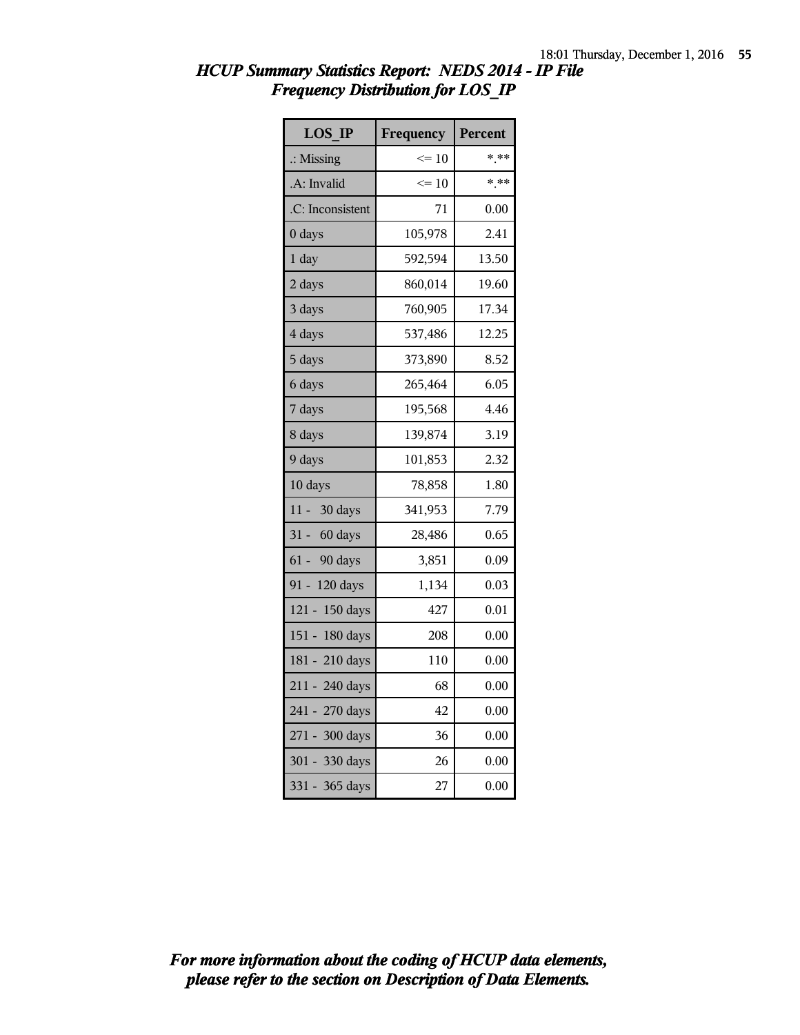## *HCUP Summary Statistics Report: NEDS 2014 - IP File*
## *Frequency Distribution for LOS_IP*

| LOS_IP | Frequency | Percent |
|---|---|---|
| .: Missing | <= 10 | *.** |
| .A: Invalid | <= 10 | *.** |
| .C: Inconsistent | 71 | 0.00 |
| 0 days | 105,978 | 2.41 |
| 1 day | 592,594 | 13.50 |
| 2 days | 860,014 | 19.60 |
| 3 days | 760,905 | 17.34 |
| 4 days | 537,486 | 12.25 |
| 5 days | 373,890 | 8.52 |
| 6 days | 265,464 | 6.05 |
| 7 days | 195,568 | 4.46 |
| 8 days | 139,874 | 3.19 |
| 9 days | 101,853 | 2.32 |
| 10 days | 78,858 | 1.80 |
| 11 - 30 days | 341,953 | 7.79 |
| 31 - 60 days | 28,486 | 0.65 |
| 61 - 90 days | 3,851 | 0.09 |
| 91 - 120 days | 1,134 | 0.03 |
| 121 - 150 days | 427 | 0.01 |
| 151 - 180 days | 208 | 0.00 |
| 181 - 210 days | 110 | 0.00 |
| 211 - 240 days | 68 | 0.00 |
| 241 - 270 days | 42 | 0.00 |
| 271 - 300 days | 36 | 0.00 |
| 301 - 330 days | 26 | 0.00 |
| 331 - 365 days | 27 | 0.00 |

***For more information about the coding of HCUP data elements, please refer to the section on Description of Data Elements.***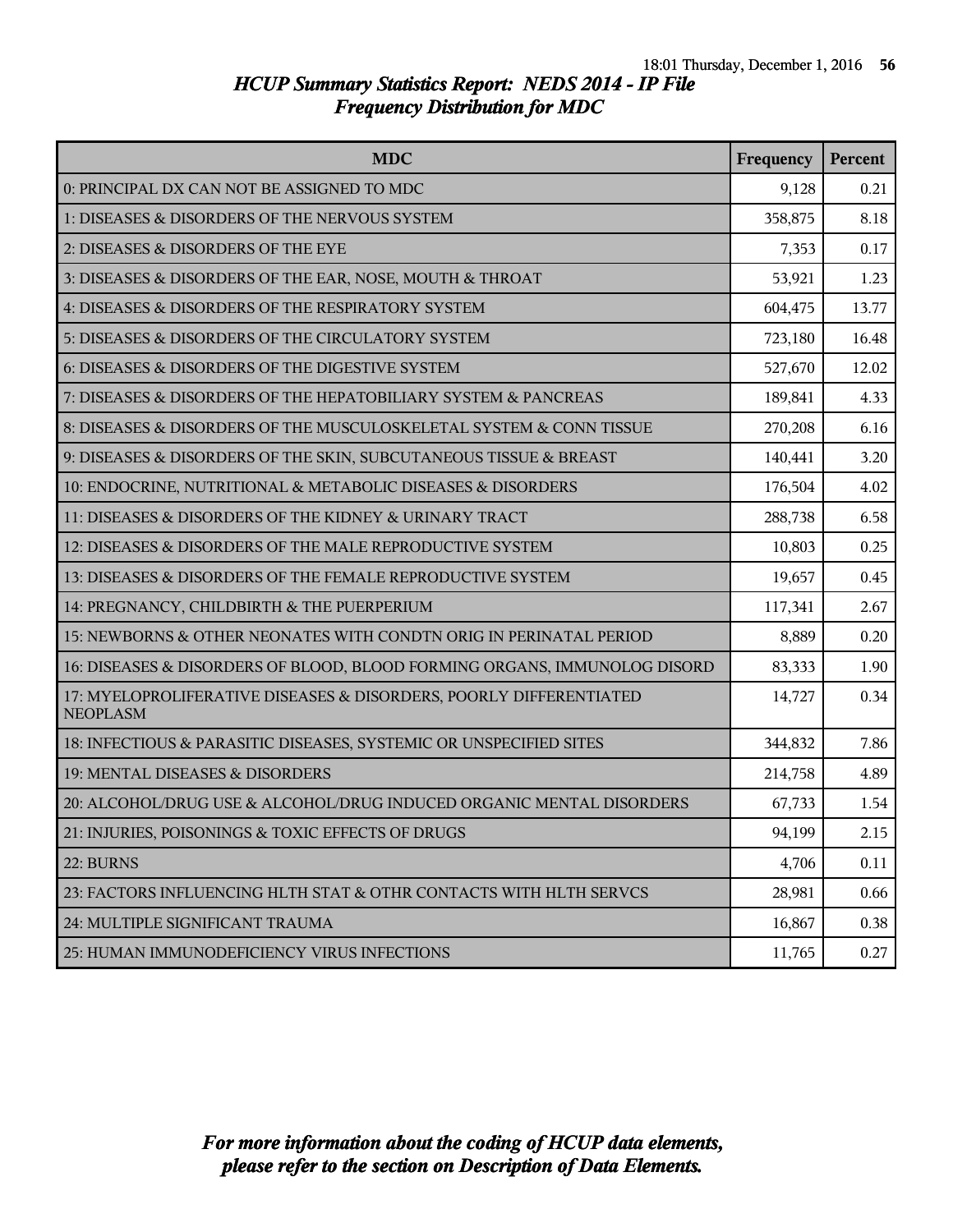## *HCUP Summary Statistics Report: NEDS 2014 - IP File*
## *Frequency Distribution for MDC*

| MDC | Frequency | Percent |
|---|---|---|
| 0: PRINCIPAL DX CAN NOT BE ASSIGNED TO MDC | 9,128 | 0.21 |
| 1: DISEASES & DISORDERS OF THE NERVOUS SYSTEM | 358,875 | 8.18 |
| 2: DISEASES & DISORDERS OF THE EYE | 7,353 | 0.17 |
| 3: DISEASES & DISORDERS OF THE EAR, NOSE, MOUTH & THROAT | 53,921 | 1.23 |
| 4: DISEASES & DISORDERS OF THE RESPIRATORY SYSTEM | 604,475 | 13.77 |
| 5: DISEASES & DISORDERS OF THE CIRCULATORY SYSTEM | 723,180 | 16.48 |
| 6: DISEASES & DISORDERS OF THE DIGESTIVE SYSTEM | 527,670 | 12.02 |
| 7: DISEASES & DISORDERS OF THE HEPATOBILIARY SYSTEM & PANCREAS | 189,841 | 4.33 |
| 8: DISEASES & DISORDERS OF THE MUSCULOSKELETAL SYSTEM & CONN TISSUE | 270,208 | 6.16 |
| 9: DISEASES & DISORDERS OF THE SKIN, SUBCUTANEOUS TISSUE & BREAST | 140,441 | 3.20 |
| 10: ENDOCRINE, NUTRITIONAL & METABOLIC DISEASES & DISORDERS | 176,504 | 4.02 |
| 11: DISEASES & DISORDERS OF THE KIDNEY & URINARY TRACT | 288,738 | 6.58 |
| 12: DISEASES & DISORDERS OF THE MALE REPRODUCTIVE SYSTEM | 10,803 | 0.25 |
| 13: DISEASES & DISORDERS OF THE FEMALE REPRODUCTIVE SYSTEM | 19,657 | 0.45 |
| 14: PREGNANCY, CHILDBIRTH & THE PUERPERIUM | 117,341 | 2.67 |
| 15: NEWBORNS & OTHER NEONATES WITH CONDTN ORIG IN PERINATAL PERIOD | 8,889 | 0.20 |
| 16: DISEASES & DISORDERS OF BLOOD, BLOOD FORMING ORGANS, IMMUNOLOG DISORD | 83,333 | 1.90 |
| 17: MYELOPROLIFERATIVE DISEASES & DISORDERS, POORLY DIFFERENTIATED NEOPLASM | 14,727 | 0.34 |
| 18: INFECTIOUS & PARASITIC DISEASES, SYSTEMIC OR UNSPECIFIED SITES | 344,832 | 7.86 |
| 19: MENTAL DISEASES & DISORDERS | 214,758 | 4.89 |
| 20: ALCOHOL/DRUG USE & ALCOHOL/DRUG INDUCED ORGANIC MENTAL DISORDERS | 67,733 | 1.54 |
| 21: INJURIES, POISONINGS & TOXIC EFFECTS OF DRUGS | 94,199 | 2.15 |
| 22: BURNS | 4,706 | 0.11 |
| 23: FACTORS INFLUENCING HLTH STAT & OTHR CONTACTS WITH HLTH SERVCS | 28,981 | 0.66 |
| 24: MULTIPLE SIGNIFICANT TRAUMA | 16,867 | 0.38 |
| 25: HUMAN IMMUNODEFICIENCY VIRUS INFECTIONS | 11,765 | 0.27 |

***For more information about the coding of HCUP data elements, please refer to the section on Description of Data Elements.***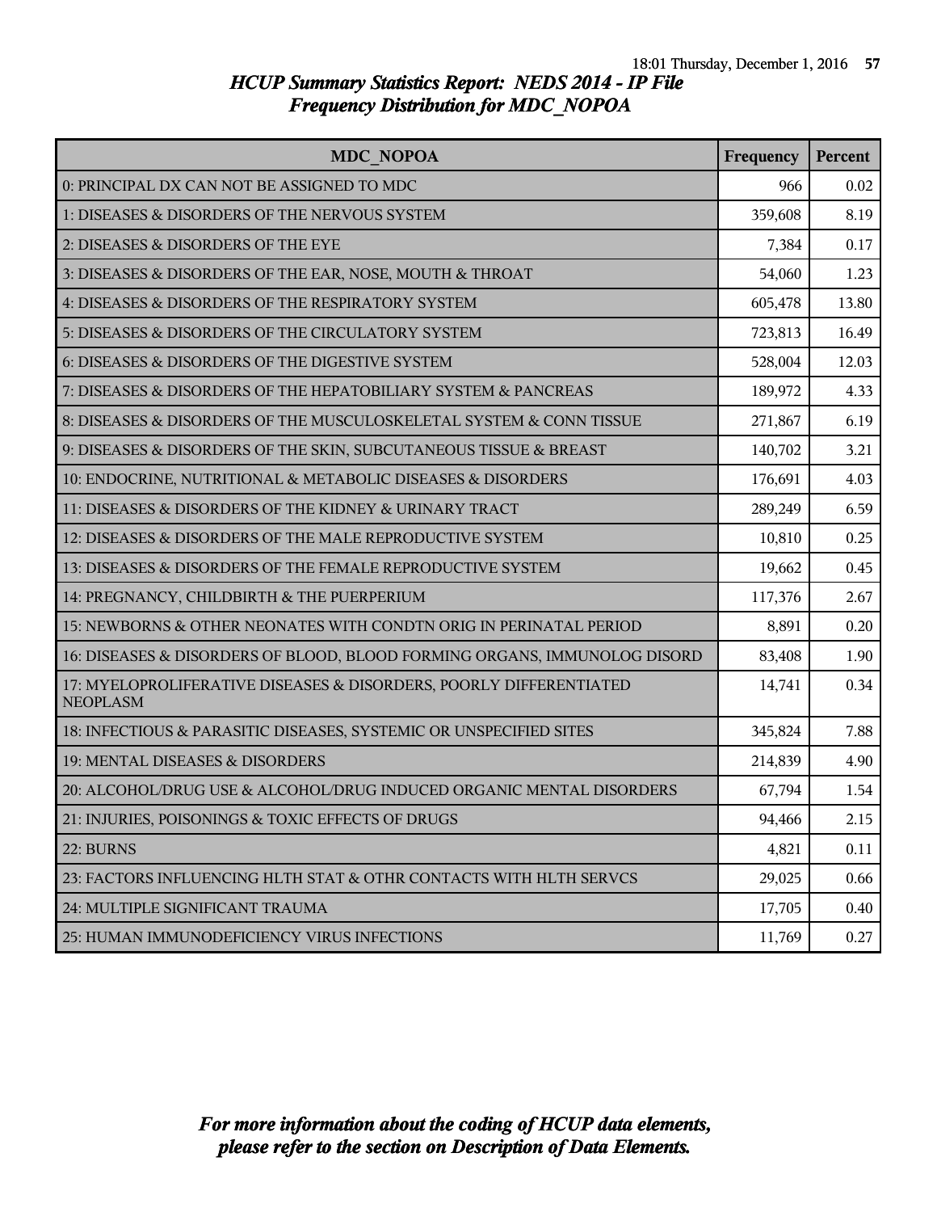# HCUP Summary Statistics Report: NEDS 2014 - IP File

## Frequency Distribution for MDC_NOPOA

| MDC_NOPOA | Frequency | Percent |
|---|---|---|
| 0: PRINCIPAL DX CAN NOT BE ASSIGNED TO MDC | 966 | 0.02 |
| 1: DISEASES & DISORDERS OF THE NERVOUS SYSTEM | 359,608 | 8.19 |
| 2: DISEASES & DISORDERS OF THE EYE | 7,384 | 0.17 |
| 3: DISEASES & DISORDERS OF THE EAR, NOSE, MOUTH & THROAT | 54,060 | 1.23 |
| 4: DISEASES & DISORDERS OF THE RESPIRATORY SYSTEM | 605,478 | 13.80 |
| 5: DISEASES & DISORDERS OF THE CIRCULATORY SYSTEM | 723,813 | 16.49 |
| 6: DISEASES & DISORDERS OF THE DIGESTIVE SYSTEM | 528,004 | 12.03 |
| 7: DISEASES & DISORDERS OF THE HEPATOBILIARY SYSTEM & PANCREAS | 189,972 | 4.33 |
| 8: DISEASES & DISORDERS OF THE MUSCULOSKELETAL SYSTEM & CONN TISSUE | 271,867 | 6.19 |
| 9: DISEASES & DISORDERS OF THE SKIN, SUBCUTANEOUS TISSUE & BREAST | 140,702 | 3.21 |
| 10: ENDOCRINE, NUTRITIONAL & METABOLIC DISEASES & DISORDERS | 176,691 | 4.03 |
| 11: DISEASES & DISORDERS OF THE KIDNEY & URINARY TRACT | 289,249 | 6.59 |
| 12: DISEASES & DISORDERS OF THE MALE REPRODUCTIVE SYSTEM | 10,810 | 0.25 |
| 13: DISEASES & DISORDERS OF THE FEMALE REPRODUCTIVE SYSTEM | 19,662 | 0.45 |
| 14: PREGNANCY, CHILDBIRTH & THE PUERPERIUM | 117,376 | 2.67 |
| 15: NEWBORNS & OTHER NEONATES WITH CONDTN ORIG IN PERINATAL PERIOD | 8,891 | 0.20 |
| 16: DISEASES & DISORDERS OF BLOOD, BLOOD FORMING ORGANS, IMMUNOLOG DISORD | 83,408 | 1.90 |
| 17: MYELOPROLIFERATIVE DISEASES & DISORDERS, POORLY DIFFERENTIATED NEOPLASM | 14,741 | 0.34 |
| 18: INFECTIOUS & PARASITIC DISEASES, SYSTEMIC OR UNSPECIFIED SITES | 345,824 | 7.88 |
| 19: MENTAL DISEASES & DISORDERS | 214,839 | 4.90 |
| 20: ALCOHOL/DRUG USE & ALCOHOL/DRUG INDUCED ORGANIC MENTAL DISORDERS | 67,794 | 1.54 |
| 21: INJURIES, POISONINGS & TOXIC EFFECTS OF DRUGS | 94,466 | 2.15 |
| 22: BURNS | 4,821 | 0.11 |
| 23: FACTORS INFLUENCING HLTH STAT & OTHR CONTACTS WITH HLTH SERVCS | 29,025 | 0.66 |
| 24: MULTIPLE SIGNIFICANT TRAUMA | 17,705 | 0.40 |
| 25: HUMAN IMMUNODEFICIENCY VIRUS INFECTIONS | 11,769 | 0.27 |

*For more information about the coding of HCUP data elements, please refer to the section on Description of Data Elements.*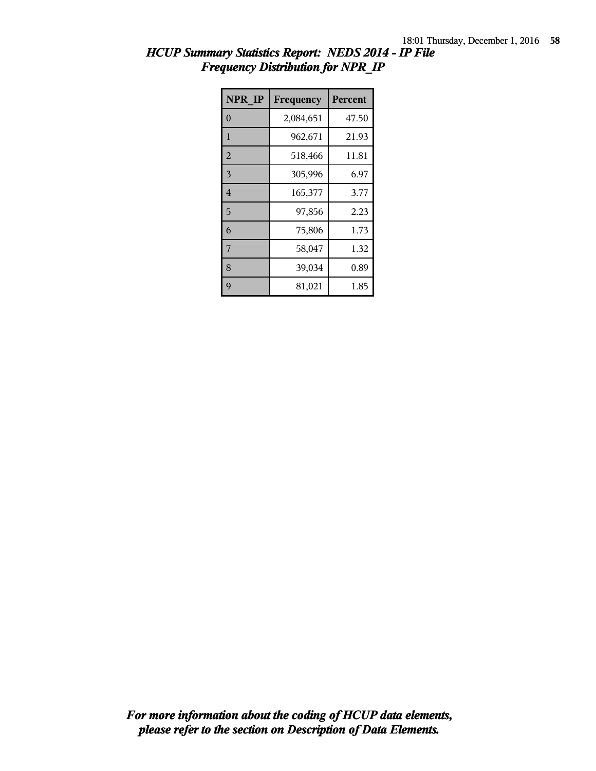*HCUP Summary Statistics Report: NEDS 2014 - IP File*
*Frequency Distribution for NPR_IP*

| NPR_IP | Frequency | Percent |
|---|---|---|
| 0 | 2,084,651 | 47.50 |
| 1 | 962,671 | 21.93 |
| 2 | 518,466 | 11.81 |
| 3 | 305,996 | 6.97 |
| 4 | 165,377 | 3.77 |
| 5 | 97,856 | 2.23 |
| 6 | 75,806 | 1.73 |
| 7 | 58,047 | 1.32 |
| 8 | 39,034 | 0.89 |
| 9 | 81,021 | 1.85 |

***For more information about the coding of HCUP data elements, please refer to the section on Description of Data Elements.***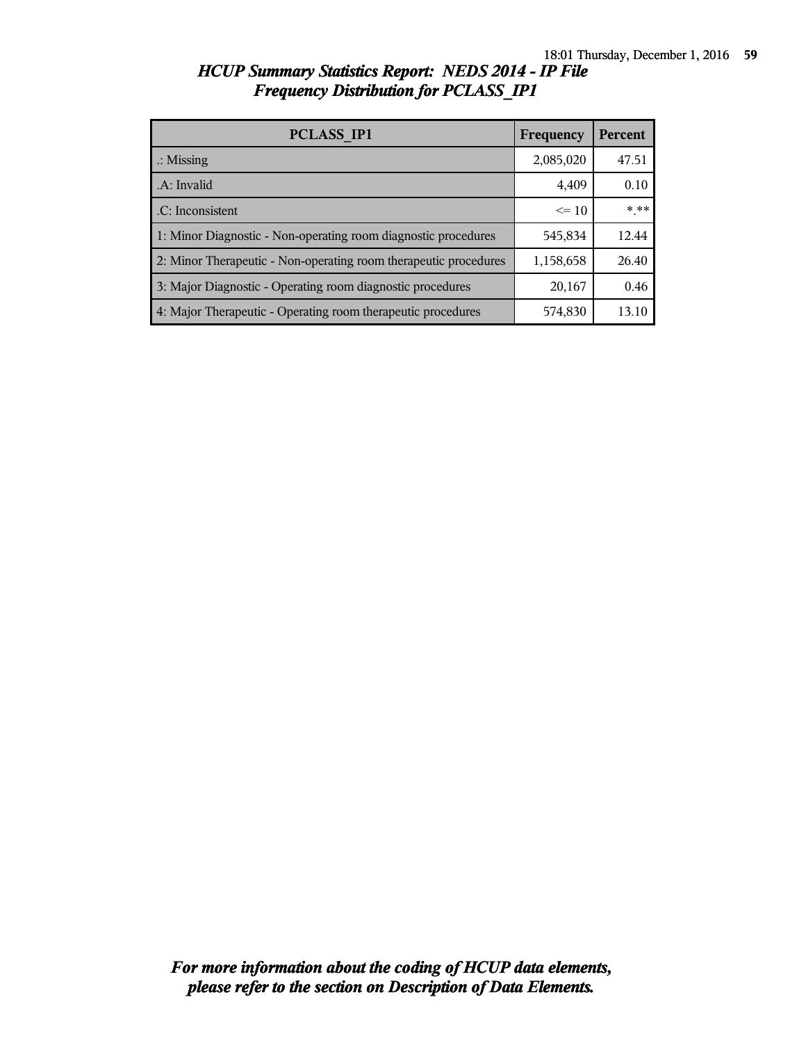*HCUP Summary Statistics Report: NEDS 2014 - IP File*
*Frequency Distribution for PCLASS_IP1*

| PCLASS_IP1 | Frequency | Percent |
|---|---|---|
| .: Missing | 2,085,020 | 47.51 |
| .A: Invalid | 4,409 | 0.10 |
| .C: Inconsistent | <= 10 | *.** |
| 1: Minor Diagnostic - Non-operating room diagnostic procedures | 545,834 | 12.44 |
| 2: Minor Therapeutic - Non-operating room therapeutic procedures | 1,158,658 | 26.40 |
| 3: Major Diagnostic - Operating room diagnostic procedures | 20,167 | 0.46 |
| 4: Major Therapeutic - Operating room therapeutic procedures | 574,830 | 13.10 |

*For more information about the coding of HCUP data elements, please refer to the section on Description of Data Elements.*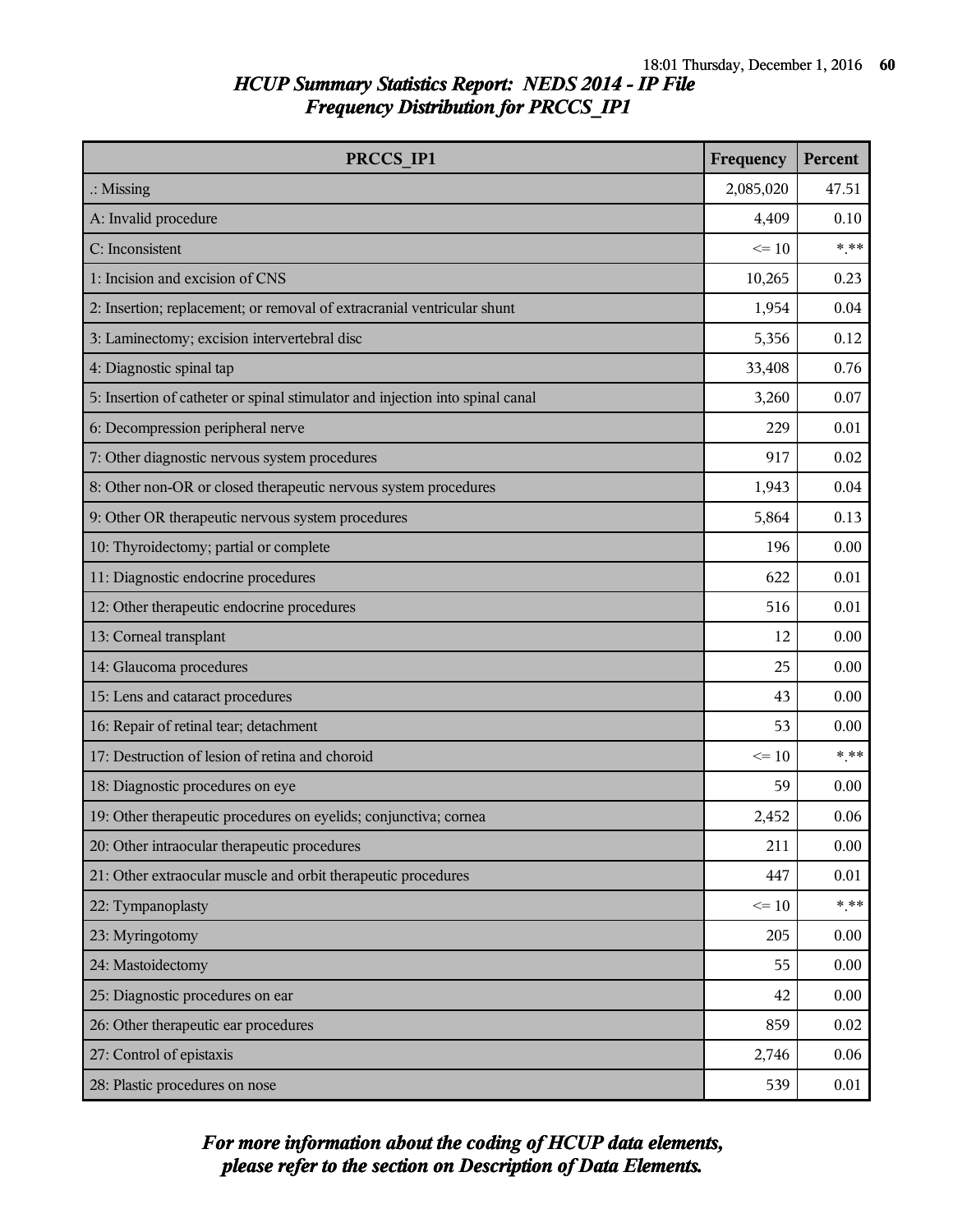## HCUP Summary Statistics Report: NEDS 2014 - IP File
## Frequency Distribution for PRCCS_IP1

| PRCCS_IP1 | Frequency | Percent |
|---|---|---|
| .: Missing | 2,085,020 | 47.51 |
| A: Invalid procedure | 4,409 | 0.10 |
| C: Inconsistent | <= 10 | *.** |
| 1: Incision and excision of CNS | 10,265 | 0.23 |
| 2: Insertion; replacement; or removal of extracranial ventricular shunt | 1,954 | 0.04 |
| 3: Laminectomy; excision intervertebral disc | 5,356 | 0.12 |
| 4: Diagnostic spinal tap | 33,408 | 0.76 |
| 5: Insertion of catheter or spinal stimulator and injection into spinal canal | 3,260 | 0.07 |
| 6: Decompression peripheral nerve | 229 | 0.01 |
| 7: Other diagnostic nervous system procedures | 917 | 0.02 |
| 8: Other non-OR or closed therapeutic nervous system procedures | 1,943 | 0.04 |
| 9: Other OR therapeutic nervous system procedures | 5,864 | 0.13 |
| 10: Thyroidectomy; partial or complete | 196 | 0.00 |
| 11: Diagnostic endocrine procedures | 622 | 0.01 |
| 12: Other therapeutic endocrine procedures | 516 | 0.01 |
| 13: Corneal transplant | 12 | 0.00 |
| 14: Glaucoma procedures | 25 | 0.00 |
| 15: Lens and cataract procedures | 43 | 0.00 |
| 16: Repair of retinal tear; detachment | 53 | 0.00 |
| 17: Destruction of lesion of retina and choroid | <= 10 | *.** |
| 18: Diagnostic procedures on eye | 59 | 0.00 |
| 19: Other therapeutic procedures on eyelids; conjunctiva; cornea | 2,452 | 0.06 |
| 20: Other intraocular therapeutic procedures | 211 | 0.00 |
| 21: Other extraocular muscle and orbit therapeutic procedures | 447 | 0.01 |
| 22: Tympanoplasty | <= 10 | *.** |
| 23: Myringotomy | 205 | 0.00 |
| 24: Mastoidectomy | 55 | 0.00 |
| 25: Diagnostic procedures on ear | 42 | 0.00 |
| 26: Other therapeutic ear procedures | 859 | 0.02 |
| 27: Control of epistaxis | 2,746 | 0.06 |
| 28: Plastic procedures on nose | 539 | 0.01 |

*For more information about the coding of HCUP data elements, please refer to the section on Description of Data Elements.*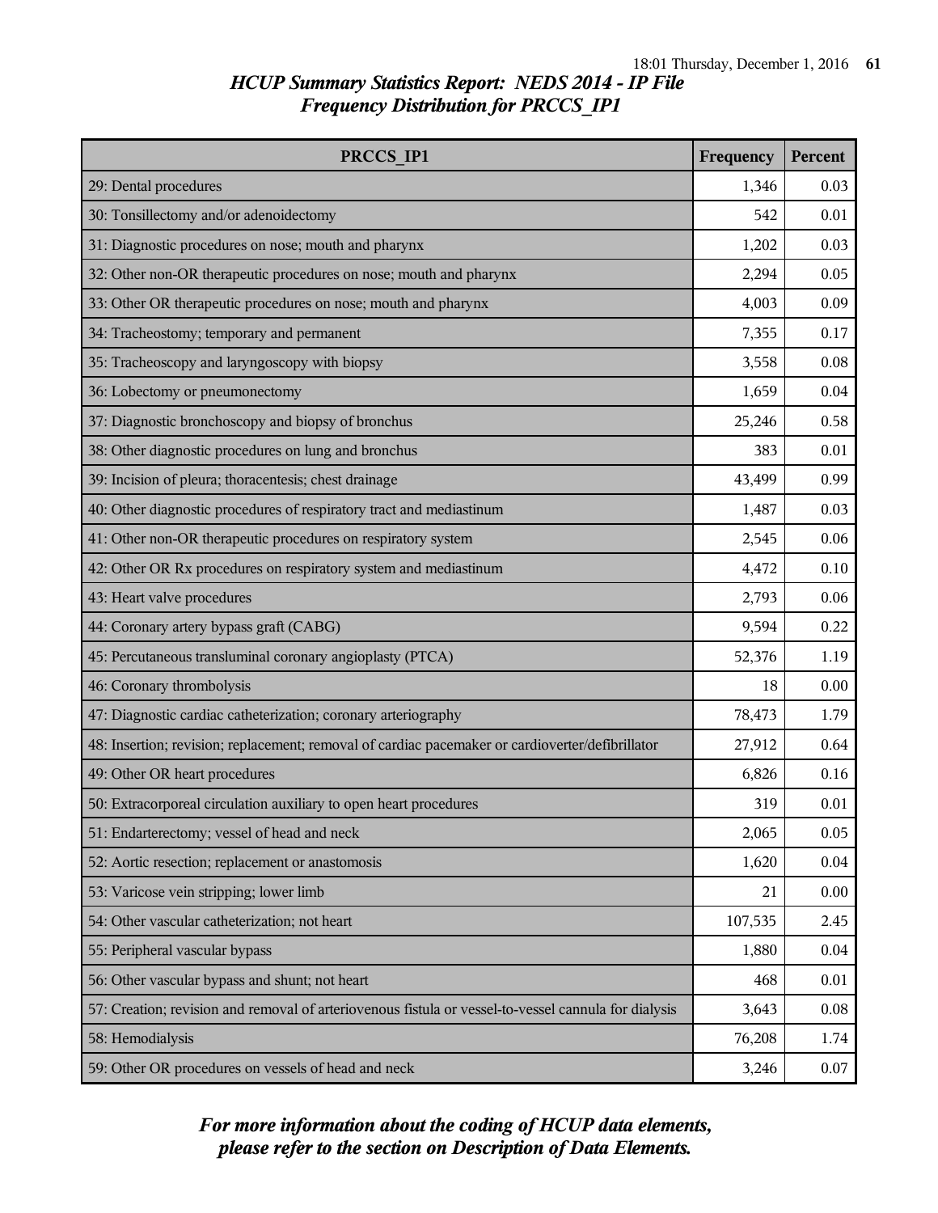## HCUP Summary Statistics Report: NEDS 2014 - IP File
## Frequency Distribution for PRCCS_IP1

| PRCCS_IP1 | Frequency | Percent |
|---|---|---|
| 29: Dental procedures | 1,346 | 0.03 |
| 30: Tonsillectomy and/or adenoidectomy | 542 | 0.01 |
| 31: Diagnostic procedures on nose; mouth and pharynx | 1,202 | 0.03 |
| 32: Other non-OR therapeutic procedures on nose; mouth and pharynx | 2,294 | 0.05 |
| 33: Other OR therapeutic procedures on nose; mouth and pharynx | 4,003 | 0.09 |
| 34: Tracheostomy; temporary and permanent | 7,355 | 0.17 |
| 35: Tracheoscopy and laryngoscopy with biopsy | 3,558 | 0.08 |
| 36: Lobectomy or pneumonectomy | 1,659 | 0.04 |
| 37: Diagnostic bronchoscopy and biopsy of bronchus | 25,246 | 0.58 |
| 38: Other diagnostic procedures on lung and bronchus | 383 | 0.01 |
| 39: Incision of pleura; thoracentesis; chest drainage | 43,499 | 0.99 |
| 40: Other diagnostic procedures of respiratory tract and mediastinum | 1,487 | 0.03 |
| 41: Other non-OR therapeutic procedures on respiratory system | 2,545 | 0.06 |
| 42: Other OR Rx procedures on respiratory system and mediastinum | 4,472 | 0.10 |
| 43: Heart valve procedures | 2,793 | 0.06 |
| 44: Coronary artery bypass graft (CABG) | 9,594 | 0.22 |
| 45: Percutaneous transluminal coronary angioplasty (PTCA) | 52,376 | 1.19 |
| 46: Coronary thrombolysis | 18 | 0.00 |
| 47: Diagnostic cardiac catheterization; coronary arteriography | 78,473 | 1.79 |
| 48: Insertion; revision; replacement; removal of cardiac pacemaker or cardioverter/defibrillator | 27,912 | 0.64 |
| 49: Other OR heart procedures | 6,826 | 0.16 |
| 50: Extracorporeal circulation auxiliary to open heart procedures | 319 | 0.01 |
| 51: Endarterectomy; vessel of head and neck | 2,065 | 0.05 |
| 52: Aortic resection; replacement or anastomosis | 1,620 | 0.04 |
| 53: Varicose vein stripping; lower limb | 21 | 0.00 |
| 54: Other vascular catheterization; not heart | 107,535 | 2.45 |
| 55: Peripheral vascular bypass | 1,880 | 0.04 |
| 56: Other vascular bypass and shunt; not heart | 468 | 0.01 |
| 57: Creation; revision and removal of arteriovenous fistula or vessel-to-vessel cannula for dialysis | 3,643 | 0.08 |
| 58: Hemodialysis | 76,208 | 1.74 |
| 59: Other OR procedures on vessels of head and neck | 3,246 | 0.07 |

*For more information about the coding of HCUP data elements, please refer to the section on Description of Data Elements.*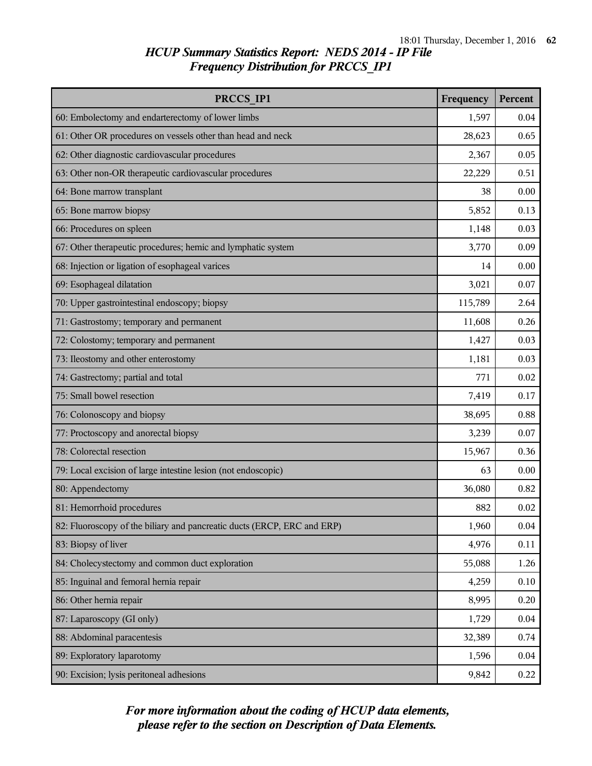## *HCUP Summary Statistics Report: NEDS 2014 - IP File*
## *Frequency Distribution for PRCCS_IP1*

| PRCCS_IP1 | Frequency | Percent |
|---|---|---|
| 60: Embolectomy and endarterectomy of lower limbs | 1,597 | 0.04 |
| 61: Other OR procedures on vessels other than head and neck | 28,623 | 0.65 |
| 62: Other diagnostic cardiovascular procedures | 2,367 | 0.05 |
| 63: Other non-OR therapeutic cardiovascular procedures | 22,229 | 0.51 |
| 64: Bone marrow transplant | 38 | 0.00 |
| 65: Bone marrow biopsy | 5,852 | 0.13 |
| 66: Procedures on spleen | 1,148 | 0.03 |
| 67: Other therapeutic procedures; hemic and lymphatic system | 3,770 | 0.09 |
| 68: Injection or ligation of esophageal varices | 14 | 0.00 |
| 69: Esophageal dilatation | 3,021 | 0.07 |
| 70: Upper gastrointestinal endoscopy; biopsy | 115,789 | 2.64 |
| 71: Gastrostomy; temporary and permanent | 11,608 | 0.26 |
| 72: Colostomy; temporary and permanent | 1,427 | 0.03 |
| 73: Ileostomy and other enterostomy | 1,181 | 0.03 |
| 74: Gastrectomy; partial and total | 771 | 0.02 |
| 75: Small bowel resection | 7,419 | 0.17 |
| 76: Colonoscopy and biopsy | 38,695 | 0.88 |
| 77: Proctoscopy and anorectal biopsy | 3,239 | 0.07 |
| 78: Colorectal resection | 15,967 | 0.36 |
| 79: Local excision of large intestine lesion (not endoscopic) | 63 | 0.00 |
| 80: Appendectomy | 36,080 | 0.82 |
| 81: Hemorrhoid procedures | 882 | 0.02 |
| 82: Fluoroscopy of the biliary and pancreatic ducts (ERCP, ERC and ERP) | 1,960 | 0.04 |
| 83: Biopsy of liver | 4,976 | 0.11 |
| 84: Cholecystectomy and common duct exploration | 55,088 | 1.26 |
| 85: Inguinal and femoral hernia repair | 4,259 | 0.10 |
| 86: Other hernia repair | 8,995 | 0.20 |
| 87: Laparoscopy (GI only) | 1,729 | 0.04 |
| 88: Abdominal paracentesis | 32,389 | 0.74 |
| 89: Exploratory laparotomy | 1,596 | 0.04 |
| 90: Excision; lysis peritoneal adhesions | 9,842 | 0.22 |

*For more information about the coding of HCUP data elements, please refer to the section on Description of Data Elements.*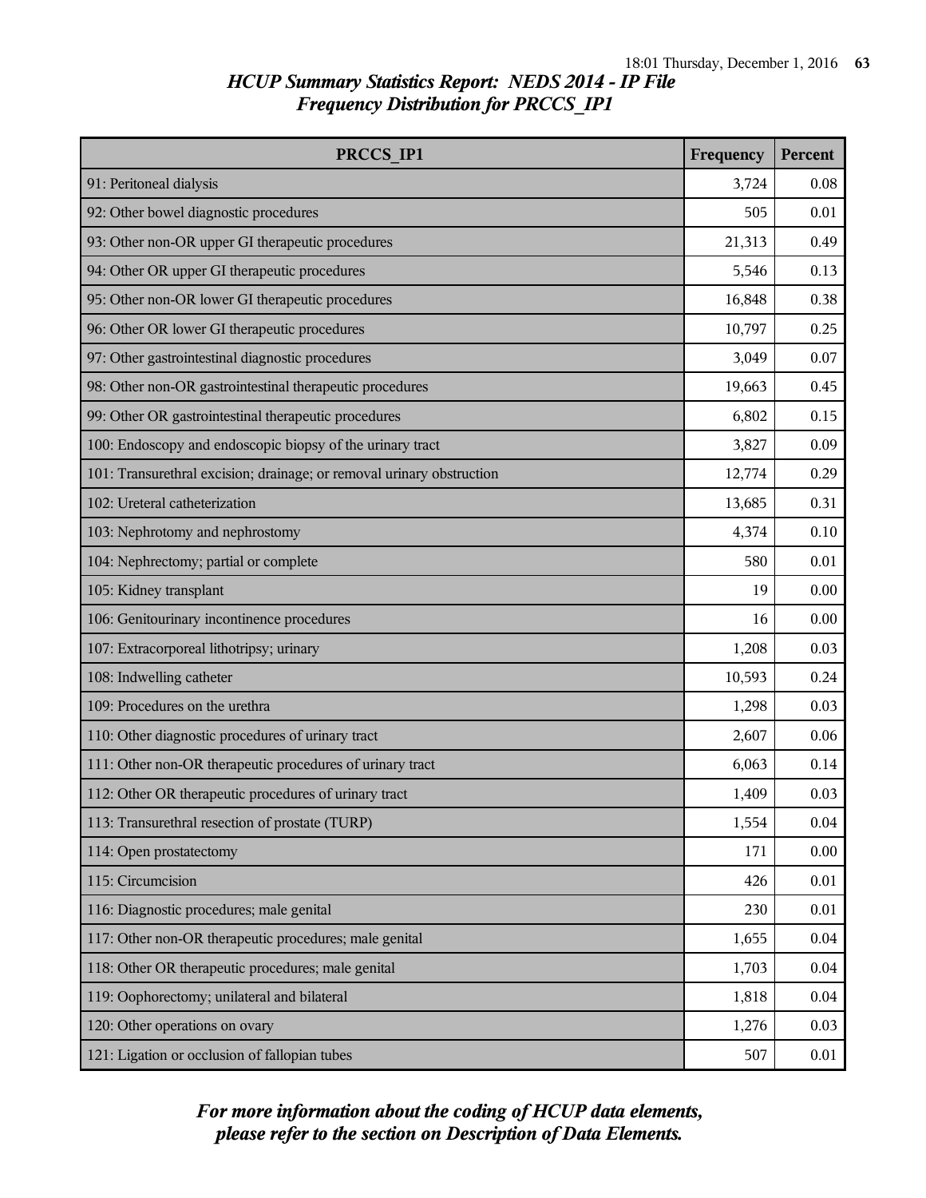## *HCUP Summary Statistics Report: NEDS 2014 - IP File*
## *Frequency Distribution for PRCCS_IP1*

| PRCCS_IP1 | Frequency | Percent |
|---|---|---|
| 91: Peritoneal dialysis | 3,724 | 0.08 |
| 92: Other bowel diagnostic procedures | 505 | 0.01 |
| 93: Other non-OR upper GI therapeutic procedures | 21,313 | 0.49 |
| 94: Other OR upper GI therapeutic procedures | 5,546 | 0.13 |
| 95: Other non-OR lower GI therapeutic procedures | 16,848 | 0.38 |
| 96: Other OR lower GI therapeutic procedures | 10,797 | 0.25 |
| 97: Other gastrointestinal diagnostic procedures | 3,049 | 0.07 |
| 98: Other non-OR gastrointestinal therapeutic procedures | 19,663 | 0.45 |
| 99: Other OR gastrointestinal therapeutic procedures | 6,802 | 0.15 |
| 100: Endoscopy and endoscopic biopsy of the urinary tract | 3,827 | 0.09 |
| 101: Transurethral excision; drainage; or removal urinary obstruction | 12,774 | 0.29 |
| 102: Ureteral catheterization | 13,685 | 0.31 |
| 103: Nephrotomy and nephrostomy | 4,374 | 0.10 |
| 104: Nephrectomy; partial or complete | 580 | 0.01 |
| 105: Kidney transplant | 19 | 0.00 |
| 106: Genitourinary incontinence procedures | 16 | 0.00 |
| 107: Extracorporeal lithotripsy; urinary | 1,208 | 0.03 |
| 108: Indwelling catheter | 10,593 | 0.24 |
| 109: Procedures on the urethra | 1,298 | 0.03 |
| 110: Other diagnostic procedures of urinary tract | 2,607 | 0.06 |
| 111: Other non-OR therapeutic procedures of urinary tract | 6,063 | 0.14 |
| 112: Other OR therapeutic procedures of urinary tract | 1,409 | 0.03 |
| 113: Transurethral resection of prostate (TURP) | 1,554 | 0.04 |
| 114: Open prostatectomy | 171 | 0.00 |
| 115: Circumcision | 426 | 0.01 |
| 116: Diagnostic procedures; male genital | 230 | 0.01 |
| 117: Other non-OR therapeutic procedures; male genital | 1,655 | 0.04 |
| 118: Other OR therapeutic procedures; male genital | 1,703 | 0.04 |
| 119: Oophorectomy; unilateral and bilateral | 1,818 | 0.04 |
| 120: Other operations on ovary | 1,276 | 0.03 |
| 121: Ligation or occlusion of fallopian tubes | 507 | 0.01 |

***For more information about the coding of HCUP data elements, please refer to the section on Description of Data Elements.***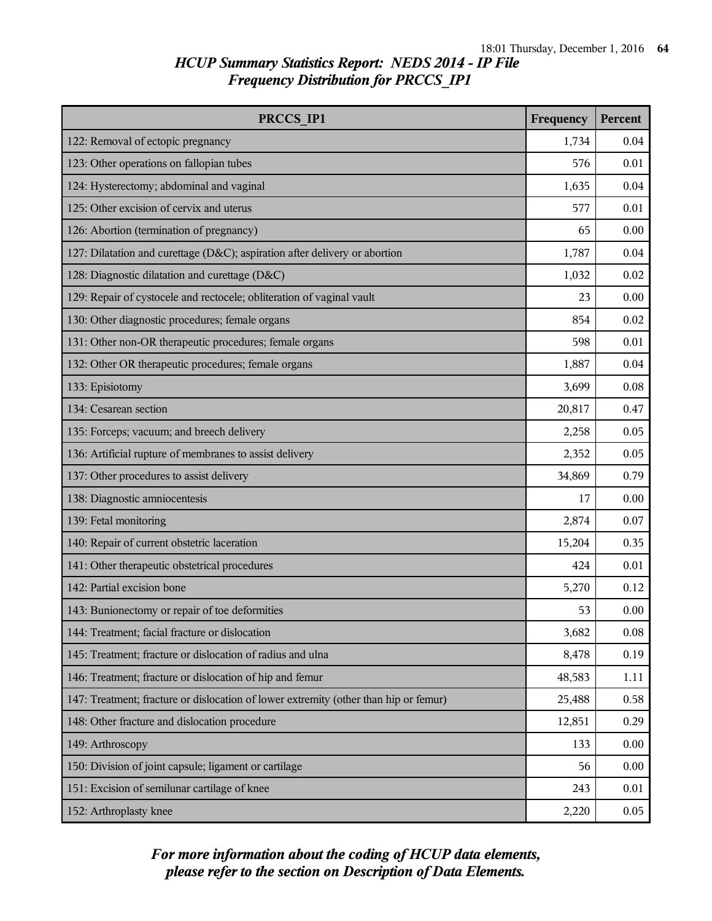## *HCUP Summary Statistics Report: NEDS 2014 - IP File*
## *Frequency Distribution for PRCCS_IP1*

| PRCCS_IP1 | Frequency | Percent |
|---|---|---|
| 122: Removal of ectopic pregnancy | 1,734 | 0.04 |
| 123: Other operations on fallopian tubes | 576 | 0.01 |
| 124: Hysterectomy; abdominal and vaginal | 1,635 | 0.04 |
| 125: Other excision of cervix and uterus | 577 | 0.01 |
| 126: Abortion (termination of pregnancy) | 65 | 0.00 |
| 127: Dilatation and curettage (D&C); aspiration after delivery or abortion | 1,787 | 0.04 |
| 128: Diagnostic dilatation and curettage (D&C) | 1,032 | 0.02 |
| 129: Repair of cystocele and rectocele; obliteration of vaginal vault | 23 | 0.00 |
| 130: Other diagnostic procedures; female organs | 854 | 0.02 |
| 131: Other non-OR therapeutic procedures; female organs | 598 | 0.01 |
| 132: Other OR therapeutic procedures; female organs | 1,887 | 0.04 |
| 133: Episiotomy | 3,699 | 0.08 |
| 134: Cesarean section | 20,817 | 0.47 |
| 135: Forceps; vacuum; and breech delivery | 2,258 | 0.05 |
| 136: Artificial rupture of membranes to assist delivery | 2,352 | 0.05 |
| 137: Other procedures to assist delivery | 34,869 | 0.79 |
| 138: Diagnostic amniocentesis | 17 | 0.00 |
| 139: Fetal monitoring | 2,874 | 0.07 |
| 140: Repair of current obstetric laceration | 15,204 | 0.35 |
| 141: Other therapeutic obstetrical procedures | 424 | 0.01 |
| 142: Partial excision bone | 5,270 | 0.12 |
| 143: Bunionectomy or repair of toe deformities | 53 | 0.00 |
| 144: Treatment; facial fracture or dislocation | 3,682 | 0.08 |
| 145: Treatment; fracture or dislocation of radius and ulna | 8,478 | 0.19 |
| 146: Treatment; fracture or dislocation of hip and femur | 48,583 | 1.11 |
| 147: Treatment; fracture or dislocation of lower extremity (other than hip or femur) | 25,488 | 0.58 |
| 148: Other fracture and dislocation procedure | 12,851 | 0.29 |
| 149: Arthroscopy | 133 | 0.00 |
| 150: Division of joint capsule; ligament or cartilage | 56 | 0.00 |
| 151: Excision of semilunar cartilage of knee | 243 | 0.01 |
| 152: Arthroplasty knee | 2,220 | 0.05 |

*For more information about the coding of HCUP data elements, please refer to the section on Description of Data Elements.*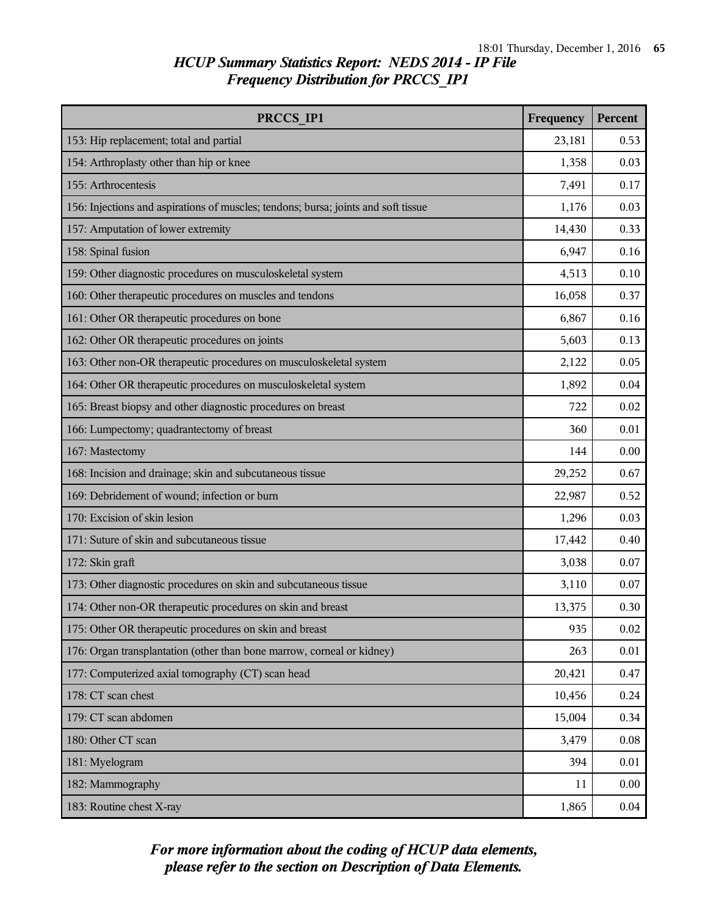## *HCUP Summary Statistics Report: NEDS 2014 - IP File*
## *Frequency Distribution for PRCCS_IP1*

| PRCCS_IP1 | Frequency | Percent |
|---|---|---|
| 153: Hip replacement; total and partial | 23,181 | 0.53 |
| 154: Arthroplasty other than hip or knee | 1,358 | 0.03 |
| 155: Arthrocentesis | 7,491 | 0.17 |
| 156: Injections and aspirations of muscles; tendons; bursa; joints and soft tissue | 1,176 | 0.03 |
| 157: Amputation of lower extremity | 14,430 | 0.33 |
| 158: Spinal fusion | 6,947 | 0.16 |
| 159: Other diagnostic procedures on musculoskeletal system | 4,513 | 0.10 |
| 160: Other therapeutic procedures on muscles and tendons | 16,058 | 0.37 |
| 161: Other OR therapeutic procedures on bone | 6,867 | 0.16 |
| 162: Other OR therapeutic procedures on joints | 5,603 | 0.13 |
| 163: Other non-OR therapeutic procedures on musculoskeletal system | 2,122 | 0.05 |
| 164: Other OR therapeutic procedures on musculoskeletal system | 1,892 | 0.04 |
| 165: Breast biopsy and other diagnostic procedures on breast | 722 | 0.02 |
| 166: Lumpectomy; quadrantectomy of breast | 360 | 0.01 |
| 167: Mastectomy | 144 | 0.00 |
| 168: Incision and drainage; skin and subcutaneous tissue | 29,252 | 0.67 |
| 169: Debridement of wound; infection or burn | 22,987 | 0.52 |
| 170: Excision of skin lesion | 1,296 | 0.03 |
| 171: Suture of skin and subcutaneous tissue | 17,442 | 0.40 |
| 172: Skin graft | 3,038 | 0.07 |
| 173: Other diagnostic procedures on skin and subcutaneous tissue | 3,110 | 0.07 |
| 174: Other non-OR therapeutic procedures on skin and breast | 13,375 | 0.30 |
| 175: Other OR therapeutic procedures on skin and breast | 935 | 0.02 |
| 176: Organ transplantation (other than bone marrow, corneal or kidney) | 263 | 0.01 |
| 177: Computerized axial tomography (CT) scan head | 20,421 | 0.47 |
| 178: CT scan chest | 10,456 | 0.24 |
| 179: CT scan abdomen | 15,004 | 0.34 |
| 180: Other CT scan | 3,479 | 0.08 |
| 181: Myelogram | 394 | 0.01 |
| 182: Mammography | 11 | 0.00 |
| 183: Routine chest X-ray | 1,865 | 0.04 |

***For more information about the coding of HCUP data elements, please refer to the section on Description of Data Elements.***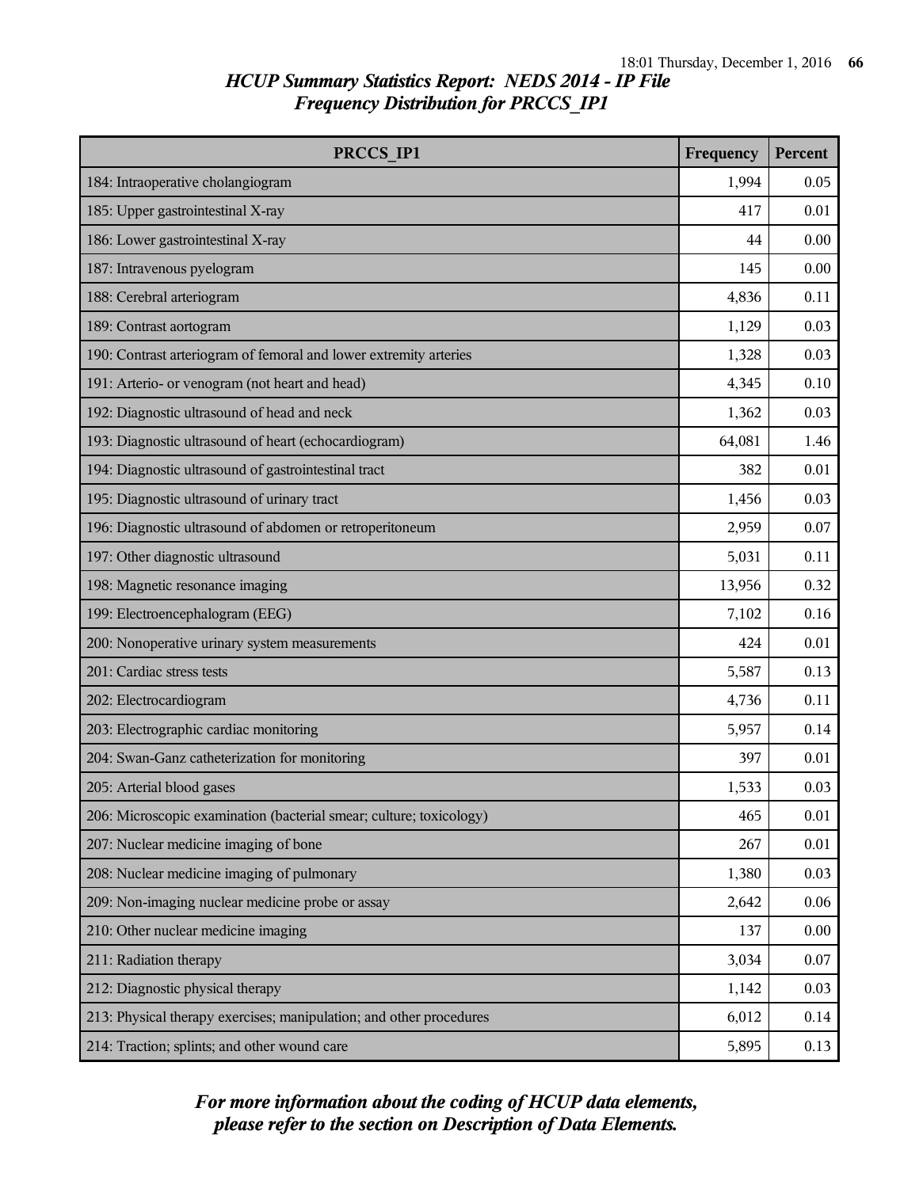## *HCUP Summary Statistics Report: NEDS 2014 - IP File*
## *Frequency Distribution for PRCCS_IP1*

| PRCCS_IP1 | Frequency | Percent |
|---|---|---|
| 184: Intraoperative cholangiogram | 1,994 | 0.05 |
| 185: Upper gastrointestinal X-ray | 417 | 0.01 |
| 186: Lower gastrointestinal X-ray | 44 | 0.00 |
| 187: Intravenous pyelogram | 145 | 0.00 |
| 188: Cerebral arteriogram | 4,836 | 0.11 |
| 189: Contrast aortogram | 1,129 | 0.03 |
| 190: Contrast arteriogram of femoral and lower extremity arteries | 1,328 | 0.03 |
| 191: Arterio- or venogram (not heart and head) | 4,345 | 0.10 |
| 192: Diagnostic ultrasound of head and neck | 1,362 | 0.03 |
| 193: Diagnostic ultrasound of heart (echocardiogram) | 64,081 | 1.46 |
| 194: Diagnostic ultrasound of gastrointestinal tract | 382 | 0.01 |
| 195: Diagnostic ultrasound of urinary tract | 1,456 | 0.03 |
| 196: Diagnostic ultrasound of abdomen or retroperitoneum | 2,959 | 0.07 |
| 197: Other diagnostic ultrasound | 5,031 | 0.11 |
| 198: Magnetic resonance imaging | 13,956 | 0.32 |
| 199: Electroencephalogram (EEG) | 7,102 | 0.16 |
| 200: Nonoperative urinary system measurements | 424 | 0.01 |
| 201: Cardiac stress tests | 5,587 | 0.13 |
| 202: Electrocardiogram | 4,736 | 0.11 |
| 203: Electrographic cardiac monitoring | 5,957 | 0.14 |
| 204: Swan-Ganz catheterization for monitoring | 397 | 0.01 |
| 205: Arterial blood gases | 1,533 | 0.03 |
| 206: Microscopic examination (bacterial smear; culture; toxicology) | 465 | 0.01 |
| 207: Nuclear medicine imaging of bone | 267 | 0.01 |
| 208: Nuclear medicine imaging of pulmonary | 1,380 | 0.03 |
| 209: Non-imaging nuclear medicine probe or assay | 2,642 | 0.06 |
| 210: Other nuclear medicine imaging | 137 | 0.00 |
| 211: Radiation therapy | 3,034 | 0.07 |
| 212: Diagnostic physical therapy | 1,142 | 0.03 |
| 213: Physical therapy exercises; manipulation; and other procedures | 6,012 | 0.14 |
| 214: Traction; splints; and other wound care | 5,895 | 0.13 |

***For more information about the coding of HCUP data elements, please refer to the section on Description of Data Elements.***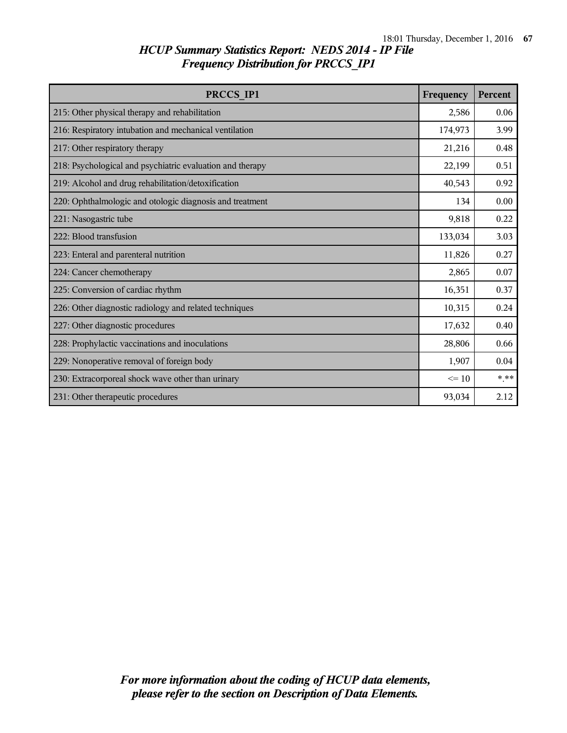## *HCUP Summary Statistics Report: NEDS 2014 - IP File*
## *Frequency Distribution for PRCCS_IP1*

| PRCCS_IP1 | Frequency | Percent |
|---|---|---|
| 215: Other physical therapy and rehabilitation | 2,586 | 0.06 |
| 216: Respiratory intubation and mechanical ventilation | 174,973 | 3.99 |
| 217: Other respiratory therapy | 21,216 | 0.48 |
| 218: Psychological and psychiatric evaluation and therapy | 22,199 | 0.51 |
| 219: Alcohol and drug rehabilitation/detoxification | 40,543 | 0.92 |
| 220: Ophthalmologic and otologic diagnosis and treatment | 134 | 0.00 |
| 221: Nasogastric tube | 9,818 | 0.22 |
| 222: Blood transfusion | 133,034 | 3.03 |
| 223: Enteral and parenteral nutrition | 11,826 | 0.27 |
| 224: Cancer chemotherapy | 2,865 | 0.07 |
| 225: Conversion of cardiac rhythm | 16,351 | 0.37 |
| 226: Other diagnostic radiology and related techniques | 10,315 | 0.24 |
| 227: Other diagnostic procedures | 17,632 | 0.40 |
| 228: Prophylactic vaccinations and inoculations | 28,806 | 0.66 |
| 229: Nonoperative removal of foreign body | 1,907 | 0.04 |
| 230: Extracorporeal shock wave other than urinary | <= 10 | *.** |
| 231: Other therapeutic procedures | 93,034 | 2.12 |

*For more information about the coding of HCUP data elements, please refer to the section on Description of Data Elements.*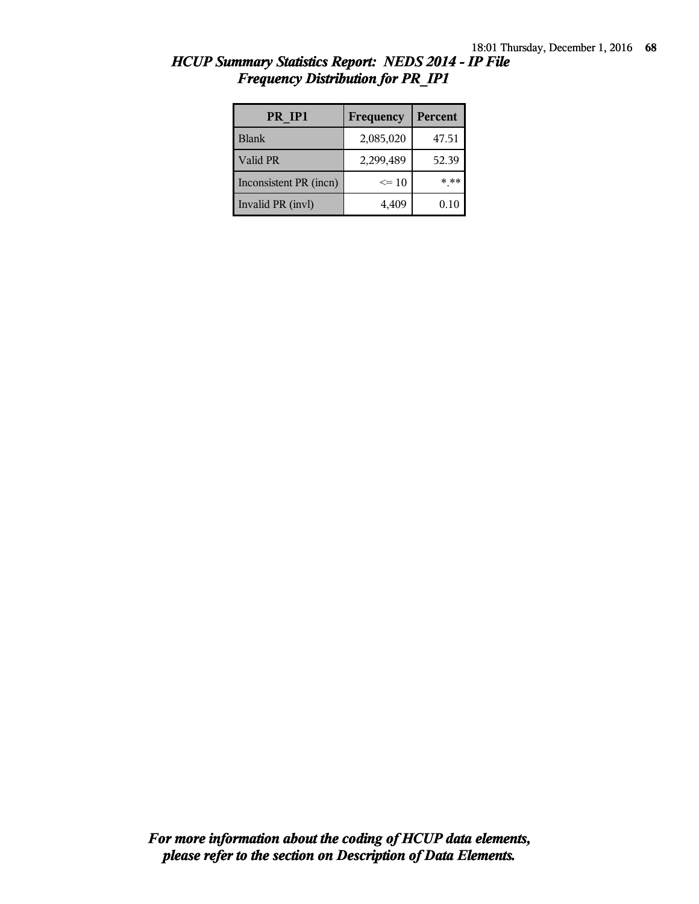## *HCUP Summary Statistics Report: NEDS 2014 - IP File*
## *Frequency Distribution for PR_IP1*

| PR_IP1 | Frequency | Percent |
|---|---|---|
| Blank | 2,085,020 | 47.51 |
| Valid PR | 2,299,489 | 52.39 |
| Inconsistent PR (incn) | <= 10 | *.** |
| Invalid PR (invl) | 4,409 | 0.10 |

***For more information about the coding of HCUP data elements, please refer to the section on Description of Data Elements.***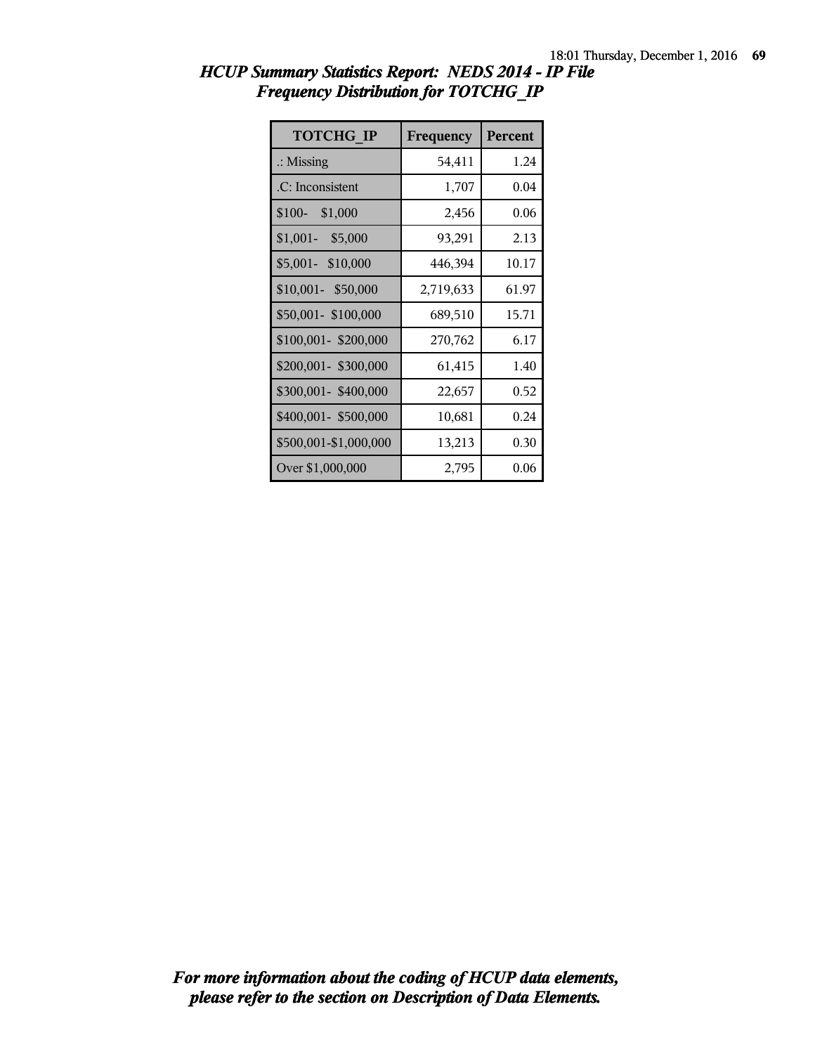## *HCUP Summary Statistics Report: NEDS 2014 - IP File*
## *Frequency Distribution for TOTCHG_IP*

| TOTCHG_IP | Frequency | Percent |
|---|---|---|
| .: Missing | 54,411 | 1.24 |
| .C: Inconsistent | 1,707 | 0.04 |
| $100- $1,000 | 2,456 | 0.06 |
| $1,001- $5,000 | 93,291 | 2.13 |
| $5,001- $10,000 | 446,394 | 10.17 |
| $10,001- $50,000 | 2,719,633 | 61.97 |
| $50,001- $100,000 | 689,510 | 15.71 |
| $100,001- $200,000 | 270,762 | 6.17 |
| $200,001- $300,000 | 61,415 | 1.40 |
| $300,001- $400,000 | 22,657 | 0.52 |
| $400,001- $500,000 | 10,681 | 0.24 |
| $500,001-$1,000,000 | 13,213 | 0.30 |
| Over $1,000,000 | 2,795 | 0.06 |

*For more information about the coding of HCUP data elements, please refer to the section on Description of Data Elements.*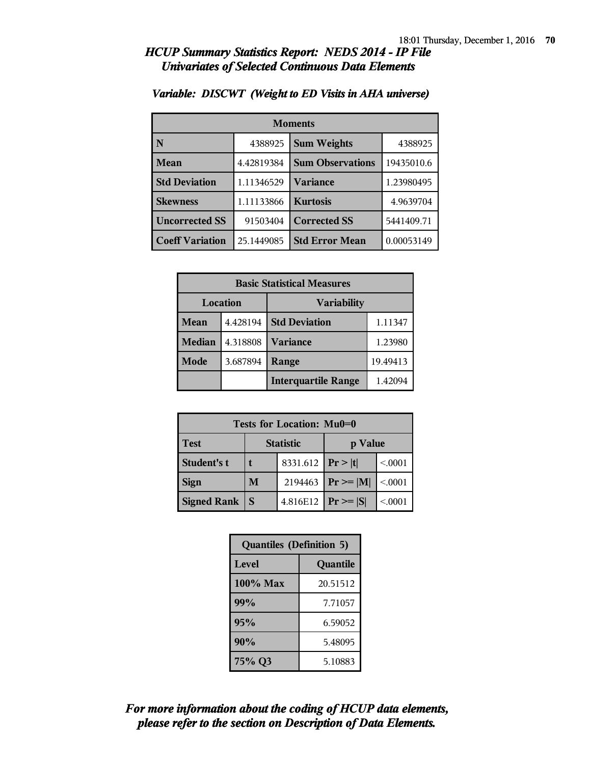# HCUP Summary Statistics Report: NEDS 2014 - IP File
## Univariates of Selected Continuous Data Elements

### Variable: DISCWT (Weight to ED Visits in AHA universe)

| Moments | | | |
|---|---|---|---|
| N | 4388925 | Sum Weights | 4388925 |
| Mean | 4.42819384 | Sum Observations | 19435010.6 |
| Std Deviation | 1.11346529 | Variance | 1.23980495 |
| Skewness | 1.11133866 | Kurtosis | 4.9639704 |
| Uncorrected SS | 91503404 | Corrected SS | 5441409.71 |
| Coeff Variation | 25.1449085 | Std Error Mean | 0.00053149 |

| Basic Statistical Measures | | | |
|---|---|---|---|
| Location | | Variability | |
| Mean | 4.428194 | Std Deviation | 1.11347 |
| Median | 4.318808 | Variance | 1.23980 |
| Mode | 3.687894 | Range | 19.49413 |
| | | Interquartile Range | 1.42094 |

| Tests for Location: Mu0=0 | | | | |
|---|---|---|---|---|
| Test | Statistic | | p Value | |
| Student's t | t | 8331.612 | Pr > \|t\| | <.0001 |
| Sign | M | 2194463 | Pr >= \|M\| | <.0001 |
| Signed Rank | S | 4.816E12 | Pr >= \|S\| | <.0001 |

| Quantiles (Definition 5) | |
|---|---|
| Level | Quantile |
| 100% Max | 20.51512 |
| 99% | 7.71057 |
| 95% | 6.59052 |
| 90% | 5.48095 |
| 75% Q3 | 5.10883 |

***For more information about the coding of HCUP data elements, please refer to the section on Description of Data Elements.***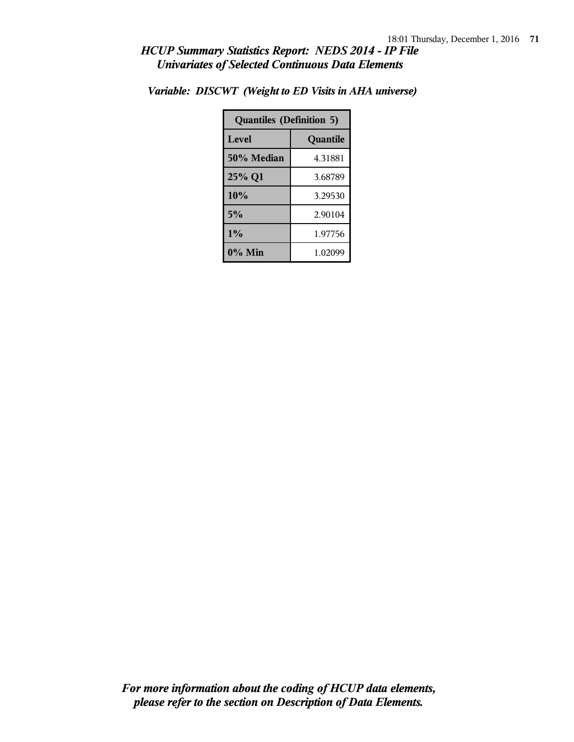## *HCUP Summary Statistics Report: NEDS 2014 - IP File*
## *Univariates of Selected Continuous Data Elements*

### *Variable: DISCWT (Weight to ED Visits in AHA universe)*

| Quantiles (Definition 5) | |
|---|---|
| **Level** | **Quantile** |
| **50% Median** | 4.31881 |
| **25% Q1** | 3.68789 |
| **10%** | 3.29530 |
| **5%** | 2.90104 |
| **1%** | 1.97756 |
| **0% Min** | 1.02099 |

***For more information about the coding of HCUP data elements, please refer to the section on Description of Data Elements.***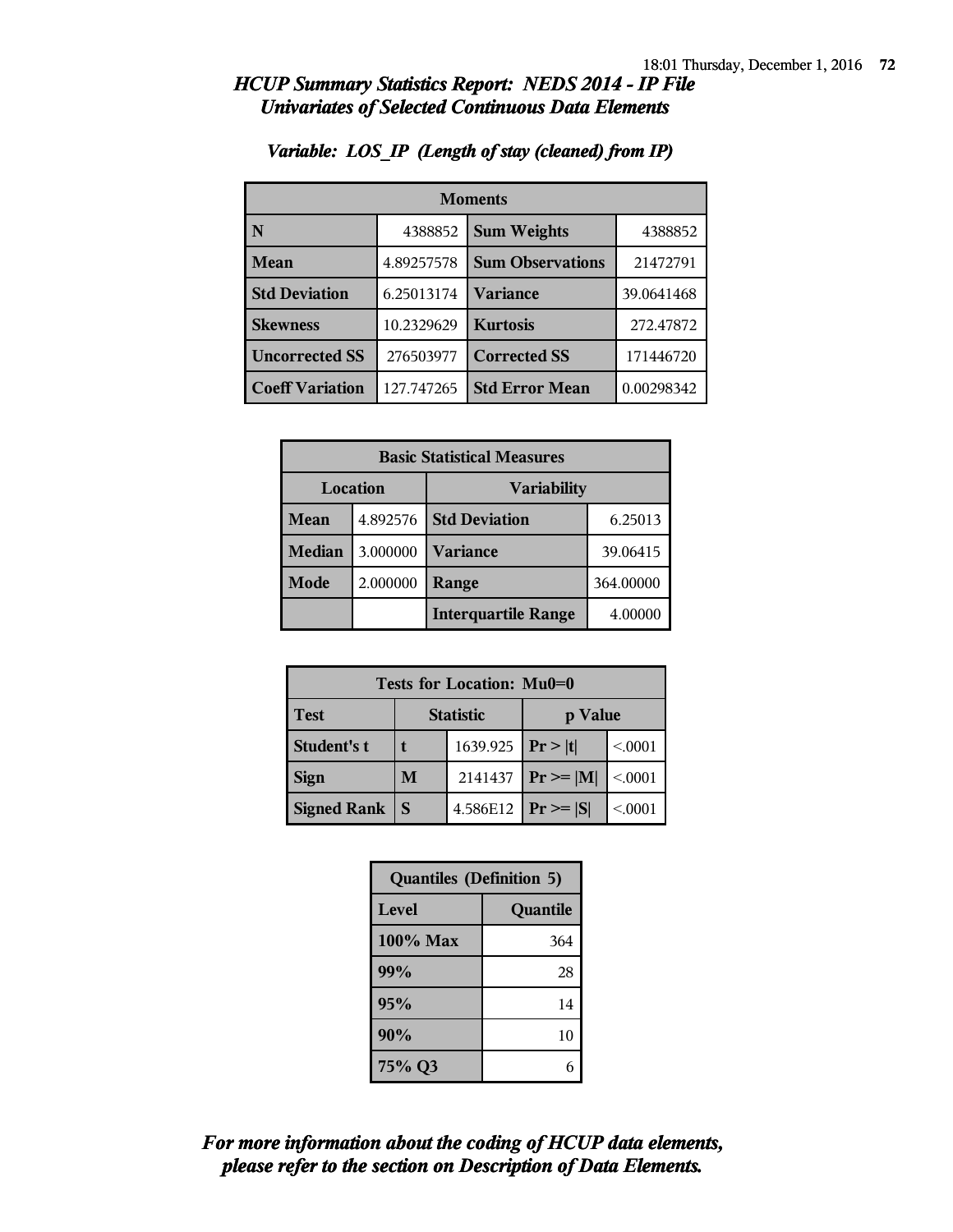## *HCUP Summary Statistics Report: NEDS 2014 - IP File*
## *Univariates of Selected Continuous Data Elements*

### *Variable: LOS_IP (Length of stay (cleaned) from IP)*

| Moments | | | |
|---|---|---|---|
| **N** | 4388852 | **Sum Weights** | 4388852 |
| **Mean** | 4.89257578 | **Sum Observations** | 21472791 |
| **Std Deviation** | 6.25013174 | **Variance** | 39.0641468 |
| **Skewness** | 10.2329629 | **Kurtosis** | 272.47872 |
| **Uncorrected SS** | 276503977 | **Corrected SS** | 171446720 |
| **Coeff Variation** | 127.747265 | **Std Error Mean** | 0.00298342 |

| Basic Statistical Measures | | | |
|---|---|---|---|
| Location | | Variability | |
| **Mean** | 4.892576 | **Std Deviation** | 6.25013 |
| **Median** | 3.000000 | **Variance** | 39.06415 |
| **Mode** | 2.000000 | **Range** | 364.00000 |
| | | **Interquartile Range** | 4.00000 |

| Tests for Location: Mu0=0 | | | | |
|---|---|---|---|---|
| **Test** | **Statistic** | | **p Value** | |
| **Student's t** | **t** | 1639.925 | **Pr > \|t\|** | <.0001 |
| **Sign** | **M** | 2141437 | **Pr >= \|M\|** | <.0001 |
| **Signed Rank** | **S** | 4.586E12 | **Pr >= \|S\|** | <.0001 |

| Quantiles (Definition 5) | |
|---|---|
| **Level** | **Quantile** |
| **100% Max** | 364 |
| **99%** | 28 |
| **95%** | 14 |
| **90%** | 10 |
| **75% Q3** | 6 |

***For more information about the coding of HCUP data elements, please refer to the section on Description of Data Elements.***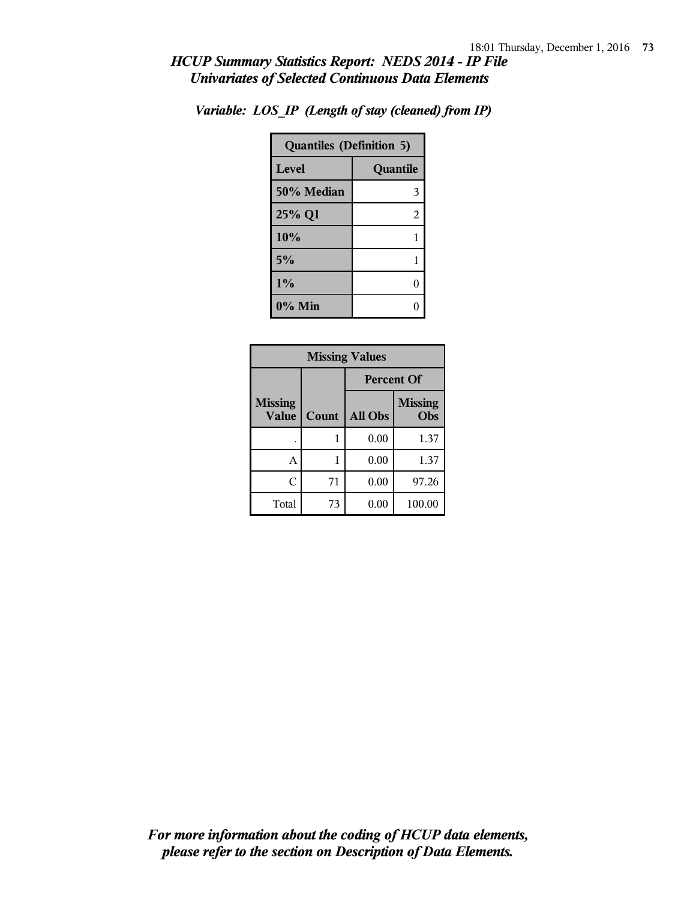## *HCUP Summary Statistics Report: NEDS 2014 - IP File*
## *Univariates of Selected Continuous Data Elements*

### *Variable: LOS_IP (Length of stay (cleaned) from IP)*

| Quantiles (Definition 5) | |
|---|---|
| **Level** | **Quantile** |
| **50% Median** | 3 |
| **25% Q1** | 2 |
| **10%** | 1 |
| **5%** | 1 |
| **1%** | 0 |
| **0% Min** | 0 |

| Missing Values | | | |
|---|---|---|---|
| | | Percent Of | |
| Missing Value | Count | All Obs | Missing Obs |
| . | 1 | 0.00 | 1.37 |
| A | 1 | 0.00 | 1.37 |
| C | 71 | 0.00 | 97.26 |
| Total | 73 | 0.00 | 100.00 |

***For more information about the coding of HCUP data elements, please refer to the section on Description of Data Elements.***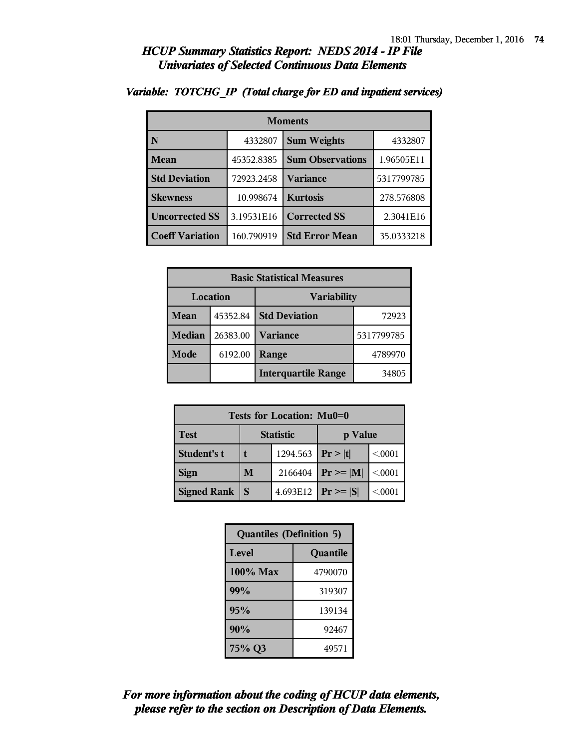# HCUP Summary Statistics Report: NEDS 2014 - IP File
## Univariates of Selected Continuous Data Elements

### Variable: TOTCHG_IP (Total charge for ED and inpatient services)

| Moments | | | |
|---|---|---|---|
| N | 4332807 | Sum Weights | 4332807 |
| Mean | 45352.8385 | Sum Observations | 1.96505E11 |
| Std Deviation | 72923.2458 | Variance | 5317799785 |
| Skewness | 10.998674 | Kurtosis | 278.576808 |
| Uncorrected SS | 3.19531E16 | Corrected SS | 2.3041E16 |
| Coeff Variation | 160.790919 | Std Error Mean | 35.0333218 |

| Basic Statistical Measures | | | |
|---|---|---|---|
| Location | | Variability | |
| Mean | 45352.84 | Std Deviation | 72923 |
| Median | 26383.00 | Variance | 5317799785 |
| Mode | 6192.00 | Range | 4789970 |
| | | Interquartile Range | 34805 |

| Tests for Location: Mu0=0 | | | | |
|---|---|---|---|---|
| Test | Statistic | | p Value | |
| Student's t | t | 1294.563 | Pr > \|t\| | <.0001 |
| Sign | M | 2166404 | Pr >= \|M\| | <.0001 |
| Signed Rank | S | 4.693E12 | Pr >= \|S\| | <.0001 |

| Quantiles (Definition 5) | |
|---|---|
| Level | Quantile |
| 100% Max | 4790070 |
| 99% | 319307 |
| 95% | 139134 |
| 90% | 92467 |
| 75% Q3 | 49571 |

*For more information about the coding of HCUP data elements, please refer to the section on Description of Data Elements.*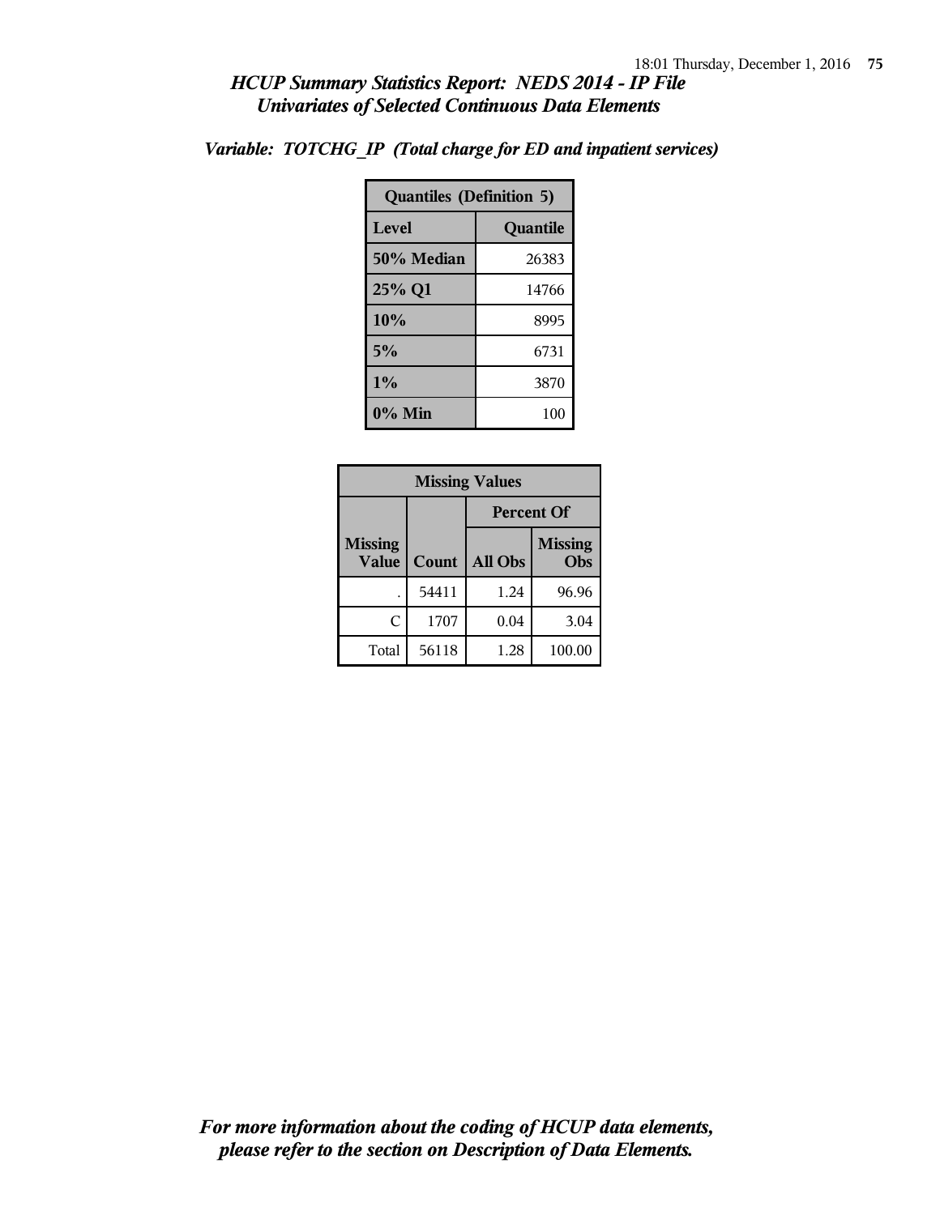## *HCUP Summary Statistics Report: NEDS 2014 - IP File*
## *Univariates of Selected Continuous Data Elements*

### *Variable: TOTCHG_IP (Total charge for ED and inpatient services)*

| Quantiles (Definition 5) | |
|---|---|
| **Level** | **Quantile** |
| **50% Median** | 26383 |
| **25% Q1** | 14766 |
| **10%** | 8995 |
| **5%** | 6731 |
| **1%** | 3870 |
| **0% Min** | 100 |

| Missing Values | | | |
|---|---|---|---|
| | | **Percent Of** | |
| **Missing Value** | **Count** | **All Obs** | **Missing Obs** |
| . | 54411 | 1.24 | 96.96 |
| C | 1707 | 0.04 | 3.04 |
| Total | 56118 | 1.28 | 100.00 |

***For more information about the coding of HCUP data elements, please refer to the section on Description of Data Elements.***